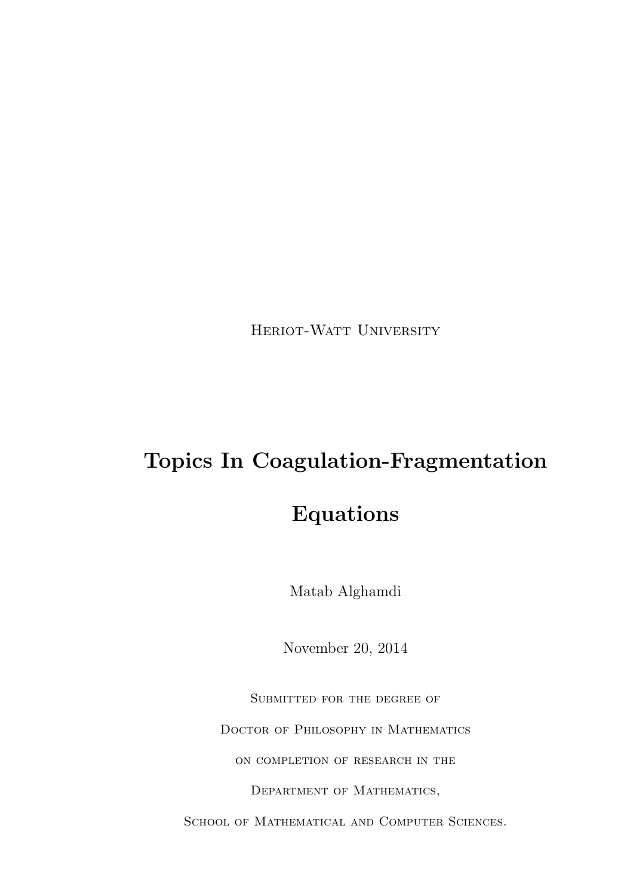Heriot-Watt University

# Topics In Coagulation-Fragmentation Equations

Matab Alghamdi

November 20, 2014

Submitted for the degree of

Doctor of Philosophy in Mathematics

on completion of research in the

Department of Mathematics,

School of Mathematical and Computer Sciences.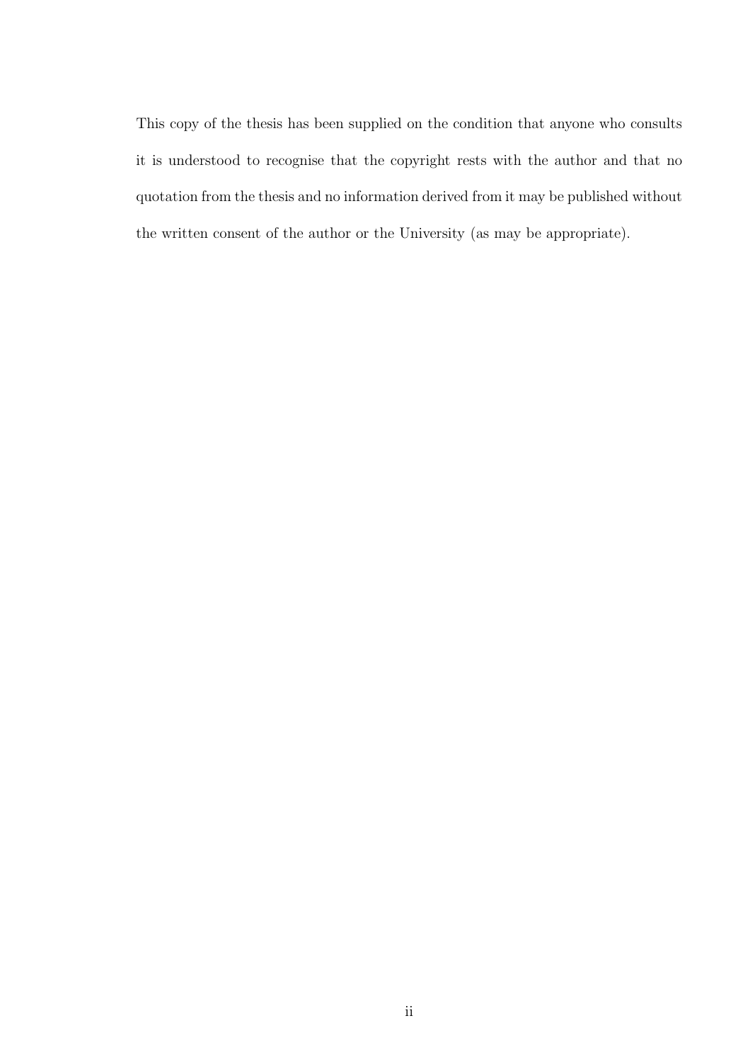This copy of the thesis has been supplied on the condition that anyone who consults it is understood to recognise that the copyright rests with the author and that no quotation from the thesis and no information derived from it may be published without the written consent of the author or the University (as may be appropriate).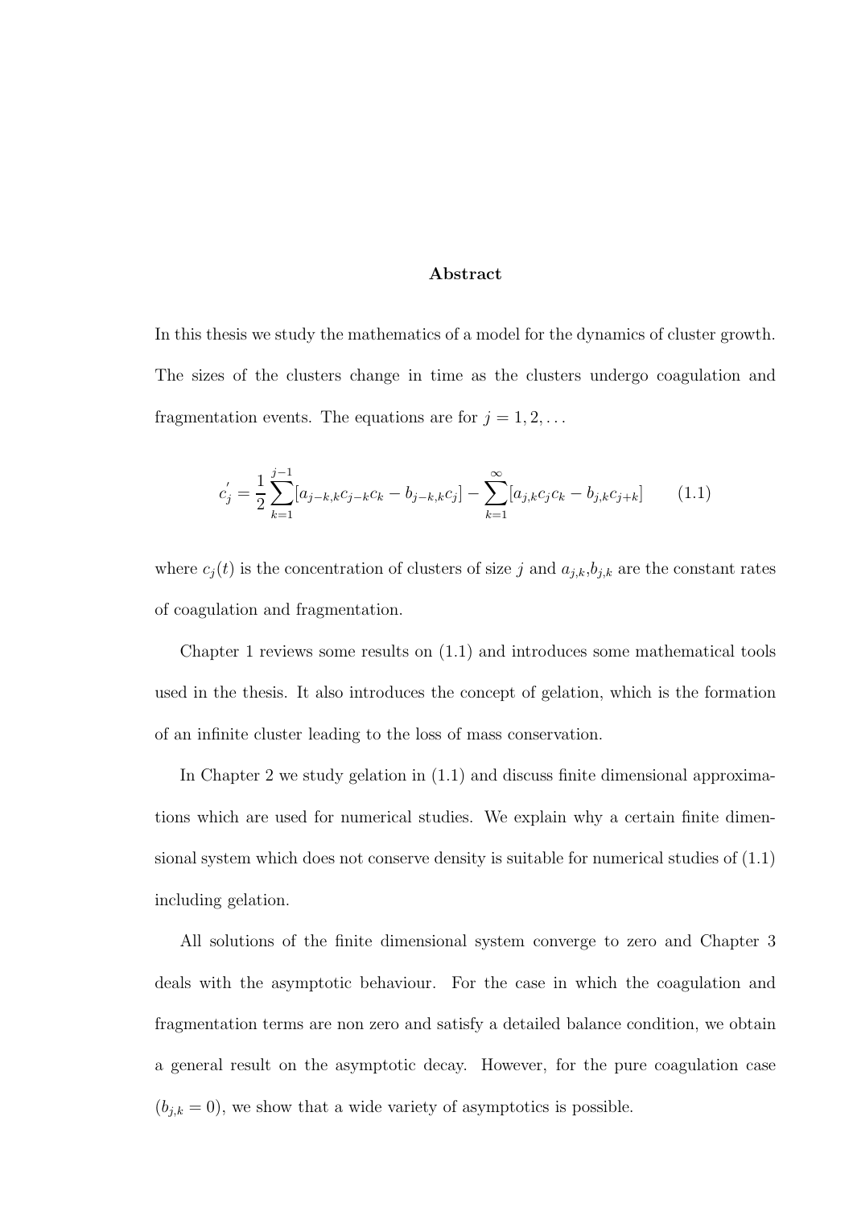## Abstract

In this thesis we study the mathematics of a model for the dynamics of cluster growth. The sizes of the clusters change in time as the clusters undergo coagulation and fragmentation events. The equations are for $j = 1, 2, \ldots$

$$c_j^{'} = \frac{1}{2}\sum_{k=1}^{j-1}[a_{j-k,k}c_{j-k}c_k - b_{j-k,k}c_j] - \sum_{k=1}^{\infty}[a_{j,k}c_jc_k - b_{j,k}c_{j+k}] \qquad (1.1)$$

where $c_j(t)$ is the concentration of clusters of size $j$ and $a_{j,k}$,$b_{j,k}$ are the constant rates of coagulation and fragmentation.

Chapter 1 reviews some results on (1.1) and introduces some mathematical tools used in the thesis. It also introduces the concept of gelation, which is the formation of an infinite cluster leading to the loss of mass conservation.

In Chapter 2 we study gelation in (1.1) and discuss finite dimensional approximations which are used for numerical studies. We explain why a certain finite dimensional system which does not conserve density is suitable for numerical studies of (1.1) including gelation.

All solutions of the finite dimensional system converge to zero and Chapter 3 deals with the asymptotic behaviour. For the case in which the coagulation and fragmentation terms are non zero and satisfy a detailed balance condition, we obtain a general result on the asymptotic decay. However, for the pure coagulation case ($b_{j,k} = 0$), we show that a wide variety of asymptotics is possible.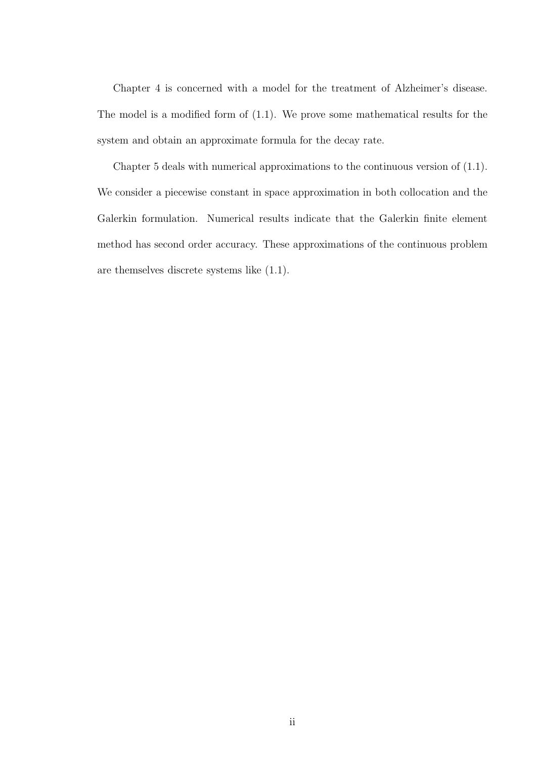Chapter 4 is concerned with a model for the treatment of Alzheimer's disease. The model is a modified form of (1.1). We prove some mathematical results for the system and obtain an approximate formula for the decay rate.

Chapter 5 deals with numerical approximations to the continuous version of (1.1). We consider a piecewise constant in space approximation in both collocation and the Galerkin formulation. Numerical results indicate that the Galerkin finite element method has second order accuracy. These approximations of the continuous problem are themselves discrete systems like (1.1).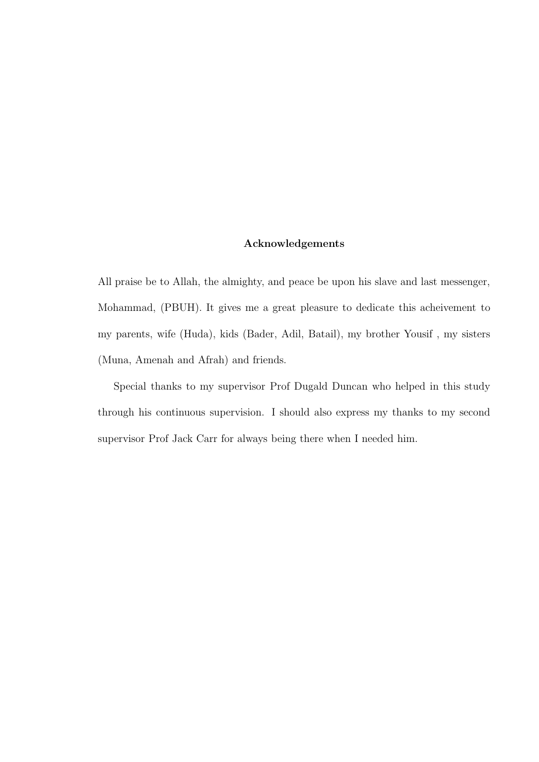# Acknowledgements

All praise be to Allah, the almighty, and peace be upon his slave and last messenger, Mohammad, (PBUH). It gives me a great pleasure to dedicate this acheivement to my parents, wife (Huda), kids (Bader, Adil, Batail), my brother Yousif , my sisters (Muna, Amenah and Afrah) and friends.

Special thanks to my supervisor Prof Dugald Duncan who helped in this study through his continuous supervision. I should also express my thanks to my second supervisor Prof Jack Carr for always being there when I needed him.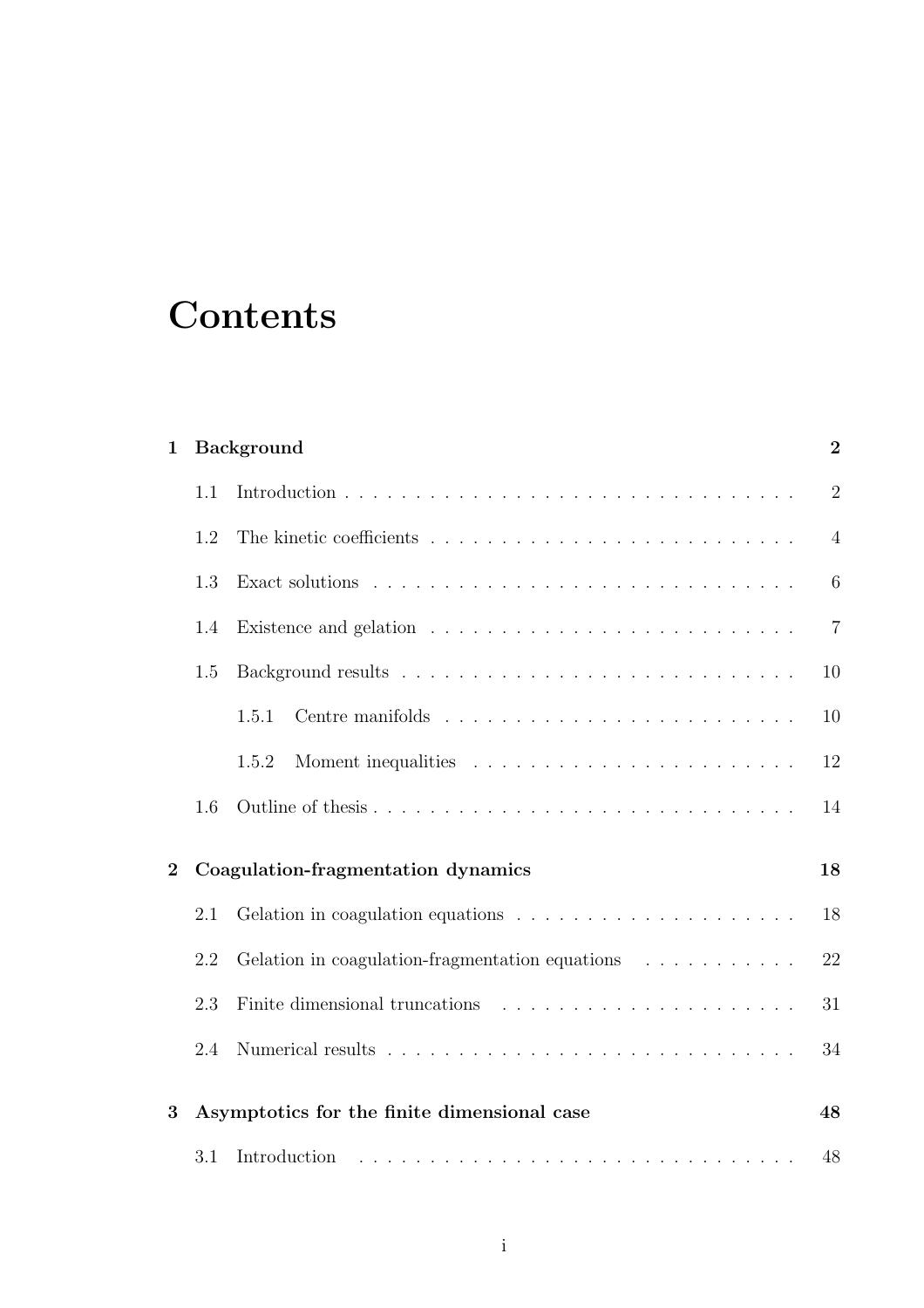# Contents

**1 Background** **2**

- 1.1 Introduction . . . . . . . . . . . . . . . . . . . . . . . . . . . . . . . . 2
- 1.2 The kinetic coefficients . . . . . . . . . . . . . . . . . . . . . . . . . . 4
- 1.3 Exact solutions . . . . . . . . . . . . . . . . . . . . . . . . . . . . . . 6
- 1.4 Existence and gelation . . . . . . . . . . . . . . . . . . . . . . . . . . 7
- 1.5 Background results . . . . . . . . . . . . . . . . . . . . . . . . . . . . 10
  - 1.5.1 Centre manifolds . . . . . . . . . . . . . . . . . . . . . . . . . 10
  - 1.5.2 Moment inequalities . . . . . . . . . . . . . . . . . . . . . . . 12
- 1.6 Outline of thesis . . . . . . . . . . . . . . . . . . . . . . . . . . . . . 14

**2 Coagulation-fragmentation dynamics** **18**

- 2.1 Gelation in coagulation equations . . . . . . . . . . . . . . . . . . . . 18
- 2.2 Gelation in coagulation-fragmentation equations . . . . . . . . . . . 22
- 2.3 Finite dimensional truncations . . . . . . . . . . . . . . . . . . . . . 31
- 2.4 Numerical results . . . . . . . . . . . . . . . . . . . . . . . . . . . . . 34

**3 Asymptotics for the finite dimensional case** **48**

- 3.1 Introduction . . . . . . . . . . . . . . . . . . . . . . . . . . . . . . . . 48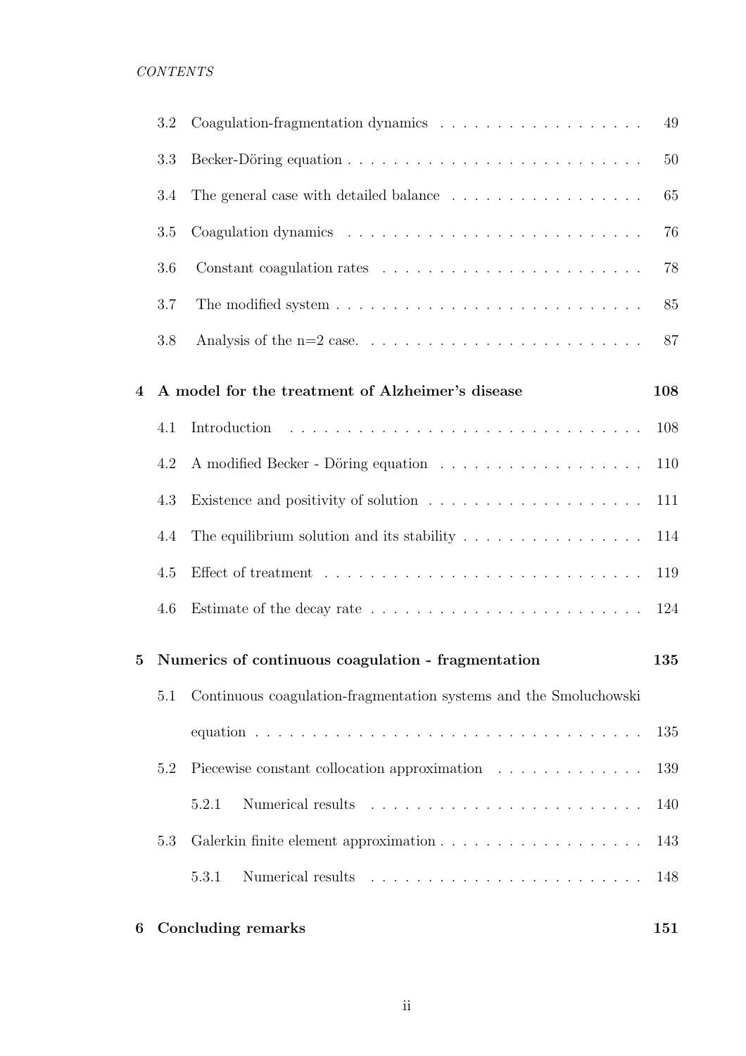3.2 Coagulation-fragmentation dynamics . . . . . . . . . . . . . . . . . . 49

3.3 Becker-Döring equation . . . . . . . . . . . . . . . . . . . . . . . . . 50

3.4 The general case with detailed balance . . . . . . . . . . . . . . . . . 65

3.5 Coagulation dynamics . . . . . . . . . . . . . . . . . . . . . . . . . . 76

3.6 Constant coagulation rates . . . . . . . . . . . . . . . . . . . . . . . 78

3.7 The modified system . . . . . . . . . . . . . . . . . . . . . . . . . . . 85

3.8 Analysis of the n=2 case. . . . . . . . . . . . . . . . . . . . . . . . . 87

**4 A model for the treatment of Alzheimer's disease 108**

4.1 Introduction . . . . . . . . . . . . . . . . . . . . . . . . . . . . . . . 108

4.2 A modified Becker - Döring equation . . . . . . . . . . . . . . . . . . 110

4.3 Existence and positivity of solution . . . . . . . . . . . . . . . . . . . 111

4.4 The equilibrium solution and its stability . . . . . . . . . . . . . . . . 114

4.5 Effect of treatment . . . . . . . . . . . . . . . . . . . . . . . . . . . . 119

4.6 Estimate of the decay rate . . . . . . . . . . . . . . . . . . . . . . . . 124

**5 Numerics of continuous coagulation - fragmentation 135**

5.1 Continuous coagulation-fragmentation systems and the Smoluchowski equation . . . . . . . . . . . . . . . . . . . . . . . . . . . . . . . . . 135

5.2 Piecewise constant collocation approximation . . . . . . . . . . . . . 139

5.2.1 Numerical results . . . . . . . . . . . . . . . . . . . . . . . . 140

5.3 Galerkin finite element approximation . . . . . . . . . . . . . . . . . 143

5.3.1 Numerical results . . . . . . . . . . . . . . . . . . . . . . . . 148

**6 Concluding remarks 151**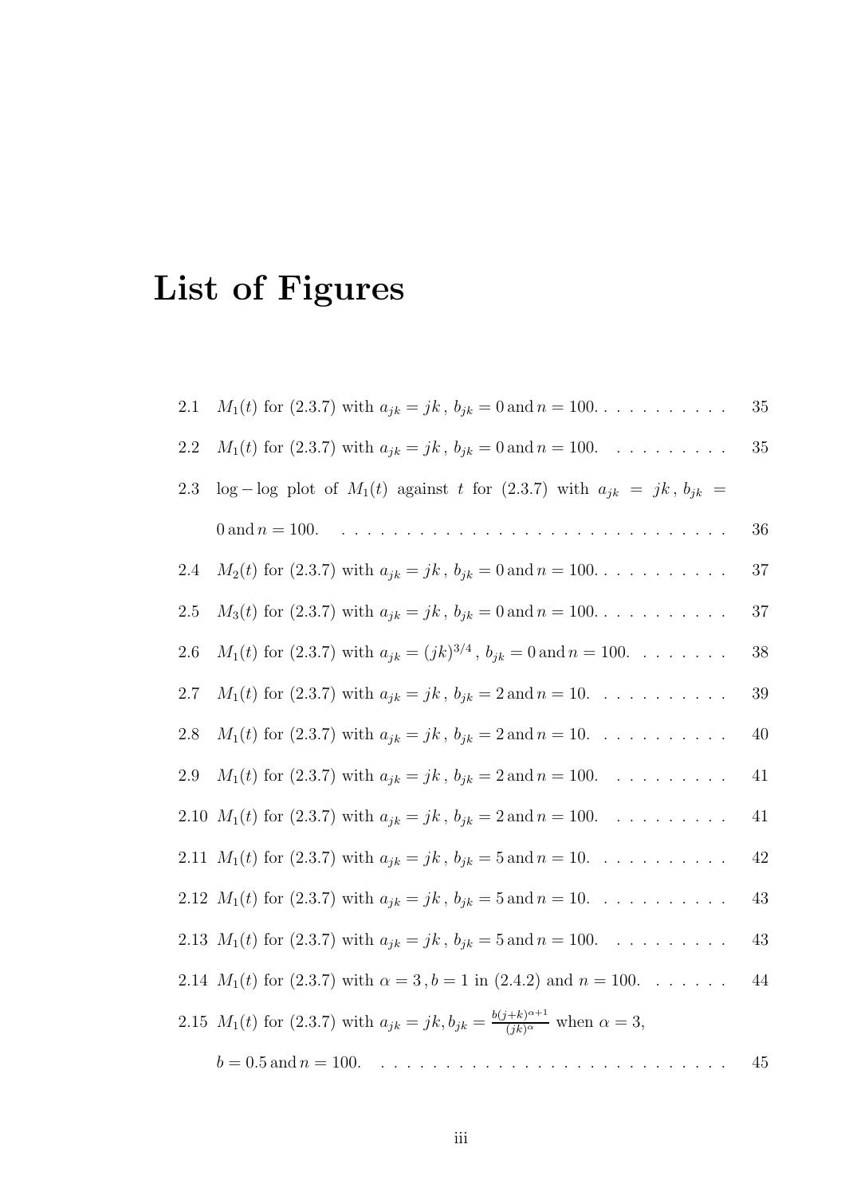# List of Figures

2.1 $M_1(t)$ for (2.3.7) with $a_{jk} = jk$, $b_{jk} = 0$ and $n = 100$. . . . . . . . . . . 35

2.2 $M_1(t)$ for (2.3.7) with $a_{jk} = jk$, $b_{jk} = 0$ and $n = 100$. . . . . . . . . . 35

2.3 $\log - \log$ plot of $M_1(t)$ against $t$ for (2.3.7) with $a_{jk} = jk$, $b_{jk} = 0$ and $n = 100$. . . . . . . . . . . . . . . . . . . . . . . . . . . . . . 36

2.4 $M_2(t)$ for (2.3.7) with $a_{jk} = jk$, $b_{jk} = 0$ and $n = 100$. . . . . . . . . . . 37

2.5 $M_3(t)$ for (2.3.7) with $a_{jk} = jk$, $b_{jk} = 0$ and $n = 100$. . . . . . . . . . . 37

2.6 $M_1(t)$ for (2.3.7) with $a_{jk} = (jk)^{3/4}$, $b_{jk} = 0$ and $n = 100$. . . . . . . . 38

2.7 $M_1(t)$ for (2.3.7) with $a_{jk} = jk$, $b_{jk} = 2$ and $n = 10$. . . . . . . . . . . 39

2.8 $M_1(t)$ for (2.3.7) with $a_{jk} = jk$, $b_{jk} = 2$ and $n = 10$. . . . . . . . . . . 40

2.9 $M_1(t)$ for (2.3.7) with $a_{jk} = jk$, $b_{jk} = 2$ and $n = 100$. . . . . . . . . . 41

2.10 $M_1(t)$ for (2.3.7) with $a_{jk} = jk$, $b_{jk} = 2$ and $n = 100$. . . . . . . . . . 41

2.11 $M_1(t)$ for (2.3.7) with $a_{jk} = jk$, $b_{jk} = 5$ and $n = 10$. . . . . . . . . . . 42

2.12 $M_1(t)$ for (2.3.7) with $a_{jk} = jk$, $b_{jk} = 5$ and $n = 10$. . . . . . . . . . . 43

2.13 $M_1(t)$ for (2.3.7) with $a_{jk} = jk$, $b_{jk} = 5$ and $n = 100$. . . . . . . . . . 43

2.14 $M_1(t)$ for (2.3.7) with $\alpha = 3$, $b = 1$ in (2.4.2) and $n = 100$. . . . . . . 44

2.15 $M_1(t)$ for (2.3.7) with $a_{jk} = jk, b_{jk} = \frac{b(j+k)^{\alpha+1}}{(jk)^{\alpha}}$ when $\alpha = 3$, $b = 0.5$ and $n = 100$. . . . . . . . . . . . . . . . . . . . . . . . . . . 45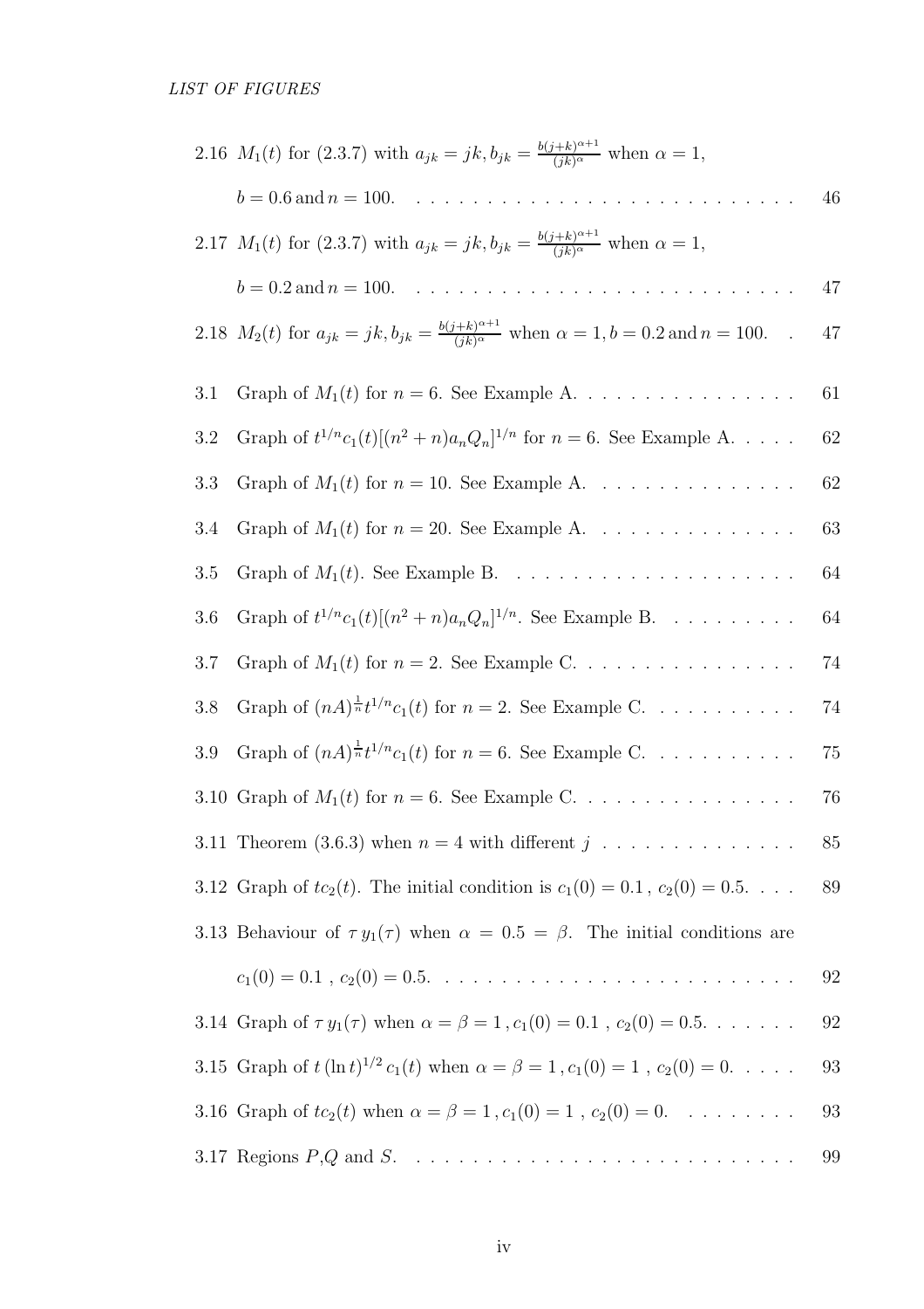2.16 $M_1(t)$ for (2.3.7) with $a_{jk} = jk, b_{jk} = \frac{b(j+k)^{\alpha+1}}{(jk)^\alpha}$ when $\alpha = 1$, $b = 0.6$ and $n = 100$. . . . . . . . . . . . . . . . . . . . . . . . . . . 46

2.17 $M_1(t)$ for (2.3.7) with $a_{jk} = jk, b_{jk} = \frac{b(j+k)^{\alpha+1}}{(jk)^\alpha}$ when $\alpha = 1$, $b = 0.2$ and $n = 100$. . . . . . . . . . . . . . . . . . . . . . . . . . . 47

2.18 $M_2(t)$ for $a_{jk} = jk, b_{jk} = \frac{b(j+k)^{\alpha+1}}{(jk)^\alpha}$ when $\alpha = 1, b = 0.2$ and $n = 100$. . 47

3.1 Graph of $M_1(t)$ for $n = 6$. See Example A. . . . . . . . . . . . . . . . 61

3.2 Graph of $t^{1/n}c_1(t)[(n^2+n)a_nQ_n]^{1/n}$ for $n = 6$. See Example A. . . . . 62

3.3 Graph of $M_1(t)$ for $n = 10$. See Example A. . . . . . . . . . . . . . . 62

3.4 Graph of $M_1(t)$ for $n = 20$. See Example A. . . . . . . . . . . . . . . 63

3.5 Graph of $M_1(t)$. See Example B. . . . . . . . . . . . . . . . . . . . . 64

3.6 Graph of $t^{1/n}c_1(t)[(n^2+n)a_nQ_n]^{1/n}$. See Example B. . . . . . . . . . 64

3.7 Graph of $M_1(t)$ for $n = 2$. See Example C. . . . . . . . . . . . . . . . 74

3.8 Graph of $(nA)^{\frac{1}{n}}t^{1/n}c_1(t)$ for $n = 2$. See Example C. . . . . . . . . . . 74

3.9 Graph of $(nA)^{\frac{1}{n}}t^{1/n}c_1(t)$ for $n = 6$. See Example C. . . . . . . . . . . 75

3.10 Graph of $M_1(t)$ for $n = 6$. See Example C. . . . . . . . . . . . . . . . 76

3.11 Theorem (3.6.3) when $n = 4$ with different $j$ . . . . . . . . . . . . . . 85

3.12 Graph of $tc_2(t)$. The initial condition is $c_1(0) = 0.1$, $c_2(0) = 0.5$. . . . 89

3.13 Behaviour of $\tau\, y_1(\tau)$ when $\alpha = 0.5 = \beta$. The initial conditions are $c_1(0) = 0.1$ , $c_2(0) = 0.5$. . . . . . . . . . . . . . . . . . . . . . . . . 92

3.14 Graph of $\tau\, y_1(\tau)$ when $\alpha = \beta = 1$ , $c_1(0) = 0.1$ , $c_2(0) = 0.5$. . . . . . . 92

3.15 Graph of $t\,(\ln t)^{1/2}\,c_1(t)$ when $\alpha = \beta = 1$ , $c_1(0) = 1$ , $c_2(0) = 0$. . . . . 93

3.16 Graph of $tc_2(t)$ when $\alpha = \beta = 1$ , $c_1(0) = 1$ , $c_2(0) = 0$. . . . . . . . . 93

3.17 Regions $P$,$Q$ and $S$. . . . . . . . . . . . . . . . . . . . . . . . . . . 99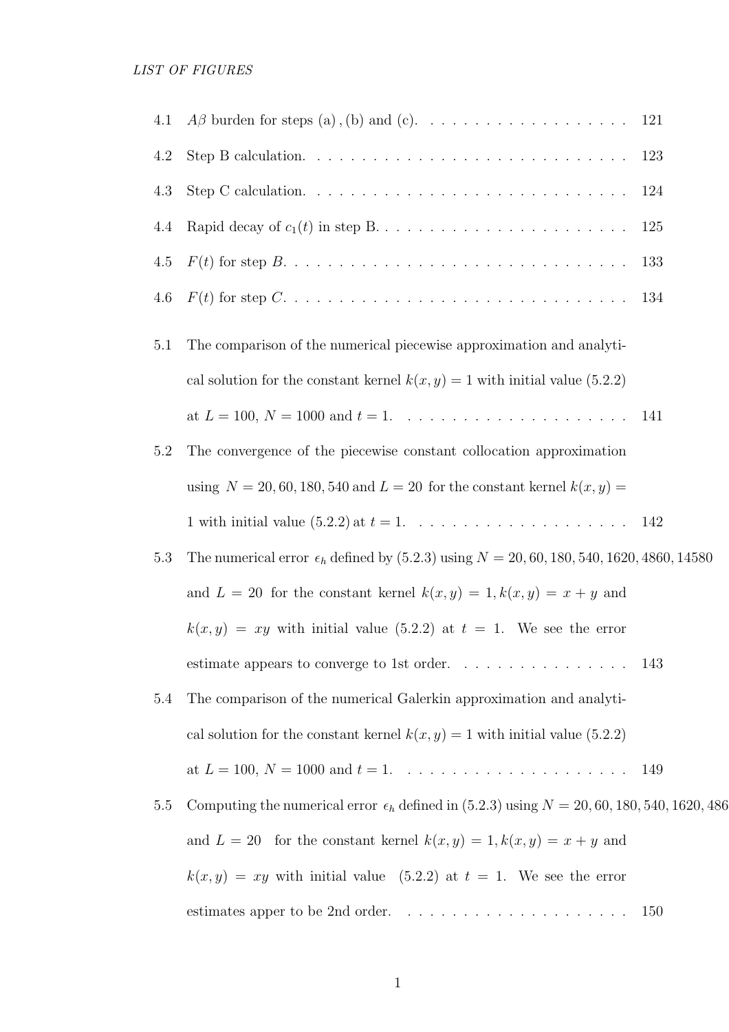4.1 $A\beta$ burden for steps (a), (b) and (c). . . . . . . . . . . . . . . . . . . 121

4.2 Step B calculation. . . . . . . . . . . . . . . . . . . . . . . . . . . . . 123

4.3 Step C calculation. . . . . . . . . . . . . . . . . . . . . . . . . . . . . 124

4.4 Rapid decay of $c_1(t)$ in step B. . . . . . . . . . . . . . . . . . . . . . . 125

4.5 $F(t)$ for step $B$. . . . . . . . . . . . . . . . . . . . . . . . . . . . . 133

4.6 $F(t)$ for step $C$. . . . . . . . . . . . . . . . . . . . . . . . . . . . . 134

5.1 The comparison of the numerical piecewise approximation and analytical solution for the constant kernel $k(x, y) = 1$ with initial value (5.2.2) at $L = 100$, $N = 1000$ and $t = 1$. . . . . . . . . . . . . . . . . . . . 141

5.2 The convergence of the piecewise constant collocation approximation using $N = 20, 60, 180, 540$ and $L = 20$ for the constant kernel $k(x, y) = 1$ with initial value (5.2.2) at $t = 1$. . . . . . . . . . . . . . . . . . . 142

5.3 The numerical error $\epsilon_h$ defined by (5.2.3) using $N = 20, 60, 180, 540, 1620, 4860, 14580$ and $L = 20$ for the constant kernel $k(x, y) = 1, k(x, y) = x + y$ and $k(x, y) = xy$ with initial value (5.2.2) at $t = 1$. We see the error estimate appears to converge to 1st order. . . . . . . . . . . . . . . . 143

5.4 The comparison of the numerical Galerkin approximation and analytical solution for the constant kernel $k(x, y) = 1$ with initial value (5.2.2) at $L = 100$, $N = 1000$ and $t = 1$. . . . . . . . . . . . . . . . . . . . 149

5.5 Computing the numerical error $\epsilon_h$ defined in (5.2.3) using $N = 20, 60, 180, 540, 1620, 486$ and $L = 20$ for the constant kernel $k(x, y) = 1, k(x, y) = x + y$ and $k(x, y) = xy$ with initial value (5.2.2) at $t = 1$. We see the error estimates apper to be 2nd order. . . . . . . . . . . . . . . . . . . . 150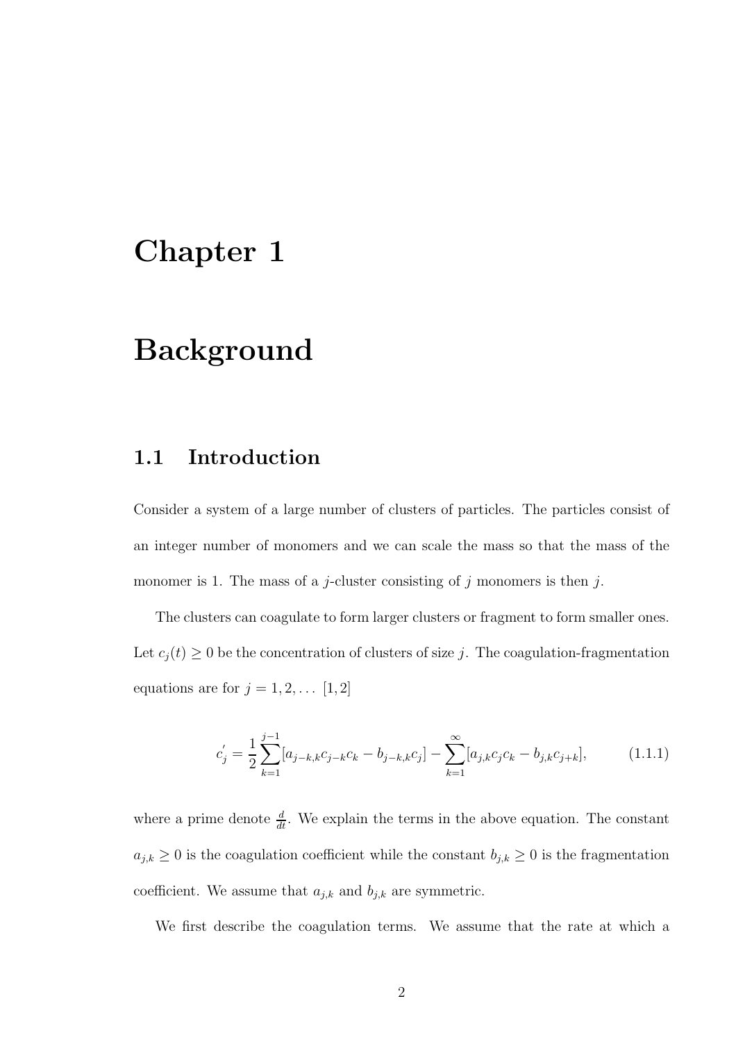# Chapter 1

# Background

## 1.1 Introduction

Consider a system of a large number of clusters of particles. The particles consist of an integer number of monomers and we can scale the mass so that the mass of the monomer is 1. The mass of a $j$-cluster consisting of $j$ monomers is then $j$.

The clusters can coagulate to form larger clusters or fragment to form smaller ones. Let $c_j(t) \geq 0$ be the concentration of clusters of size $j$. The coagulation-fragmentation equations are for $j = 1, 2, \dots$ [1, 2]

$$c_j^{'} = \frac{1}{2} \sum_{k=1}^{j-1} [a_{j-k,k} c_{j-k} c_k - b_{j-k,k} c_j] - \sum_{k=1}^{\infty} [a_{j,k} c_j c_k - b_{j,k} c_{j+k}], \tag{1.1.1}$$

where a prime denote $\frac{d}{dt}$. We explain the terms in the above equation. The constant $a_{j,k} \geq 0$ is the coagulation coefficient while the constant $b_{j,k} \geq 0$ is the fragmentation coefficient. We assume that $a_{j,k}$ and $b_{j,k}$ are symmetric.

We first describe the coagulation terms. We assume that the rate at which a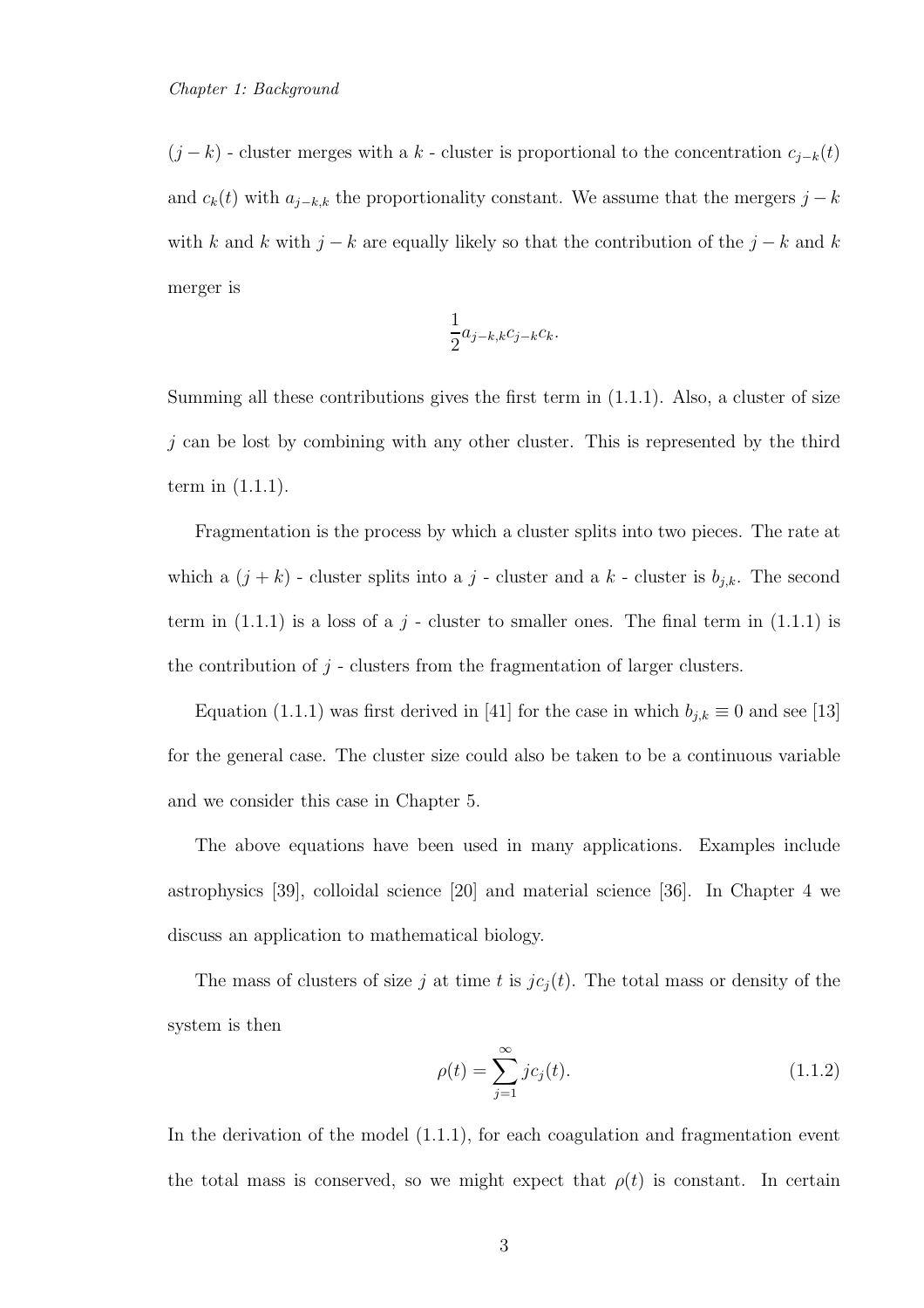$(j-k)$ - cluster merges with a $k$ - cluster is proportional to the concentration $c_{j-k}(t)$ and $c_k(t)$ with $a_{j-k,k}$ the proportionality constant. We assume that the mergers $j-k$ with $k$ and $k$ with $j-k$ are equally likely so that the contribution of the $j-k$ and $k$ merger is

$$\frac{1}{2}a_{j-k,k}c_{j-k}c_k.$$

Summing all these contributions gives the first term in (1.1.1). Also, a cluster of size $j$ can be lost by combining with any other cluster. This is represented by the third term in (1.1.1).

Fragmentation is the process by which a cluster splits into two pieces. The rate at which a $(j+k)$ - cluster splits into a $j$ - cluster and a $k$ - cluster is $b_{j,k}$. The second term in (1.1.1) is a loss of a $j$ - cluster to smaller ones. The final term in (1.1.1) is the contribution of $j$ - clusters from the fragmentation of larger clusters.

Equation (1.1.1) was first derived in [41] for the case in which $b_{j,k} \equiv 0$ and see [13] for the general case. The cluster size could also be taken to be a continuous variable and we consider this case in Chapter 5.

The above equations have been used in many applications. Examples include astrophysics [39], colloidal science [20] and material science [36]. In Chapter 4 we discuss an application to mathematical biology.

The mass of clusters of size $j$ at time $t$ is $jc_j(t)$. The total mass or density of the system is then

$$\rho(t) = \sum_{j=1}^{\infty} jc_j(t). \tag{1.1.2}$$

In the derivation of the model (1.1.1), for each coagulation and fragmentation event the total mass is conserved, so we might expect that $\rho(t)$ is constant. In certain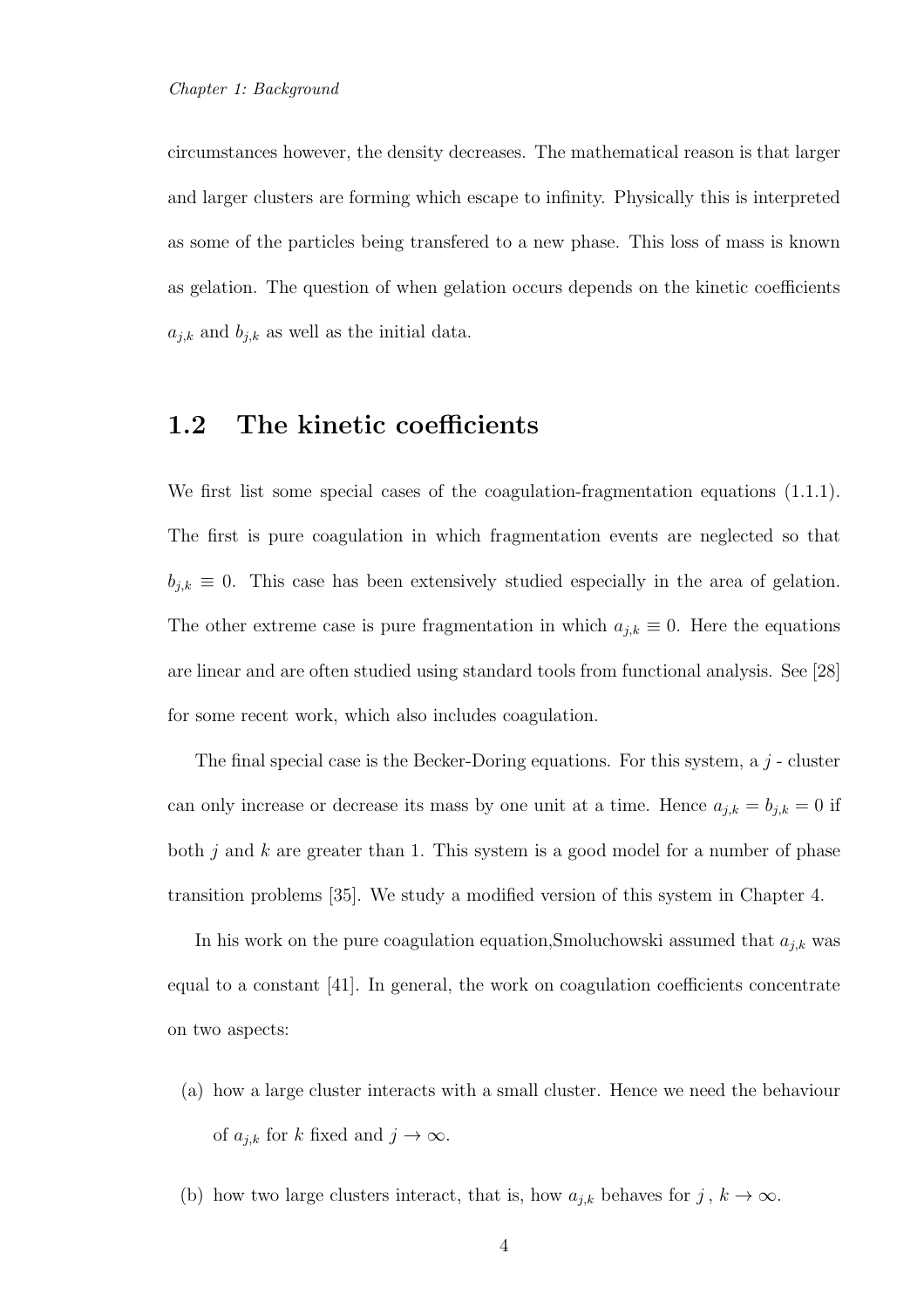circumstances however, the density decreases. The mathematical reason is that larger and larger clusters are forming which escape to infinity. Physically this is interpreted as some of the particles being transfered to a new phase. This loss of mass is known as gelation. The question of when gelation occurs depends on the kinetic coefficients $a_{j,k}$ and $b_{j,k}$ as well as the initial data.

## 1.2 The kinetic coefficients

We first list some special cases of the coagulation-fragmentation equations (1.1.1). The first is pure coagulation in which fragmentation events are neglected so that $b_{j,k} \equiv 0$. This case has been extensively studied especially in the area of gelation. The other extreme case is pure fragmentation in which $a_{j,k} \equiv 0$. Here the equations are linear and are often studied using standard tools from functional analysis. See [28] for some recent work, which also includes coagulation.

The final special case is the Becker-Doring equations. For this system, a $j$ - cluster can only increase or decrease its mass by one unit at a time. Hence $a_{j,k} = b_{j,k} = 0$ if both $j$ and $k$ are greater than 1. This system is a good model for a number of phase transition problems [35]. We study a modified version of this system in Chapter 4.

In his work on the pure coagulation equation,Smoluchowski assumed that $a_{j,k}$ was equal to a constant [41]. In general, the work on coagulation coefficients concentrate on two aspects:

(a) how a large cluster interacts with a small cluster. Hence we need the behaviour of $a_{j,k}$ for $k$ fixed and $j \to \infty$.

(b) how two large clusters interact, that is, how $a_{j,k}$ behaves for $j$ , $k \to \infty$.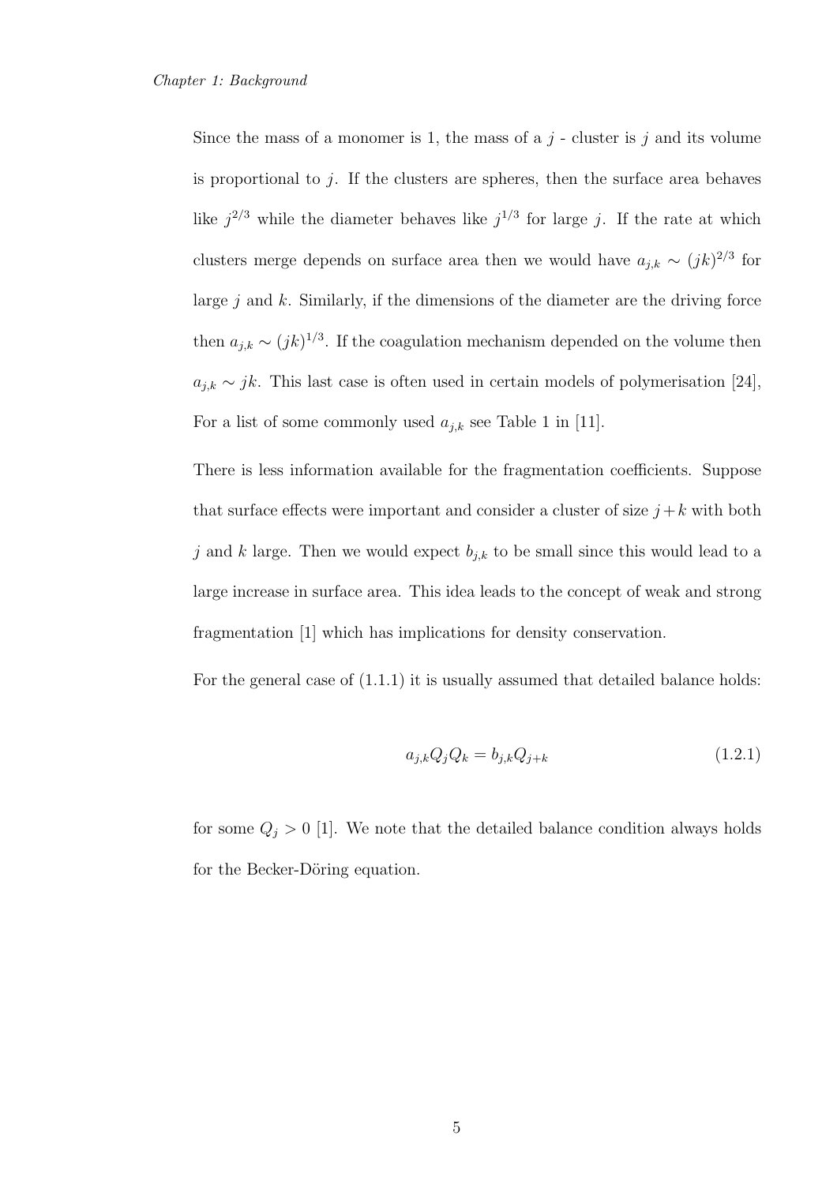Since the mass of a monomer is 1, the mass of a $j$ - cluster is $j$ and its volume is proportional to $j$. If the clusters are spheres, then the surface area behaves like $j^{2/3}$ while the diameter behaves like $j^{1/3}$ for large $j$. If the rate at which clusters merge depends on surface area then we would have $a_{j,k} \sim (jk)^{2/3}$ for large $j$ and $k$. Similarly, if the dimensions of the diameter are the driving force then $a_{j,k} \sim (jk)^{1/3}$. If the coagulation mechanism depended on the volume then $a_{j,k} \sim jk$. This last case is often used in certain models of polymerisation [24], For a list of some commonly used $a_{j,k}$ see Table 1 in [11].

There is less information available for the fragmentation coefficients. Suppose that surface effects were important and consider a cluster of size $j + k$ with both $j$ and $k$ large. Then we would expect $b_{j,k}$ to be small since this would lead to a large increase in surface area. This idea leads to the concept of weak and strong fragmentation [1] which has implications for density conservation.

For the general case of (1.1.1) it is usually assumed that detailed balance holds:

$$a_{j,k} Q_j Q_k = b_{j,k} Q_{j+k} \tag{1.2.1}$$

for some $Q_j > 0$ [1]. We note that the detailed balance condition always holds for the Becker-Döring equation.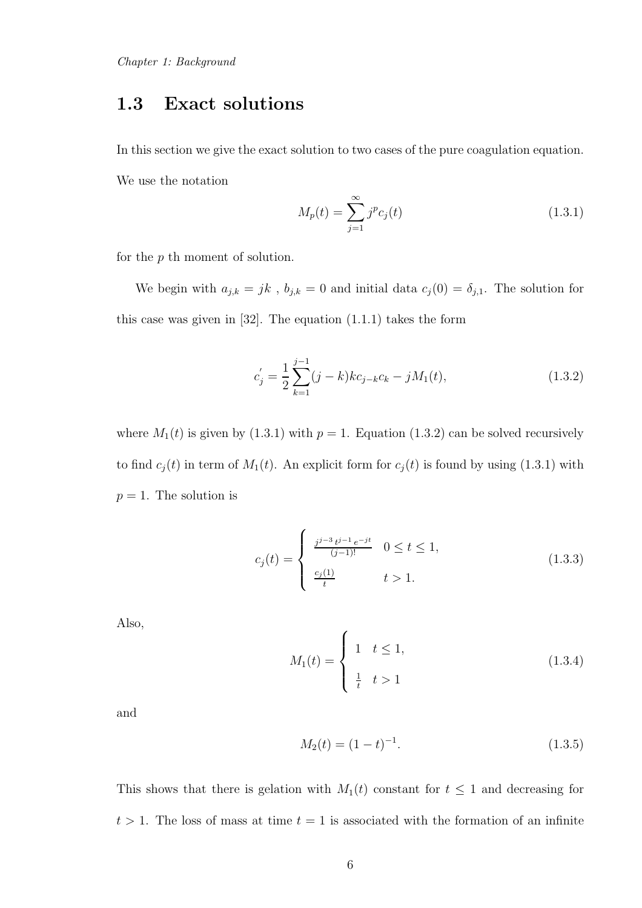## 1.3 Exact solutions

In this section we give the exact solution to two cases of the pure coagulation equation. We use the notation

$$M_p(t) = \sum_{j=1}^{\infty} j^p c_j(t) \tag{1.3.1}$$

for the $p$ th moment of solution.

We begin with $a_{j,k} = jk$ , $b_{j,k} = 0$ and initial data $c_j(0) = \delta_{j,1}$. The solution for this case was given in [32]. The equation (1.1.1) takes the form

$$c_j^{'} = \frac{1}{2}\sum_{k=1}^{j-1}(j-k)kc_{j-k}c_k - jM_1(t), \tag{1.3.2}$$

where $M_1(t)$ is given by (1.3.1) with $p = 1$. Equation (1.3.2) can be solved recursively to find $c_j(t)$ in term of $M_1(t)$. An explicit form for $c_j(t)$ is found by using (1.3.1) with $p = 1$. The solution is

$$c_j(t) = \begin{cases} \frac{j^{j-3}t^{j-1}e^{-jt}}{(j-1)!} & 0 \le t \le 1, \\ \frac{c_j(1)}{t} & t > 1. \end{cases} \tag{1.3.3}$$

Also,

$$M_1(t) = \begin{cases} 1 & t \le 1, \\ \frac{1}{t} & t > 1 \end{cases} \tag{1.3.4}$$

and

$$M_2(t) = (1-t)^{-1}. \tag{1.3.5}$$

This shows that there is gelation with $M_1(t)$ constant for $t \le 1$ and decreasing for $t > 1$. The loss of mass at time $t = 1$ is associated with the formation of an infinite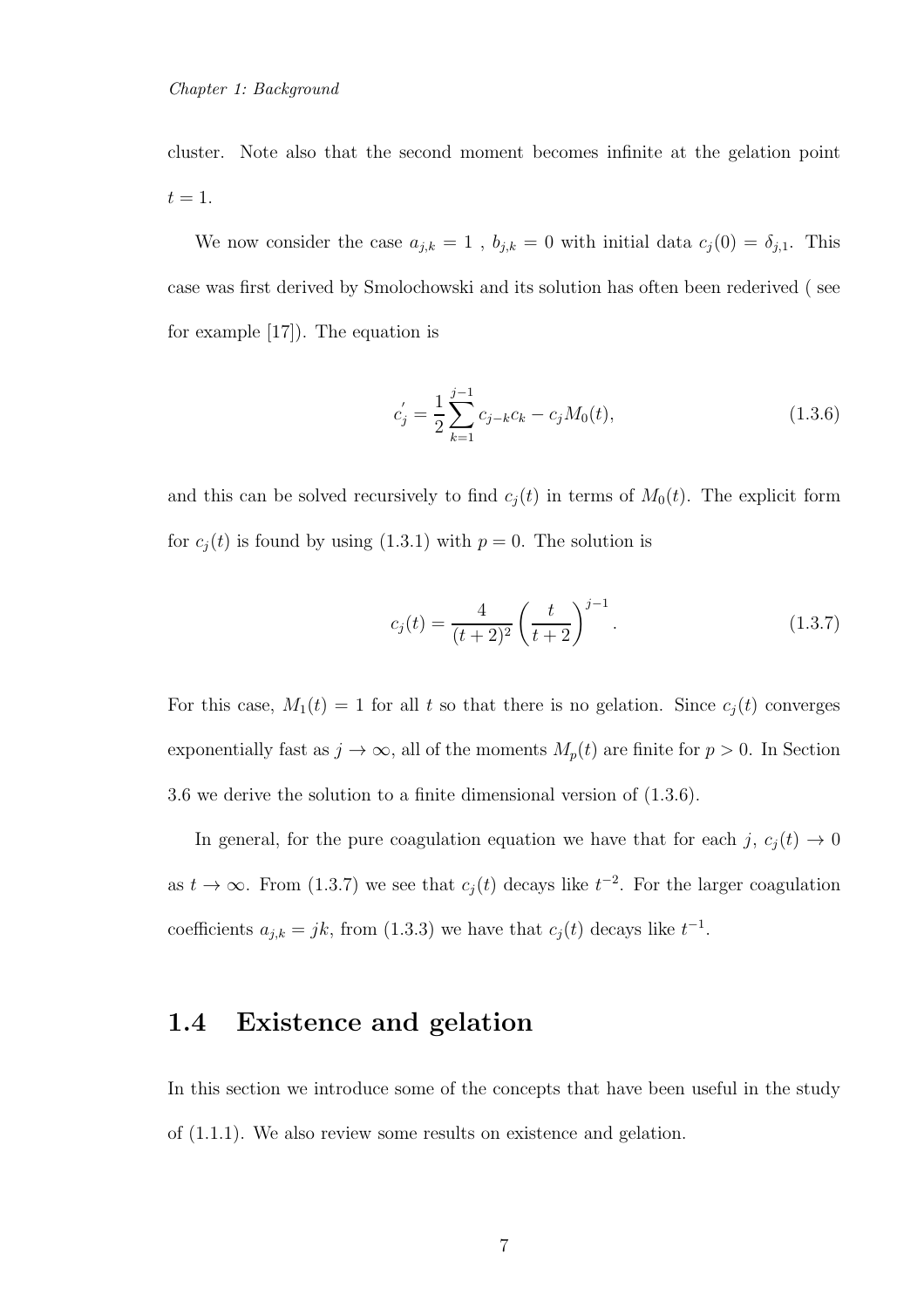cluster. Note also that the second moment becomes infinite at the gelation point $t = 1$.

We now consider the case $a_{j,k} = 1$ , $b_{j,k} = 0$ with initial data $c_j(0) = \delta_{j,1}$. This case was first derived by Smolochowski and its solution has often been rederived ( see for example [17]). The equation is

$$c_j' = \frac{1}{2}\sum_{k=1}^{j-1} c_{j-k}c_k - c_j M_0(t), \tag{1.3.6}$$

and this can be solved recursively to find $c_j(t)$ in terms of $M_0(t)$. The explicit form for $c_j(t)$ is found by using (1.3.1) with $p = 0$. The solution is

$$c_j(t) = \frac{4}{(t+2)^2}\left(\frac{t}{t+2}\right)^{j-1}. \tag{1.3.7}$$

For this case, $M_1(t) = 1$ for all $t$ so that there is no gelation. Since $c_j(t)$ converges exponentially fast as $j \to \infty$, all of the moments $M_p(t)$ are finite for $p > 0$. In Section 3.6 we derive the solution to a finite dimensional version of (1.3.6).

In general, for the pure coagulation equation we have that for each $j$, $c_j(t) \to 0$ as $t \to \infty$. From (1.3.7) we see that $c_j(t)$ decays like $t^{-2}$. For the larger coagulation coefficients $a_{j,k} = jk$, from (1.3.3) we have that $c_j(t)$ decays like $t^{-1}$.

## 1.4 Existence and gelation

In this section we introduce some of the concepts that have been useful in the study of (1.1.1). We also review some results on existence and gelation.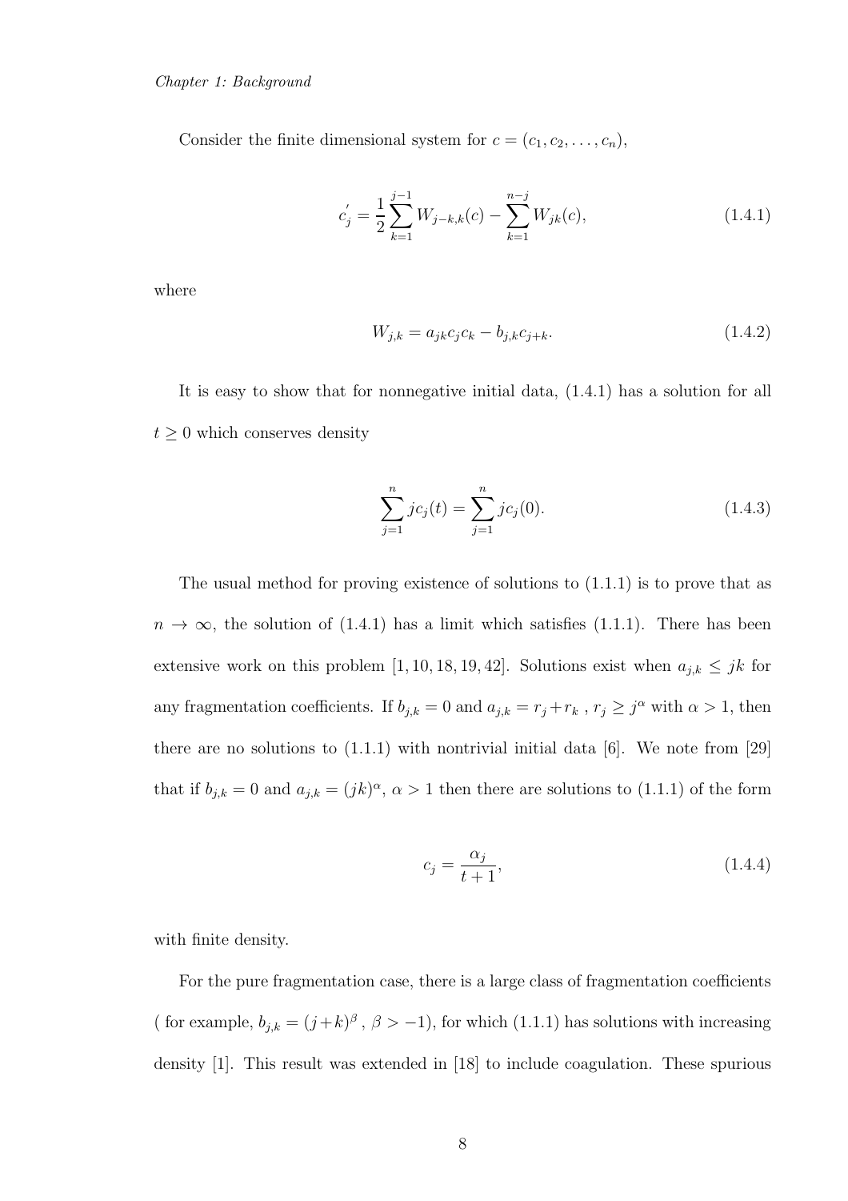Consider the finite dimensional system for $c = (c_1, c_2, \ldots, c_n)$,

$$c_j^{'} = \frac{1}{2}\sum_{k=1}^{j-1} W_{j-k,k}(c) - \sum_{k=1}^{n-j} W_{jk}(c), \tag{1.4.1}$$

where

$$W_{j,k} = a_{jk}c_jc_k - b_{j,k}c_{j+k}. \tag{1.4.2}$$

It is easy to show that for nonnegative initial data, (1.4.1) has a solution for all $t \geq 0$ which conserves density

$$\sum_{j=1}^{n} jc_j(t) = \sum_{j=1}^{n} jc_j(0). \tag{1.4.3}$$

The usual method for proving existence of solutions to (1.1.1) is to prove that as $n \to \infty$, the solution of (1.4.1) has a limit which satisfies (1.1.1). There has been extensive work on this problem [1, 10, 18, 19, 42]. Solutions exist when $a_{j,k} \leq jk$ for any fragmentation coefficients. If $b_{j,k} = 0$ and $a_{j,k} = r_j + r_k$ , $r_j \geq j^{\alpha}$ with $\alpha > 1$, then there are no solutions to (1.1.1) with nontrivial initial data [6]. We note from [29] that if $b_{j,k} = 0$ and $a_{j,k} = (jk)^{\alpha}$, $\alpha > 1$ then there are solutions to (1.1.1) of the form

$$c_j = \frac{\alpha_j}{t+1}, \tag{1.4.4}$$

with finite density.

For the pure fragmentation case, there is a large class of fragmentation coefficients ( for example, $b_{j,k} = (j+k)^{\beta}$ , $\beta > -1$), for which (1.1.1) has solutions with increasing density [1]. This result was extended in [18] to include coagulation. These spurious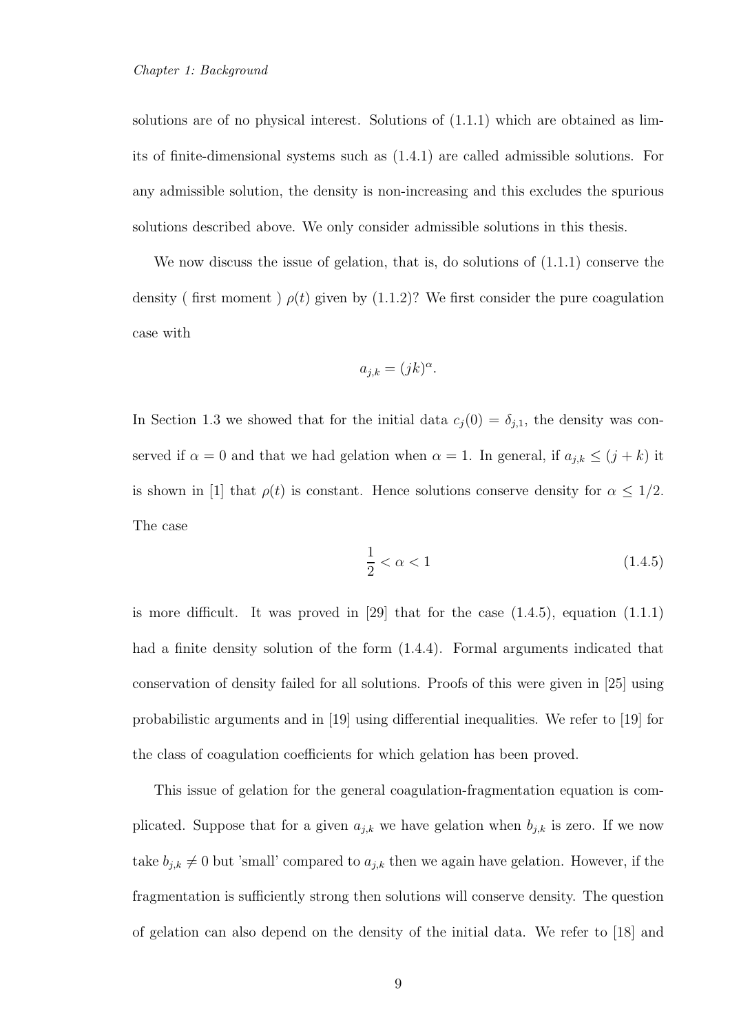solutions are of no physical interest. Solutions of (1.1.1) which are obtained as limits of finite-dimensional systems such as (1.4.1) are called admissible solutions. For any admissible solution, the density is non-increasing and this excludes the spurious solutions described above. We only consider admissible solutions in this thesis.

We now discuss the issue of gelation, that is, do solutions of (1.1.1) conserve the density ( first moment ) $\rho(t)$ given by (1.1.2)? We first consider the pure coagulation case with

$$a_{j,k} = (jk)^{\alpha}.$$

In Section 1.3 we showed that for the initial data $c_j(0) = \delta_{j,1}$, the density was conserved if $\alpha = 0$ and that we had gelation when $\alpha = 1$. In general, if $a_{j,k} \leq (j+k)$ it is shown in [1] that $\rho(t)$ is constant. Hence solutions conserve density for $\alpha \leq 1/2$. The case

$$\frac{1}{2} < \alpha < 1 \tag{1.4.5}$$

is more difficult. It was proved in [29] that for the case (1.4.5), equation (1.1.1) had a finite density solution of the form (1.4.4). Formal arguments indicated that conservation of density failed for all solutions. Proofs of this were given in [25] using probabilistic arguments and in [19] using differential inequalities. We refer to [19] for the class of coagulation coefficients for which gelation has been proved.

This issue of gelation for the general coagulation-fragmentation equation is complicated. Suppose that for a given $a_{j,k}$ we have gelation when $b_{j,k}$ is zero. If we now take $b_{j,k} \neq 0$ but 'small' compared to $a_{j,k}$ then we again have gelation. However, if the fragmentation is sufficiently strong then solutions will conserve density. The question of gelation can also depend on the density of the initial data. We refer to [18] and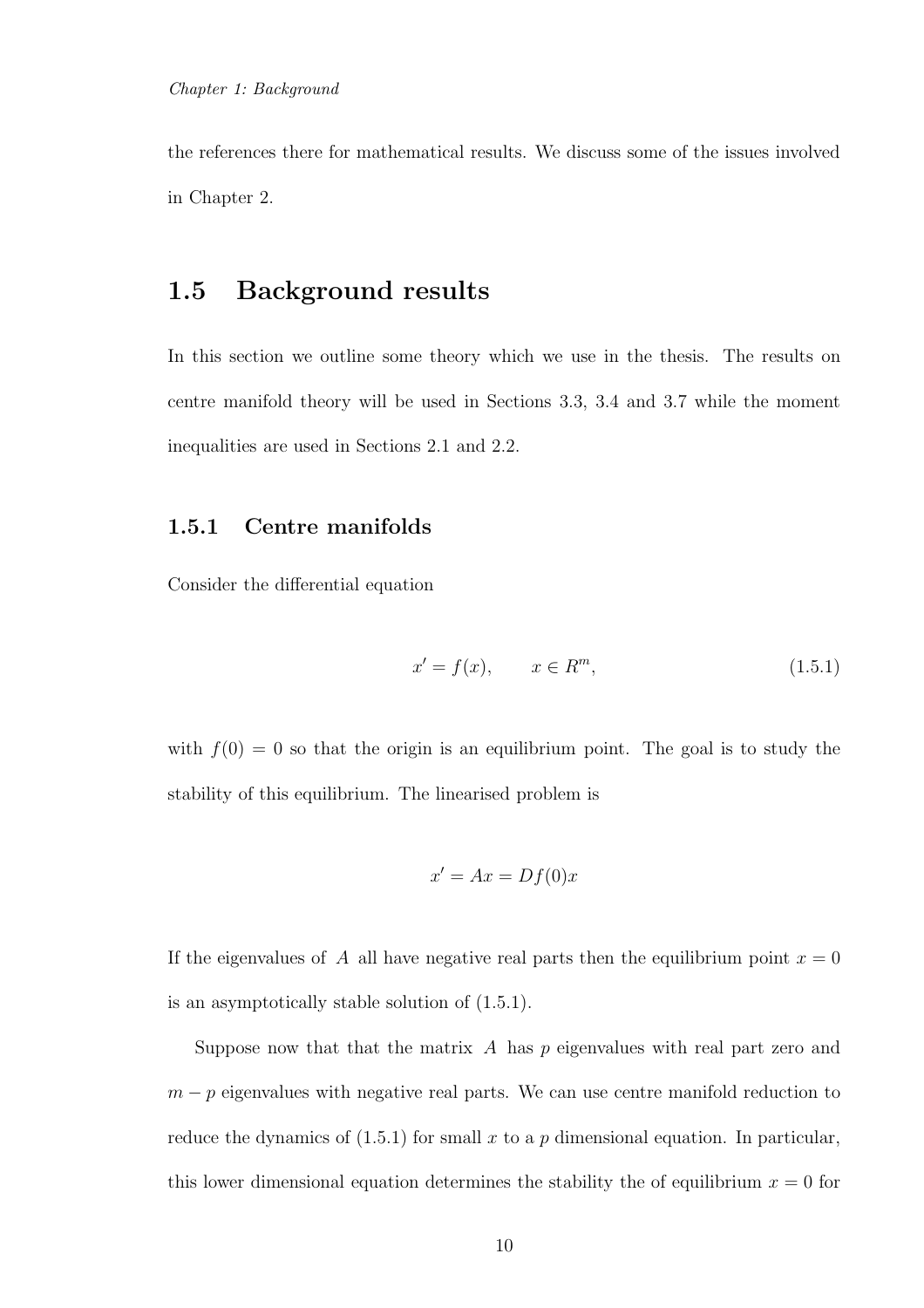the references there for mathematical results. We discuss some of the issues involved in Chapter 2.

## 1.5 Background results

In this section we outline some theory which we use in the thesis. The results on centre manifold theory will be used in Sections 3.3, 3.4 and 3.7 while the moment inequalities are used in Sections 2.1 and 2.2.

### 1.5.1 Centre manifolds

Consider the differential equation

$$x' = f(x), \qquad x \in R^m, \tag{1.5.1}$$

with $f(0) = 0$ so that the origin is an equilibrium point. The goal is to study the stability of this equilibrium. The linearised problem is

$$x' = Ax = Df(0)x$$

If the eigenvalues of $A$ all have negative real parts then the equilibrium point $x = 0$ is an asymptotically stable solution of (1.5.1).

Suppose now that that the matrix $A$ has $p$ eigenvalues with real part zero and $m - p$ eigenvalues with negative real parts. We can use centre manifold reduction to reduce the dynamics of (1.5.1) for small $x$ to a $p$ dimensional equation. In particular, this lower dimensional equation determines the stability the of equilibrium $x = 0$ for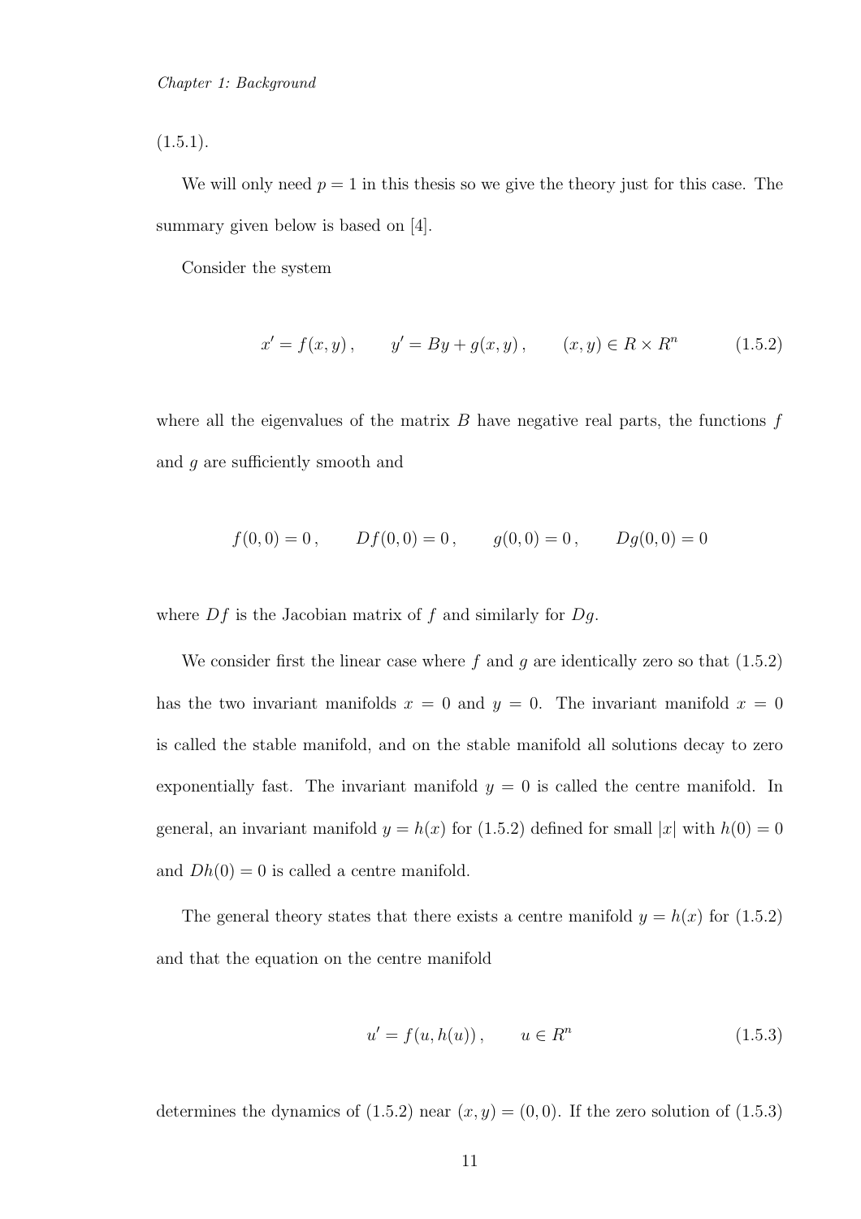(1.5.1).

We will only need $p = 1$ in this thesis so we give the theory just for this case. The summary given below is based on [4].

Consider the system

$$x' = f(x, y)\,, \qquad y' = By + g(x, y)\,, \qquad (x, y) \in R \times R^n \tag{1.5.2}$$

where all the eigenvalues of the matrix $B$ have negative real parts, the functions $f$ and $g$ are sufficiently smooth and

$$f(0, 0) = 0\,, \qquad Df(0, 0) = 0\,, \qquad g(0, 0) = 0\,, \qquad Dg(0, 0) = 0$$

where $Df$ is the Jacobian matrix of $f$ and similarly for $Dg$.

We consider first the linear case where $f$ and $g$ are identically zero so that (1.5.2) has the two invariant manifolds $x = 0$ and $y = 0$. The invariant manifold $x = 0$ is called the stable manifold, and on the stable manifold all solutions decay to zero exponentially fast. The invariant manifold $y = 0$ is called the centre manifold. In general, an invariant manifold $y = h(x)$ for (1.5.2) defined for small $|x|$ with $h(0) = 0$ and $Dh(0) = 0$ is called a centre manifold.

The general theory states that there exists a centre manifold $y = h(x)$ for (1.5.2) and that the equation on the centre manifold

$$u' = f(u, h(u))\,, \qquad u \in R^n \tag{1.5.3}$$

determines the dynamics of (1.5.2) near $(x, y) = (0, 0)$. If the zero solution of (1.5.3)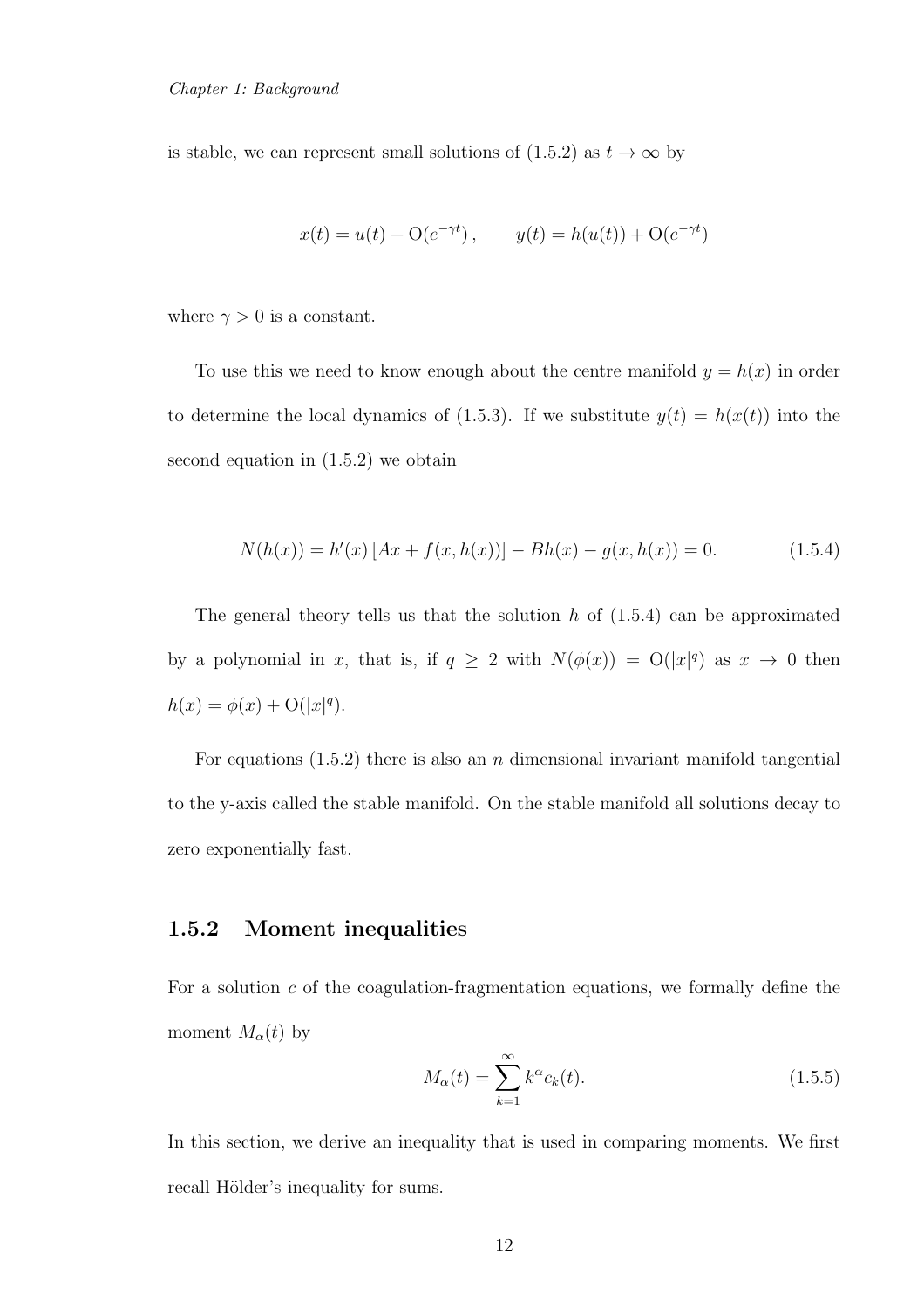is stable, we can represent small solutions of (1.5.2) as $t \to \infty$ by

$$x(t) = u(t) + \mathrm{O}(e^{-\gamma t}), \qquad y(t) = h(u(t)) + \mathrm{O}(e^{-\gamma t})$$

where $\gamma > 0$ is a constant.

To use this we need to know enough about the centre manifold $y = h(x)$ in order to determine the local dynamics of (1.5.3). If we substitute $y(t) = h(x(t))$ into the second equation in (1.5.2) we obtain

$$N(h(x)) = h'(x)\,[Ax + f(x, h(x))] - Bh(x) - g(x, h(x)) = 0. \tag{1.5.4}$$

The general theory tells us that the solution $h$ of (1.5.4) can be approximated by a polynomial in $x$, that is, if $q \geq 2$ with $N(\phi(x)) = \mathrm{O}(|x|^q)$ as $x \to 0$ then $h(x) = \phi(x) + \mathrm{O}(|x|^q)$.

For equations (1.5.2) there is also an $n$ dimensional invariant manifold tangential to the y-axis called the stable manifold. On the stable manifold all solutions decay to zero exponentially fast.

### 1.5.2 Moment inequalities

For a solution $c$ of the coagulation-fragmentation equations, we formally define the moment $M_\alpha(t)$ by

$$M_\alpha(t) = \sum_{k=1}^{\infty} k^\alpha c_k(t). \tag{1.5.5}$$

In this section, we derive an inequality that is used in comparing moments. We first recall Hölder's inequality for sums.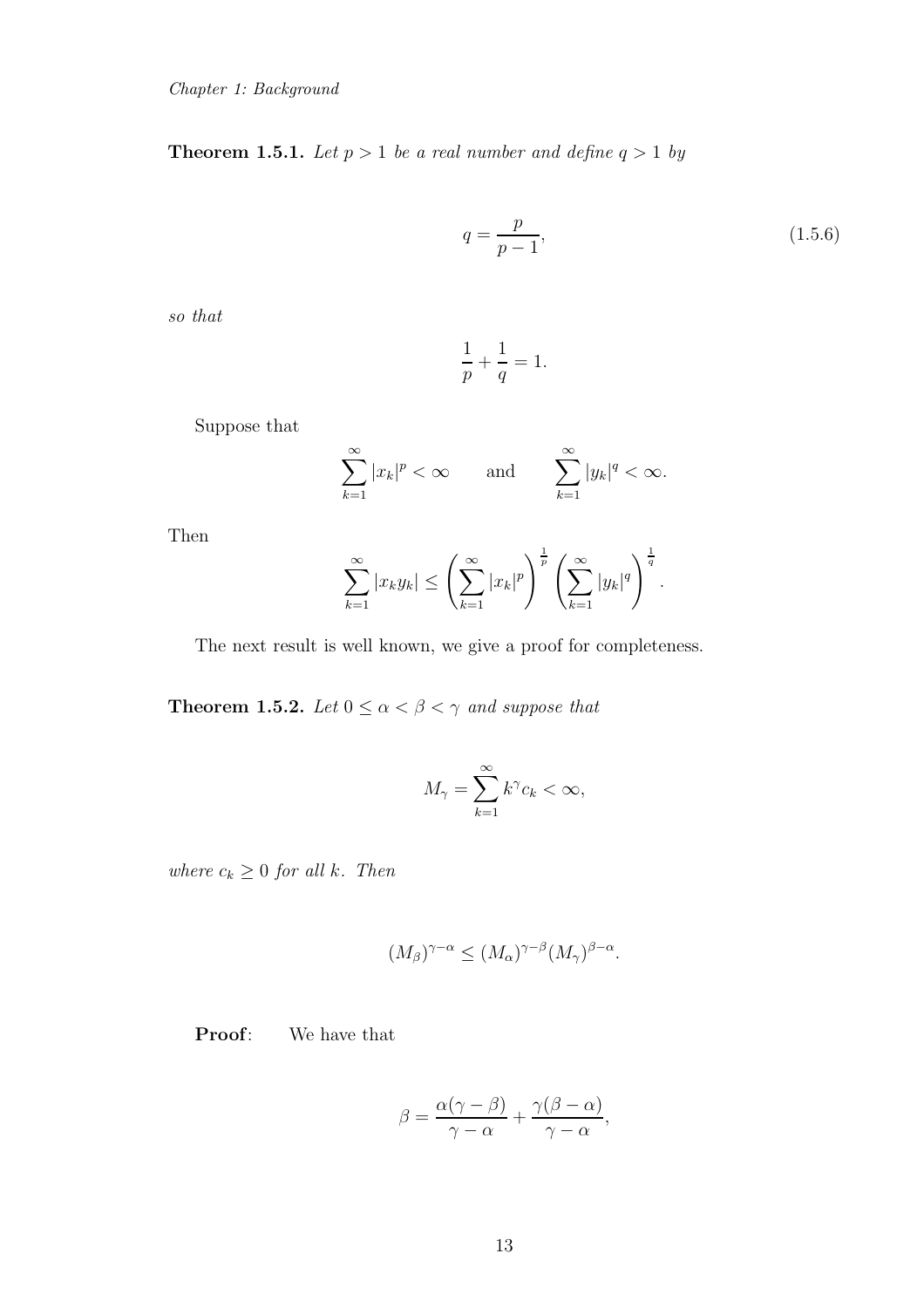**Theorem 1.5.1.** *Let $p > 1$ be a real number and define $q > 1$ by*

$$q = \frac{p}{p-1}, \tag{1.5.6}$$

*so that*

$$\frac{1}{p} + \frac{1}{q} = 1.$$

Suppose that

$$\sum_{k=1}^{\infty} |x_k|^p < \infty \qquad \text{and} \qquad \sum_{k=1}^{\infty} |y_k|^q < \infty.$$

Then

$$\sum_{k=1}^{\infty} |x_k y_k| \leq \left( \sum_{k=1}^{\infty} |x_k|^p \right)^{\frac{1}{p}} \left( \sum_{k=1}^{\infty} |y_k|^q \right)^{\frac{1}{q}}.$$

The next result is well known, we give a proof for completeness.

**Theorem 1.5.2.** *Let $0 \leq \alpha < \beta < \gamma$ and suppose that*

$$M_\gamma = \sum_{k=1}^{\infty} k^\gamma c_k < \infty,$$

*where $c_k \geq 0$ for all $k$. Then*

$$(M_\beta)^{\gamma - \alpha} \leq (M_\alpha)^{\gamma - \beta} (M_\gamma)^{\beta - \alpha}.$$

**Proof**: We have that

$$\beta = \frac{\alpha(\gamma - \beta)}{\gamma - \alpha} + \frac{\gamma(\beta - \alpha)}{\gamma - \alpha},$$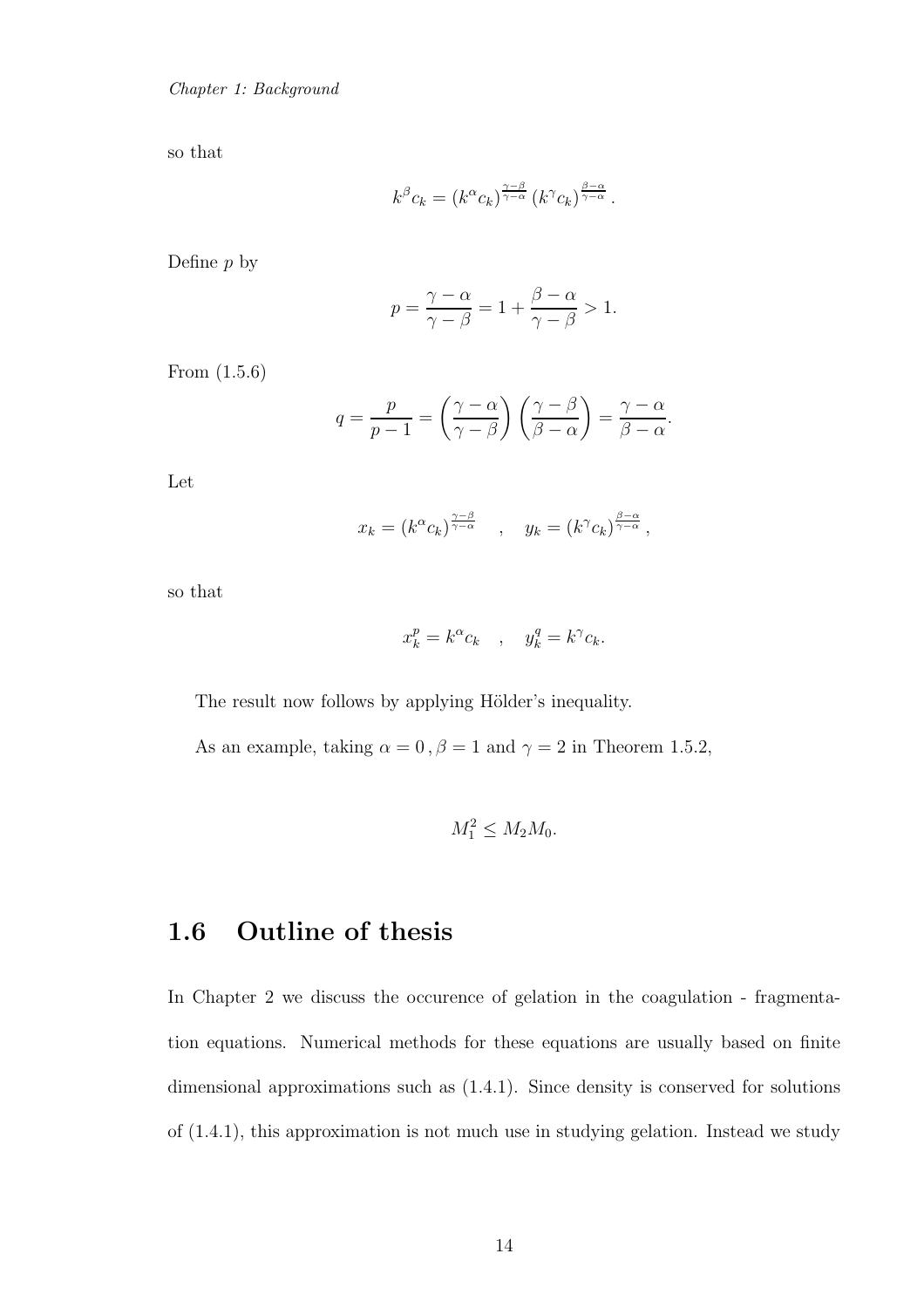so that

$$k^{\beta}c_k = (k^{\alpha}c_k)^{\frac{\gamma-\beta}{\gamma-\alpha}} (k^{\gamma}c_k)^{\frac{\beta-\alpha}{\gamma-\alpha}}.$$

Define $p$ by

$$p = \frac{\gamma - \alpha}{\gamma - \beta} = 1 + \frac{\beta - \alpha}{\gamma - \beta} > 1.$$

From (1.5.6)

$$q = \frac{p}{p-1} = \left(\frac{\gamma - \alpha}{\gamma - \beta}\right)\left(\frac{\gamma - \beta}{\beta - \alpha}\right) = \frac{\gamma - \alpha}{\beta - \alpha}.$$

Let

$$x_k = (k^{\alpha}c_k)^{\frac{\gamma-\beta}{\gamma-\alpha}} \quad , \quad y_k = (k^{\gamma}c_k)^{\frac{\beta-\alpha}{\gamma-\alpha}},$$

so that

$$x_k^p = k^{\alpha}c_k \quad , \quad y_k^q = k^{\gamma}c_k.$$

The result now follows by applying Hölder's inequality.

As an example, taking $\alpha = 0\,, \beta = 1$ and $\gamma = 2$ in Theorem 1.5.2,

$$M_1^2 \leq M_2 M_0.$$

## 1.6 Outline of thesis

In Chapter 2 we discuss the occurence of gelation in the coagulation - fragmentation equations. Numerical methods for these equations are usually based on finite dimensional approximations such as (1.4.1). Since density is conserved for solutions of (1.4.1), this approximation is not much use in studying gelation. Instead we study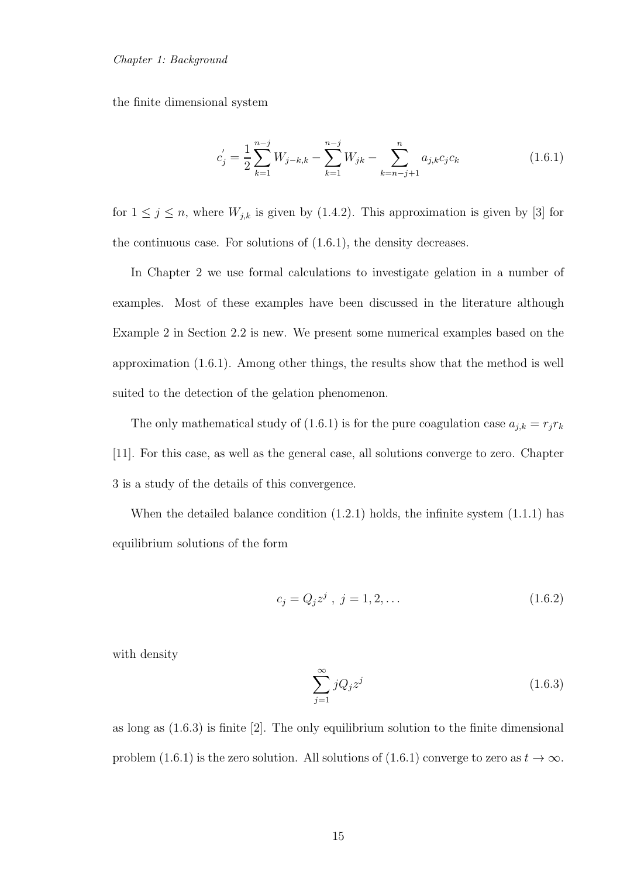the finite dimensional system

$$c_j^{'} = \frac{1}{2}\sum_{k=1}^{n-j} W_{j-k,k} - \sum_{k=1}^{n-j} W_{jk} - \sum_{k=n-j+1}^{n} a_{j,k} c_j c_k \tag{1.6.1}$$

for $1 \leq j \leq n$, where $W_{j,k}$ is given by (1.4.2). This approximation is given by [3] for the continuous case. For solutions of (1.6.1), the density decreases.

In Chapter 2 we use formal calculations to investigate gelation in a number of examples. Most of these examples have been discussed in the literature although Example 2 in Section 2.2 is new. We present some numerical examples based on the approximation (1.6.1). Among other things, the results show that the method is well suited to the detection of the gelation phenomenon.

The only mathematical study of (1.6.1) is for the pure coagulation case $a_{j,k} = r_j r_k$ [11]. For this case, as well as the general case, all solutions converge to zero. Chapter 3 is a study of the details of this convergence.

When the detailed balance condition (1.2.1) holds, the infinite system (1.1.1) has equilibrium solutions of the form

$$c_j = Q_j z^j \ , \ j = 1, 2, \ldots \tag{1.6.2}$$

with density

$$\sum_{j=1}^{\infty} j Q_j z^j \tag{1.6.3}$$

as long as (1.6.3) is finite [2]. The only equilibrium solution to the finite dimensional problem (1.6.1) is the zero solution. All solutions of (1.6.1) converge to zero as $t \to \infty$.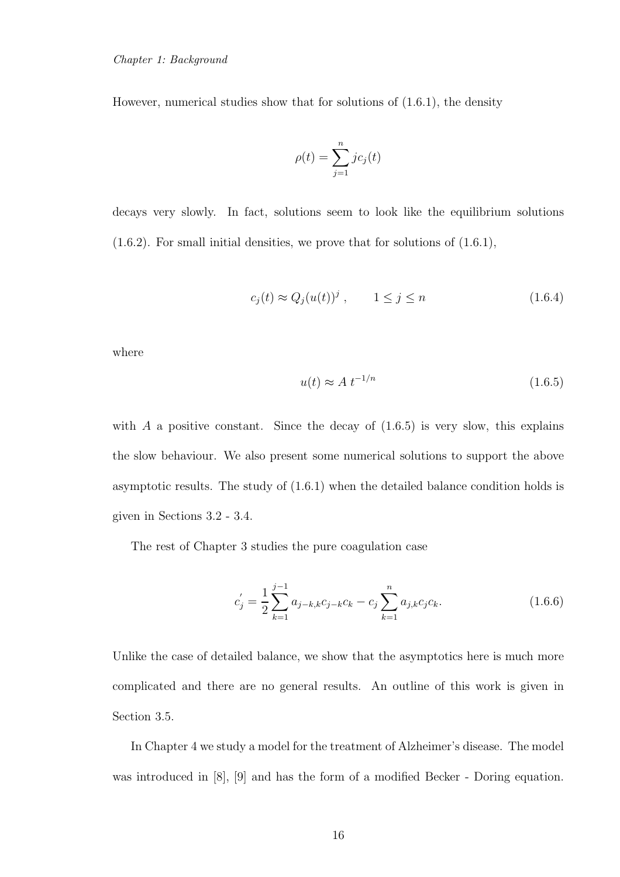However, numerical studies show that for solutions of (1.6.1), the density

$$\rho(t) = \sum_{j=1}^{n} j c_j(t)$$

decays very slowly. In fact, solutions seem to look like the equilibrium solutions (1.6.2). For small initial densities, we prove that for solutions of (1.6.1),

$$c_j(t) \approx Q_j (u(t))^j \,, \qquad 1 \le j \le n \tag{1.6.4}$$

where

$$u(t) \approx A \, t^{-1/n} \tag{1.6.5}$$

with $A$ a positive constant. Since the decay of (1.6.5) is very slow, this explains the slow behaviour. We also present some numerical solutions to support the above asymptotic results. The study of (1.6.1) when the detailed balance condition holds is given in Sections 3.2 - 3.4.

The rest of Chapter 3 studies the pure coagulation case

$$c_j^{'} = \frac{1}{2} \sum_{k=1}^{j-1} a_{j-k,k} c_{j-k} c_k - c_j \sum_{k=1}^{n} a_{j,k} c_j c_k. \tag{1.6.6}$$

Unlike the case of detailed balance, we show that the asymptotics here is much more complicated and there are no general results. An outline of this work is given in Section 3.5.

In Chapter 4 we study a model for the treatment of Alzheimer's disease. The model was introduced in [8], [9] and has the form of a modified Becker - Doring equation.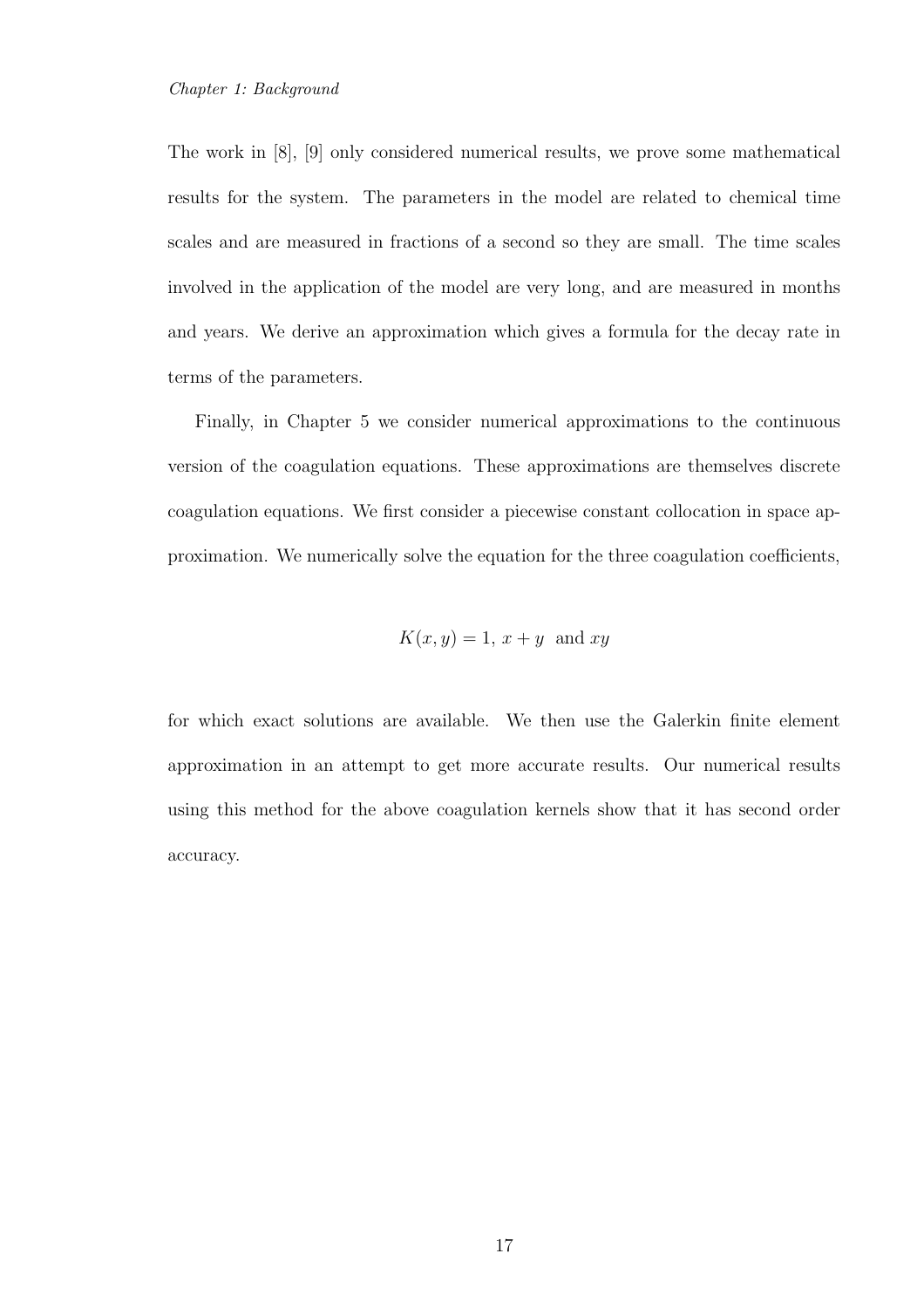The work in [8], [9] only considered numerical results, we prove some mathematical results for the system. The parameters in the model are related to chemical time scales and are measured in fractions of a second so they are small. The time scales involved in the application of the model are very long, and are measured in months and years. We derive an approximation which gives a formula for the decay rate in terms of the parameters.

Finally, in Chapter 5 we consider numerical approximations to the continuous version of the coagulation equations. These approximations are themselves discrete coagulation equations. We first consider a piecewise constant collocation in space approximation. We numerically solve the equation for the three coagulation coefficients,

$$K(x, y) = 1,\ x + y \ \text{ and } xy$$

for which exact solutions are available. We then use the Galerkin finite element approximation in an attempt to get more accurate results. Our numerical results using this method for the above coagulation kernels show that it has second order accuracy.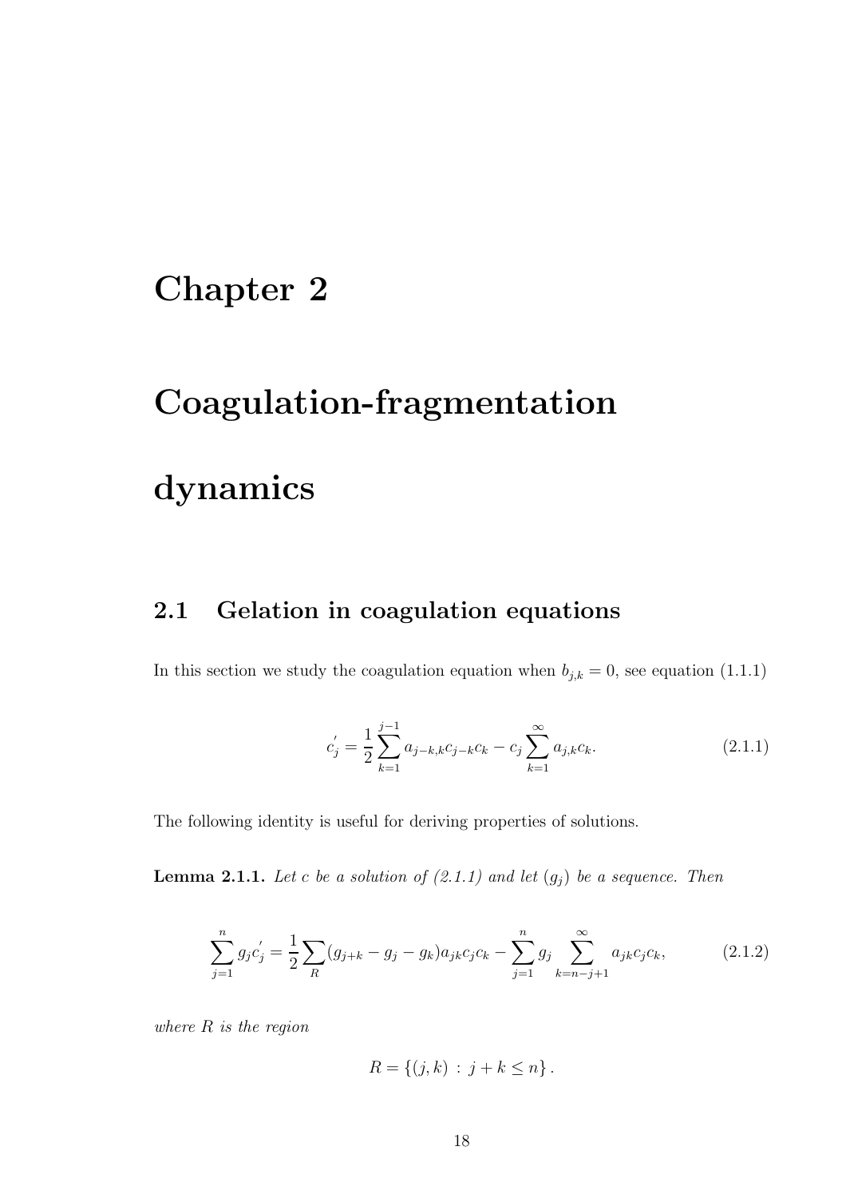# Chapter 2

# Coagulation-fragmentation dynamics

## 2.1 Gelation in coagulation equations

In this section we study the coagulation equation when $b_{j,k} = 0$, see equation (1.1.1)

$$c_j^{'} = \frac{1}{2}\sum_{k=1}^{j-1} a_{j-k,k}c_{j-k}c_k - c_j\sum_{k=1}^{\infty} a_{j,k}c_k. \tag{2.1.1}$$

The following identity is useful for deriving properties of solutions.

**Lemma 2.1.1.** *Let $c$ be a solution of (2.1.1) and let $(g_j)$ be a sequence. Then*

$$\sum_{j=1}^{n} g_j c_j^{'} = \frac{1}{2}\sum_{R}(g_{j+k} - g_j - g_k)a_{jk}c_jc_k - \sum_{j=1}^{n} g_j \sum_{k=n-j+1}^{\infty} a_{jk}c_jc_k, \tag{2.1.2}$$

*where $R$ is the region*

$$R = \{(j,k) \, : \, j+k \leq n\}.$$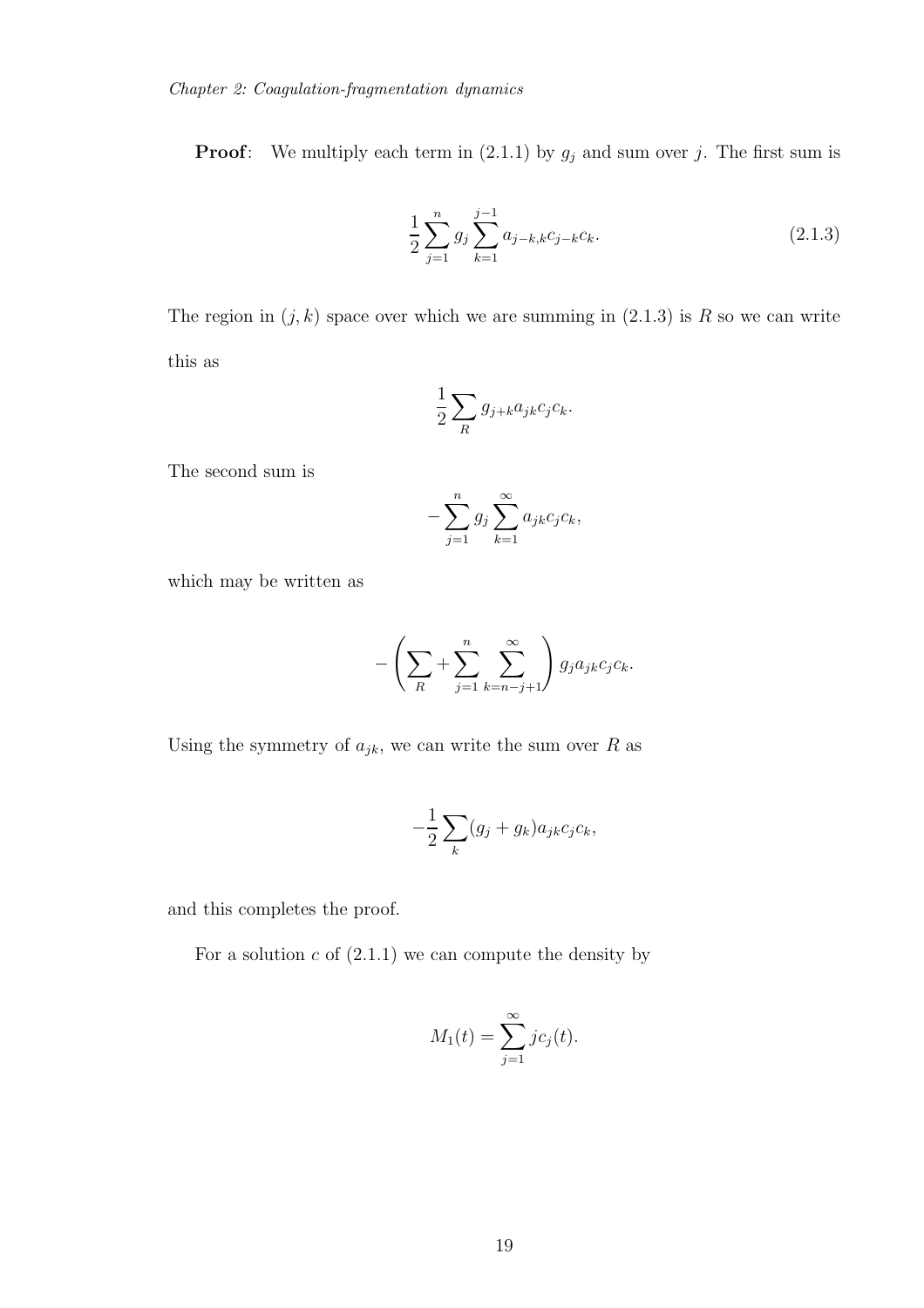**Proof**: We multiply each term in (2.1.1) by $g_j$ and sum over $j$. The first sum is

$$\frac{1}{2}\sum_{j=1}^{n} g_j \sum_{k=1}^{j-1} a_{j-k,k} c_{j-k} c_k. \tag{2.1.3}$$

The region in $(j,k)$ space over which we are summing in (2.1.3) is $R$ so we can write this as

$$\frac{1}{2}\sum_{R} g_{j+k} a_{jk} c_j c_k.$$

The second sum is

$$-\sum_{j=1}^{n} g_j \sum_{k=1}^{\infty} a_{jk} c_j c_k,$$

which may be written as

$$-\left(\sum_{R} + \sum_{j=1}^{n} \sum_{k=n-j+1}^{\infty}\right) g_j a_{jk} c_j c_k.$$

Using the symmetry of $a_{jk}$, we can write the sum over $R$ as

$$-\frac{1}{2}\sum_{k}(g_j + g_k) a_{jk} c_j c_k,$$

and this completes the proof.

For a solution $c$ of (2.1.1) we can compute the density by

$$M_1(t) = \sum_{j=1}^{\infty} j c_j(t).$$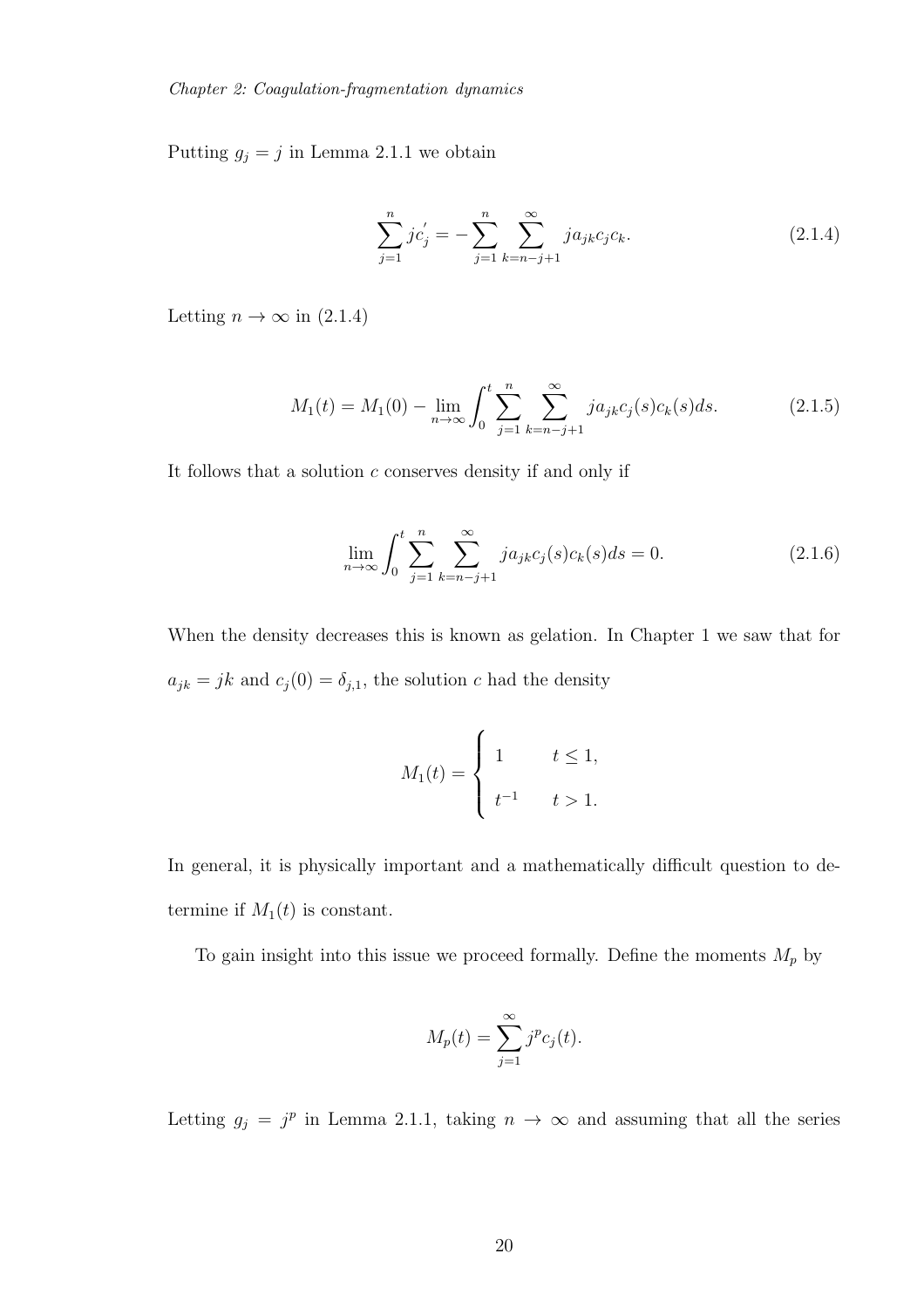Putting $g_j = j$ in Lemma 2.1.1 we obtain

$$\sum_{j=1}^{n} jc_j^{'} = -\sum_{j=1}^{n} \sum_{k=n-j+1}^{\infty} ja_{jk}c_jc_k. \tag{2.1.4}$$

Letting $n \to \infty$ in (2.1.4)

$$M_1(t) = M_1(0) - \lim_{n\to\infty} \int_0^t \sum_{j=1}^{n} \sum_{k=n-j+1}^{\infty} ja_{jk}c_j(s)c_k(s)ds. \tag{2.1.5}$$

It follows that a solution $c$ conserves density if and only if

$$\lim_{n\to\infty} \int_0^t \sum_{j=1}^{n} \sum_{k=n-j+1}^{\infty} ja_{jk}c_j(s)c_k(s)ds = 0. \tag{2.1.6}$$

When the density decreases this is known as gelation. In Chapter 1 we saw that for $a_{jk} = jk$ and $c_j(0) = \delta_{j,1}$, the solution $c$ had the density

$$M_1(t) = \begin{cases} 1 & t \leq 1, \\ t^{-1} & t > 1. \end{cases}$$

In general, it is physically important and a mathematically difficult question to determine if $M_1(t)$ is constant.

To gain insight into this issue we proceed formally. Define the moments $M_p$ by

$$M_p(t) = \sum_{j=1}^{\infty} j^p c_j(t).$$

Letting $g_j = j^p$ in Lemma 2.1.1, taking $n \to \infty$ and assuming that all the series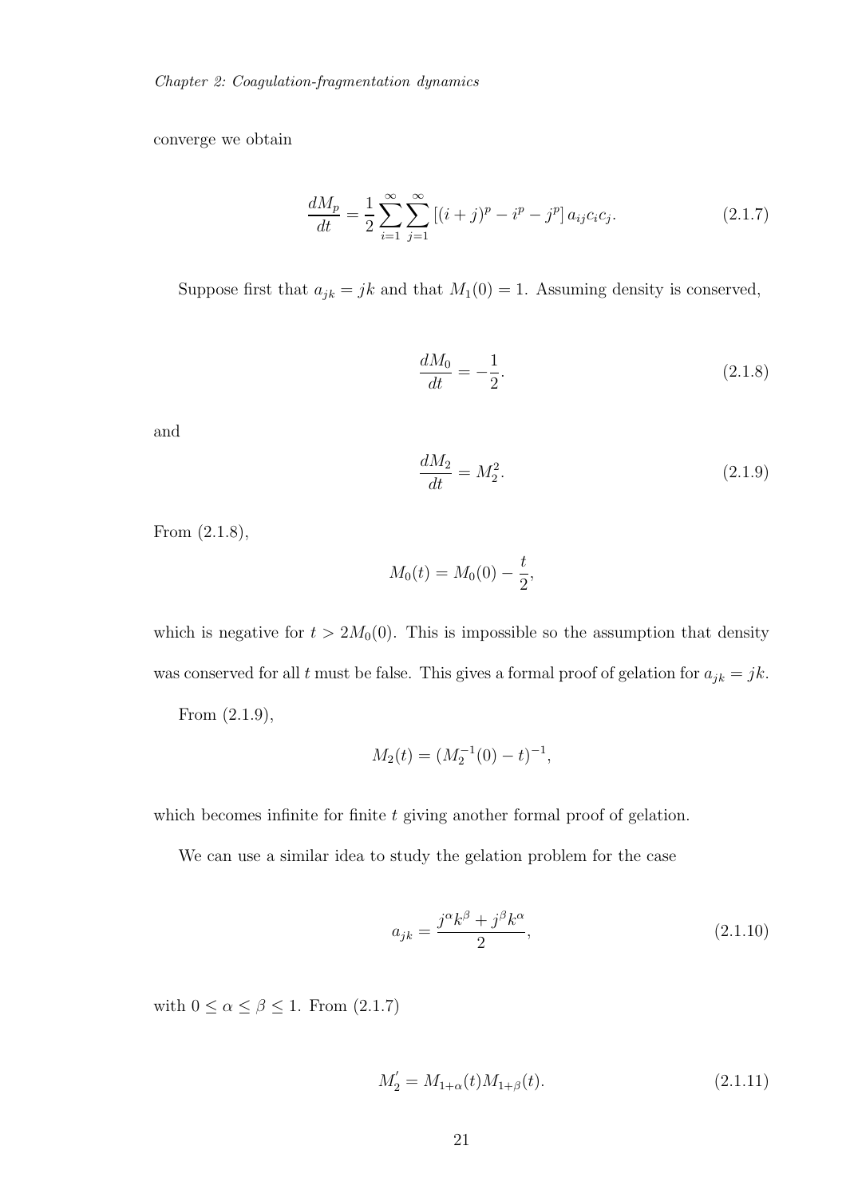converge we obtain

$$\frac{dM_p}{dt} = \frac{1}{2}\sum_{i=1}^{\infty}\sum_{j=1}^{\infty}\left[(i+j)^p - i^p - j^p\right] a_{ij}c_ic_j. \tag{2.1.7}$$

Suppose first that $a_{jk} = jk$ and that $M_1(0) = 1$. Assuming density is conserved,

$$\frac{dM_0}{dt} = -\frac{1}{2}. \tag{2.1.8}$$

and

$$\frac{dM_2}{dt} = M_2^2. \tag{2.1.9}$$

From (2.1.8),

$$M_0(t) = M_0(0) - \frac{t}{2},$$

which is negative for $t > 2M_0(0)$. This is impossible so the assumption that density was conserved for all $t$ must be false. This gives a formal proof of gelation for $a_{jk} = jk$.

From (2.1.9),

$$M_2(t) = (M_2^{-1}(0) - t)^{-1},$$

which becomes infinite for finite $t$ giving another formal proof of gelation.

We can use a similar idea to study the gelation problem for the case

$$a_{jk} = \frac{j^\alpha k^\beta + j^\beta k^\alpha}{2}, \tag{2.1.10}$$

with $0 \leq \alpha \leq \beta \leq 1$. From (2.1.7)

$$M_2^{'} = M_{1+\alpha}(t)M_{1+\beta}(t). \tag{2.1.11}$$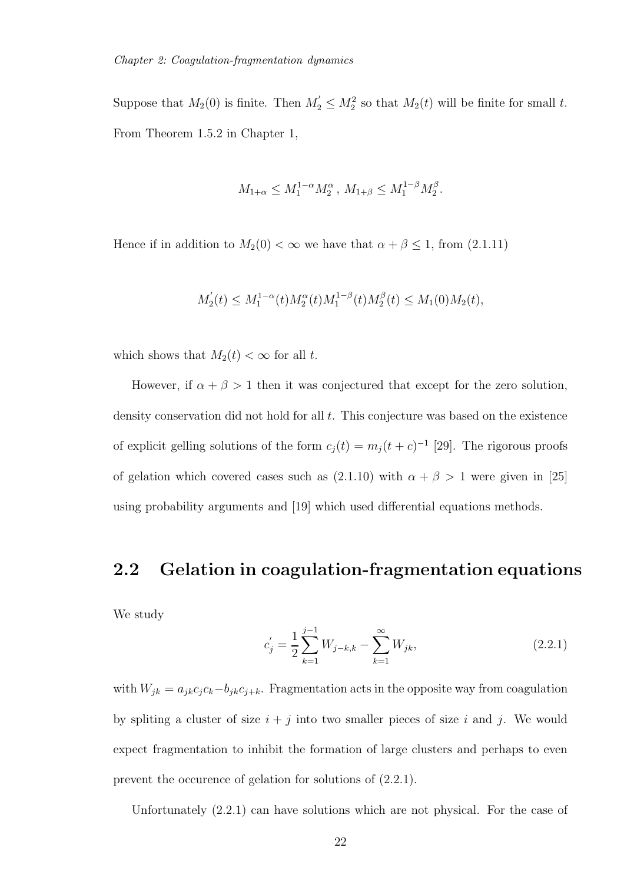Suppose that $M_2(0)$ is finite. Then $M_2^{'} \leq M_2^2$ so that $M_2(t)$ will be finite for small $t$. From Theorem 1.5.2 in Chapter 1,

$$M_{1+\alpha} \leq M_1^{1-\alpha} M_2^{\alpha} \, , \; M_{1+\beta} \leq M_1^{1-\beta} M_2^{\beta} .$$

Hence if in addition to $M_2(0) < \infty$ we have that $\alpha + \beta \leq 1$, from (2.1.11)

$$M_2^{'}(t) \leq M_1^{1-\alpha}(t) M_2^{\alpha}(t) M_1^{1-\beta}(t) M_2^{\beta}(t) \leq M_1(0) M_2(t),$$

which shows that $M_2(t) < \infty$ for all $t$.

However, if $\alpha + \beta > 1$ then it was conjectured that except for the zero solution, density conservation did not hold for all $t$. This conjecture was based on the existence of explicit gelling solutions of the form $c_j(t) = m_j(t + c)^{-1}$ [29]. The rigorous proofs of gelation which covered cases such as (2.1.10) with $\alpha + \beta > 1$ were given in [25] using probability arguments and [19] which used differential equations methods.

## 2.2 Gelation in coagulation-fragmentation equations

We study

$$c_j^{'} = \frac{1}{2} \sum_{k=1}^{j-1} W_{j-k,k} - \sum_{k=1}^{\infty} W_{jk}, \tag{2.2.1}$$

with $W_{jk} = a_{jk} c_j c_k - b_{jk} c_{j+k}$. Fragmentation acts in the opposite way from coagulation by spliting a cluster of size $i + j$ into two smaller pieces of size $i$ and $j$. We would expect fragmentation to inhibit the formation of large clusters and perhaps to even prevent the occurence of gelation for solutions of (2.2.1).

Unfortunately (2.2.1) can have solutions which are not physical. For the case of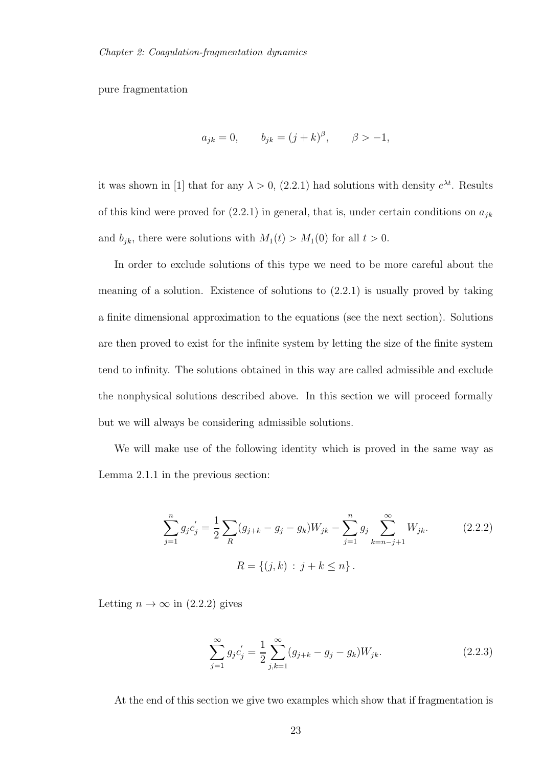pure fragmentation

$$a_{jk} = 0, \qquad b_{jk} = (j+k)^{\beta}, \qquad \beta > -1,$$

it was shown in [1] that for any $\lambda > 0$, (2.2.1) had solutions with density $e^{\lambda t}$. Results of this kind were proved for (2.2.1) in general, that is, under certain conditions on $a_{jk}$ and $b_{jk}$, there were solutions with $M_1(t) > M_1(0)$ for all $t > 0$.

In order to exclude solutions of this type we need to be more careful about the meaning of a solution. Existence of solutions to (2.2.1) is usually proved by taking a finite dimensional approximation to the equations (see the next section). Solutions are then proved to exist for the infinite system by letting the size of the finite system tend to infinity. The solutions obtained in this way are called admissible and exclude the nonphysical solutions described above. In this section we will proceed formally but we will always be considering admissible solutions.

We will make use of the following identity which is proved in the same way as Lemma 2.1.1 in the previous section:

$$\sum_{j=1}^{n} g_j c_j^{'} = \frac{1}{2} \sum_{R} (g_{j+k} - g_j - g_k) W_{jk} - \sum_{j=1}^{n} g_j \sum_{k=n-j+1}^{\infty} W_{jk}. \tag{2.2.2}$$

$$R = \{(j,k) \, : \, j+k \leq n\}.$$

Letting $n \to \infty$ in (2.2.2) gives

$$\sum_{j=1}^{\infty} g_j c_j^{'} = \frac{1}{2} \sum_{j,k=1}^{\infty} (g_{j+k} - g_j - g_k) W_{jk}. \tag{2.2.3}$$

At the end of this section we give two examples which show that if fragmentation is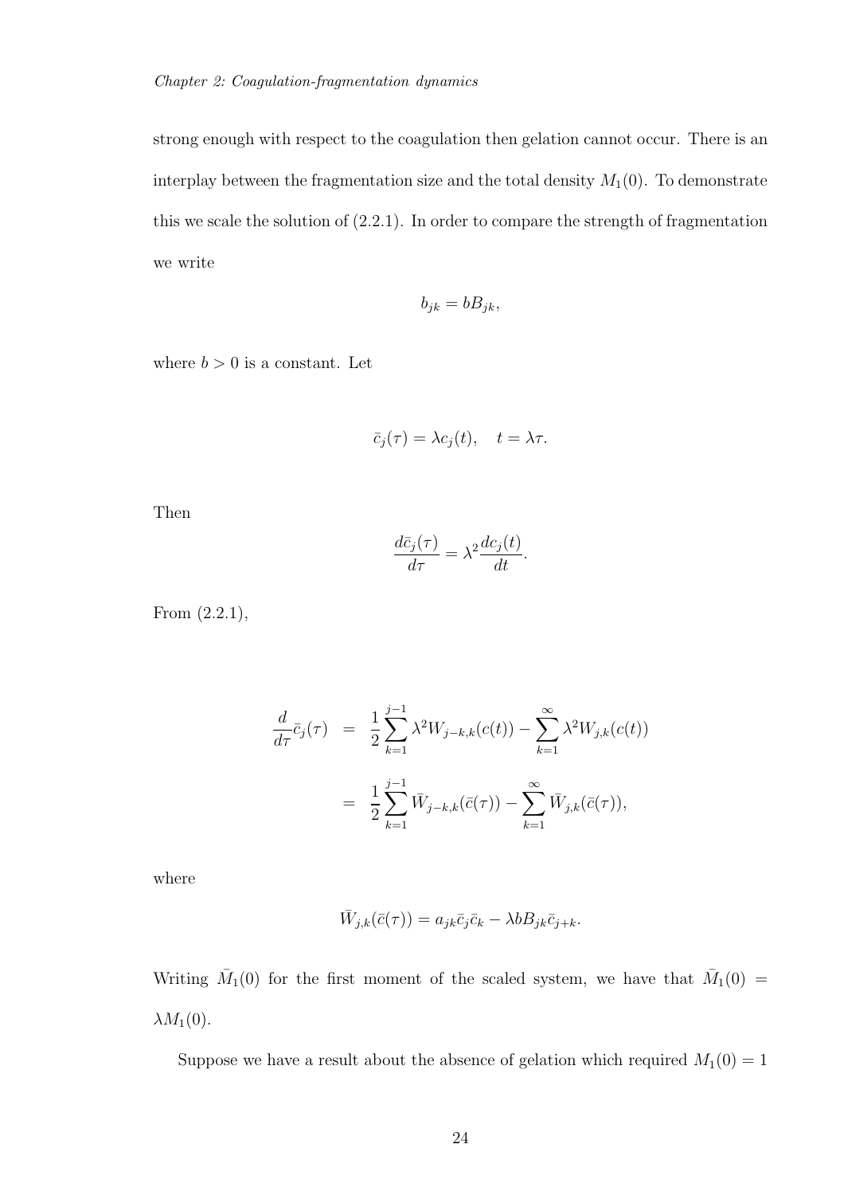strong enough with respect to the coagulation then gelation cannot occur. There is an interplay between the fragmentation size and the total density $M_1(0)$. To demonstrate this we scale the solution of (2.2.1). In order to compare the strength of fragmentation we write

$$b_{jk} = bB_{jk},$$

where $b > 0$ is a constant. Let

$$\bar{c}_j(\tau) = \lambda c_j(t), \quad t = \lambda\tau.$$

Then

$$\frac{d\bar{c}_j(\tau)}{d\tau} = \lambda^2 \frac{dc_j(t)}{dt}.$$

From (2.2.1),

$$\begin{aligned}
\frac{d}{d\tau}\bar{c}_j(\tau) &= \frac{1}{2}\sum_{k=1}^{j-1} \lambda^2 W_{j-k,k}(c(t)) - \sum_{k=1}^{\infty} \lambda^2 W_{j,k}(c(t)) \\
&= \frac{1}{2}\sum_{k=1}^{j-1} \bar{W}_{j-k,k}(\bar{c}(\tau)) - \sum_{k=1}^{\infty} \bar{W}_{j,k}(\bar{c}(\tau)),
\end{aligned}$$

where

$$\bar{W}_{j,k}(\bar{c}(\tau)) = a_{jk}\bar{c}_j\bar{c}_k - \lambda b B_{jk}\bar{c}_{j+k}.$$

Writing $\bar{M}_1(0)$ for the first moment of the scaled system, we have that $\bar{M}_1(0) = \lambda M_1(0)$.

Suppose we have a result about the absence of gelation which required $M_1(0) = 1$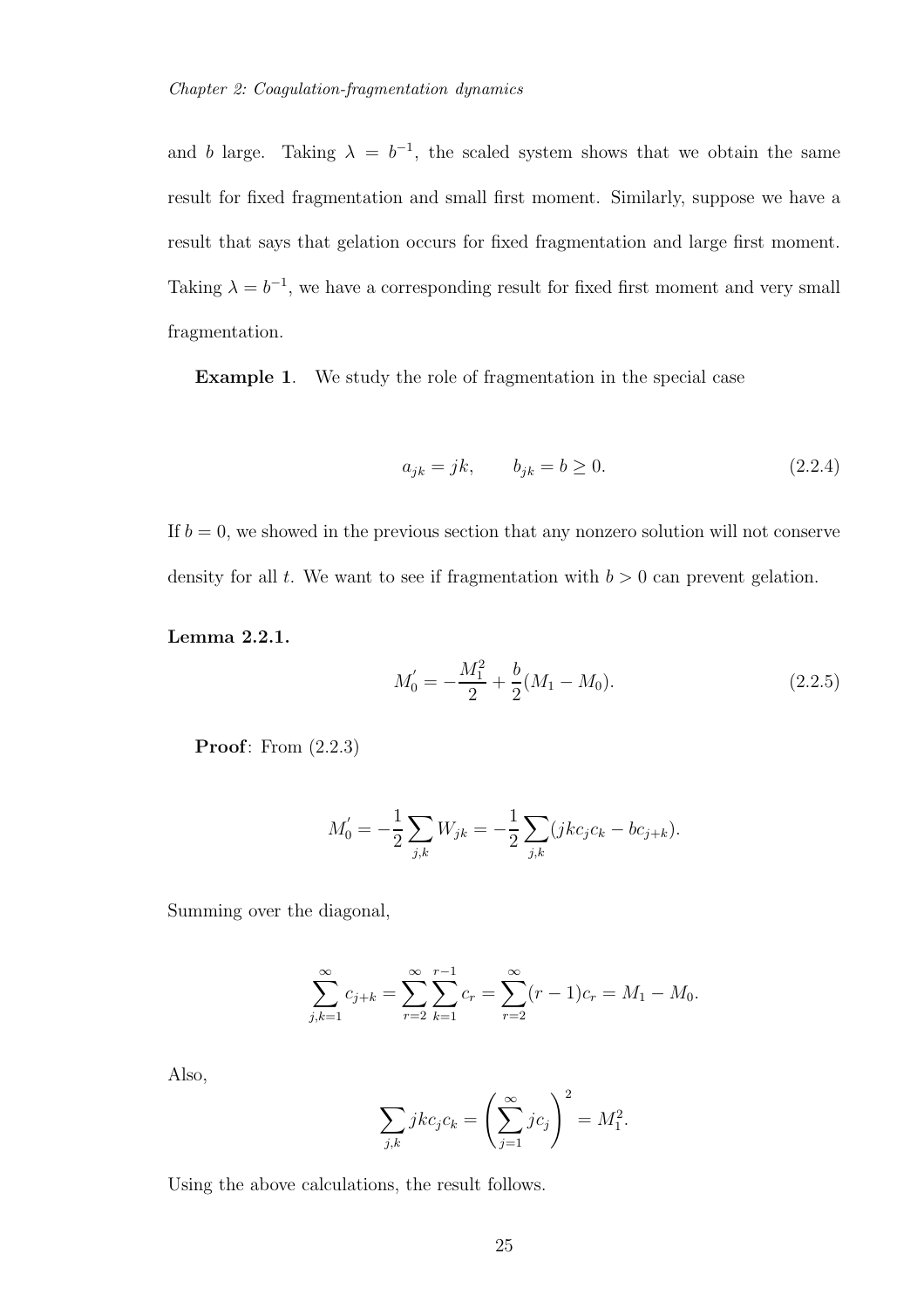and $b$ large. Taking $\lambda = b^{-1}$, the scaled system shows that we obtain the same result for fixed fragmentation and small first moment. Similarly, suppose we have a result that says that gelation occurs for fixed fragmentation and large first moment. Taking $\lambda = b^{-1}$, we have a corresponding result for fixed first moment and very small fragmentation.

**Example 1**. We study the role of fragmentation in the special case

$$a_{jk} = jk, \qquad b_{jk} = b \geq 0. \tag{2.2.4}$$

If $b = 0$, we showed in the previous section that any nonzero solution will not conserve density for all $t$. We want to see if fragmentation with $b > 0$ can prevent gelation.

**Lemma 2.2.1.**

$$M_0^{'} = -\frac{M_1^2}{2} + \frac{b}{2}(M_1 - M_0). \tag{2.2.5}$$

**Proof**: From (2.2.3)

$$M_0^{'} = -\frac{1}{2}\sum_{j,k} W_{jk} = -\frac{1}{2}\sum_{j,k}(jkc_jc_k - bc_{j+k}).$$

Summing over the diagonal,

$$\sum_{j,k=1}^{\infty} c_{j+k} = \sum_{r=2}^{\infty}\sum_{k=1}^{r-1} c_r = \sum_{r=2}^{\infty}(r-1)c_r = M_1 - M_0.$$

Also,

$$\sum_{j,k} jkc_jc_k = \left(\sum_{j=1}^{\infty} jc_j\right)^2 = M_1^2.$$

Using the above calculations, the result follows.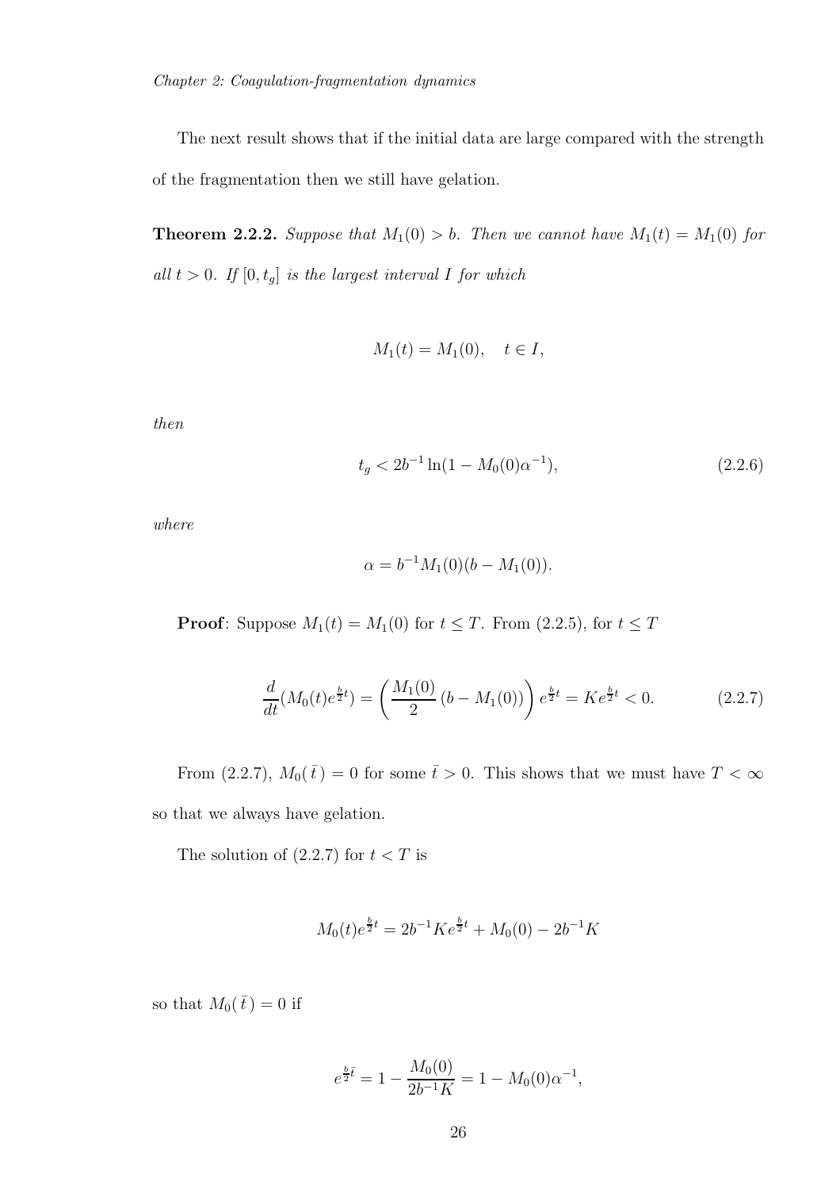The next result shows that if the initial data are large compared with the strength of the fragmentation then we still have gelation.

**Theorem 2.2.2.** *Suppose that $M_1(0) > b$. Then we cannot have $M_1(t) = M_1(0)$ for all $t > 0$. If $[0, t_g]$ is the largest interval $I$ for which*

$$M_1(t) = M_1(0), \quad t \in I,$$

*then*

$$t_g < 2b^{-1} \ln(1 - M_0(0)\alpha^{-1}), \tag{2.2.6}$$

*where*

$$\alpha = b^{-1} M_1(0)(b - M_1(0)).$$

**Proof**: Suppose $M_1(t) = M_1(0)$ for $t \leq T$. From (2.2.5), for $t \leq T$

$$\frac{d}{dt}(M_0(t)e^{\frac{b}{2}t}) = \left( \frac{M_1(0)}{2} (b - M_1(0)) \right) e^{\frac{b}{2}t} = K e^{\frac{b}{2}t} < 0. \tag{2.2.7}$$

From (2.2.7), $M_0(\bar{t}\,) = 0$ for some $\bar{t} > 0$. This shows that we must have $T < \infty$ so that we always have gelation.

The solution of (2.2.7) for $t < T$ is

$$M_0(t)e^{\frac{b}{2}t} = 2b^{-1}Ke^{\frac{b}{2}t} + M_0(0) - 2b^{-1}K$$

so that $M_0(\bar{t}\,) = 0$ if

$$e^{\frac{b}{2}\bar{t}} = 1 - \frac{M_0(0)}{2b^{-1}K} = 1 - M_0(0)\alpha^{-1},$$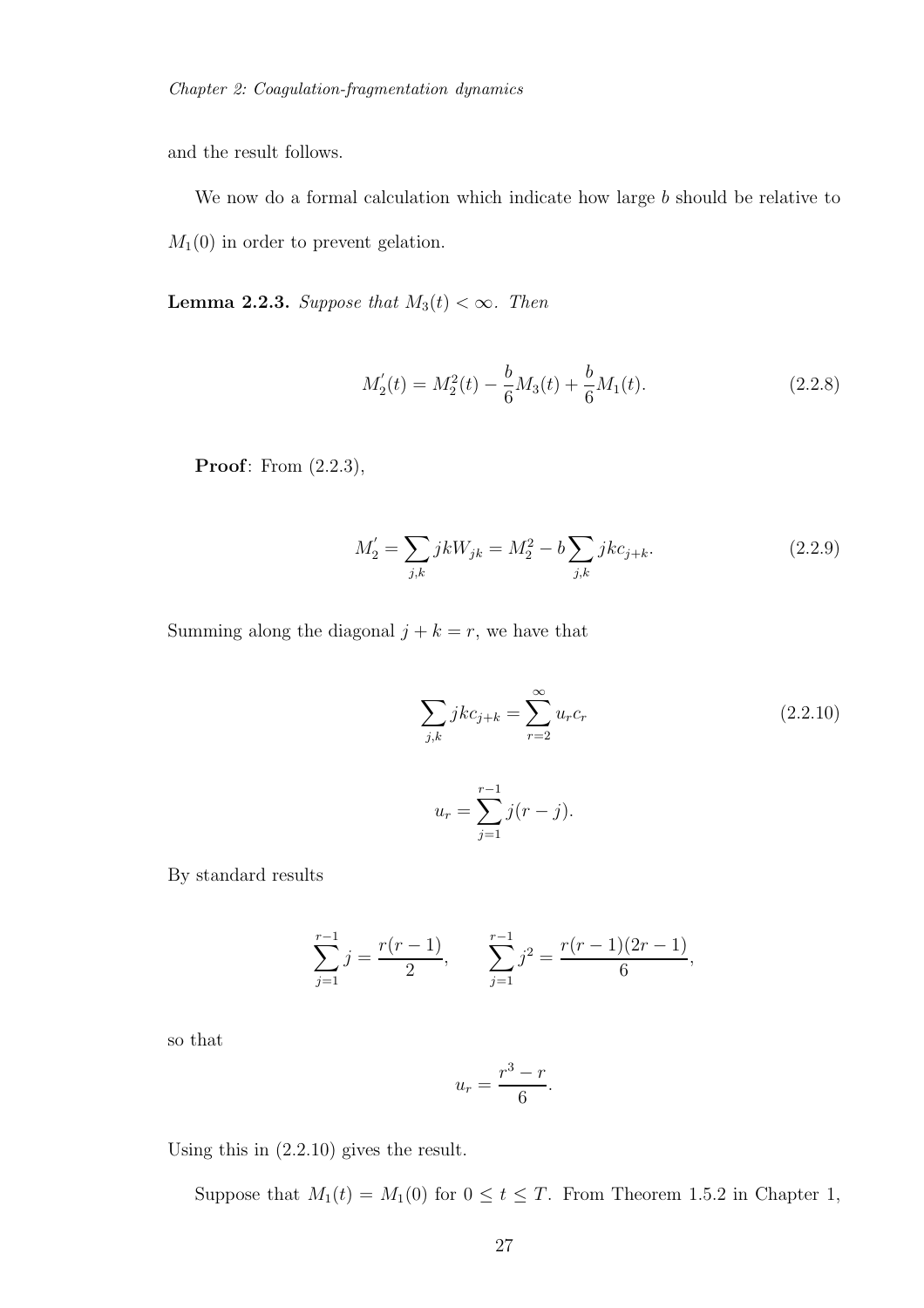and the result follows.

We now do a formal calculation which indicate how large $b$ should be relative to $M_1(0)$ in order to prevent gelation.

**Lemma 2.2.3.** *Suppose that $M_3(t) < \infty$. Then*

$$M_2^{'}(t) = M_2^2(t) - \frac{b}{6}M_3(t) + \frac{b}{6}M_1(t). \tag{2.2.8}$$

**Proof**: From (2.2.3),

$$M_2^{'} = \sum_{j,k} jkW_{jk} = M_2^2 - b\sum_{j,k} jkc_{j+k}. \tag{2.2.9}$$

Summing along the diagonal $j + k = r$, we have that

$$\sum_{j,k} jkc_{j+k} = \sum_{r=2}^{\infty} u_r c_r \tag{2.2.10}$$

$$u_r = \sum_{j=1}^{r-1} j(r-j).$$

By standard results

$$\sum_{j=1}^{r-1} j = \frac{r(r-1)}{2}, \qquad \sum_{j=1}^{r-1} j^2 = \frac{r(r-1)(2r-1)}{6},$$

so that

$$u_r = \frac{r^3 - r}{6}.$$

Using this in (2.2.10) gives the result.

Suppose that $M_1(t) = M_1(0)$ for $0 \leq t \leq T$. From Theorem 1.5.2 in Chapter 1,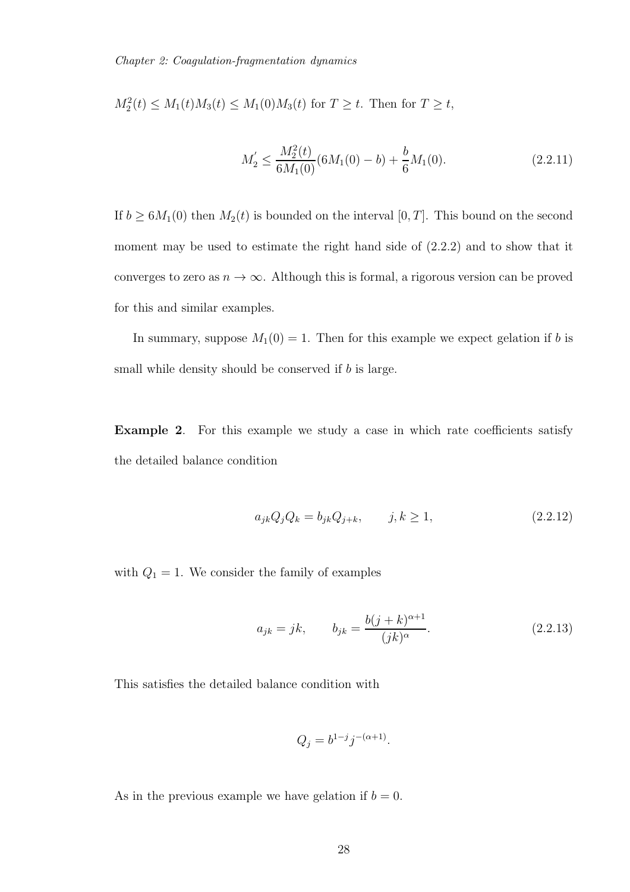$M_2^2(t) \leq M_1(t)M_3(t) \leq M_1(0)M_3(t)$ for $T \geq t$. Then for $T \geq t$,

$$M_2^{'} \leq \frac{M_2^2(t)}{6M_1(0)}(6M_1(0) - b) + \frac{b}{6}M_1(0). \tag{2.2.11}$$

If $b \geq 6M_1(0)$ then $M_2(t)$ is bounded on the interval $[0, T]$. This bound on the second moment may be used to estimate the right hand side of (2.2.2) and to show that it converges to zero as $n \to \infty$. Although this is formal, a rigorous version can be proved for this and similar examples.

In summary, suppose $M_1(0) = 1$. Then for this example we expect gelation if $b$ is small while density should be conserved if $b$ is large.

**Example 2**. For this example we study a case in which rate coefficients satisfy the detailed balance condition

$$a_{jk}Q_jQ_k = b_{jk}Q_{j+k}, \qquad j, k \geq 1, \tag{2.2.12}$$

with $Q_1 = 1$. We consider the family of examples

$$a_{jk} = jk, \qquad b_{jk} = \frac{b(j+k)^{\alpha+1}}{(jk)^{\alpha}}. \tag{2.2.13}$$

This satisfies the detailed balance condition with

$$Q_j = b^{1-j}j^{-(\alpha+1)}.$$

As in the previous example we have gelation if $b = 0$.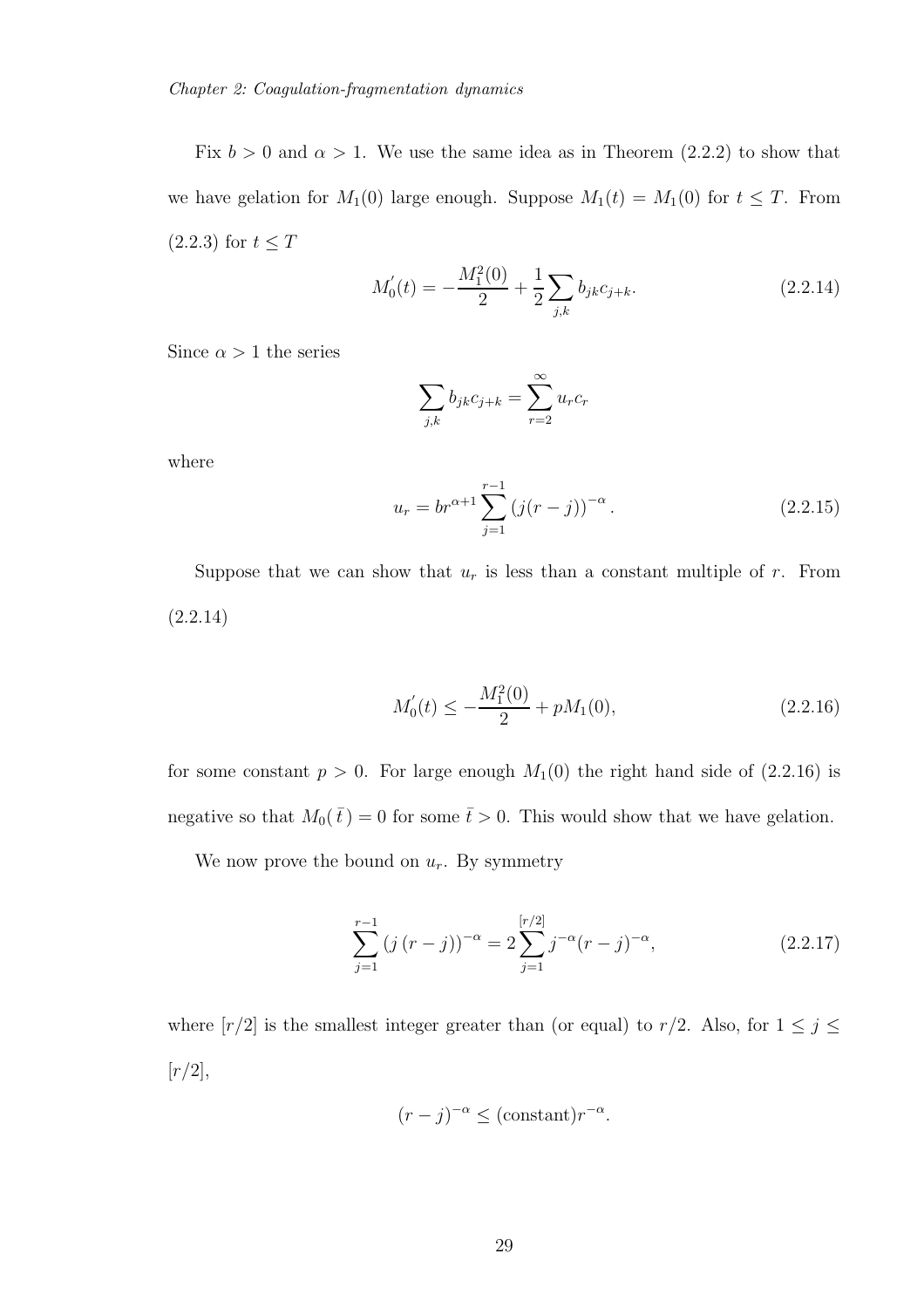Fix $b > 0$ and $\alpha > 1$. We use the same idea as in Theorem (2.2.2) to show that we have gelation for $M_1(0)$ large enough. Suppose $M_1(t) = M_1(0)$ for $t \leq T$. From (2.2.3) for $t \leq T$

$$M_0^{'}(t) = -\frac{M_1^2(0)}{2} + \frac{1}{2}\sum_{j,k} b_{jk}c_{j+k}. \tag{2.2.14}$$

Since $\alpha > 1$ the series

$$\sum_{j,k} b_{jk}c_{j+k} = \sum_{r=2}^{\infty} u_r c_r$$

where

$$u_r = br^{\alpha+1}\sum_{j=1}^{r-1}\left(j(r-j)\right)^{-\alpha}. \tag{2.2.15}$$

Suppose that we can show that $u_r$ is less than a constant multiple of $r$. From (2.2.14)

$$M_0^{'}(t) \leq -\frac{M_1^2(0)}{2} + pM_1(0), \tag{2.2.16}$$

for some constant $p > 0$. For large enough $M_1(0)$ the right hand side of (2.2.16) is negative so that $M_0(\bar{t}\,) = 0$ for some $\bar{t} > 0$. This would show that we have gelation.

We now prove the bound on $u_r$. By symmetry

$$\sum_{j=1}^{r-1}\left(j\,(r-j)\right)^{-\alpha} = 2\sum_{j=1}^{[r/2]} j^{-\alpha}(r-j)^{-\alpha}, \tag{2.2.17}$$

where $[r/2]$ is the smallest integer greater than (or equal) to $r/2$. Also, for $1 \leq j \leq [r/2]$,

$$(r-j)^{-\alpha} \leq (\text{constant})r^{-\alpha}.$$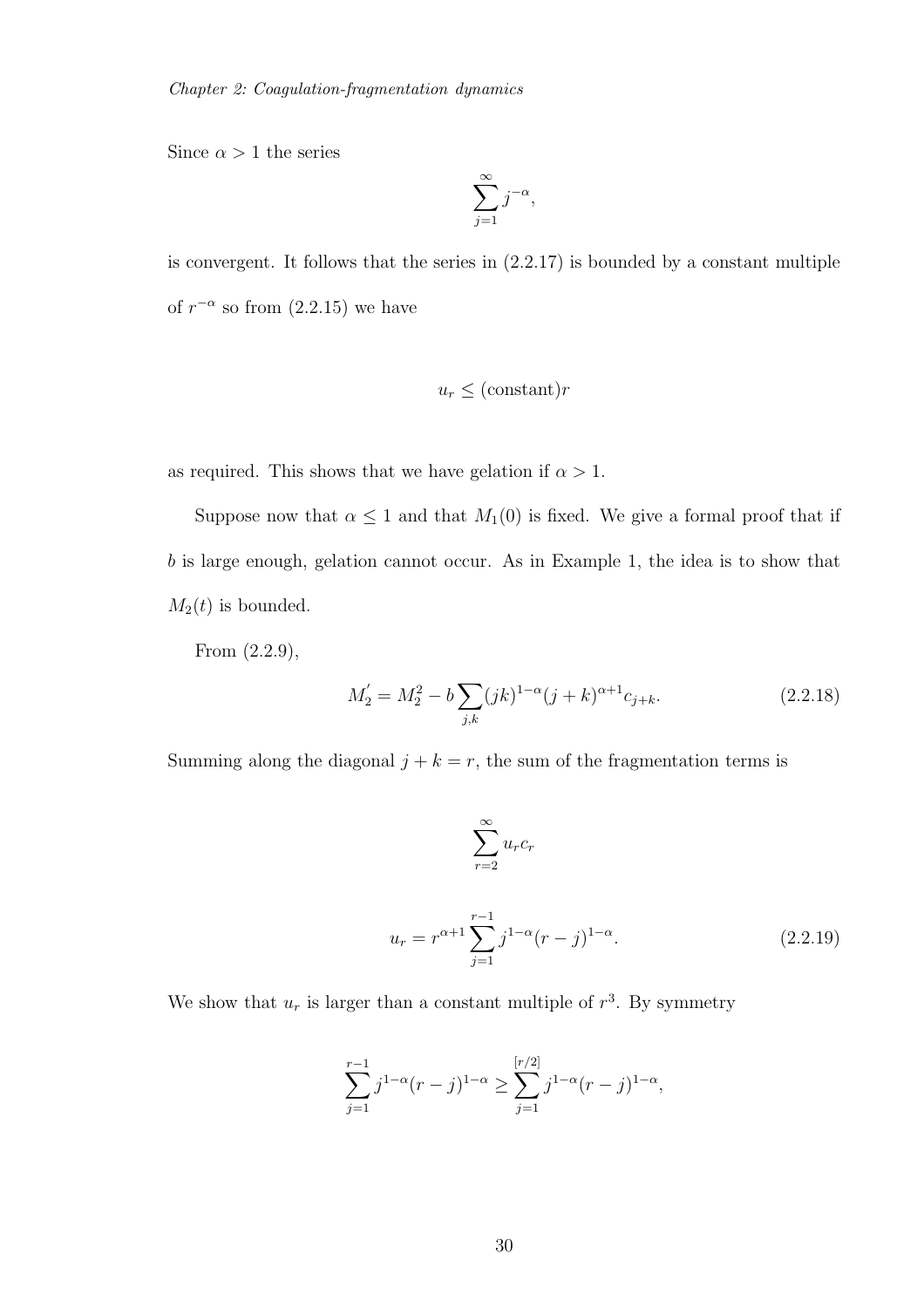Since $\alpha > 1$ the series

$$\sum_{j=1}^{\infty} j^{-\alpha},$$

is convergent. It follows that the series in (2.2.17) is bounded by a constant multiple of $r^{-\alpha}$ so from (2.2.15) we have

$$u_r \leq (\text{constant})r$$

as required. This shows that we have gelation if $\alpha > 1$.

Suppose now that $\alpha \leq 1$ and that $M_1(0)$ is fixed. We give a formal proof that if $b$ is large enough, gelation cannot occur. As in Example 1, the idea is to show that $M_2(t)$ is bounded.

From (2.2.9),

$$M_2^{'} = M_2^2 - b \sum_{j,k} (jk)^{1-\alpha}(j+k)^{\alpha+1} c_{j+k}. \tag{2.2.18}$$

Summing along the diagonal $j + k = r$, the sum of the fragmentation terms is

$$\sum_{r=2}^{\infty} u_r c_r$$

$$u_r = r^{\alpha+1} \sum_{j=1}^{r-1} j^{1-\alpha}(r-j)^{1-\alpha}. \tag{2.2.19}$$

We show that $u_r$ is larger than a constant multiple of $r^3$. By symmetry

$$\sum_{j=1}^{r-1} j^{1-\alpha}(r-j)^{1-\alpha} \geq \sum_{j=1}^{[r/2]} j^{1-\alpha}(r-j)^{1-\alpha},$$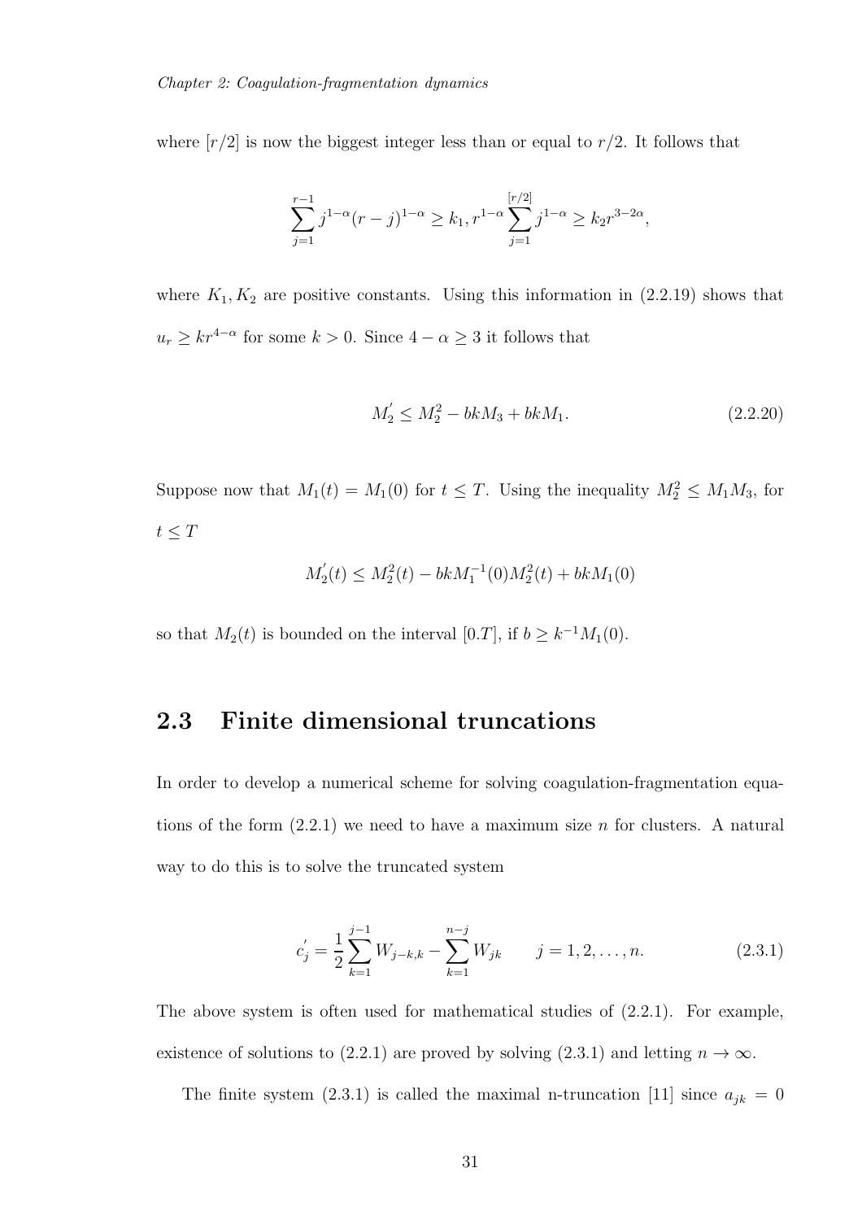where $[r/2]$ is now the biggest integer less than or equal to $r/2$. It follows that

$$\sum_{j=1}^{r-1} j^{1-\alpha}(r-j)^{1-\alpha} \geq k_1, r^{1-\alpha} \sum_{j=1}^{[r/2]} j^{1-\alpha} \geq k_2 r^{3-2\alpha},$$

where $K_1, K_2$ are positive constants. Using this information in (2.2.19) shows that $u_r \geq kr^{4-\alpha}$ for some $k > 0$. Since $4 - \alpha \geq 3$ it follows that

$$M_2^{'} \leq M_2^2 - bkM_3 + bkM_1. \tag{2.2.20}$$

Suppose now that $M_1(t) = M_1(0)$ for $t \leq T$. Using the inequality $M_2^2 \leq M_1 M_3$, for $t \leq T$

$$M_2^{'}(t) \leq M_2^2(t) - bkM_1^{-1}(0)M_2^2(t) + bkM_1(0)$$

so that $M_2(t)$ is bounded on the interval $[0.T]$, if $b \geq k^{-1}M_1(0)$.

## 2.3 Finite dimensional truncations

In order to develop a numerical scheme for solving coagulation-fragmentation equations of the form (2.2.1) we need to have a maximum size $n$ for clusters. A natural way to do this is to solve the truncated system

$$c_j^{'} = \frac{1}{2} \sum_{k=1}^{j-1} W_{j-k,k} - \sum_{k=1}^{n-j} W_{jk} \qquad j = 1, 2, \ldots, n. \tag{2.3.1}$$

The above system is often used for mathematical studies of (2.2.1). For example, existence of solutions to (2.2.1) are proved by solving (2.3.1) and letting $n \to \infty$.

The finite system (2.3.1) is called the maximal n-truncation [11] since $a_{jk} = 0$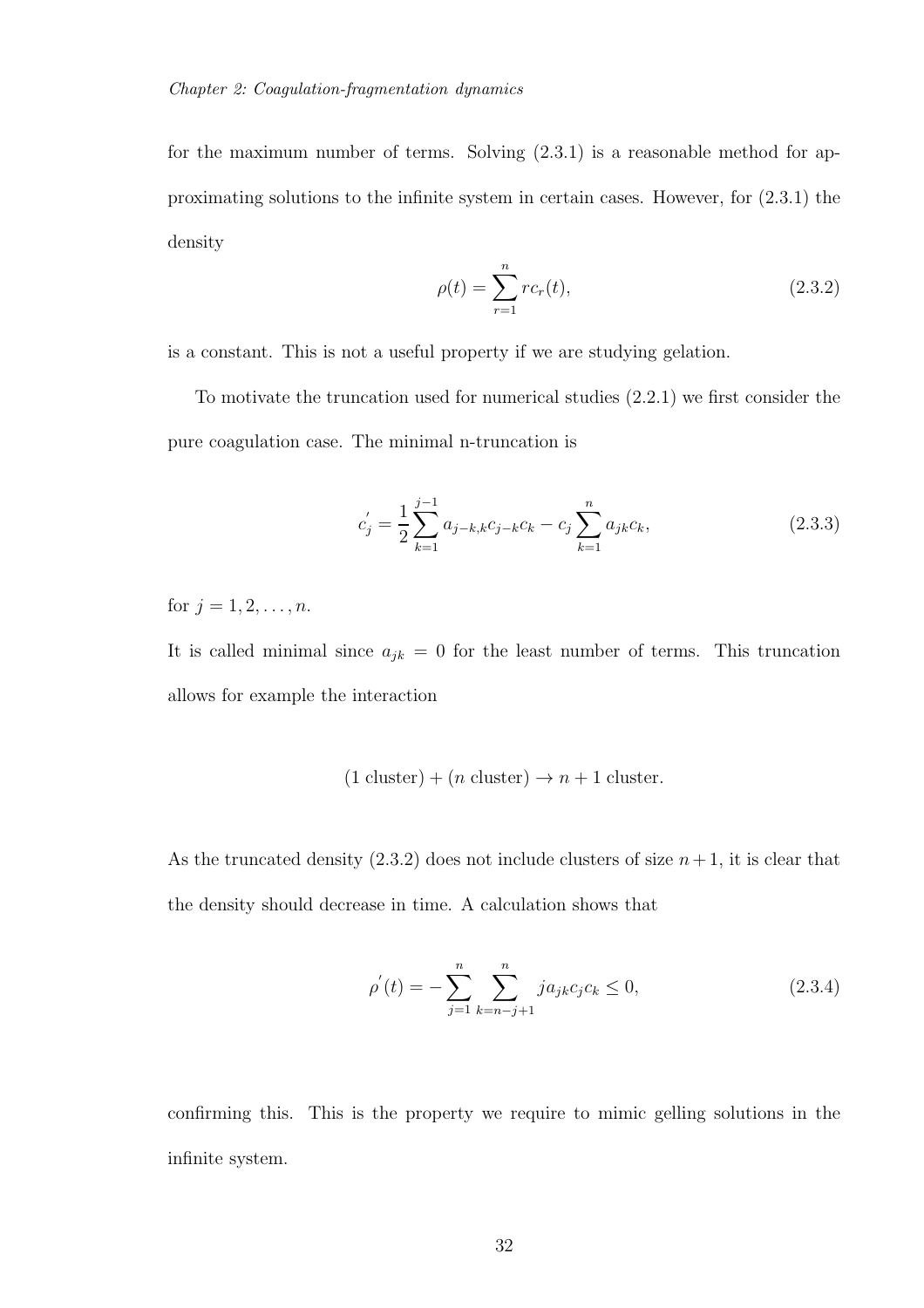for the maximum number of terms. Solving (2.3.1) is a reasonable method for approximating solutions to the infinite system in certain cases. However, for (2.3.1) the density

$$\rho(t) = \sum_{r=1}^{n} r c_r(t), \tag{2.3.2}$$

is a constant. This is not a useful property if we are studying gelation.

To motivate the truncation used for numerical studies (2.2.1) we first consider the pure coagulation case. The minimal n-truncation is

$$c_j^{'} = \frac{1}{2}\sum_{k=1}^{j-1} a_{j-k,k} c_{j-k} c_k - c_j \sum_{k=1}^{n} a_{jk} c_k, \tag{2.3.3}$$

for $j = 1, 2, \ldots, n$.

It is called minimal since $a_{jk} = 0$ for the least number of terms. This truncation allows for example the interaction

$$(1 \text{ cluster}) + (n \text{ cluster}) \to n + 1 \text{ cluster}.$$

As the truncated density (2.3.2) does not include clusters of size $n+1$, it is clear that the density should decrease in time. A calculation shows that

$$\rho^{'}(t) = -\sum_{j=1}^{n} \sum_{k=n-j+1}^{n} j a_{jk} c_j c_k \leq 0, \tag{2.3.4}$$

confirming this. This is the property we require to mimic gelling solutions in the infinite system.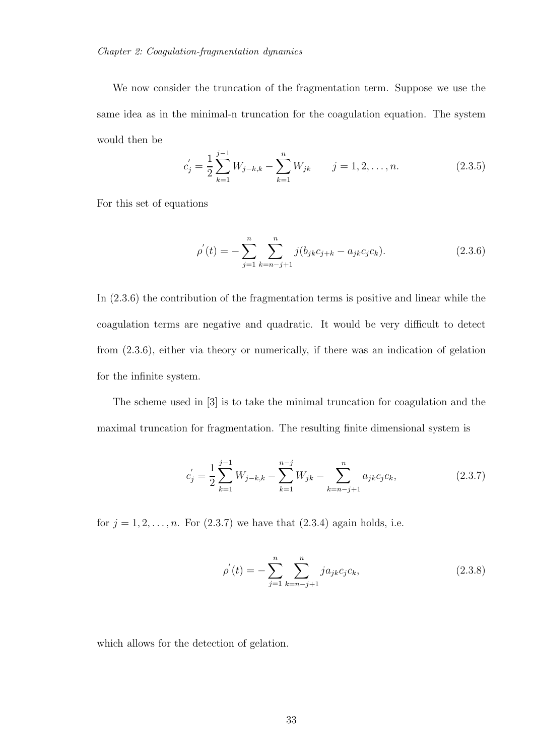We now consider the truncation of the fragmentation term. Suppose we use the same idea as in the minimal-n truncation for the coagulation equation. The system would then be

$$c_j^{'} = \frac{1}{2}\sum_{k=1}^{j-1} W_{j-k,k} - \sum_{k=1}^{n} W_{jk} \qquad j = 1, 2, \ldots, n. \tag{2.3.5}$$

For this set of equations

$$\rho^{'}(t) = -\sum_{j=1}^{n}\sum_{k=n-j+1}^{n} j(b_{jk}c_{j+k} - a_{jk}c_jc_k). \tag{2.3.6}$$

In (2.3.6) the contribution of the fragmentation terms is positive and linear while the coagulation terms are negative and quadratic. It would be very difficult to detect from (2.3.6), either via theory or numerically, if there was an indication of gelation for the infinite system.

The scheme used in [3] is to take the minimal truncation for coagulation and the maximal truncation for fragmentation. The resulting finite dimensional system is

$$c_j^{'} = \frac{1}{2}\sum_{k=1}^{j-1} W_{j-k,k} - \sum_{k=1}^{n-j} W_{jk} - \sum_{k=n-j+1}^{n} a_{jk}c_jc_k, \tag{2.3.7}$$

for $j = 1, 2, \ldots, n$. For (2.3.7) we have that (2.3.4) again holds, i.e.

$$\rho^{'}(t) = -\sum_{j=1}^{n}\sum_{k=n-j+1}^{n} ja_{jk}c_jc_k, \tag{2.3.8}$$

which allows for the detection of gelation.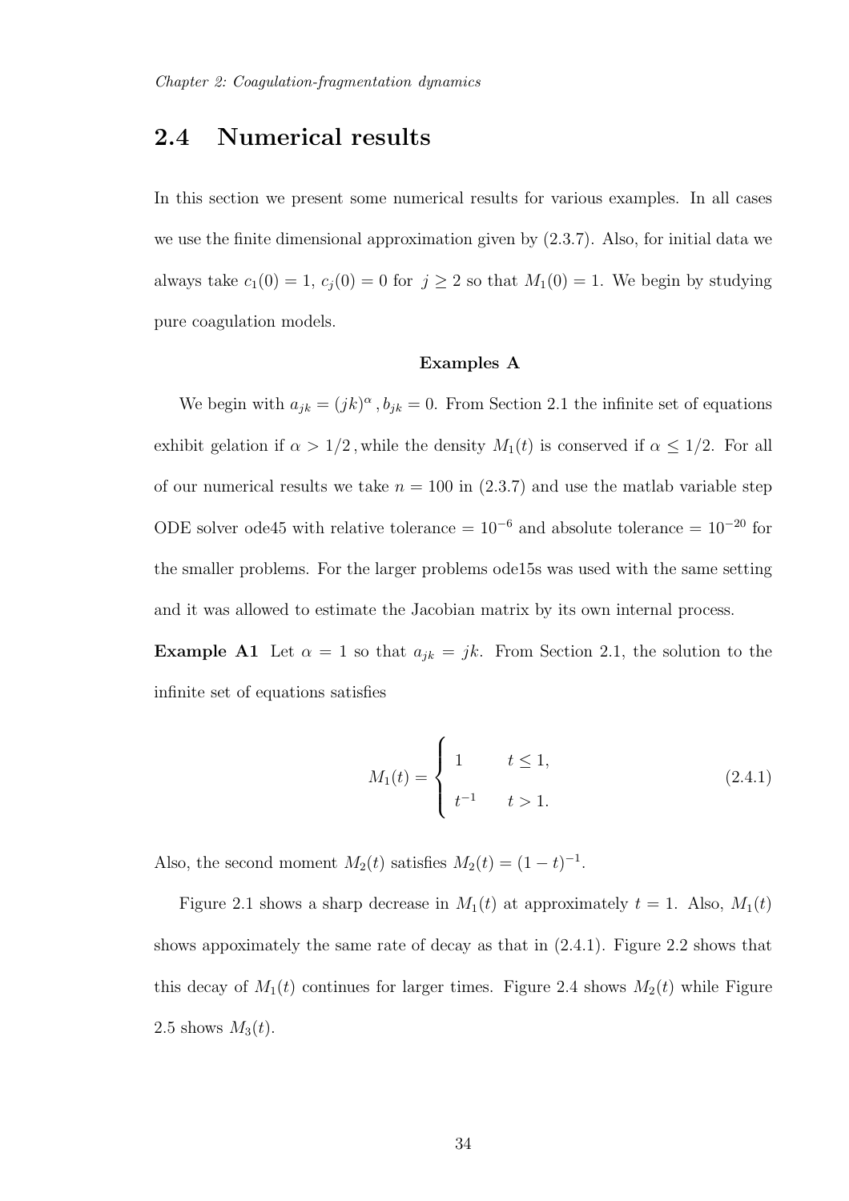## 2.4 Numerical results

In this section we present some numerical results for various examples. In all cases we use the finite dimensional approximation given by (2.3.7). Also, for initial data we always take $c_1(0) = 1$, $c_j(0) = 0$ for $j \geq 2$ so that $M_1(0) = 1$. We begin by studying pure coagulation models.

**Examples A**

We begin with $a_{jk} = (jk)^{\alpha}$, $b_{jk} = 0$. From Section 2.1 the infinite set of equations exhibit gelation if $\alpha > 1/2$, while the density $M_1(t)$ is conserved if $\alpha \leq 1/2$. For all of our numerical results we take $n = 100$ in (2.3.7) and use the matlab variable step ODE solver ode45 with relative tolerance $= 10^{-6}$ and absolute tolerance $= 10^{-20}$ for the smaller problems. For the larger problems ode15s was used with the same setting and it was allowed to estimate the Jacobian matrix by its own internal process.

**Example A1** Let $\alpha = 1$ so that $a_{jk} = jk$. From Section 2.1, the solution to the infinite set of equations satisfies

$$M_1(t) = \begin{cases} 1 & t \leq 1, \\ t^{-1} & t > 1. \end{cases} \tag{2.4.1}$$

Also, the second moment $M_2(t)$ satisfies $M_2(t) = (1-t)^{-1}$.

Figure 2.1 shows a sharp decrease in $M_1(t)$ at approximately $t = 1$. Also, $M_1(t)$ shows appoximately the same rate of decay as that in (2.4.1). Figure 2.2 shows that this decay of $M_1(t)$ continues for larger times. Figure 2.4 shows $M_2(t)$ while Figure 2.5 shows $M_3(t)$.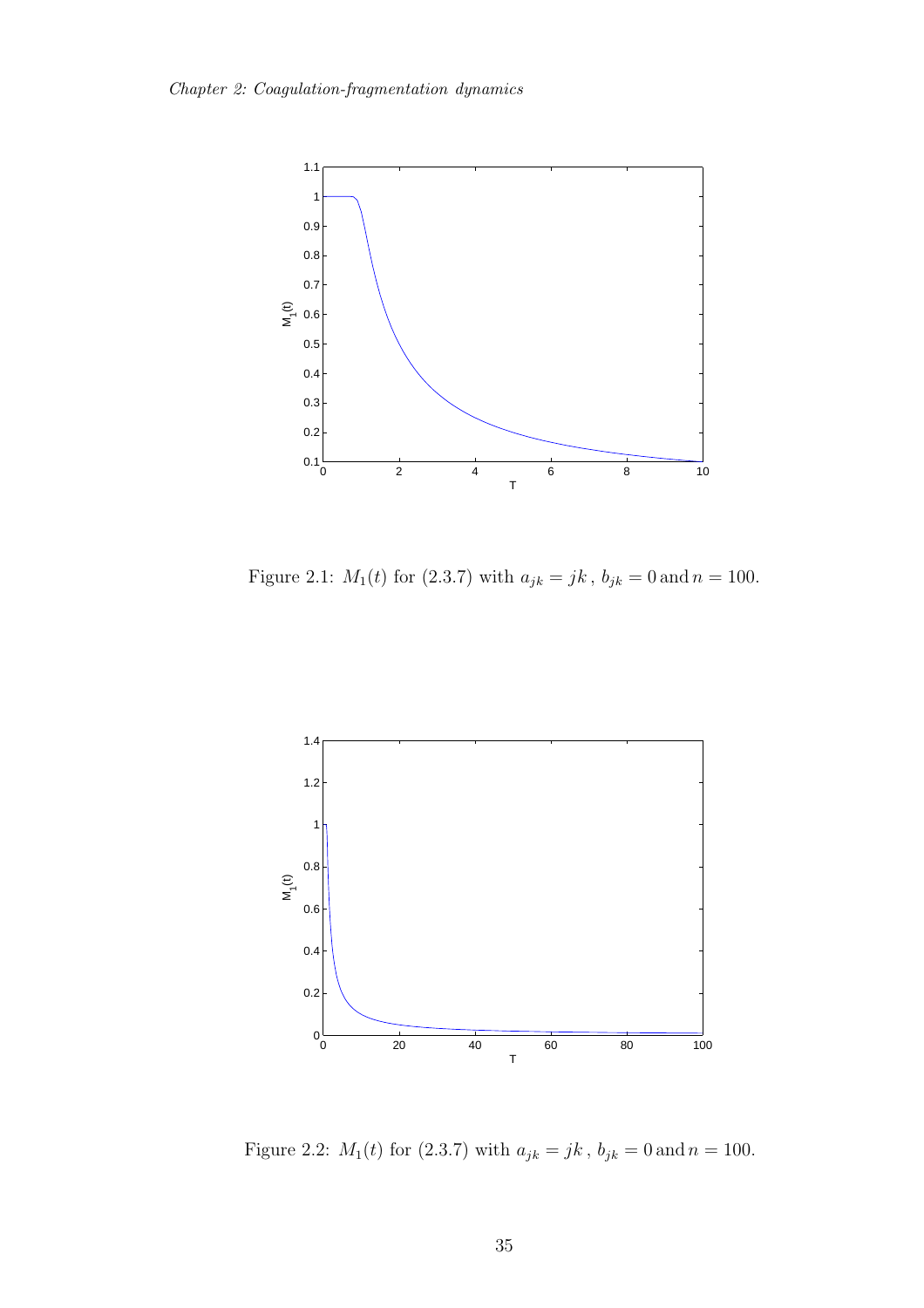Figure 2.1: $M_1(t)$ for (2.3.7) with $a_{jk} = jk$, $b_{jk} = 0$ and $n = 100$.

Figure 2.2: $M_1(t)$ for (2.3.7) with $a_{jk} = jk$, $b_{jk} = 0$ and $n = 100$.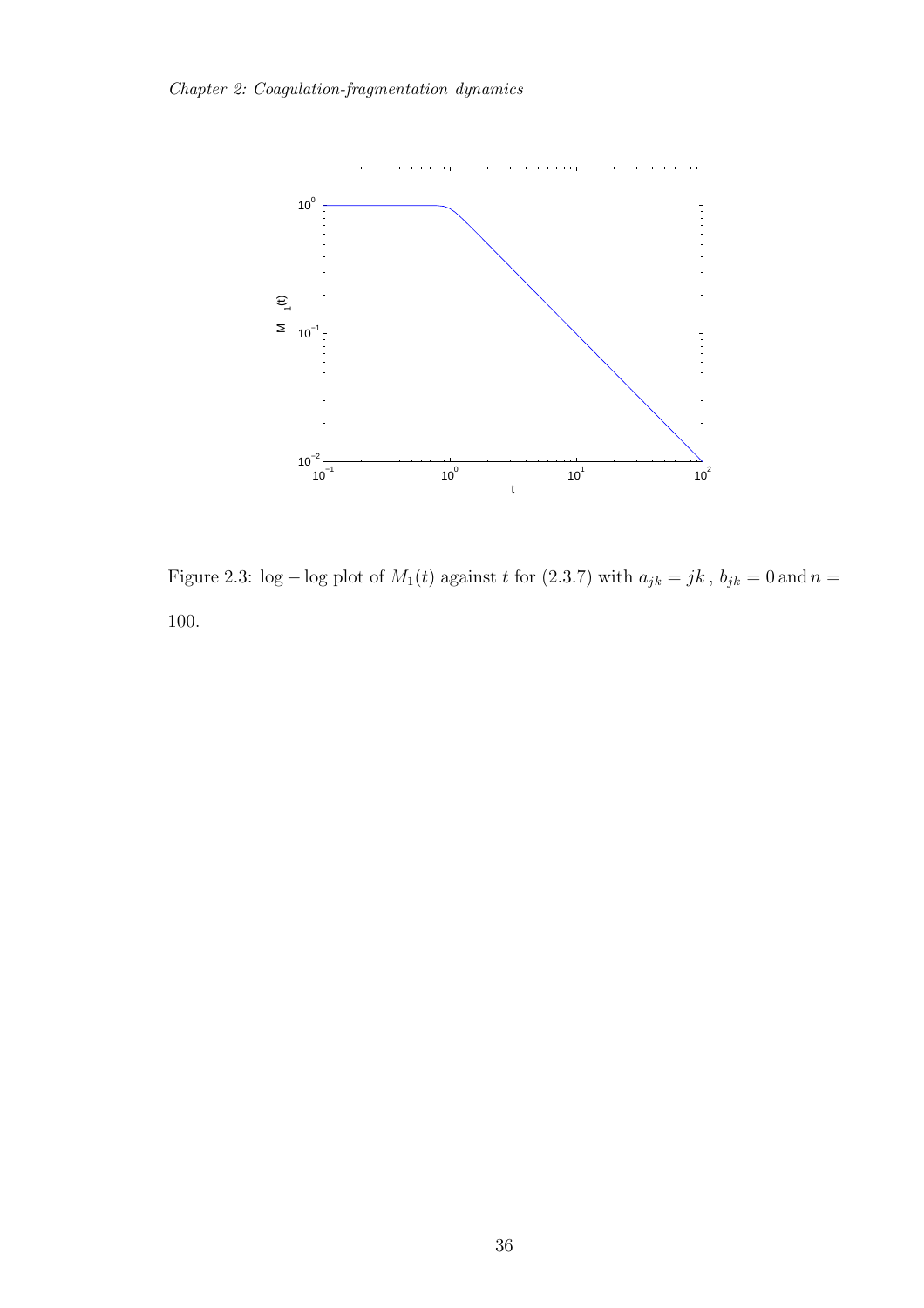Figure 2.3: $\log-\log$ plot of $M_1(t)$ against $t$ for (2.3.7) with $a_{jk} = jk$ , $b_{jk} = 0$ and $n = 100$.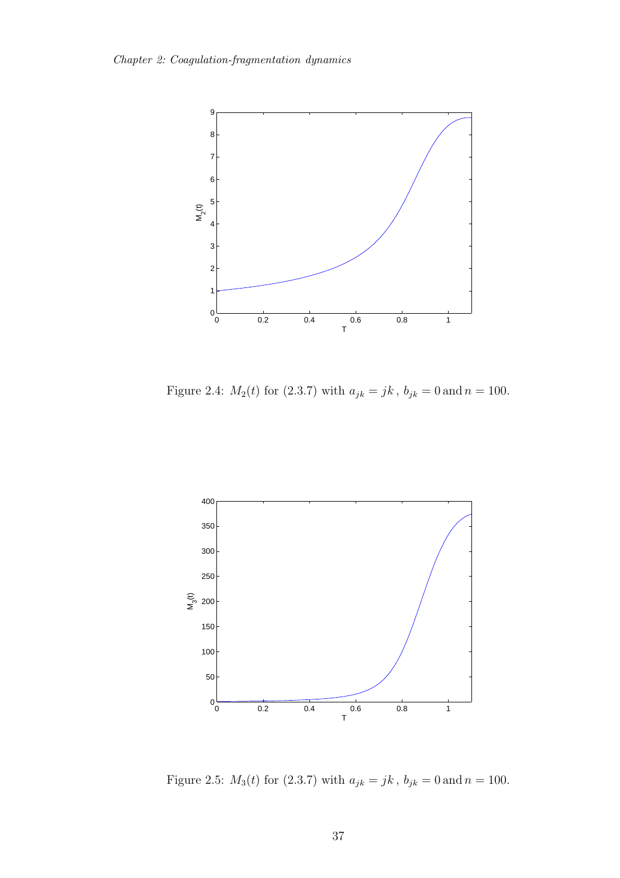Figure 2.4: $M_2(t)$ for (2.3.7) with $a_{jk} = jk$, $b_{jk} = 0$ and $n = 100$.

Figure 2.5: $M_3(t)$ for (2.3.7) with $a_{jk} = jk$, $b_{jk} = 0$ and $n = 100$.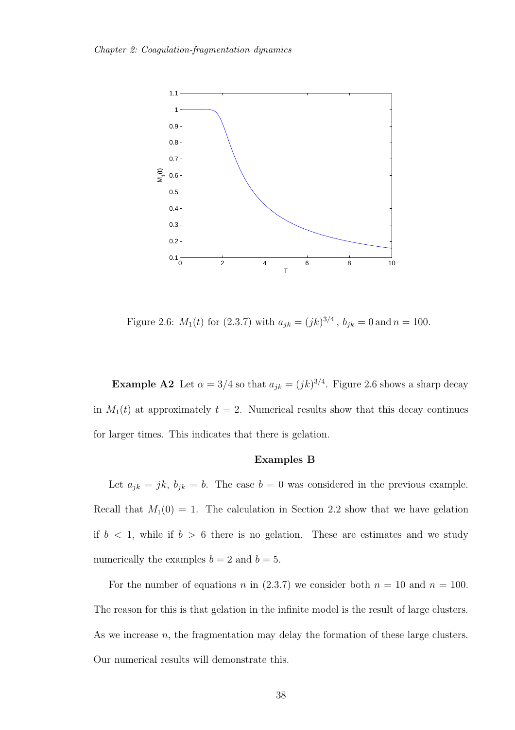Figure 2.6: $M_1(t)$ for (2.3.7) with $a_{jk} = (jk)^{3/4}$, $b_{jk} = 0$ and $n = 100$.

**Example A2** Let $\alpha = 3/4$ so that $a_{jk} = (jk)^{3/4}$. Figure 2.6 shows a sharp decay in $M_1(t)$ at approximately $t = 2$. Numerical results show that this decay continues for larger times. This indicates that there is gelation.

**Examples B**

Let $a_{jk} = jk$, $b_{jk} = b$. The case $b = 0$ was considered in the previous example. Recall that $M_1(0) = 1$. The calculation in Section 2.2 show that we have gelation if $b < 1$, while if $b > 6$ there is no gelation. These are estimates and we study numerically the examples $b = 2$ and $b = 5$.

For the number of equations $n$ in (2.3.7) we consider both $n = 10$ and $n = 100$. The reason for this is that gelation in the infinite model is the result of large clusters. As we increase $n$, the fragmentation may delay the formation of these large clusters. Our numerical results will demonstrate this.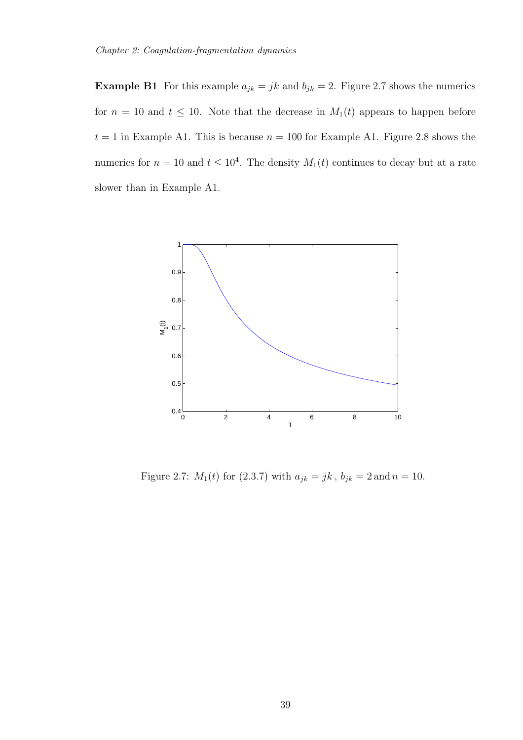**Example B1** For this example $a_{jk} = jk$ and $b_{jk} = 2$. Figure 2.7 shows the numerics for $n = 10$ and $t \leq 10$. Note that the decrease in $M_1(t)$ appears to happen before $t = 1$ in Example A1. This is because $n = 100$ for Example A1. Figure 2.8 shows the numerics for $n = 10$ and $t \leq 10^4$. The density $M_1(t)$ continues to decay but at a rate slower than in Example A1.

Figure 2.7: $M_1(t)$ for (2.3.7) with $a_{jk} = jk$, $b_{jk} = 2$ and $n = 10$.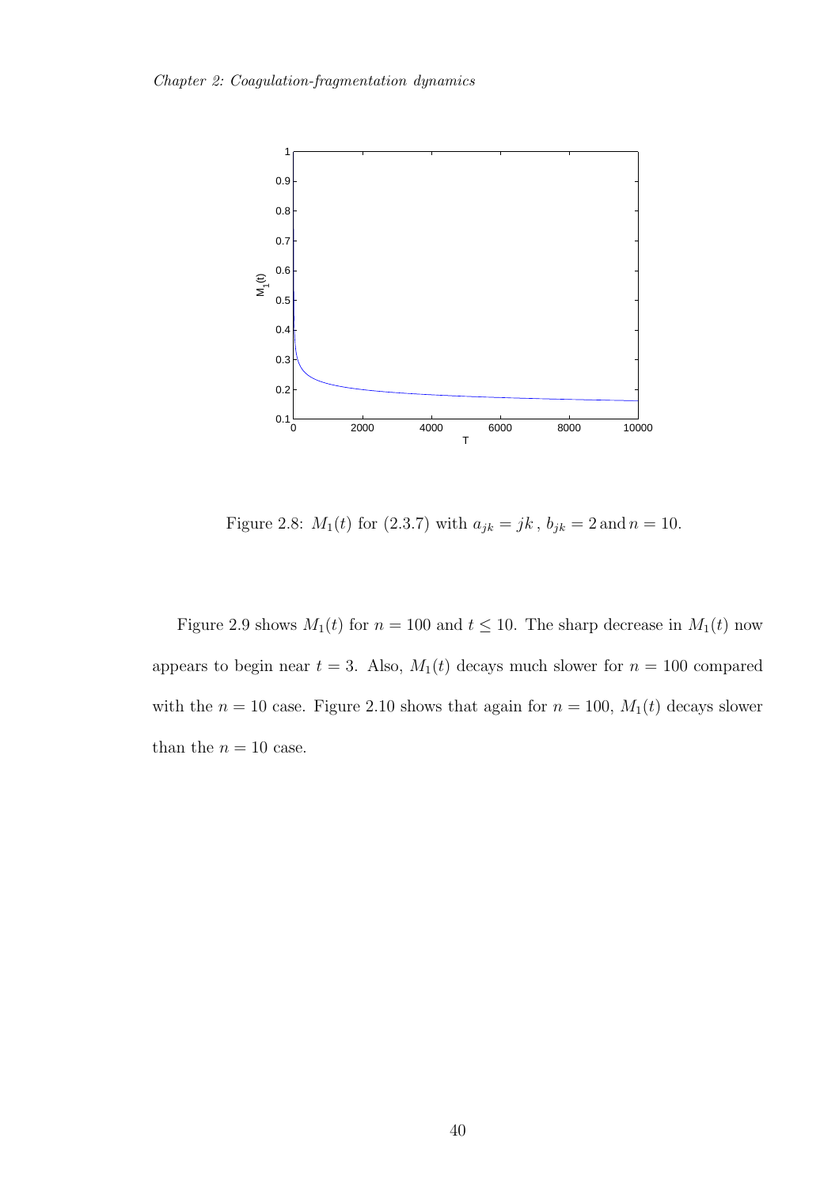Figure 2.8: $M_1(t)$ for (2.3.7) with $a_{jk} = jk$, $b_{jk} = 2$ and $n = 10$.

Figure 2.9 shows $M_1(t)$ for $n = 100$ and $t \leq 10$. The sharp decrease in $M_1(t)$ now appears to begin near $t = 3$. Also, $M_1(t)$ decays much slower for $n = 100$ compared with the $n = 10$ case. Figure 2.10 shows that again for $n = 100$, $M_1(t)$ decays slower than the $n = 10$ case.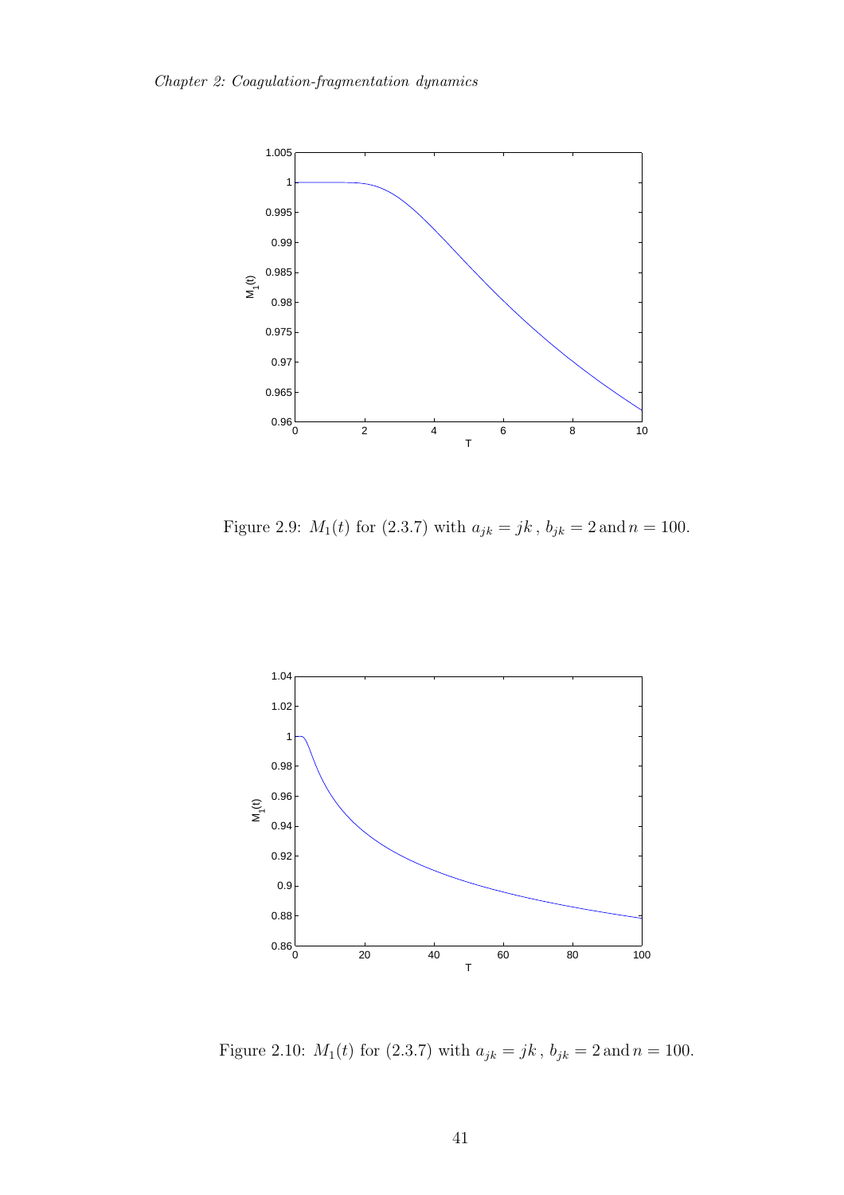Figure 2.9: $M_1(t)$ for (2.3.7) with $a_{jk} = jk$ , $b_{jk} = 2$ and $n = 100$.

Figure 2.10: $M_1(t)$ for (2.3.7) with $a_{jk} = jk$ , $b_{jk} = 2$ and $n = 100$.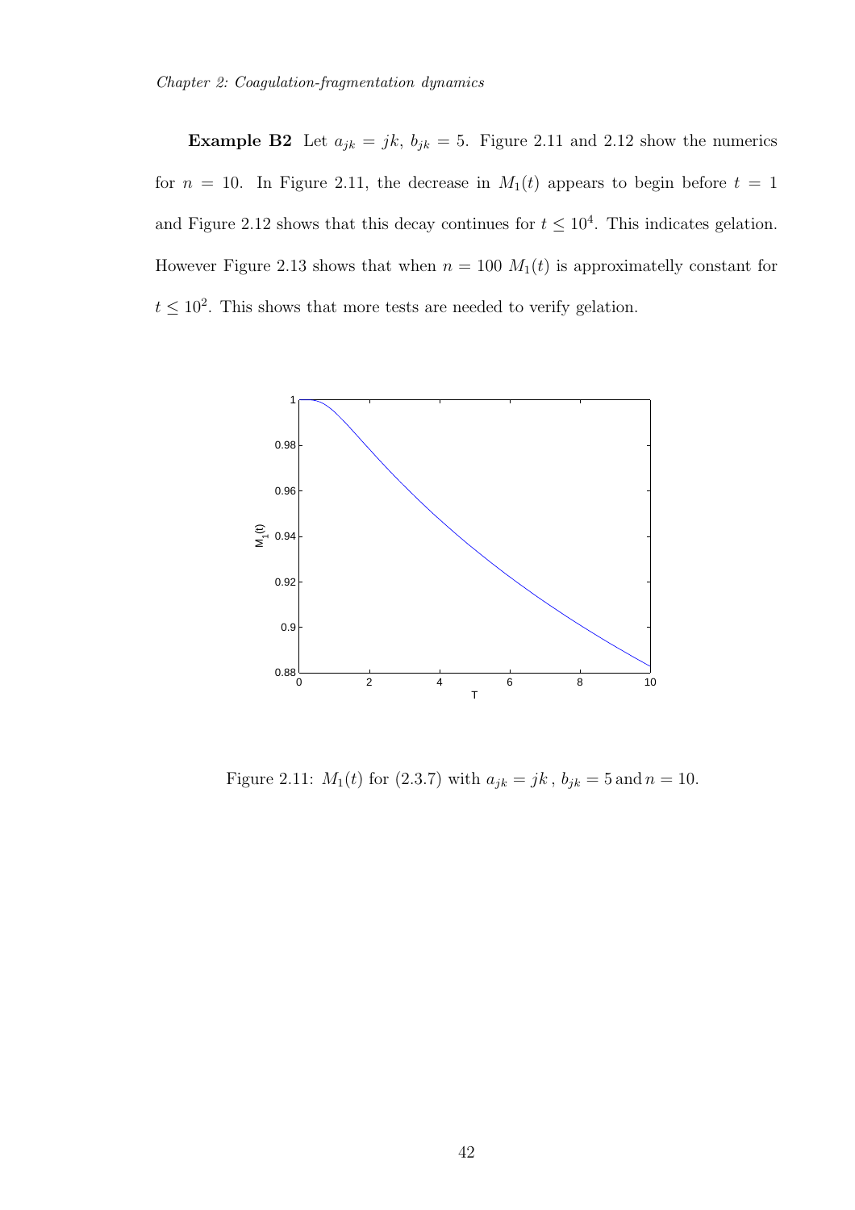**Example B2** Let $a_{jk} = jk$, $b_{jk} = 5$. Figure 2.11 and 2.12 show the numerics for $n = 10$. In Figure 2.11, the decrease in $M_1(t)$ appears to begin before $t = 1$ and Figure 2.12 shows that this decay continues for $t \leq 10^4$. This indicates gelation. However Figure 2.13 shows that when $n = 100$ $M_1(t)$ is approximatelly constant for $t \leq 10^2$. This shows that more tests are needed to verify gelation.

Figure 2.11: $M_1(t)$ for (2.3.7) with $a_{jk} = jk\,,\, b_{jk} = 5\,\text{and}\, n = 10$.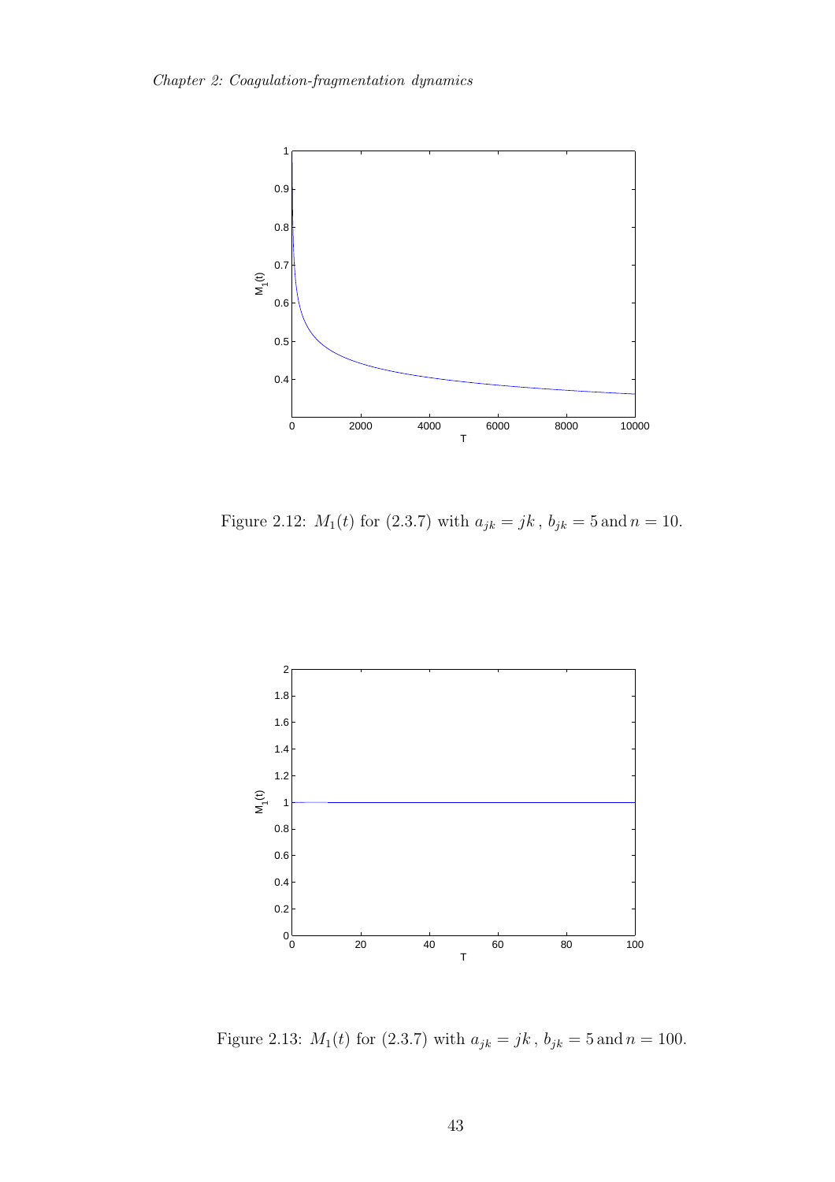Figure 2.12: $M_1(t)$ for (2.3.7) with $a_{jk} = jk$ , $b_{jk} = 5$ and $n = 10$.

Figure 2.13: $M_1(t)$ for (2.3.7) with $a_{jk} = jk$ , $b_{jk} = 5$ and $n = 100$.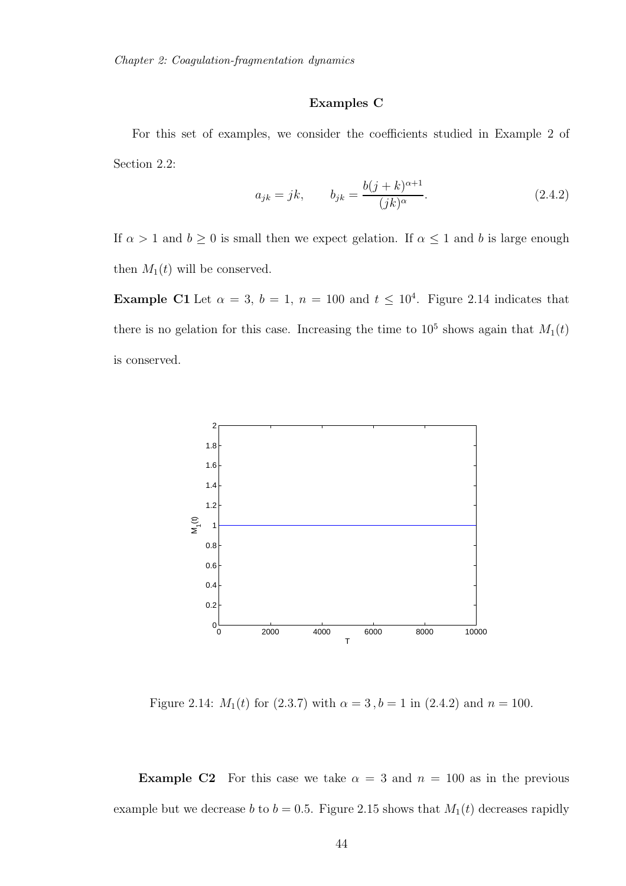**Examples C**

For this set of examples, we consider the coefficients studied in Example 2 of Section 2.2:

$$a_{jk} = jk, \qquad b_{jk} = \frac{b(j+k)^{\alpha+1}}{(jk)^{\alpha}}. \tag{2.4.2}$$

If $\alpha > 1$ and $b \geq 0$ is small then we expect gelation. If $\alpha \leq 1$ and $b$ is large enough then $M_1(t)$ will be conserved.

**Example C1** Let $\alpha = 3$, $b = 1$, $n = 100$ and $t \leq 10^4$. Figure 2.14 indicates that there is no gelation for this case. Increasing the time to $10^5$ shows again that $M_1(t)$ is conserved.

Figure 2.14: $M_1(t)$ for (2.3.7) with $\alpha = 3\,, b = 1$ in (2.4.2) and $n = 100$.

**Example C2** For this case we take $\alpha = 3$ and $n = 100$ as in the previous example but we decrease $b$ to $b = 0.5$. Figure 2.15 shows that $M_1(t)$ decreases rapidly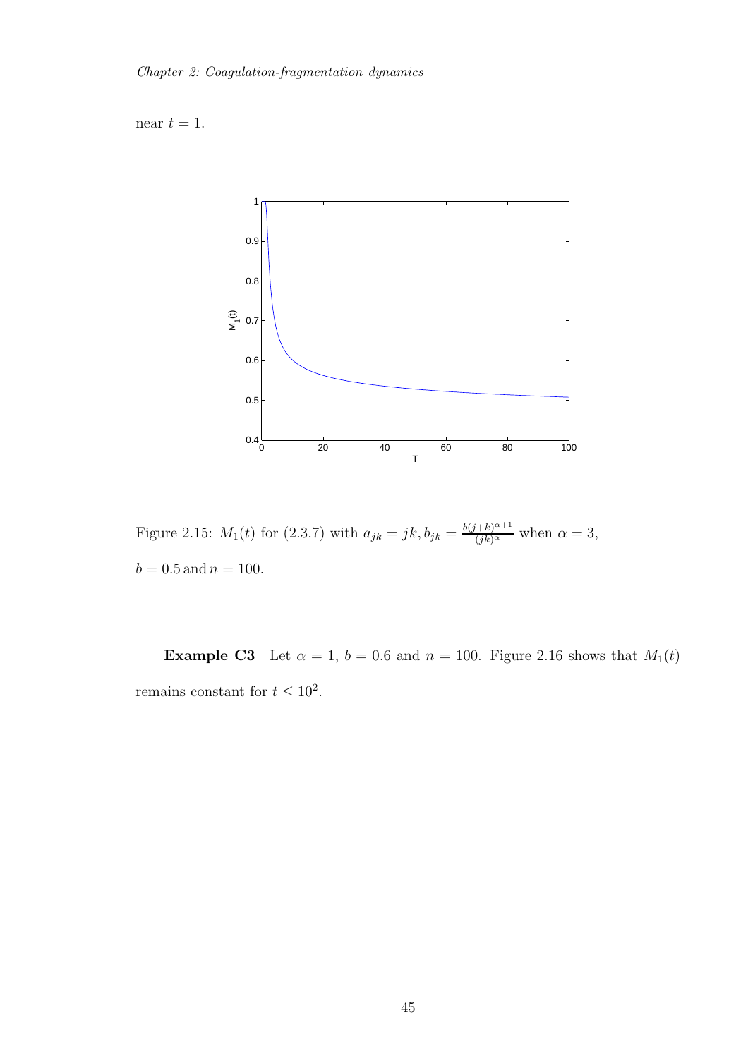near $t = 1$.

Figure 2.15: $M_1(t)$ for (2.3.7) with $a_{jk} = jk, b_{jk} = \frac{b(j+k)^{\alpha+1}}{(jk)^{\alpha}}$ when $\alpha = 3$, $b = 0.5\,\text{and}\,n = 100$.

**Example C3** Let $\alpha = 1$, $b = 0.6$ and $n = 100$. Figure 2.16 shows that $M_1(t)$ remains constant for $t \leq 10^2$.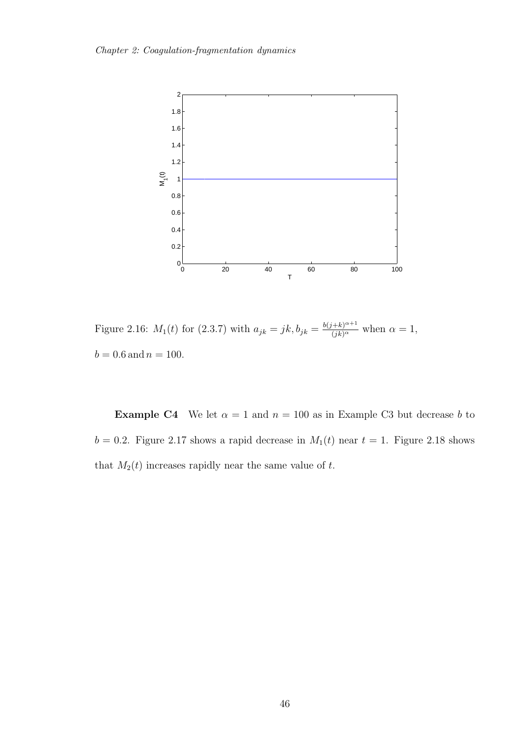Figure 2.16: $M_1(t)$ for (2.3.7) with $a_{jk} = jk, b_{jk} = \frac{b(j+k)^{\alpha+1}}{(jk)^\alpha}$ when $\alpha = 1$, $b = 0.6$ and $n = 100$.

**Example C4** We let $\alpha = 1$ and $n = 100$ as in Example C3 but decrease $b$ to $b = 0.2$. Figure 2.17 shows a rapid decrease in $M_1(t)$ near $t = 1$. Figure 2.18 shows that $M_2(t)$ increases rapidly near the same value of $t$.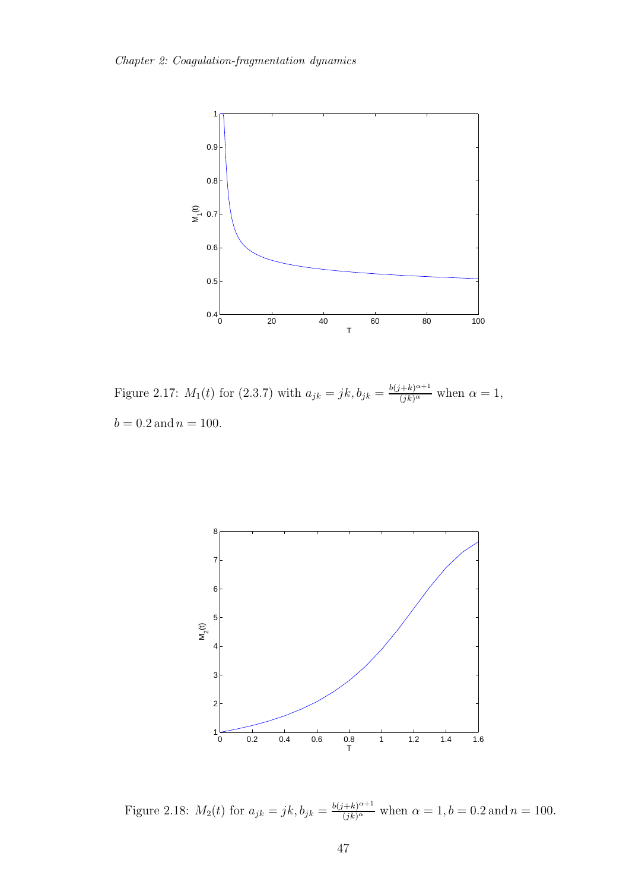Figure 2.17: $M_1(t)$ for (2.3.7) with $a_{jk} = jk, b_{jk} = \frac{b(j+k)^{\alpha+1}}{(jk)^{\alpha}}$ when $\alpha = 1$, $b = 0.2\,\text{and}\,n = 100$.

Figure 2.18: $M_2(t)$ for $a_{jk} = jk, b_{jk} = \frac{b(j+k)^{\alpha+1}}{(jk)^{\alpha}}$ when $\alpha = 1, b = 0.2\,\text{and}\,n = 100$.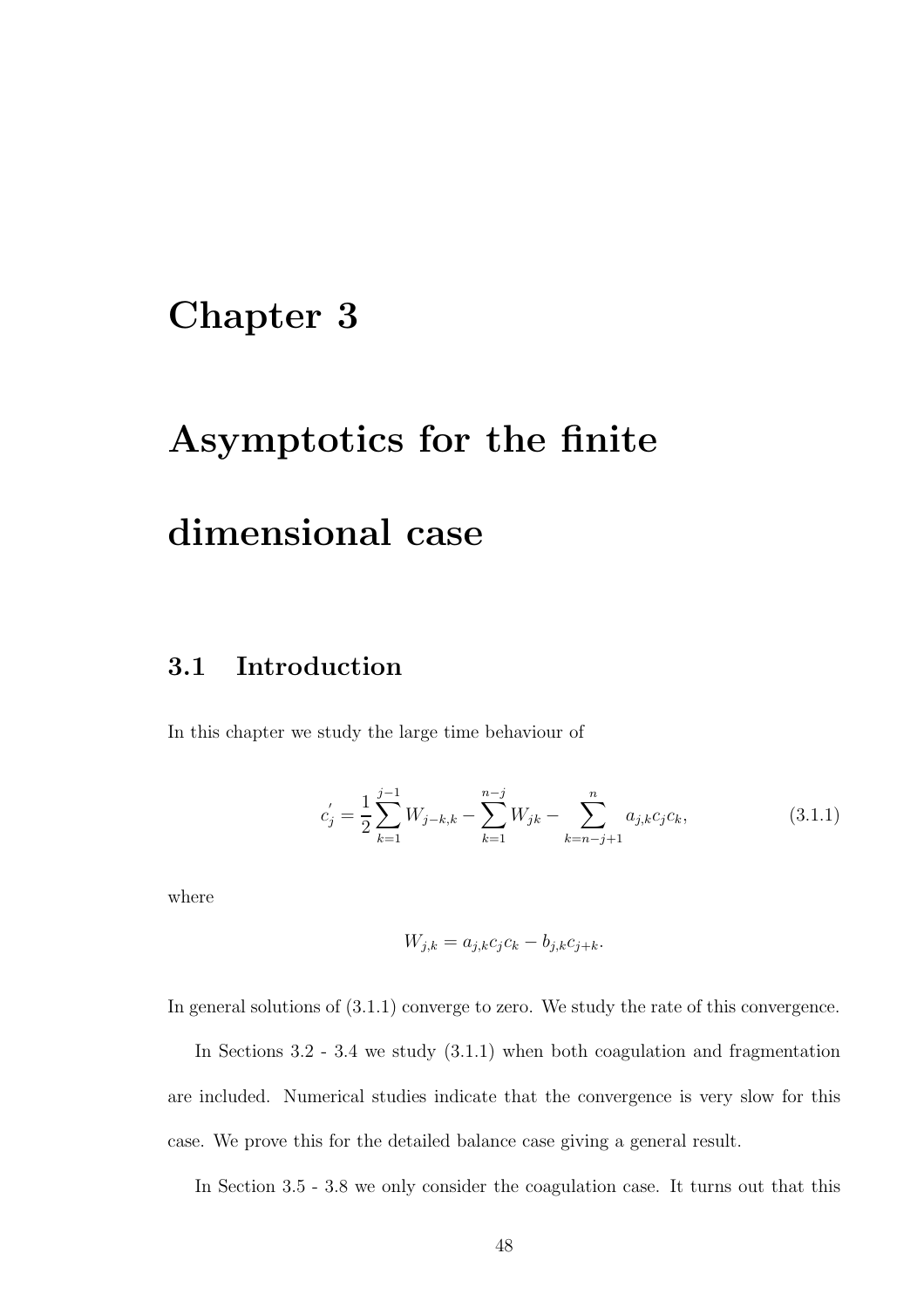# Chapter 3

# Asymptotics for the finite dimensional case

## 3.1 Introduction

In this chapter we study the large time behaviour of

$$c_j^{'} = \frac{1}{2}\sum_{k=1}^{j-1} W_{j-k,k} - \sum_{k=1}^{n-j} W_{jk} - \sum_{k=n-j+1}^{n} a_{j,k}c_j c_k, \tag{3.1.1}$$

where

$$W_{j,k} = a_{j,k}c_j c_k - b_{j,k}c_{j+k}.$$

In general solutions of (3.1.1) converge to zero. We study the rate of this convergence.

In Sections 3.2 - 3.4 we study (3.1.1) when both coagulation and fragmentation are included. Numerical studies indicate that the convergence is very slow for this case. We prove this for the detailed balance case giving a general result.

In Section 3.5 - 3.8 we only consider the coagulation case. It turns out that this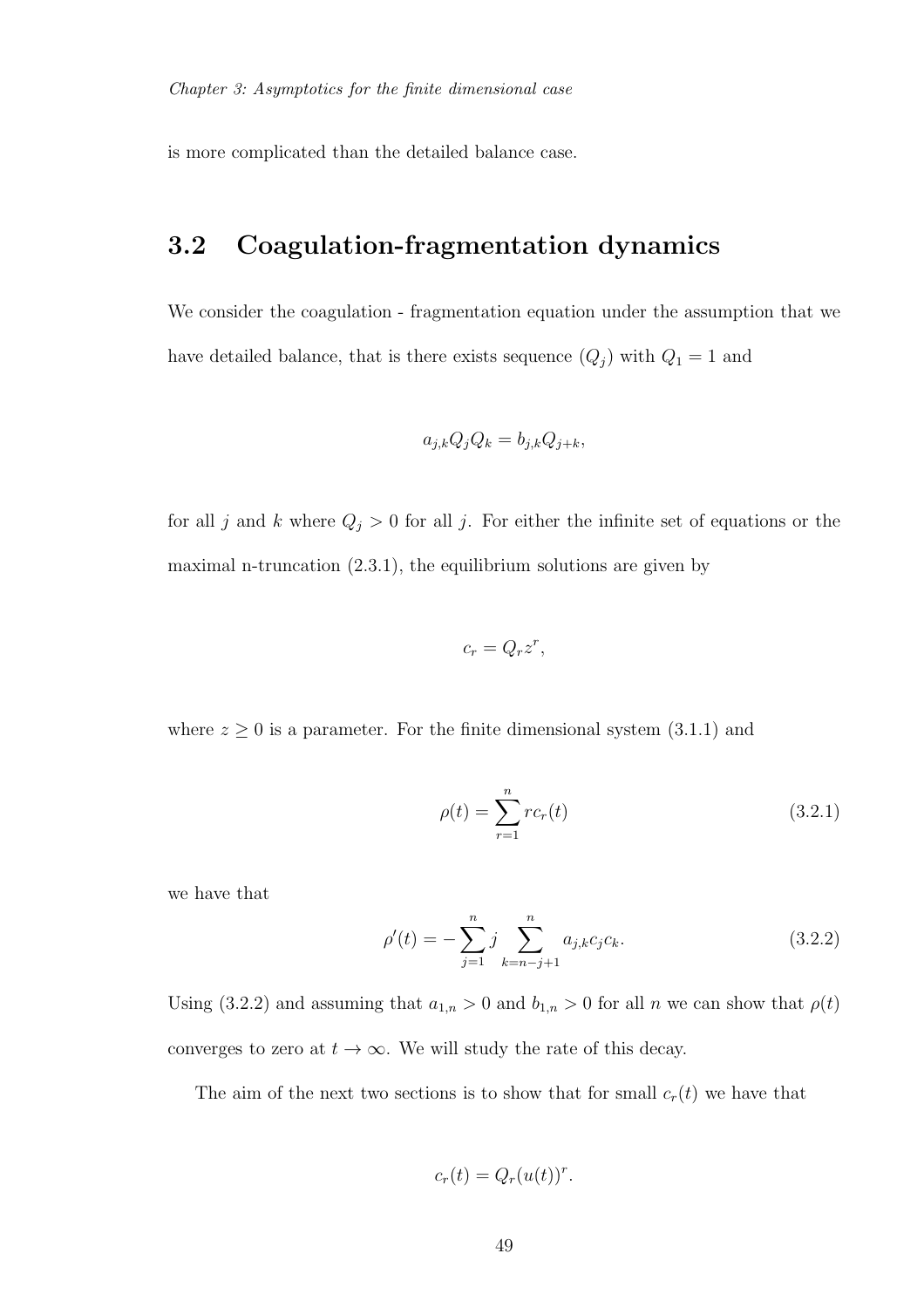is more complicated than the detailed balance case.

## 3.2 Coagulation-fragmentation dynamics

We consider the coagulation - fragmentation equation under the assumption that we have detailed balance, that is there exists sequence $(Q_j)$ with $Q_1 = 1$ and

$$a_{j,k}Q_jQ_k = b_{j,k}Q_{j+k},$$

for all $j$ and $k$ where $Q_j > 0$ for all $j$. For either the infinite set of equations or the maximal n-truncation (2.3.1), the equilibrium solutions are given by

$$c_r = Q_r z^r,$$

where $z \geq 0$ is a parameter. For the finite dimensional system (3.1.1) and

$$\rho(t) = \sum_{r=1}^{n} r c_r(t) \tag{3.2.1}$$

we have that

$$\rho'(t) = -\sum_{j=1}^{n} j \sum_{k=n-j+1}^{n} a_{j,k}c_jc_k. \tag{3.2.2}$$

Using (3.2.2) and assuming that $a_{1,n} > 0$ and $b_{1,n} > 0$ for all $n$ we can show that $\rho(t)$ converges to zero at $t \to \infty$. We will study the rate of this decay.

The aim of the next two sections is to show that for small $c_r(t)$ we have that

$$c_r(t) = Q_r(u(t))^r.$$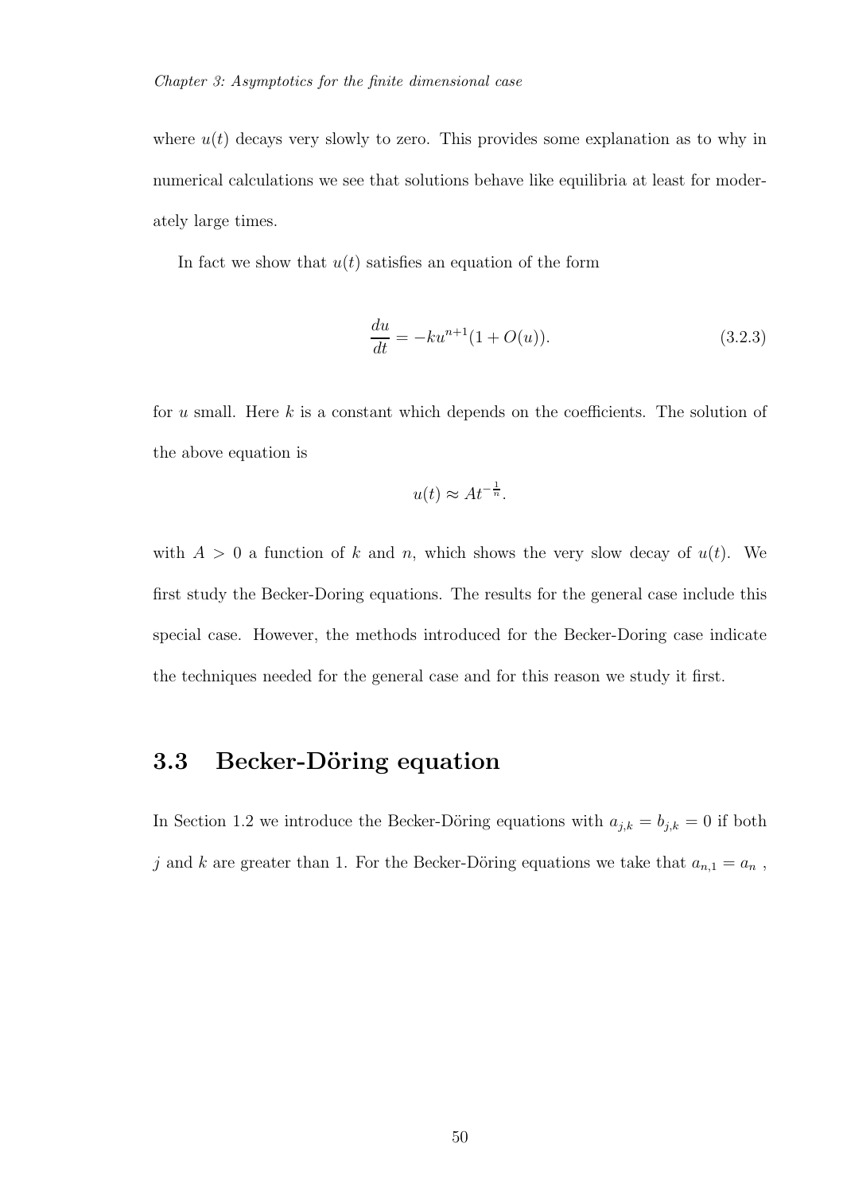where $u(t)$ decays very slowly to zero. This provides some explanation as to why in numerical calculations we see that solutions behave like equilibria at least for moderately large times.

In fact we show that $u(t)$ satisfies an equation of the form

$$\frac{du}{dt} = -ku^{n+1}(1 + O(u)). \tag{3.2.3}$$

for $u$ small. Here $k$ is a constant which depends on the coefficients. The solution of the above equation is

$$u(t) \approx At^{-\frac{1}{n}}.$$

with $A > 0$ a function of $k$ and $n$, which shows the very slow decay of $u(t)$. We first study the Becker-Doring equations. The results for the general case include this special case. However, the methods introduced for the Becker-Doring case indicate the techniques needed for the general case and for this reason we study it first.

## 3.3 Becker-Döring equation

In Section 1.2 we introduce the Becker-Döring equations with $a_{j,k} = b_{j,k} = 0$ if both $j$ and $k$ are greater than 1. For the Becker-Döring equations we take that $a_{n,1} = a_n$ ,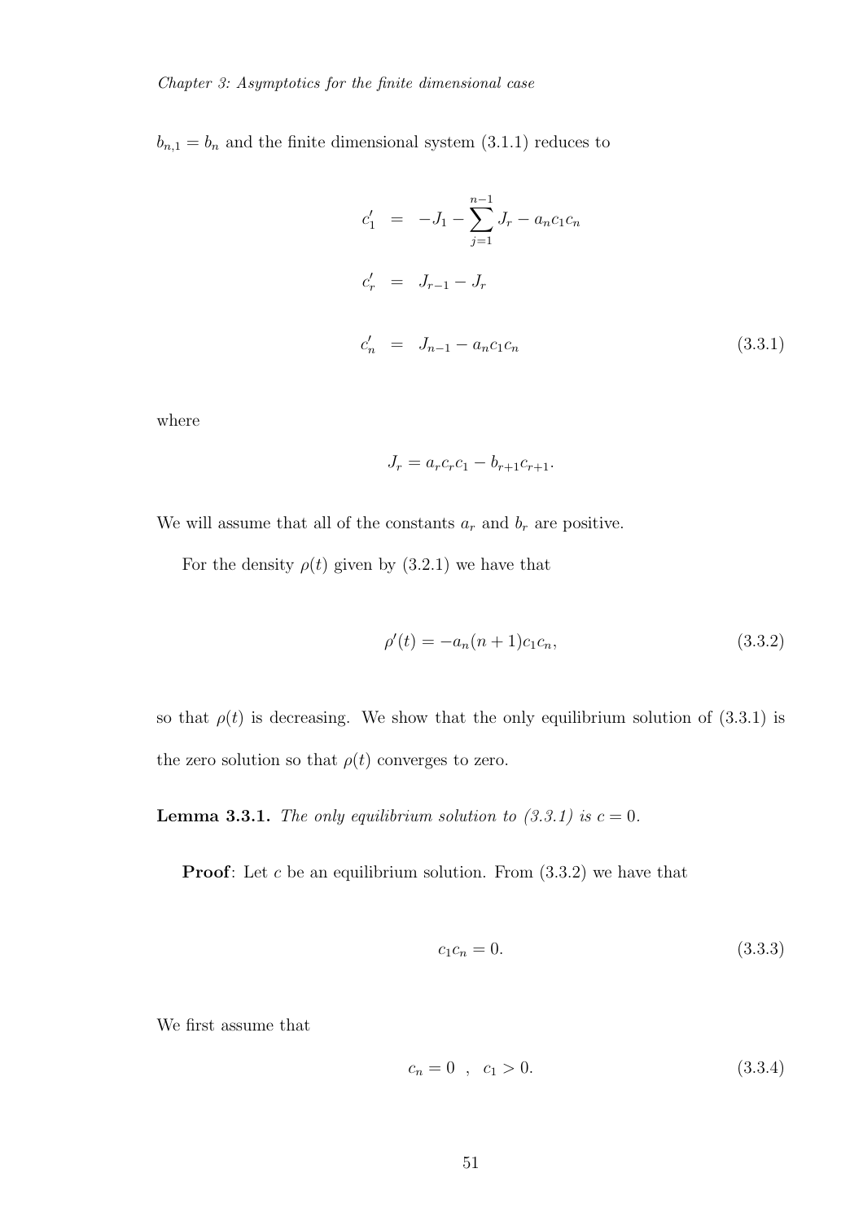$b_{n,1} = b_n$ and the finite dimensional system (3.1.1) reduces to

$$
\begin{aligned}
c_1' &= -J_1 - \sum_{j=1}^{n-1} J_r - a_n c_1 c_n \\
c_r' &= J_{r-1} - J_r \\
c_n' &= J_{n-1} - a_n c_1 c_n
\end{aligned}
\tag{3.3.1}
$$

where

$$J_r = a_r c_r c_1 - b_{r+1} c_{r+1}.$$

We will assume that all of the constants $a_r$ and $b_r$ are positive.

For the density $\rho(t)$ given by (3.2.1) we have that

$$\rho'(t) = -a_n(n+1)c_1 c_n, \tag{3.3.2}$$

so that $\rho(t)$ is decreasing. We show that the only equilibrium solution of (3.3.1) is the zero solution so that $\rho(t)$ converges to zero.

**Lemma 3.3.1.** *The only equilibrium solution to (3.3.1) is $c = 0$.*

**Proof**: Let $c$ be an equilibrium solution. From (3.3.2) we have that

$$c_1 c_n = 0. \tag{3.3.3}$$

We first assume that

$$c_n = 0 \ \ , \ \ c_1 > 0. \tag{3.3.4}$$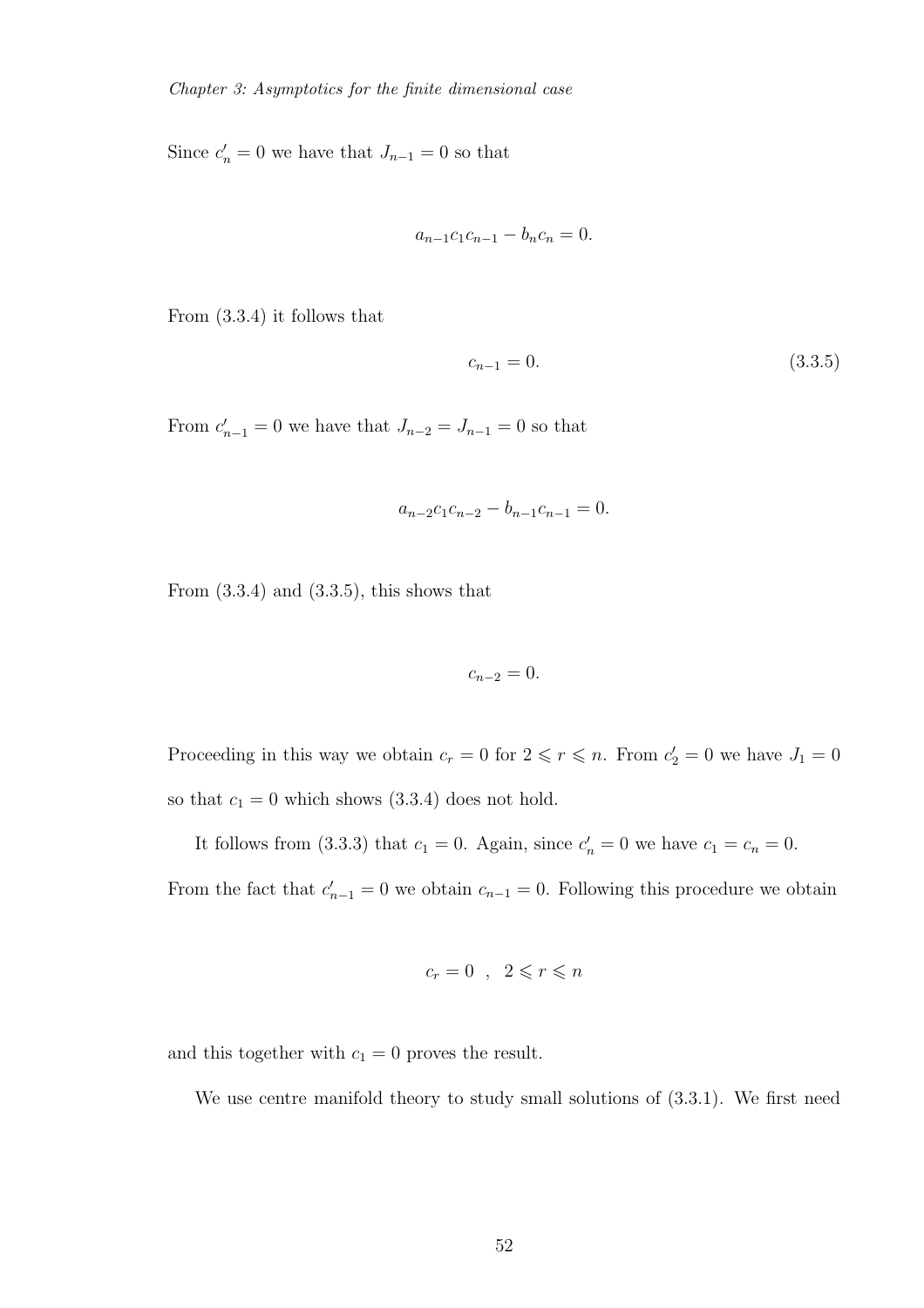Since $c'_n = 0$ we have that $J_{n-1} = 0$ so that

$$a_{n-1}c_1c_{n-1} - b_nc_n = 0.$$

From (3.3.4) it follows that

$$c_{n-1} = 0. \tag{3.3.5}$$

From $c'_{n-1} = 0$ we have that $J_{n-2} = J_{n-1} = 0$ so that

$$a_{n-2}c_1c_{n-2} - b_{n-1}c_{n-1} = 0.$$

From (3.3.4) and (3.3.5), this shows that

$$c_{n-2} = 0.$$

Proceeding in this way we obtain $c_r = 0$ for $2 \leqslant r \leqslant n$. From $c'_2 = 0$ we have $J_1 = 0$ so that $c_1 = 0$ which shows (3.3.4) does not hold.

It follows from (3.3.3) that $c_1 = 0$. Again, since $c'_n = 0$ we have $c_1 = c_n = 0$. From the fact that $c'_{n-1} = 0$ we obtain $c_{n-1} = 0$. Following this procedure we obtain

$$c_r = 0 \quad , \quad 2 \leqslant r \leqslant n$$

and this together with $c_1 = 0$ proves the result.

We use centre manifold theory to study small solutions of (3.3.1). We first need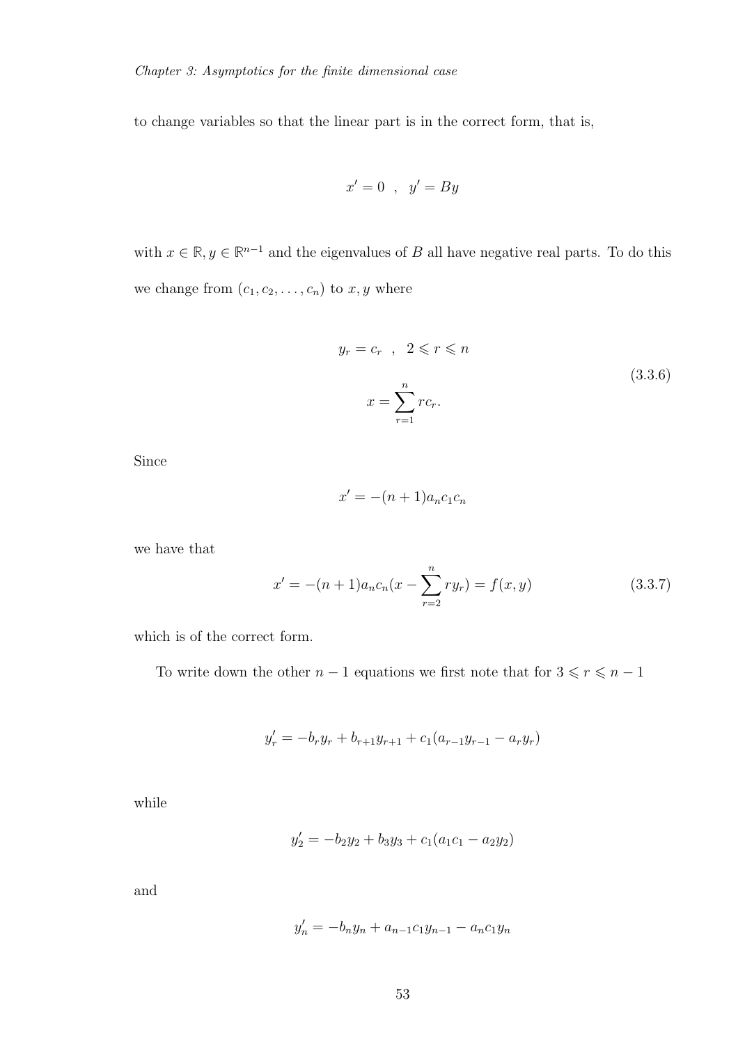to change variables so that the linear part is in the correct form, that is,

$$x' = 0 \quad , \quad y' = By$$

with $x \in \mathbb{R}, y \in \mathbb{R}^{n-1}$ and the eigenvalues of $B$ all have negative real parts. To do this we change from $(c_1, c_2, \ldots, c_n)$ to $x, y$ where

$$\begin{aligned} y_r &= c_r \quad , \quad 2 \leqslant r \leqslant n \\ x &= \sum_{r=1}^{n} r c_r. \end{aligned} \tag{3.3.6}$$

Since

$$x' = -(n+1)a_n c_1 c_n$$

we have that

$$x' = -(n+1)a_n c_n (x - \sum_{r=2}^{n} r y_r) = f(x, y) \tag{3.3.7}$$

which is of the correct form.

To write down the other $n-1$ equations we first note that for $3 \leqslant r \leqslant n-1$

$$y_r' = -b_r y_r + b_{r+1} y_{r+1} + c_1(a_{r-1} y_{r-1} - a_r y_r)$$

while

$$y_2' = -b_2 y_2 + b_3 y_3 + c_1(a_1 c_1 - a_2 y_2)$$

and

$$y_n' = -b_n y_n + a_{n-1} c_1 y_{n-1} - a_n c_1 y_n$$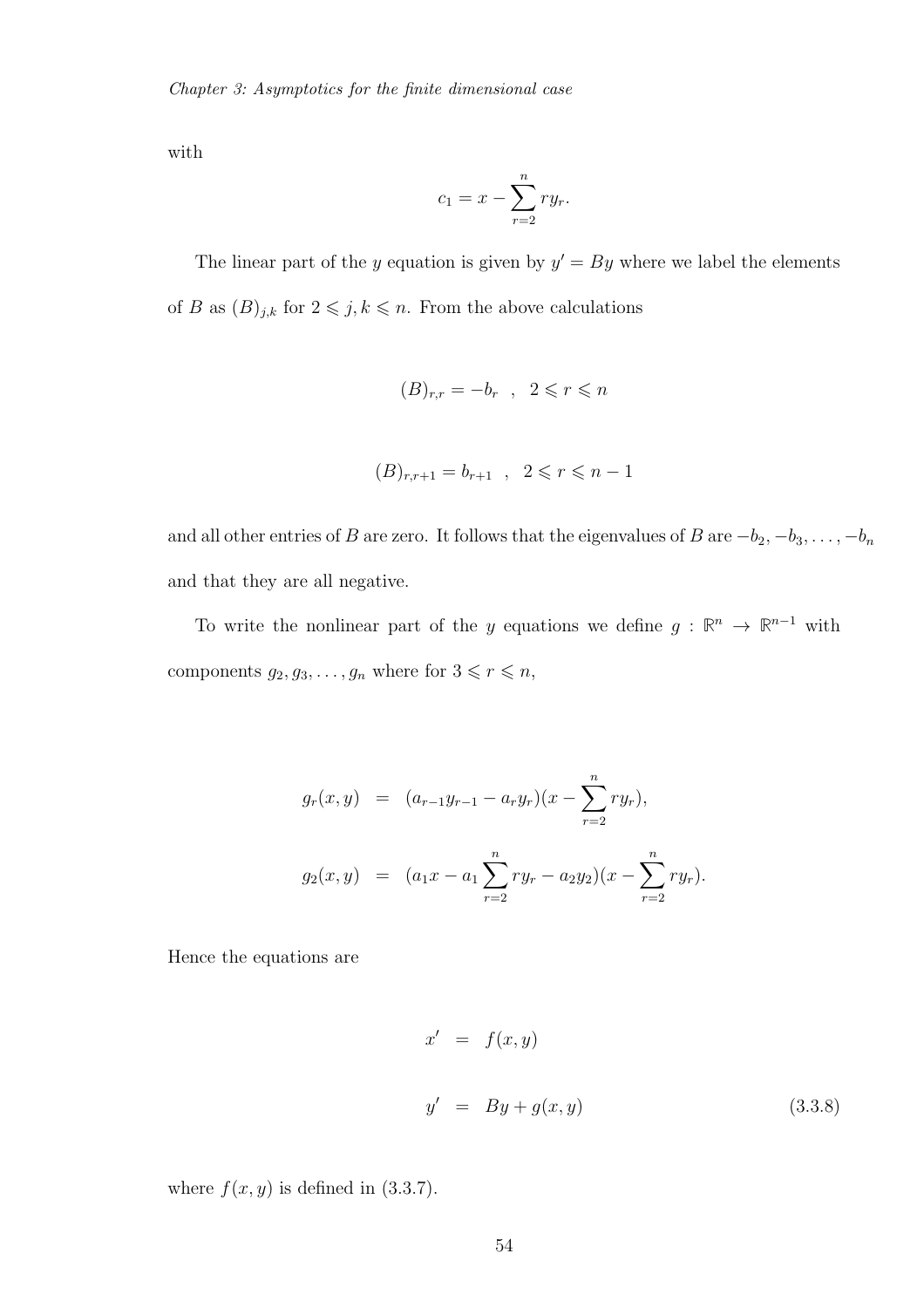with

$$c_1 = x - \sum_{r=2}^{n} r y_r.$$

The linear part of the $y$ equation is given by $y' = By$ where we label the elements of $B$ as $(B)_{j,k}$ for $2 \leqslant j, k \leqslant n$. From the above calculations

$$(B)_{r,r} = -b_r \quad , \quad 2 \leqslant r \leqslant n$$

$$(B)_{r,r+1} = b_{r+1} \quad , \quad 2 \leqslant r \leqslant n-1$$

and all other entries of $B$ are zero. It follows that the eigenvalues of $B$ are $-b_2, -b_3, \ldots, -b_n$ and that they are all negative.

To write the nonlinear part of the $y$ equations we define $g : \mathbb{R}^n \to \mathbb{R}^{n-1}$ with components $g_2, g_3, \ldots, g_n$ where for $3 \leqslant r \leqslant n$,

$$\begin{aligned}
g_r(x, y) &= (a_{r-1} y_{r-1} - a_r y_r)(x - \sum_{r=2}^{n} r y_r), \\
g_2(x, y) &= (a_1 x - a_1 \sum_{r=2}^{n} r y_r - a_2 y_2)(x - \sum_{r=2}^{n} r y_r).
\end{aligned}$$

Hence the equations are

$$\begin{aligned}
x' &= f(x, y) \\
y' &= By + g(x, y) \qquad (3.3.8)
\end{aligned}$$

where $f(x, y)$ is defined in (3.3.7).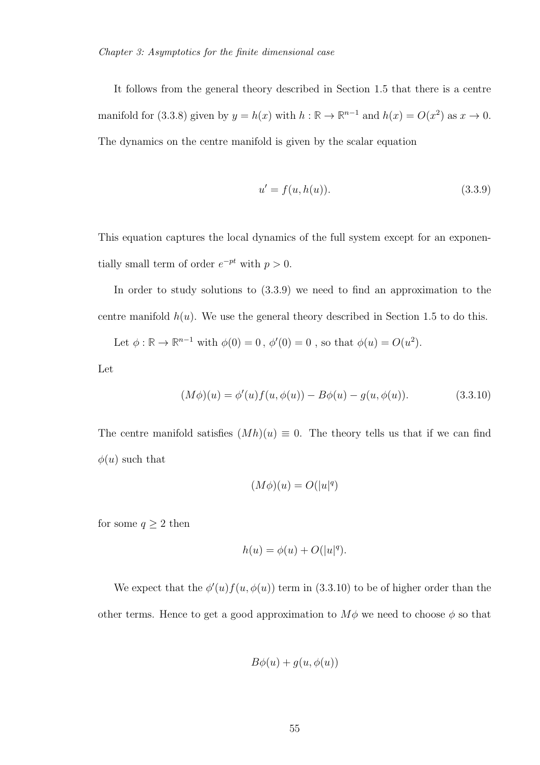It follows from the general theory described in Section 1.5 that there is a centre manifold for (3.3.8) given by $y = h(x)$ with $h : \mathbb{R} \to \mathbb{R}^{n-1}$ and $h(x) = O(x^2)$ as $x \to 0$. The dynamics on the centre manifold is given by the scalar equation

$$u' = f(u, h(u)). \tag{3.3.9}$$

This equation captures the local dynamics of the full system except for an exponentially small term of order $e^{-pt}$ with $p > 0$.

In order to study solutions to (3.3.9) we need to find an approximation to the centre manifold $h(u)$. We use the general theory described in Section 1.5 to do this.

Let $\phi : \mathbb{R} \to \mathbb{R}^{n-1}$ with $\phi(0) = 0$ , $\phi'(0) = 0$ , so that $\phi(u) = O(u^2)$.

Let

$$(M\phi)(u) = \phi'(u)f(u, \phi(u)) - B\phi(u) - g(u, \phi(u)). \tag{3.3.10}$$

The centre manifold satisfies $(Mh)(u) \equiv 0$. The theory tells us that if we can find $\phi(u)$ such that

$$(M\phi)(u) = O(|u|^q)$$

for some $q \geq 2$ then

$$h(u) = \phi(u) + O(|u|^q).$$

We expect that the $\phi'(u)f(u, \phi(u))$ term in (3.3.10) to be of higher order than the other terms. Hence to get a good approximation to $M\phi$ we need to choose $\phi$ so that

$$B\phi(u) + g(u, \phi(u))$$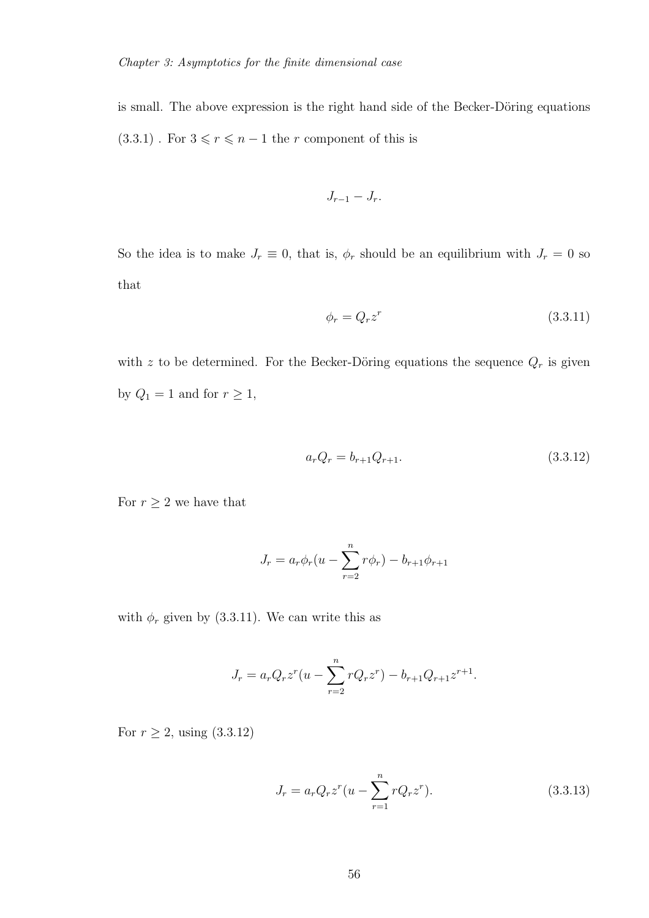is small. The above expression is the right hand side of the Becker-Döring equations (3.3.1) . For $3 \leqslant r \leqslant n-1$ the $r$ component of this is

$$J_{r-1} - J_r.$$

So the idea is to make $J_r \equiv 0$, that is, $\phi_r$ should be an equilibrium with $J_r = 0$ so that

$$\phi_r = Q_r z^r \tag{3.3.11}$$

with $z$ to be determined. For the Becker-Döring equations the sequence $Q_r$ is given by $Q_1 = 1$ and for $r \geq 1$,

$$a_r Q_r = b_{r+1} Q_{r+1}. \tag{3.3.12}$$

For $r \geq 2$ we have that

$$J_r = a_r \phi_r (u - \sum_{r=2}^{n} r\phi_r) - b_{r+1}\phi_{r+1}$$

with $\phi_r$ given by (3.3.11). We can write this as

$$J_r = a_r Q_r z^r (u - \sum_{r=2}^{n} r Q_r z^r) - b_{r+1} Q_{r+1} z^{r+1}.$$

For $r \geq 2$, using (3.3.12)

$$J_r = a_r Q_r z^r (u - \sum_{r=1}^{n} r Q_r z^r). \tag{3.3.13}$$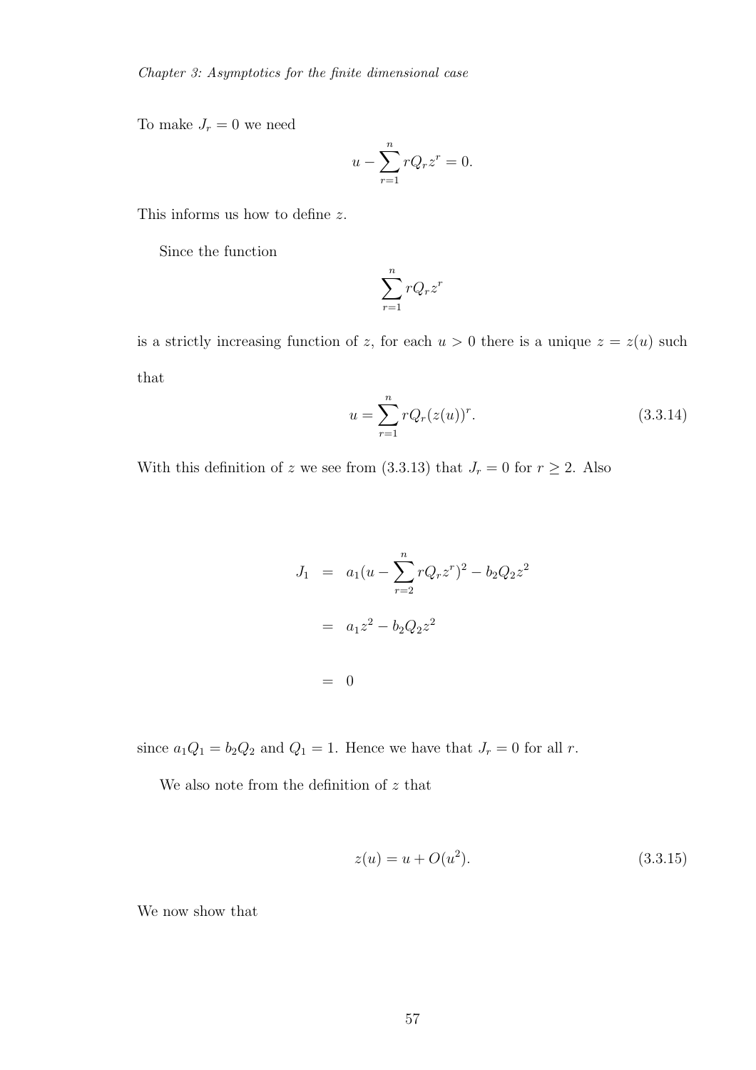To make $J_r = 0$ we need

$$u - \sum_{r=1}^{n} rQ_r z^r = 0.$$

This informs us how to define $z$.

Since the function

$$\sum_{r=1}^{n} rQ_r z^r$$

is a strictly increasing function of $z$, for each $u > 0$ there is a unique $z = z(u)$ such that

$$u = \sum_{r=1}^{n} rQ_r (z(u))^r. \tag{3.3.14}$$

With this definition of $z$ we see from (3.3.13) that $J_r = 0$ for $r \geq 2$. Also

$$\begin{aligned}
J_1 &= a_1(u - \sum_{r=2}^{n} rQ_r z^r)^2 - b_2 Q_2 z^2 \\
&= a_1 z^2 - b_2 Q_2 z^2 \\
&= 0
\end{aligned}$$

since $a_1 Q_1 = b_2 Q_2$ and $Q_1 = 1$. Hence we have that $J_r = 0$ for all $r$.

We also note from the definition of $z$ that

$$z(u) = u + O(u^2). \tag{3.3.15}$$

We now show that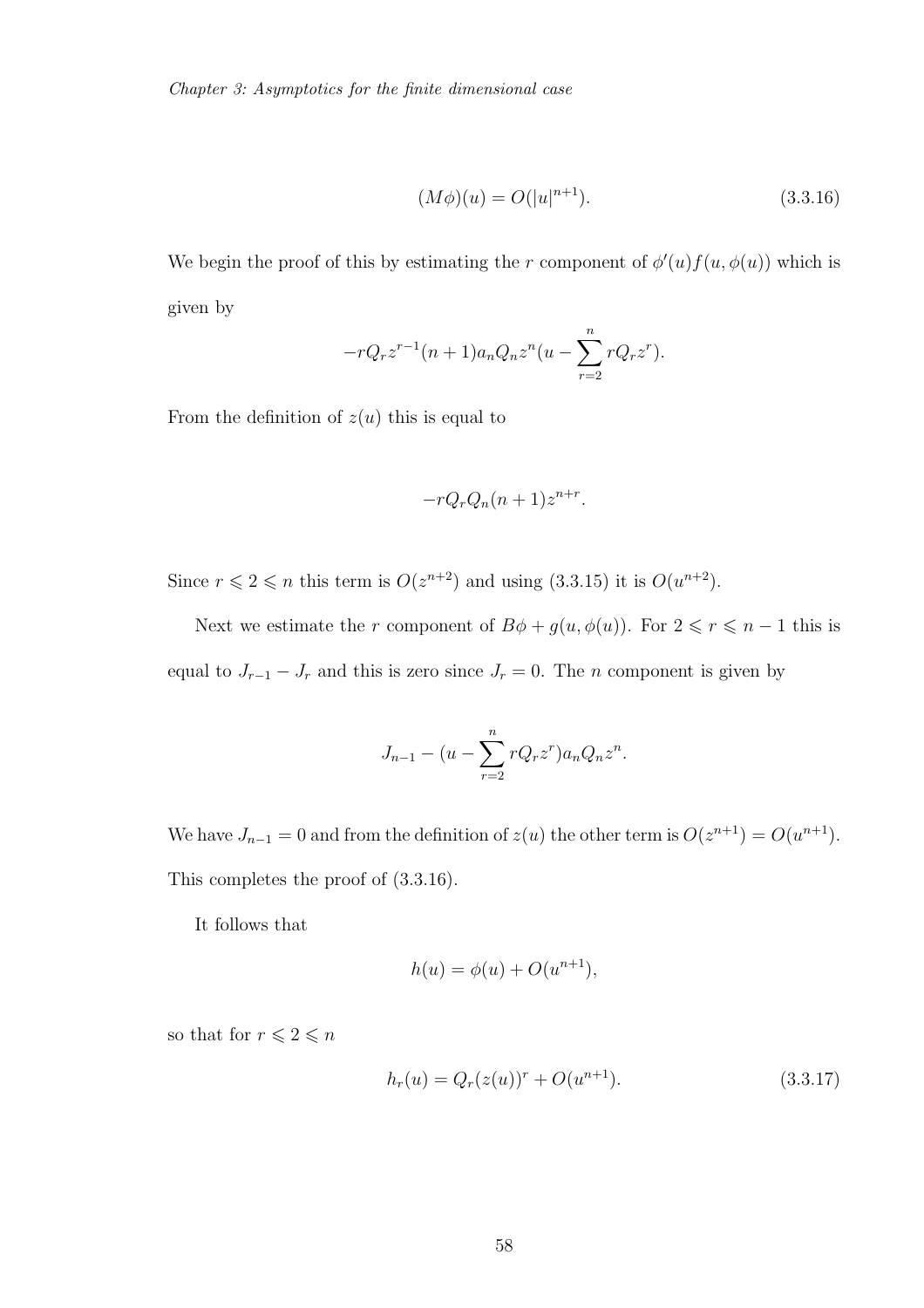$$(M\phi)(u) = O(|u|^{n+1}). \tag{3.3.16}$$

We begin the proof of this by estimating the $r$ component of $\phi'(u)f(u, \phi(u))$ which is given by

$$-rQ_r z^{r-1}(n+1)a_n Q_n z^n (u - \sum_{r=2}^{n} rQ_r z^r).$$

From the definition of $z(u)$ this is equal to

$$-rQ_r Q_n (n+1) z^{n+r}.$$

Since $r \leqslant 2 \leqslant n$ this term is $O(z^{n+2})$ and using (3.3.15) it is $O(u^{n+2})$.

Next we estimate the $r$ component of $B\phi + g(u, \phi(u))$. For $2 \leqslant r \leqslant n-1$ this is equal to $J_{r-1} - J_r$ and this is zero since $J_r = 0$. The $n$ component is given by

$$J_{n-1} - (u - \sum_{r=2}^{n} rQ_r z^r) a_n Q_n z^n.$$

We have $J_{n-1} = 0$ and from the definition of $z(u)$ the other term is $O(z^{n+1}) = O(u^{n+1})$. This completes the proof of (3.3.16).

It follows that

$$h(u) = \phi(u) + O(u^{n+1}),$$

so that for $r \leqslant 2 \leqslant n$

$$h_r(u) = Q_r(z(u))^r + O(u^{n+1}). \tag{3.3.17}$$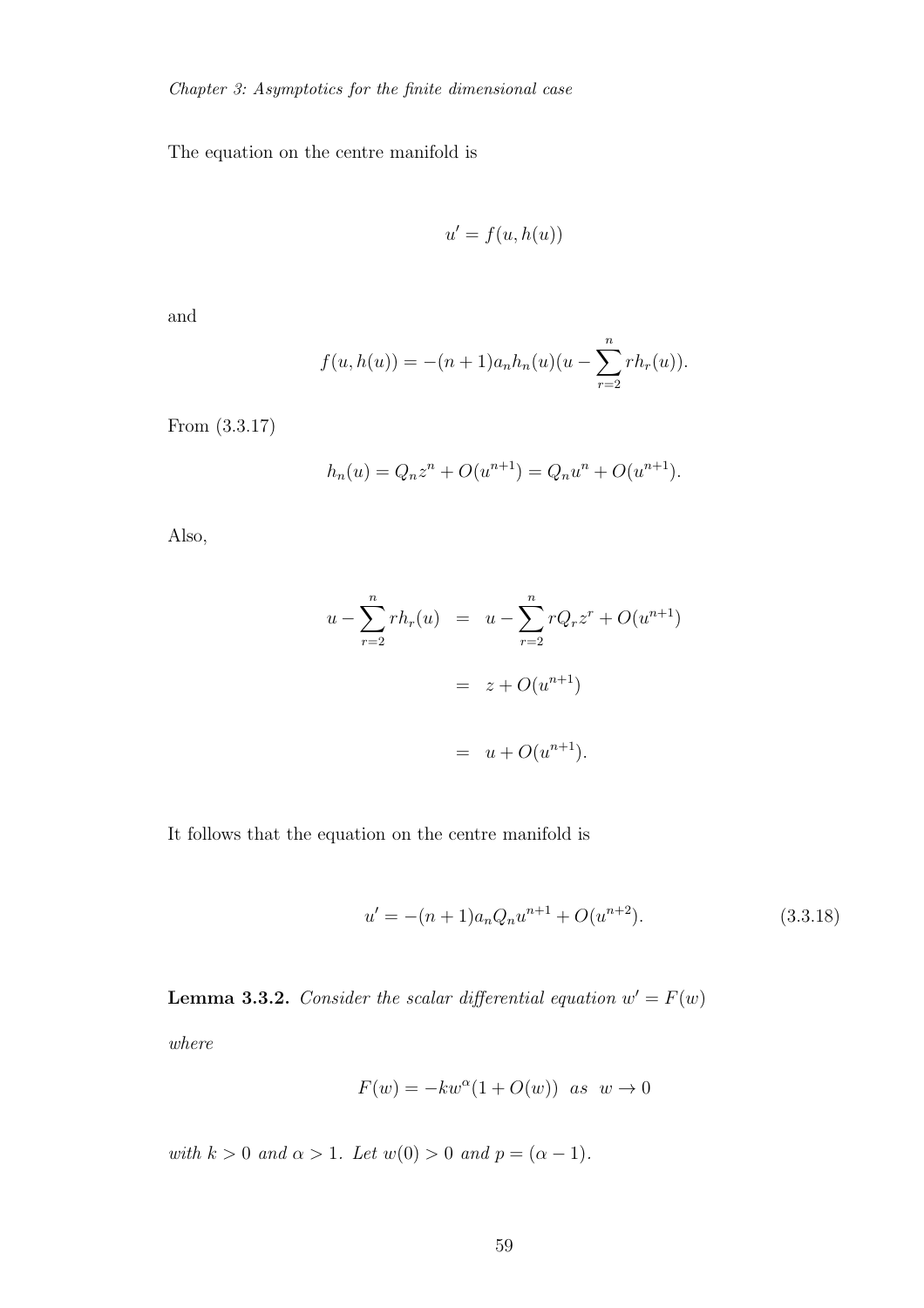The equation on the centre manifold is

$$u' = f(u, h(u))$$

and

$$f(u, h(u)) = -(n+1)a_n h_n(u)(u - \sum_{r=2}^{n} r h_r(u)).$$

From (3.3.17)

$$h_n(u) = Q_n z^n + O(u^{n+1}) = Q_n u^n + O(u^{n+1}).$$

Also,

$$\begin{aligned} u - \sum_{r=2}^{n} r h_r(u) &= u - \sum_{r=2}^{n} r Q_r z^r + O(u^{n+1}) \\ &= z + O(u^{n+1}) \\ &= u + O(u^{n+1}). \end{aligned}$$

It follows that the equation on the centre manifold is

$$u' = -(n+1)a_n Q_n u^{n+1} + O(u^{n+2}). \tag{3.3.18}$$

**Lemma 3.3.2.** *Consider the scalar differential equation $w' = F(w)$ where*

$$F(w) = -kw^{\alpha}(1 + O(w)) \quad as \quad w \to 0$$

*with $k > 0$ and $\alpha > 1$. Let $w(0) > 0$ and $p = (\alpha - 1)$.*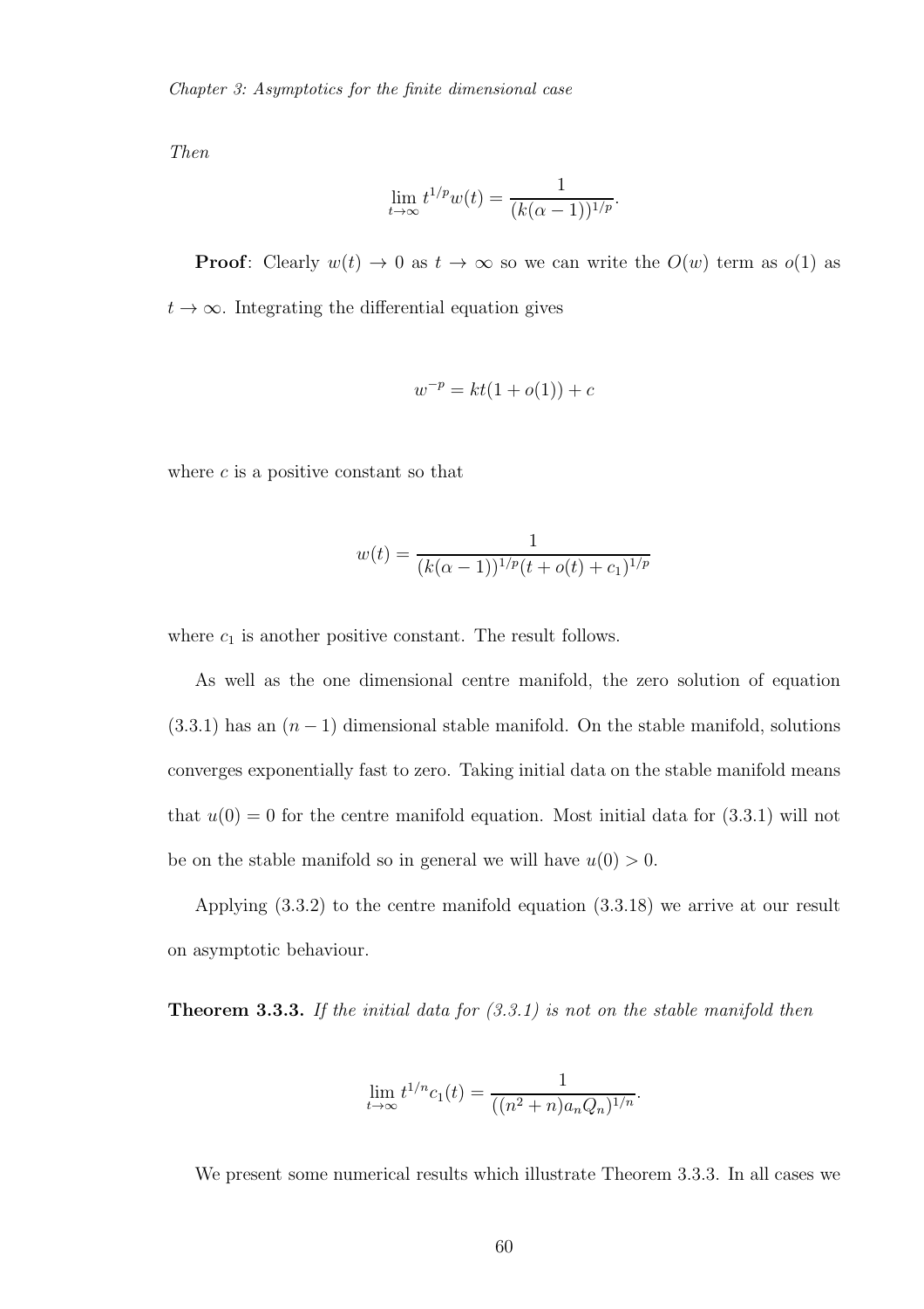*Then*

$$\lim_{t\to\infty} t^{1/p} w(t) = \frac{1}{(k(\alpha-1))^{1/p}}.$$

**Proof**: Clearly $w(t) \to 0$ as $t \to \infty$ so we can write the $O(w)$ term as $o(1)$ as $t \to \infty$. Integrating the differential equation gives

$$w^{-p} = kt(1 + o(1)) + c$$

where $c$ is a positive constant so that

$$w(t) = \frac{1}{(k(\alpha-1))^{1/p}(t + o(t) + c_1)^{1/p}}$$

where $c_1$ is another positive constant. The result follows.

As well as the one dimensional centre manifold, the zero solution of equation (3.3.1) has an $(n-1)$ dimensional stable manifold. On the stable manifold, solutions converges exponentially fast to zero. Taking initial data on the stable manifold means that $u(0) = 0$ for the centre manifold equation. Most initial data for (3.3.1) will not be on the stable manifold so in general we will have $u(0) > 0$.

Applying (3.3.2) to the centre manifold equation (3.3.18) we arrive at our result on asymptotic behaviour.

**Theorem 3.3.3.** *If the initial data for (3.3.1) is not on the stable manifold then*

$$\lim_{t\to\infty} t^{1/n} c_1(t) = \frac{1}{((n^2+n)a_n Q_n)^{1/n}}.$$

We present some numerical results which illustrate Theorem 3.3.3. In all cases we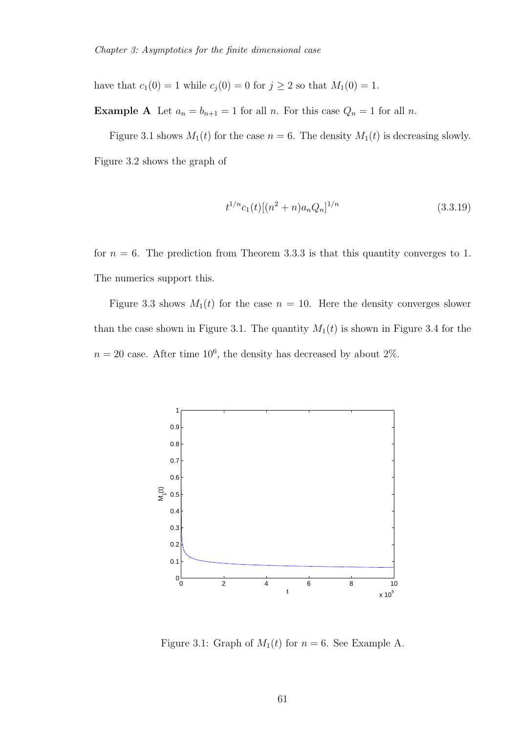have that $c_1(0) = 1$ while $c_j(0) = 0$ for $j \geq 2$ so that $M_1(0) = 1$.

**Example A** Let $a_n = b_{n+1} = 1$ for all $n$. For this case $Q_n = 1$ for all $n$.

Figure 3.1 shows $M_1(t)$ for the case $n = 6$. The density $M_1(t)$ is decreasing slowly. Figure 3.2 shows the graph of

$$t^{1/n} c_1(t)[(n^2 + n)a_n Q_n]^{1/n} \tag{3.3.19}$$

for $n = 6$. The prediction from Theorem 3.3.3 is that this quantity converges to 1. The numerics support this.

Figure 3.3 shows $M_1(t)$ for the case $n = 10$. Here the density converges slower than the case shown in Figure 3.1. The quantity $M_1(t)$ is shown in Figure 3.4 for the $n = 20$ case. After time $10^6$, the density has decreased by about 2%.

Figure 3.1: Graph of $M_1(t)$ for $n = 6$. See Example A.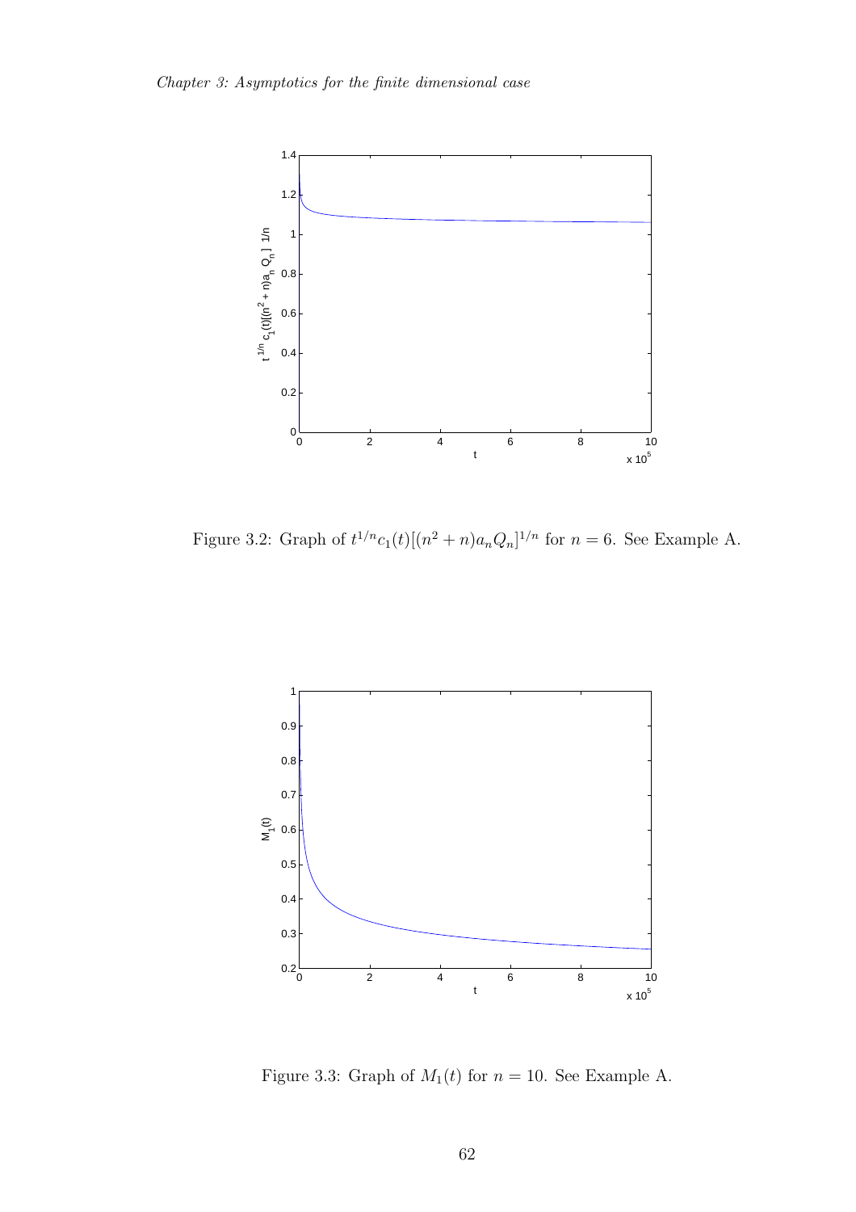Figure 3.2: Graph of $t^{1/n}c_1(t)[(n^2+n)a_nQ_n]^{1/n}$ for $n = 6$. See Example A.

Figure 3.3: Graph of $M_1(t)$ for $n = 10$. See Example A.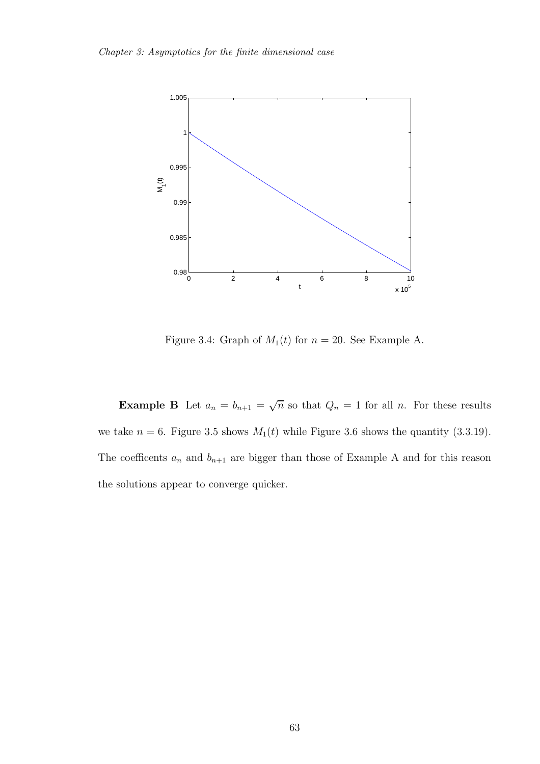Figure 3.4: Graph of $M_1(t)$ for $n = 20$. See Example A.

**Example B** Let $a_n = b_{n+1} = \sqrt{n}$ so that $Q_n = 1$ for all $n$. For these results we take $n = 6$. Figure 3.5 shows $M_1(t)$ while Figure 3.6 shows the quantity (3.3.19). The coefficents $a_n$ and $b_{n+1}$ are bigger than those of Example A and for this reason the solutions appear to converge quicker.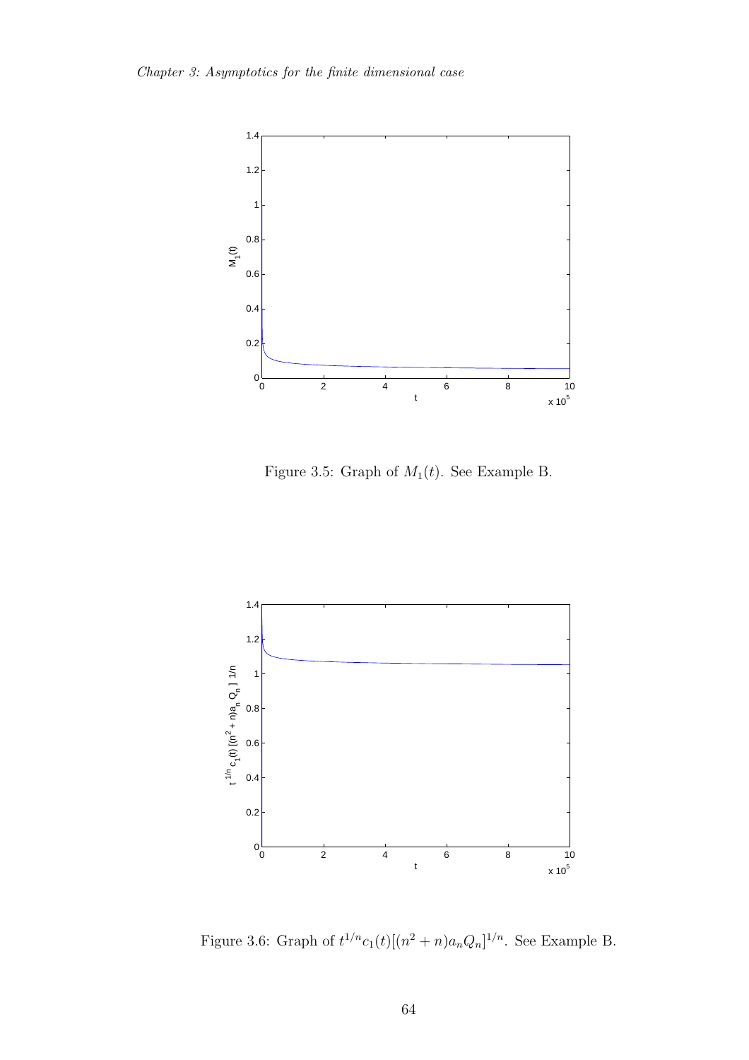Figure 3.5: Graph of $M_1(t)$. See Example B.

Figure 3.6: Graph of $t^{1/n}c_1(t)[(n^2+n)a_nQ_n]^{1/n}$. See Example B.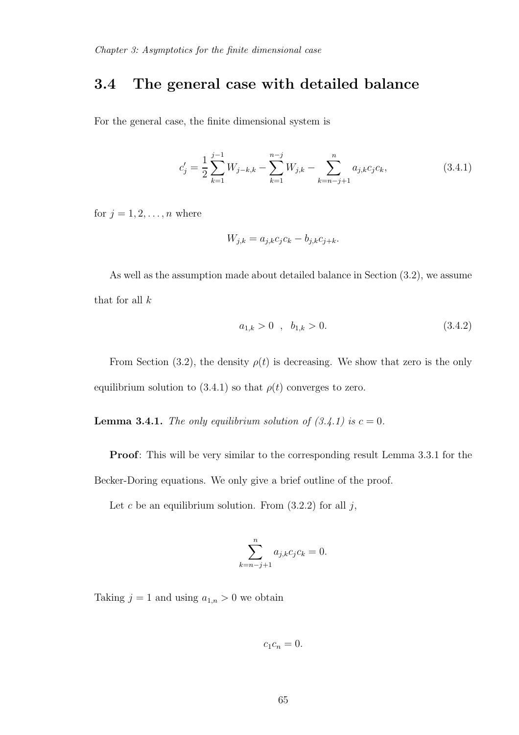## 3.4 The general case with detailed balance

For the general case, the finite dimensional system is

$$c_j' = \frac{1}{2}\sum_{k=1}^{j-1} W_{j-k,k} - \sum_{k=1}^{n-j} W_{j,k} - \sum_{k=n-j+1}^{n} a_{j,k}c_jc_k, \tag{3.4.1}$$

for $j = 1, 2, \ldots, n$ where

$$W_{j,k} = a_{j,k}c_jc_k - b_{j,k}c_{j+k}.$$

As well as the assumption made about detailed balance in Section (3.2), we assume that for all $k$

$$a_{1,k} > 0 \quad , \quad b_{1,k} > 0. \tag{3.4.2}$$

From Section (3.2), the density $\rho(t)$ is decreasing. We show that zero is the only equilibrium solution to (3.4.1) so that $\rho(t)$ converges to zero.

**Lemma 3.4.1.** *The only equilibrium solution of (3.4.1) is $c = 0$.*

**Proof**: This will be very similar to the corresponding result Lemma 3.3.1 for the Becker-Doring equations. We only give a brief outline of the proof.

Let $c$ be an equilibrium solution. From (3.2.2) for all $j$,

$$\sum_{k=n-j+1}^{n} a_{j,k}c_jc_k = 0.$$

Taking $j = 1$ and using $a_{1,n} > 0$ we obtain

$$c_1c_n = 0.$$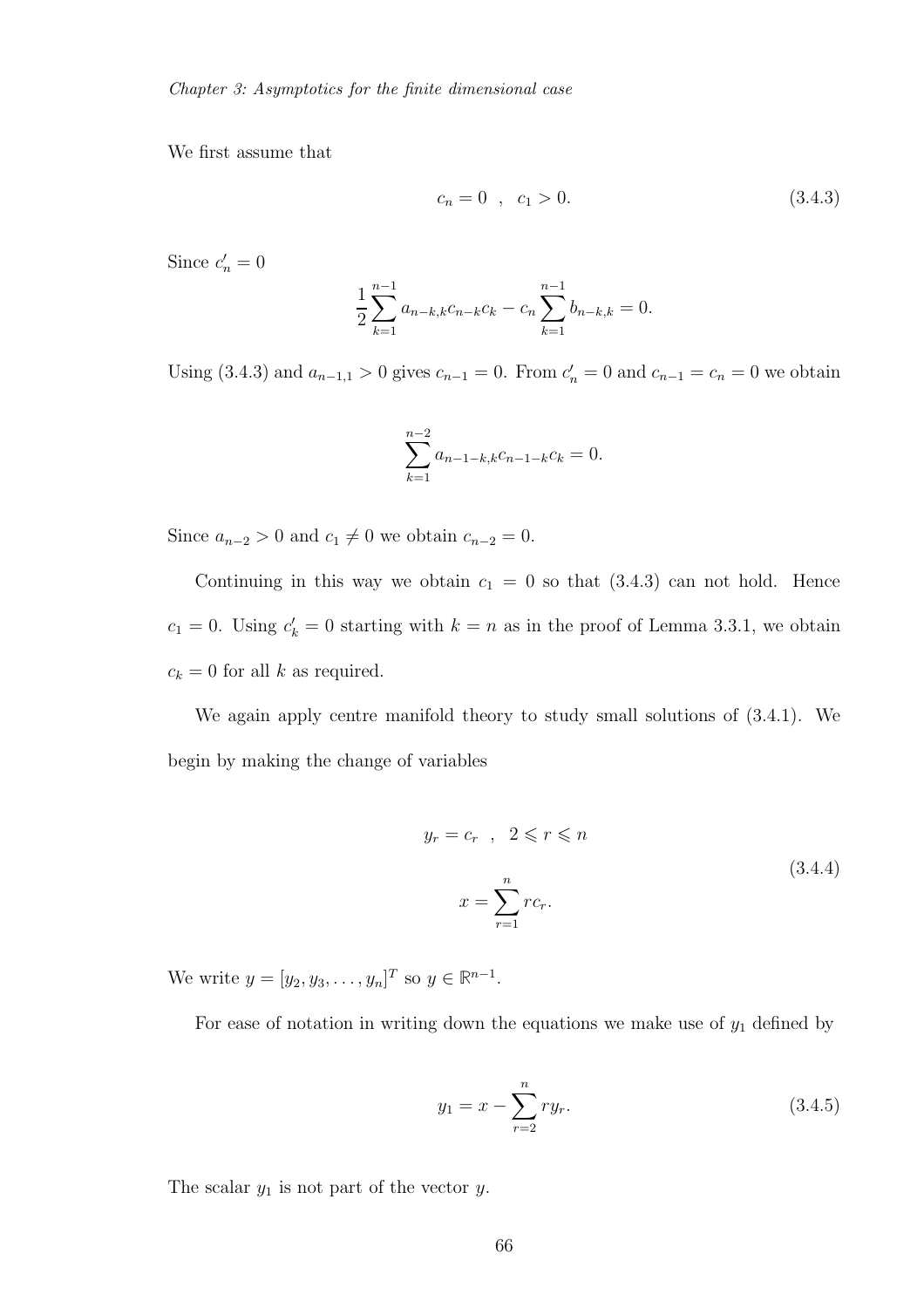We first assume that

$$c_n = 0 \quad , \quad c_1 > 0. \tag{3.4.3}$$

Since $c_n' = 0$

$$\frac{1}{2}\sum_{k=1}^{n-1} a_{n-k,k} c_{n-k} c_k - c_n \sum_{k=1}^{n-1} b_{n-k,k} = 0.$$

Using (3.4.3) and $a_{n-1,1} > 0$ gives $c_{n-1} = 0$. From $c_n' = 0$ and $c_{n-1} = c_n = 0$ we obtain

$$\sum_{k=1}^{n-2} a_{n-1-k,k} c_{n-1-k} c_k = 0.$$

Since $a_{n-2} > 0$ and $c_1 \neq 0$ we obtain $c_{n-2} = 0$.

Continuing in this way we obtain $c_1 = 0$ so that (3.4.3) can not hold. Hence $c_1 = 0$. Using $c_k' = 0$ starting with $k = n$ as in the proof of Lemma 3.3.1, we obtain $c_k = 0$ for all $k$ as required.

We again apply centre manifold theory to study small solutions of (3.4.1). We begin by making the change of variables

$$\begin{aligned} y_r &= c_r \quad , \quad 2 \leqslant r \leqslant n \\ x &= \sum_{r=1}^{n} r c_r. \end{aligned} \tag{3.4.4}$$

We write $y = [y_2, y_3, \ldots, y_n]^T$ so $y \in \mathbb{R}^{n-1}$.

For ease of notation in writing down the equations we make use of $y_1$ defined by

$$y_1 = x - \sum_{r=2}^{n} r y_r. \tag{3.4.5}$$

The scalar $y_1$ is not part of the vector $y$.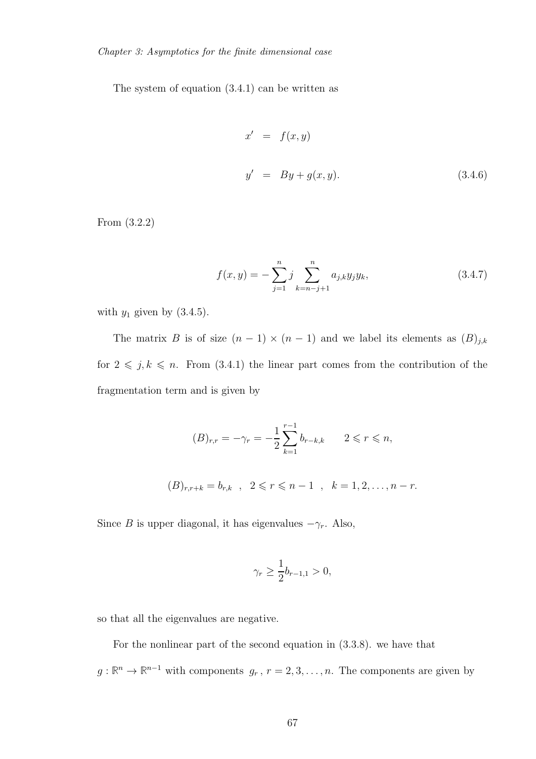The system of equation (3.4.1) can be written as

$$
\begin{aligned}
x' &= f(x, y) \\
y' &= By + g(x, y). \qquad (3.4.6)
\end{aligned}
$$

From (3.2.2)

$$
f(x, y) = -\sum_{j=1}^{n} j \sum_{k=n-j+1}^{n} a_{j,k} y_j y_k, \qquad (3.4.7)
$$

with $y_1$ given by (3.4.5).

The matrix $B$ is of size $(n-1) \times (n-1)$ and we label its elements as $(B)_{j,k}$ for $2 \leqslant j, k \leqslant n$. From (3.4.1) the linear part comes from the contribution of the fragmentation term and is given by

$$
(B)_{r,r} = -\gamma_r = -\frac{1}{2} \sum_{k=1}^{r-1} b_{r-k,k} \qquad 2 \leqslant r \leqslant n,
$$

$$
(B)_{r,r+k} = b_{r,k} \;\; , \;\; 2 \leqslant r \leqslant n-1 \;\; , \;\; k = 1, 2, \ldots, n-r.
$$

Since $B$ is upper diagonal, it has eigenvalues $-\gamma_r$. Also,

$$
\gamma_r \geq \frac{1}{2} b_{r-1,1} > 0,
$$

so that all the eigenvalues are negative.

For the nonlinear part of the second equation in (3.3.8). we have that $g : \mathbb{R}^n \to \mathbb{R}^{n-1}$ with components $g_r$ , $r = 2, 3, \ldots, n$. The components are given by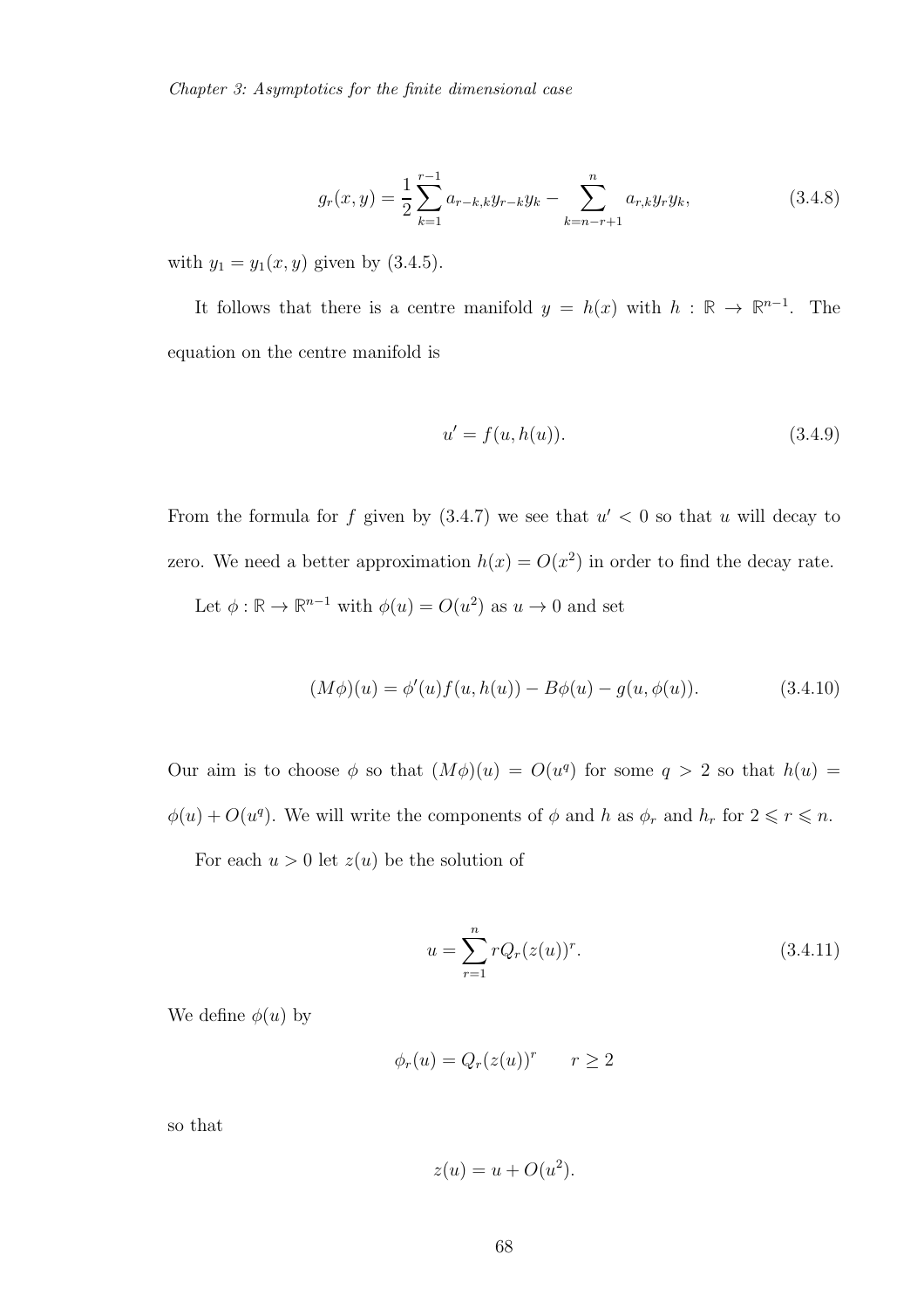$$g_r(x, y) = \frac{1}{2}\sum_{k=1}^{r-1} a_{r-k,k} y_{r-k} y_k - \sum_{k=n-r+1}^{n} a_{r,k} y_r y_k, \tag{3.4.8}$$

with $y_1 = y_1(x, y)$ given by (3.4.5).

It follows that there is a centre manifold $y = h(x)$ with $h : \mathbb{R} \to \mathbb{R}^{n-1}$. The equation on the centre manifold is

$$u' = f(u, h(u)). \tag{3.4.9}$$

From the formula for $f$ given by (3.4.7) we see that $u' < 0$ so that $u$ will decay to zero. We need a better approximation $h(x) = O(x^2)$ in order to find the decay rate.

Let $\phi : \mathbb{R} \to \mathbb{R}^{n-1}$ with $\phi(u) = O(u^2)$ as $u \to 0$ and set

$$(M\phi)(u) = \phi'(u) f(u, h(u)) - B\phi(u) - g(u, \phi(u)). \tag{3.4.10}$$

Our aim is to choose $\phi$ so that $(M\phi)(u) = O(u^q)$ for some $q > 2$ so that $h(u) = \phi(u) + O(u^q)$. We will write the components of $\phi$ and $h$ as $\phi_r$ and $h_r$ for $2 \leqslant r \leqslant n$.

For each $u > 0$ let $z(u)$ be the solution of

$$u = \sum_{r=1}^{n} r Q_r (z(u))^r. \tag{3.4.11}$$

We define $\phi(u)$ by

$$\phi_r(u) = Q_r(z(u))^r \qquad r \geq 2$$

so that

$$z(u) = u + O(u^2).$$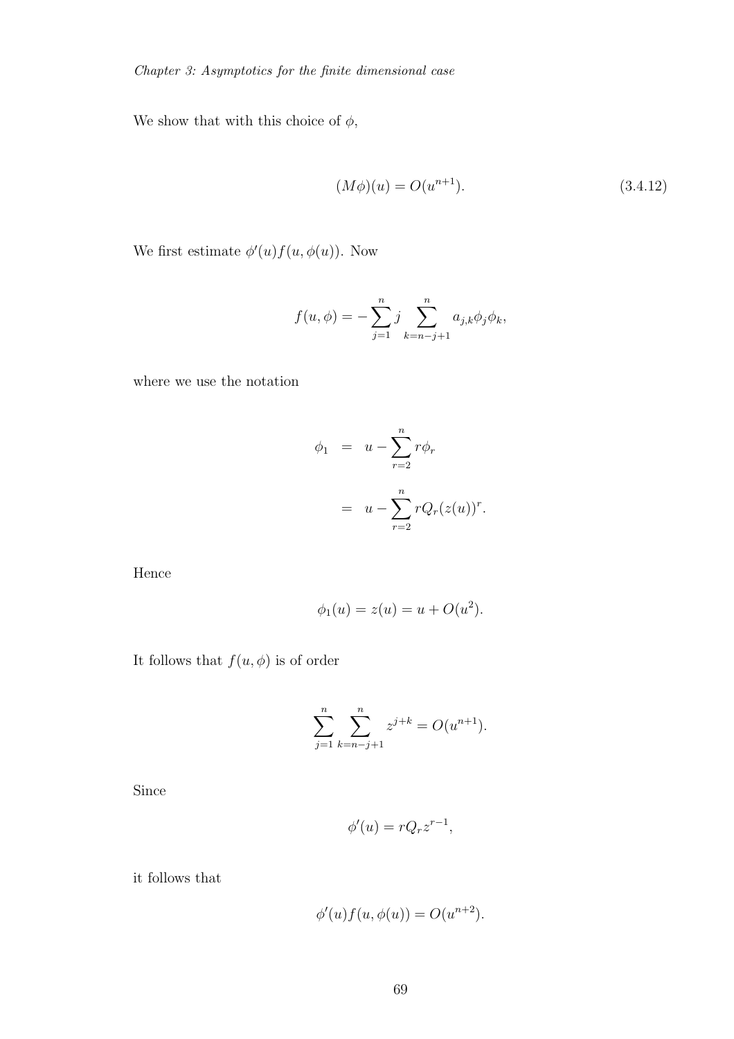We show that with this choice of $\phi$,

$$(M\phi)(u) = O(u^{n+1}). \tag{3.4.12}$$

We first estimate $\phi'(u)f(u, \phi(u))$. Now

$$f(u, \phi) = -\sum_{j=1}^{n} j \sum_{k=n-j+1}^{n} a_{j,k}\phi_j \phi_k,$$

where we use the notation

$$\begin{aligned} \phi_1 &= u - \sum_{r=2}^{n} r\phi_r \\ &= u - \sum_{r=2}^{n} rQ_r(z(u))^r. \end{aligned}$$

Hence

$$\phi_1(u) = z(u) = u + O(u^2).$$

It follows that $f(u, \phi)$ is of order

$$\sum_{j=1}^{n} \sum_{k=n-j+1}^{n} z^{j+k} = O(u^{n+1}).$$

Since

$$\phi'(u) = rQ_r z^{r-1},$$

it follows that

$$\phi'(u)f(u, \phi(u)) = O(u^{n+2}).$$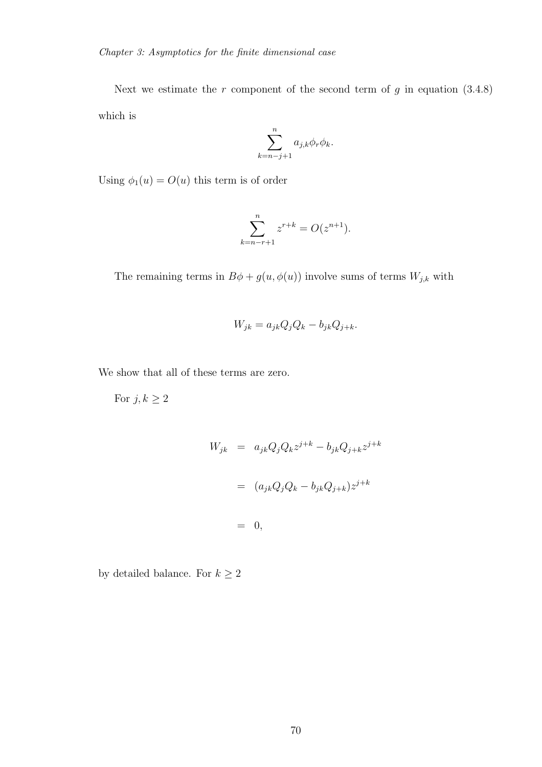Next we estimate the $r$ component of the second term of $g$ in equation (3.4.8) which is

$$\sum_{k=n-j+1}^{n} a_{j,k}\phi_r\phi_k.$$

Using $\phi_1(u) = O(u)$ this term is of order

$$\sum_{k=n-r+1}^{n} z^{r+k} = O(z^{n+1}).$$

The remaining terms in $B\phi + g(u, \phi(u))$ involve sums of terms $W_{j,k}$ with

$$W_{jk} = a_{jk}Q_jQ_k - b_{jk}Q_{j+k}.$$

We show that all of these terms are zero.

For $j, k \geq 2$

$$\begin{aligned}
W_{jk} &= a_{jk}Q_jQ_kz^{j+k} - b_{jk}Q_{j+k}z^{j+k} \\
&= (a_{jk}Q_jQ_k - b_{jk}Q_{j+k})z^{j+k} \\
&= 0,
\end{aligned}$$

by detailed balance. For $k \geq 2$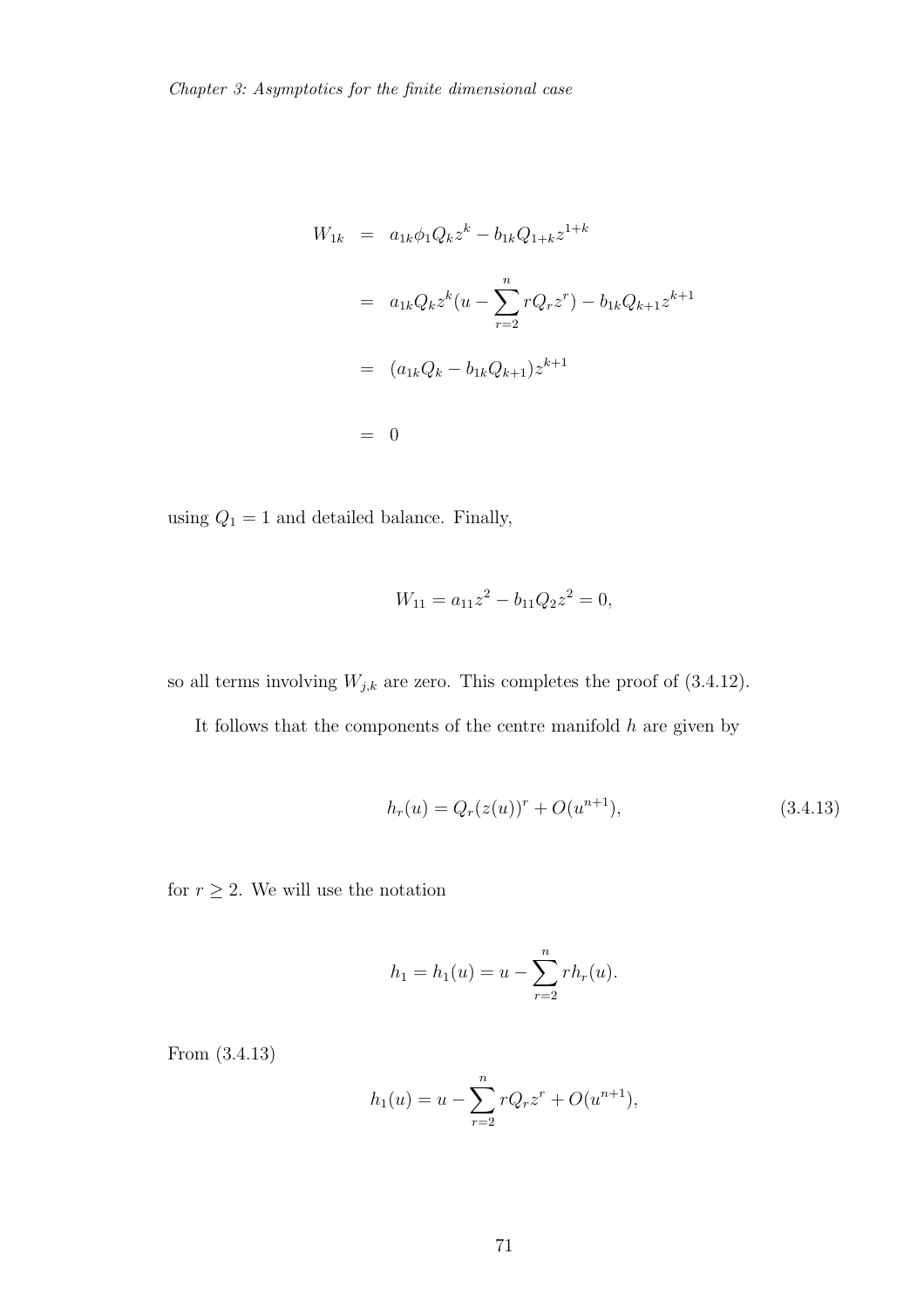$$
\begin{aligned}
W_{1k} &= a_{1k}\phi_1 Q_k z^k - b_{1k} Q_{1+k} z^{1+k} \\
&= a_{1k} Q_k z^k (u - \sum_{r=2}^{n} r Q_r z^r) - b_{1k} Q_{k+1} z^{k+1} \\
&= (a_{1k} Q_k - b_{1k} Q_{k+1}) z^{k+1} \\
&= 0
\end{aligned}
$$

using $Q_1 = 1$ and detailed balance. Finally,

$$
W_{11} = a_{11} z^2 - b_{11} Q_2 z^2 = 0,
$$

so all terms involving $W_{j,k}$ are zero. This completes the proof of (3.4.12).

It follows that the components of the centre manifold $h$ are given by

$$
h_r(u) = Q_r(z(u))^r + O(u^{n+1}), \tag{3.4.13}
$$

for $r \geq 2$. We will use the notation

$$
h_1 = h_1(u) = u - \sum_{r=2}^{n} r h_r(u).
$$

From (3.4.13)

$$
h_1(u) = u - \sum_{r=2}^{n} r Q_r z^r + O(u^{n+1}),
$$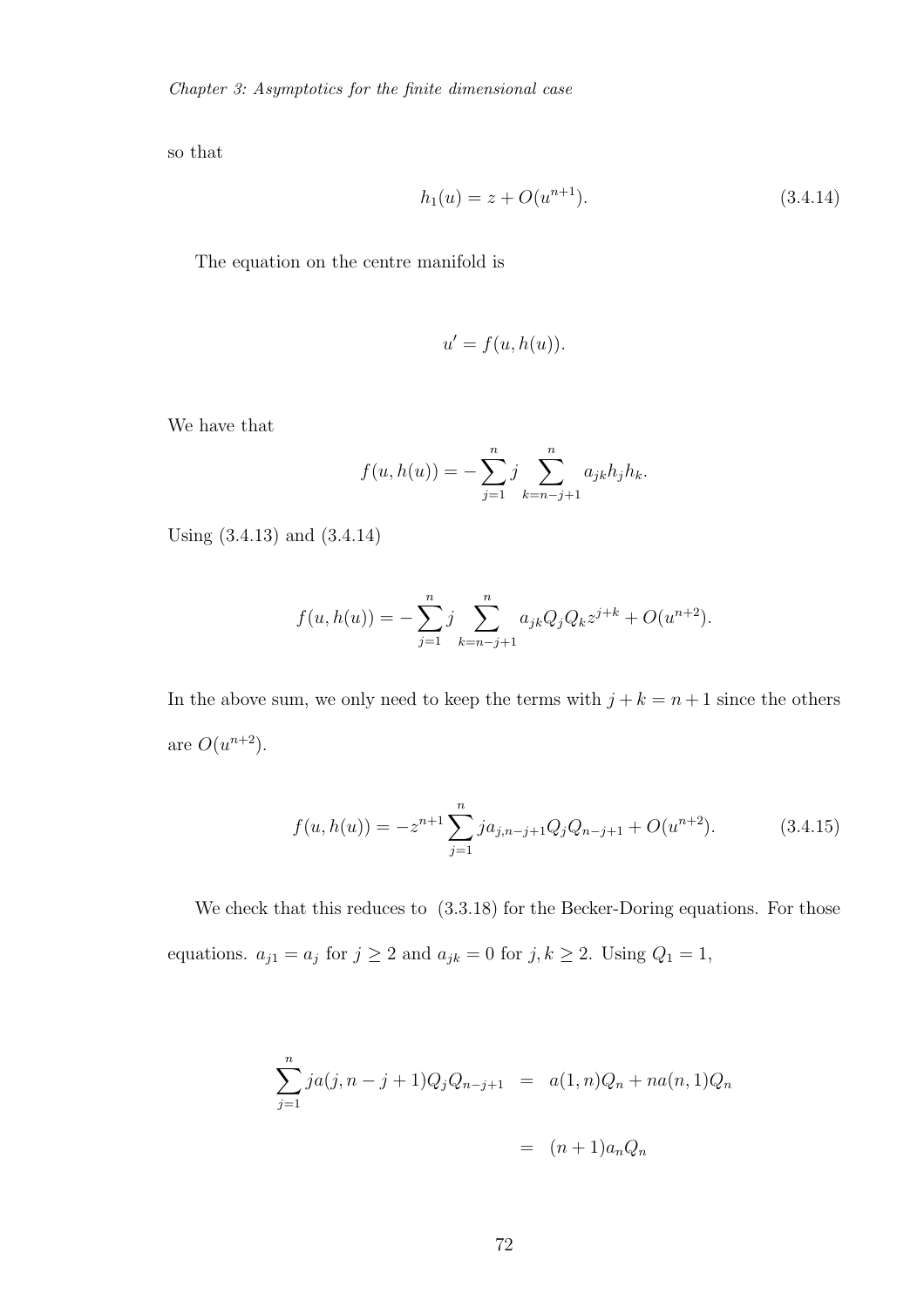so that

$$h_1(u) = z + O(u^{n+1}). \tag{3.4.14}$$

The equation on the centre manifold is

$$u' = f(u, h(u)).$$

We have that

$$f(u, h(u)) = -\sum_{j=1}^{n} j \sum_{k=n-j+1}^{n} a_{jk} h_j h_k.$$

Using (3.4.13) and (3.4.14)

$$f(u, h(u)) = -\sum_{j=1}^{n} j \sum_{k=n-j+1}^{n} a_{jk} Q_j Q_k z^{j+k} + O(u^{n+2}).$$

In the above sum, we only need to keep the terms with $j + k = n + 1$ since the others are $O(u^{n+2})$.

$$f(u, h(u)) = -z^{n+1} \sum_{j=1}^{n} j a_{j,n-j+1} Q_j Q_{n-j+1} + O(u^{n+2}). \tag{3.4.15}$$

We check that this reduces to (3.3.18) for the Becker-Doring equations. For those equations. $a_{j1} = a_j$ for $j \geq 2$ and $a_{jk} = 0$ for $j, k \geq 2$. Using $Q_1 = 1$,

$$\begin{aligned}
\sum_{j=1}^{n} j a(j, n-j+1) Q_j Q_{n-j+1} &= a(1, n) Q_n + n a(n, 1) Q_n \\
&= (n+1) a_n Q_n
\end{aligned}$$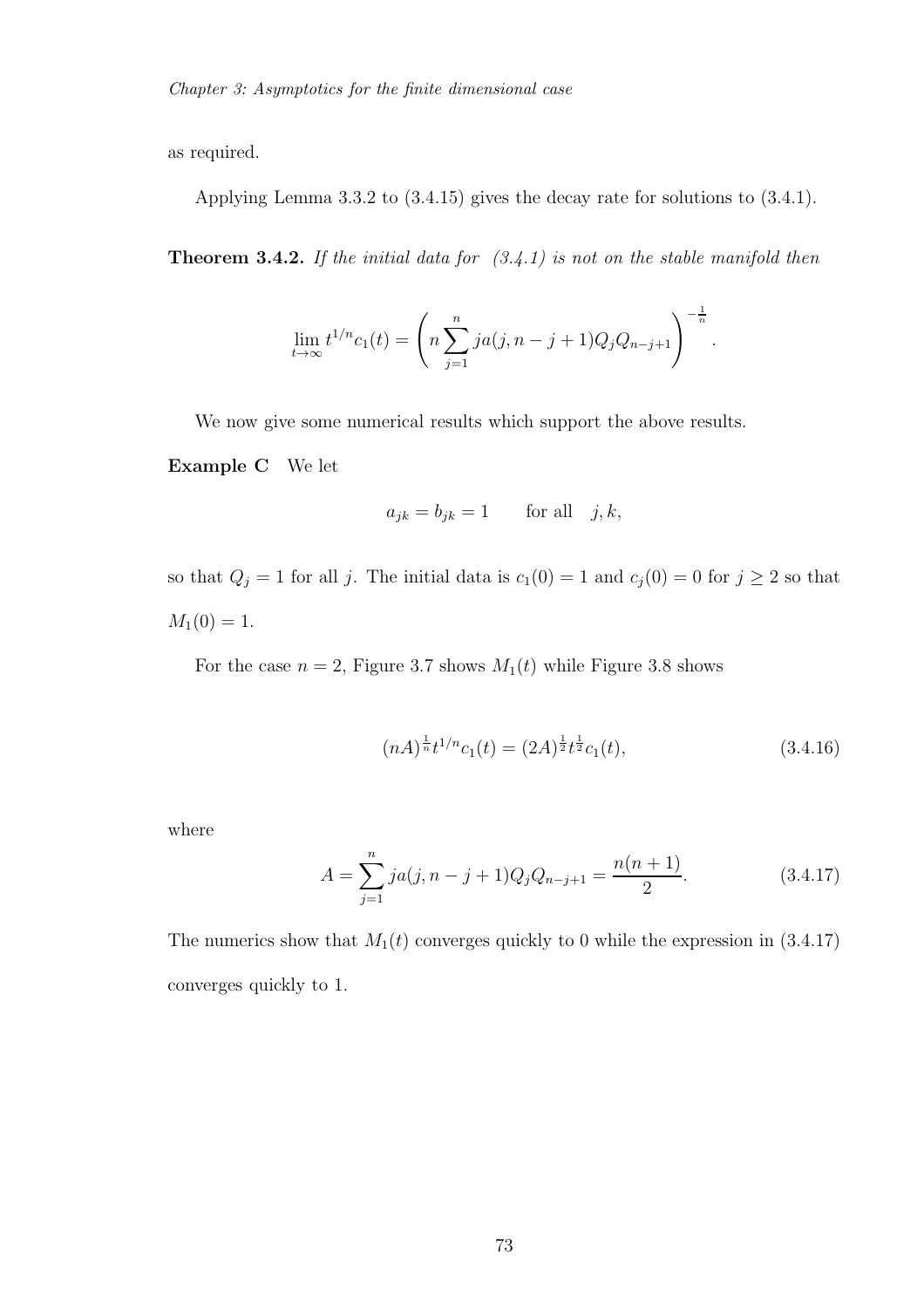as required.

Applying Lemma 3.3.2 to (3.4.15) gives the decay rate for solutions to (3.4.1).

**Theorem 3.4.2.** *If the initial data for (3.4.1) is not on the stable manifold then*

$$\lim_{t\to\infty} t^{1/n} c_1(t) = \left( n \sum_{j=1}^{n} j a(j, n-j+1) Q_j Q_{n-j+1} \right)^{-\frac{1}{n}}.$$

We now give some numerical results which support the above results.

**Example C** We let

$$a_{jk} = b_{jk} = 1 \qquad \text{for all} \quad j, k,$$

so that $Q_j = 1$ for all $j$. The initial data is $c_1(0) = 1$ and $c_j(0) = 0$ for $j \geq 2$ so that $M_1(0) = 1$.

For the case $n = 2$, Figure 3.7 shows $M_1(t)$ while Figure 3.8 shows

$$(nA)^{\frac{1}{n}} t^{1/n} c_1(t) = (2A)^{\frac{1}{2}} t^{\frac{1}{2}} c_1(t), \tag{3.4.16}$$

where

$$A = \sum_{j=1}^{n} j a(j, n-j+1) Q_j Q_{n-j+1} = \frac{n(n+1)}{2}. \tag{3.4.17}$$

The numerics show that $M_1(t)$ converges quickly to 0 while the expression in (3.4.17) converges quickly to 1.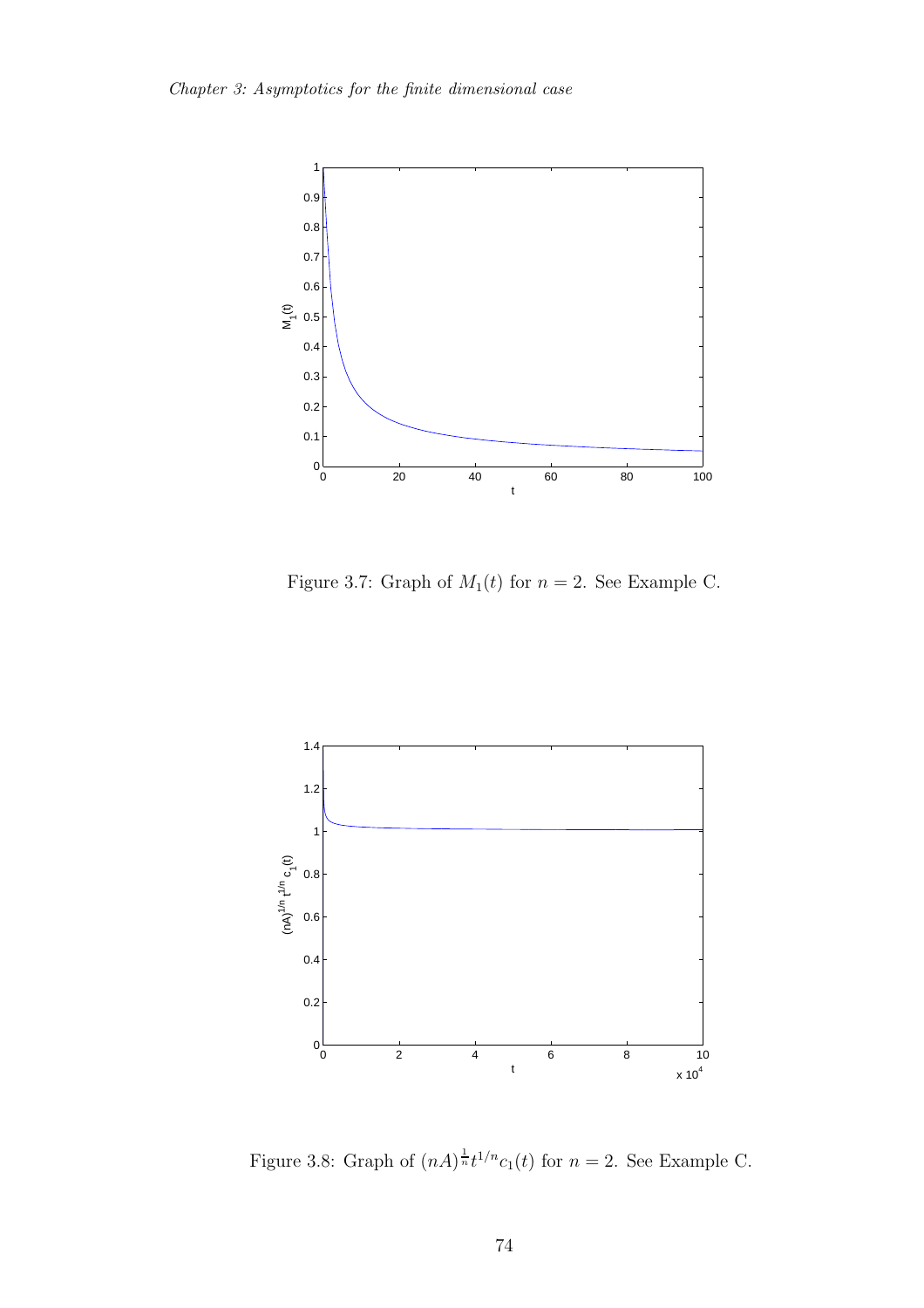Figure 3.7: Graph of $M_1(t)$ for $n = 2$. See Example C.

Figure 3.8: Graph of $(nA)^{\frac{1}{n}} t^{1/n} c_1(t)$ for $n = 2$. See Example C.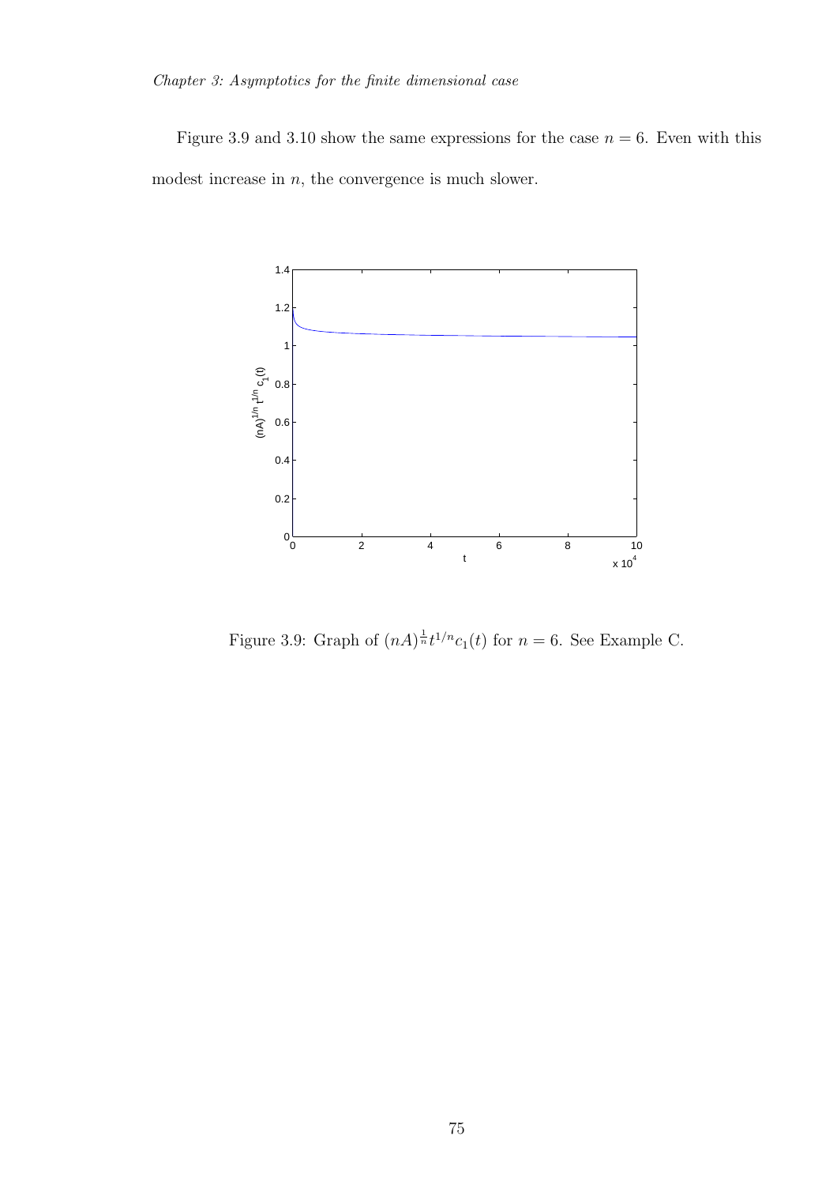Figure 3.9 and 3.10 show the same expressions for the case $n = 6$. Even with this modest increase in $n$, the convergence is much slower.

Figure 3.9: Graph of $(nA)^{\frac{1}{n}} t^{1/n} c_1(t)$ for $n = 6$. See Example C.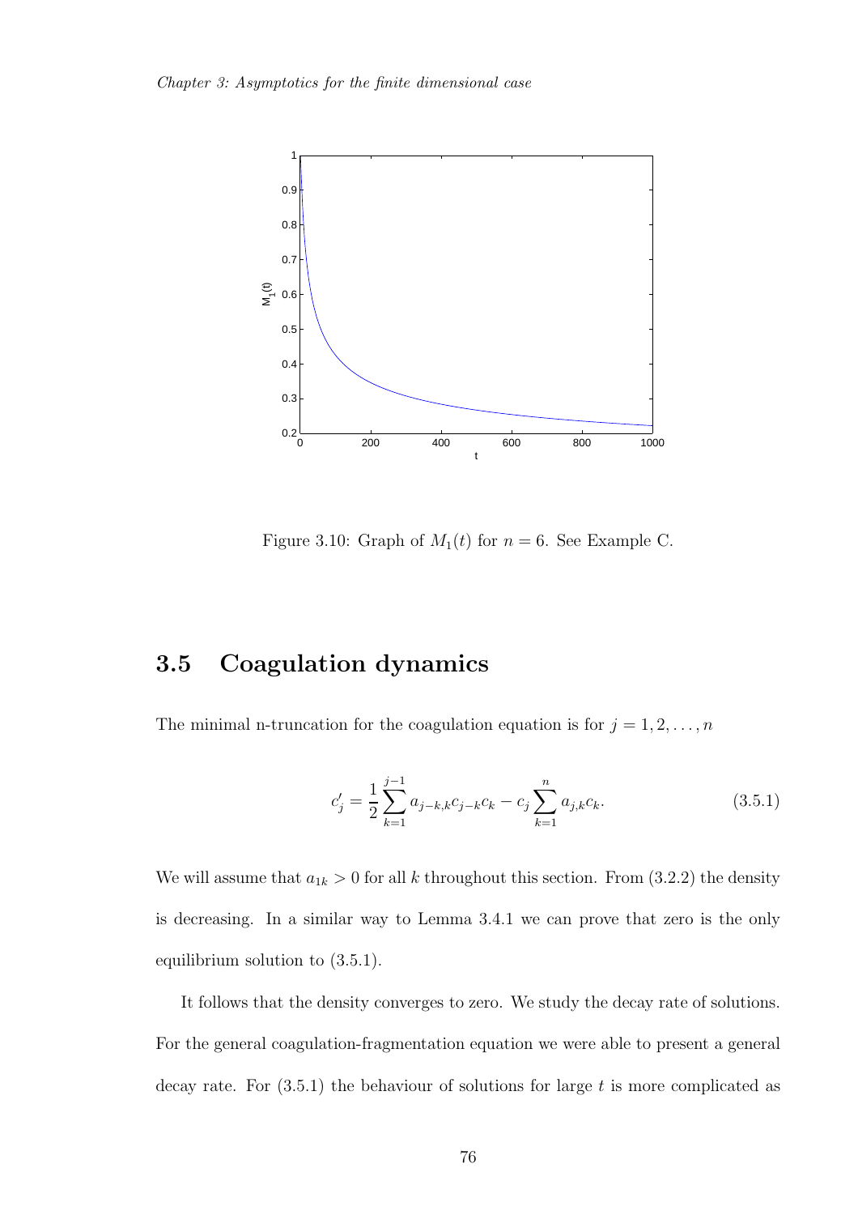Figure 3.10: Graph of $M_1(t)$ for $n = 6$. See Example C.

## 3.5 Coagulation dynamics

The minimal n-truncation for the coagulation equation is for $j = 1, 2, \ldots, n$

$$c_j' = \frac{1}{2}\sum_{k=1}^{j-1} a_{j-k,k}c_{j-k}c_k - c_j \sum_{k=1}^{n} a_{j,k}c_k. \tag{3.5.1}$$

We will assume that $a_{1k} > 0$ for all $k$ throughout this section. From (3.2.2) the density is decreasing. In a similar way to Lemma 3.4.1 we can prove that zero is the only equilibrium solution to (3.5.1).

It follows that the density converges to zero. We study the decay rate of solutions. For the general coagulation-fragmentation equation we were able to present a general decay rate. For (3.5.1) the behaviour of solutions for large $t$ is more complicated as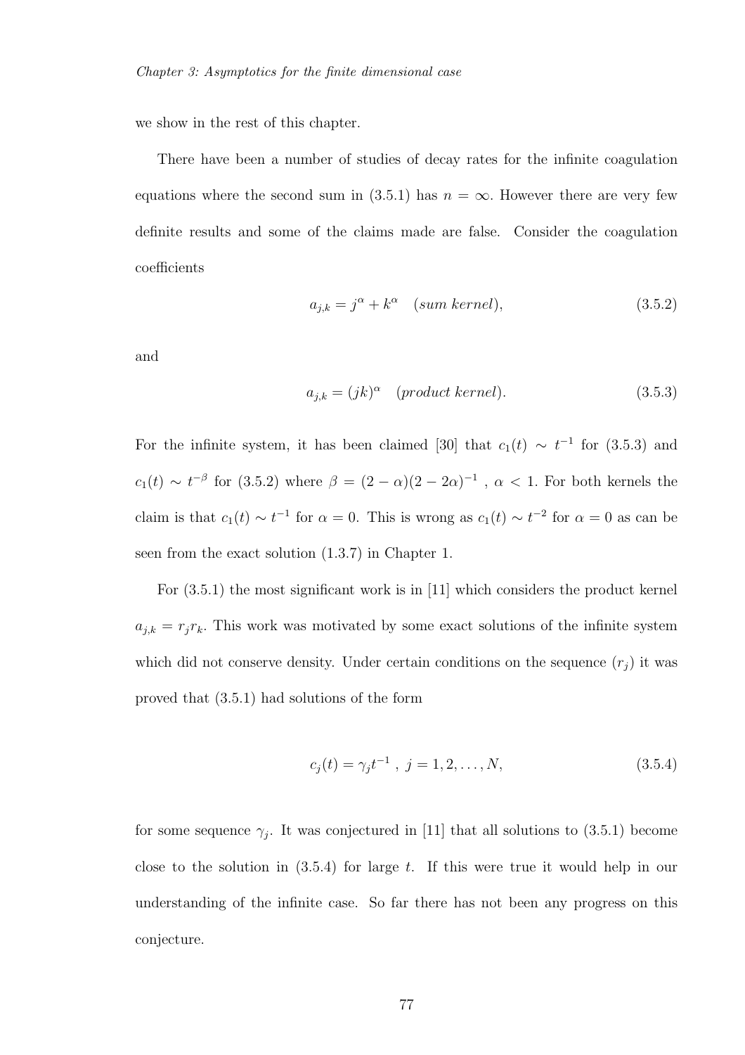we show in the rest of this chapter.

There have been a number of studies of decay rates for the infinite coagulation equations where the second sum in (3.5.1) has $n = \infty$. However there are very few definite results and some of the claims made are false. Consider the coagulation coefficients

$$a_{j,k} = j^{\alpha} + k^{\alpha} \quad (\textit{sum kernel}), \tag{3.5.2}$$

and

$$a_{j,k} = (jk)^{\alpha} \quad (\textit{product kernel}). \tag{3.5.3}$$

For the infinite system, it has been claimed [30] that $c_1(t) \sim t^{-1}$ for (3.5.3) and $c_1(t) \sim t^{-\beta}$ for (3.5.2) where $\beta = (2-\alpha)(2-2\alpha)^{-1}$ , $\alpha < 1$. For both kernels the claim is that $c_1(t) \sim t^{-1}$ for $\alpha = 0$. This is wrong as $c_1(t) \sim t^{-2}$ for $\alpha = 0$ as can be seen from the exact solution (1.3.7) in Chapter 1.

For (3.5.1) the most significant work is in [11] which considers the product kernel $a_{j,k} = r_j r_k$. This work was motivated by some exact solutions of the infinite system which did not conserve density. Under certain conditions on the sequence $(r_j)$ it was proved that (3.5.1) had solutions of the form

$$c_j(t) = \gamma_j t^{-1} \ , \ j = 1, 2, \ldots, N, \tag{3.5.4}$$

for some sequence $\gamma_j$. It was conjectured in [11] that all solutions to (3.5.1) become close to the solution in (3.5.4) for large $t$. If this were true it would help in our understanding of the infinite case. So far there has not been any progress on this conjecture.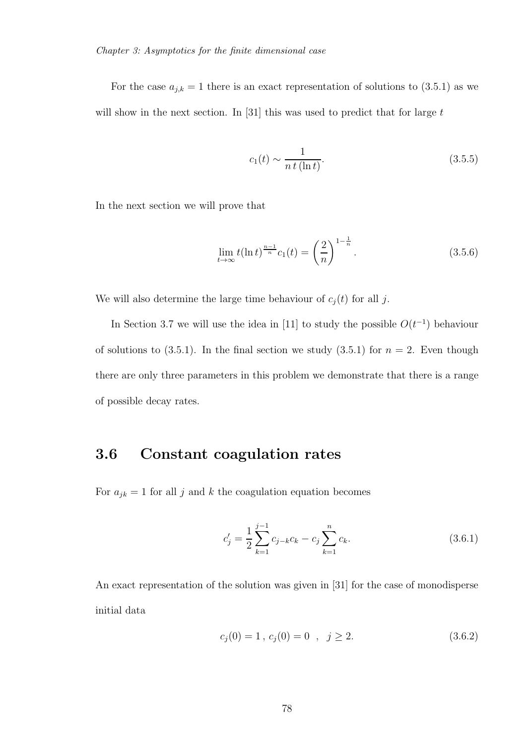For the case $a_{j,k} = 1$ there is an exact representation of solutions to (3.5.1) as we will show in the next section. In [31] this was used to predict that for large $t$

$$c_1(t) \sim \frac{1}{n\, t\, (\ln t)}. \tag{3.5.5}$$

In the next section we will prove that

$$\lim_{t\to\infty} t(\ln t)^{\frac{n-1}{n}} c_1(t) = \left(\frac{2}{n}\right)^{1-\frac{1}{n}}. \tag{3.5.6}$$

We will also determine the large time behaviour of $c_j(t)$ for all $j$.

In Section 3.7 we will use the idea in [11] to study the possible $O(t^{-1})$ behaviour of solutions to (3.5.1). In the final section we study (3.5.1) for $n = 2$. Even though there are only three parameters in this problem we demonstrate that there is a range of possible decay rates.

## 3.6 Constant coagulation rates

For $a_{jk} = 1$ for all $j$ and $k$ the coagulation equation becomes

$$c_j' = \frac{1}{2}\sum_{k=1}^{j-1} c_{j-k}c_k - c_j \sum_{k=1}^{n} c_k. \tag{3.6.1}$$

An exact representation of the solution was given in [31] for the case of monodisperse initial data

$$c_j(0) = 1\,,\; c_j(0) = 0 \;\;,\;\; j \geq 2. \tag{3.6.2}$$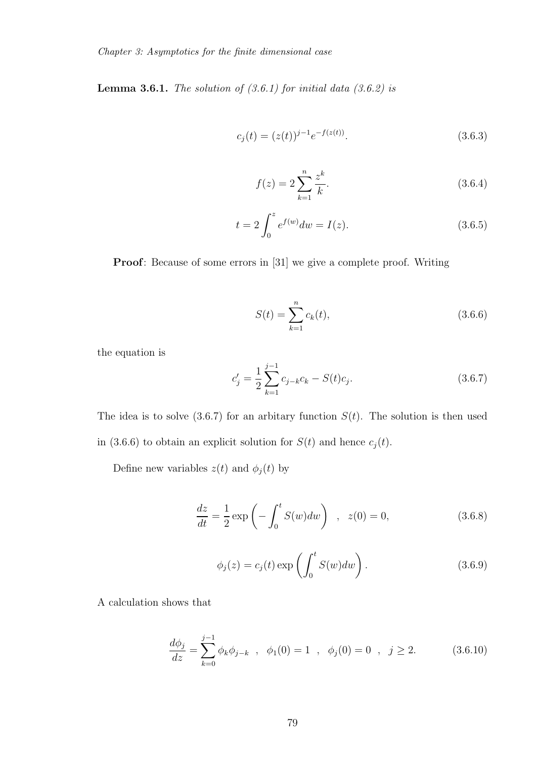**Lemma 3.6.1.** *The solution of (3.6.1) for initial data (3.6.2) is*

$$c_j(t) = (z(t))^{j-1} e^{-f(z(t))}. \tag{3.6.3}$$

$$f(z) = 2\sum_{k=1}^{n} \frac{z^k}{k}. \tag{3.6.4}$$

$$t = 2\int_0^z e^{f(w)} dw = I(z). \tag{3.6.5}$$

**Proof**: Because of some errors in [31] we give a complete proof. Writing

$$S(t) = \sum_{k=1}^{n} c_k(t), \tag{3.6.6}$$

the equation is

$$c_j' = \frac{1}{2}\sum_{k=1}^{j-1} c_{j-k}c_k - S(t)c_j. \tag{3.6.7}$$

The idea is to solve (3.6.7) for an arbitary function $S(t)$. The solution is then used in (3.6.6) to obtain an explicit solution for $S(t)$ and hence $c_j(t)$.

Define new variables $z(t)$ and $\phi_j(t)$ by

$$\frac{dz}{dt} = \frac{1}{2}\exp\left(-\int_0^t S(w)dw\right) \quad , \quad z(0) = 0, \tag{3.6.8}$$

$$\phi_j(z) = c_j(t)\exp\left(\int_0^t S(w)dw\right). \tag{3.6.9}$$

A calculation shows that

$$\frac{d\phi_j}{dz} = \sum_{k=0}^{j-1} \phi_k \phi_{j-k} \quad , \quad \phi_1(0) = 1 \quad , \quad \phi_j(0) = 0 \quad , \quad j \geq 2. \tag{3.6.10}$$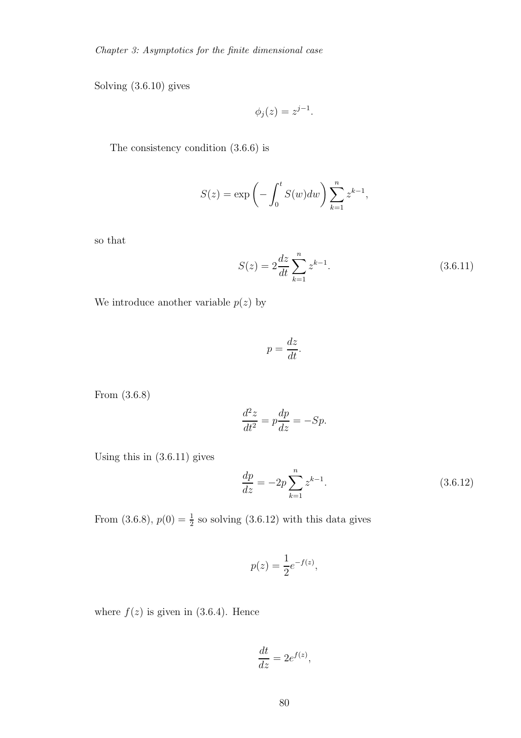Solving (3.6.10) gives

$$\phi_j(z) = z^{j-1}.$$

The consistency condition (3.6.6) is

$$S(z) = \exp\left(-\int_0^t S(w)dw\right)\sum_{k=1}^n z^{k-1},$$

so that

$$S(z) = 2\frac{dz}{dt}\sum_{k=1}^n z^{k-1}. \tag{3.6.11}$$

We introduce another variable $p(z)$ by

$$p = \frac{dz}{dt}.$$

From (3.6.8)

$$\frac{d^2z}{dt^2} = p\frac{dp}{dz} = -Sp.$$

Using this in (3.6.11) gives

$$\frac{dp}{dz} = -2p\sum_{k=1}^n z^{k-1}. \tag{3.6.12}$$

From (3.6.8), $p(0) = \frac{1}{2}$ so solving (3.6.12) with this data gives

$$p(z) = \frac{1}{2}e^{-f(z)},$$

where $f(z)$ is given in (3.6.4). Hence

$$\frac{dt}{dz} = 2e^{f(z)},$$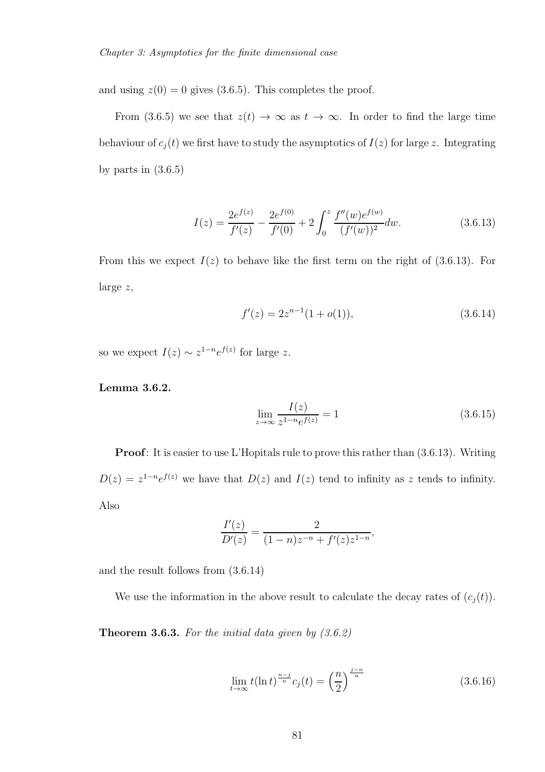and using $z(0) = 0$ gives (3.6.5). This completes the proof.

From (3.6.5) we see that $z(t) \to \infty$ as $t \to \infty$. In order to find the large time behaviour of $c_j(t)$ we first have to study the asymptotics of $I(z)$ for large $z$. Integrating by parts in (3.6.5)

$$I(z) = \frac{2e^{f(z)}}{f'(z)} - \frac{2e^{f(0)}}{f'(0)} + 2\int_0^z \frac{f''(w)e^{f(w)}}{(f'(w))^2}dw. \tag{3.6.13}$$

From this we expect $I(z)$ to behave like the first term on the right of (3.6.13). For large $z$,

$$f'(z) = 2z^{n-1}(1 + o(1)), \tag{3.6.14}$$

so we expect $I(z) \sim z^{1-n}e^{f(z)}$ for large $z$.

**Lemma 3.6.2.**

$$\lim_{z\to\infty} \frac{I(z)}{z^{1-n}e^{f(z)}} = 1 \tag{3.6.15}$$

**Proof**: It is easier to use L'Hopitals rule to prove this rather than (3.6.13). Writing $D(z) = z^{1-n}e^{f(z)}$ we have that $D(z)$ and $I(z)$ tend to infinity as $z$ tends to infinity. Also

$$\frac{I'(z)}{D'(z)} = \frac{2}{(1-n)z^{-n} + f'(z)z^{1-n}},$$

and the result follows from (3.6.14)

We use the information in the above result to calculate the decay rates of $(c_j(t))$.

**Theorem 3.6.3.** *For the initial data given by (3.6.2)*

$$\lim_{t\to\infty} t(\ln t)^{\frac{n-j}{n}} c_j(t) = \left(\frac{n}{2}\right)^{\frac{j-n}{n}} \tag{3.6.16}$$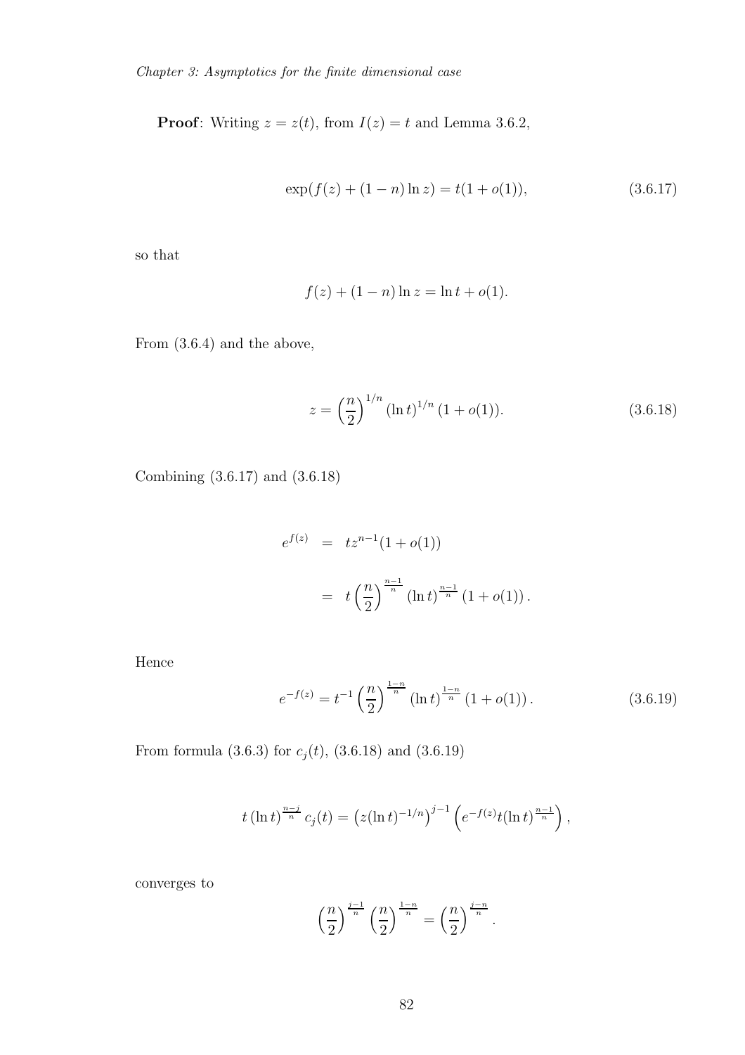**Proof**: Writing $z = z(t)$, from $I(z) = t$ and Lemma 3.6.2,

$$\exp(f(z) + (1-n)\ln z) = t(1 + o(1)), \tag{3.6.17}$$

so that

$$f(z) + (1-n)\ln z = \ln t + o(1).$$

From (3.6.4) and the above,

$$z = \left(\frac{n}{2}\right)^{1/n} (\ln t)^{1/n} (1 + o(1)). \tag{3.6.18}$$

Combining (3.6.17) and (3.6.18)

$$\begin{aligned} e^{f(z)} &= tz^{n-1}(1 + o(1)) \\ &= t\left(\frac{n}{2}\right)^{\frac{n-1}{n}} (\ln t)^{\frac{n-1}{n}} (1 + o(1)). \end{aligned}$$

Hence

$$e^{-f(z)} = t^{-1}\left(\frac{n}{2}\right)^{\frac{1-n}{n}} (\ln t)^{\frac{1-n}{n}} (1 + o(1)). \tag{3.6.19}$$

From formula (3.6.3) for $c_j(t)$, (3.6.18) and (3.6.19)

$$t\,(\ln t)^{\frac{n-j}{n}}\, c_j(t) = \left(z(\ln t)^{-1/n}\right)^{j-1} \left(e^{-f(z)} t (\ln t)^{\frac{n-1}{n}}\right),$$

converges to

$$\left(\frac{n}{2}\right)^{\frac{j-1}{n}} \left(\frac{n}{2}\right)^{\frac{1-n}{n}} = \left(\frac{n}{2}\right)^{\frac{j-n}{n}}.$$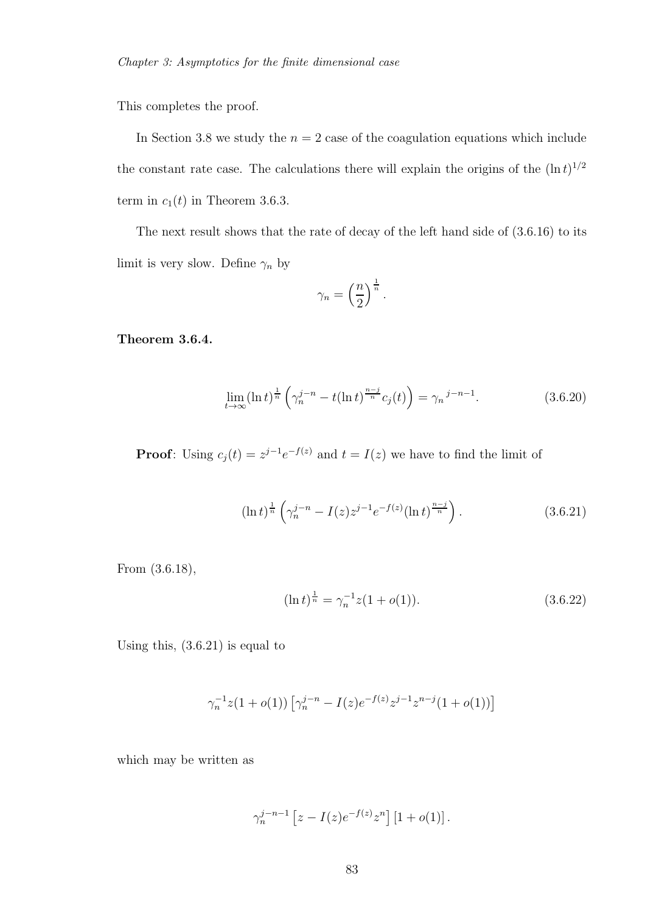This completes the proof.

In Section 3.8 we study the $n = 2$ case of the coagulation equations which include the constant rate case. The calculations there will explain the origins of the $(\ln t)^{1/2}$ term in $c_1(t)$ in Theorem 3.6.3.

The next result shows that the rate of decay of the left hand side of (3.6.16) to its limit is very slow. Define $\gamma_n$ by

$$\gamma_n = \left(\frac{n}{2}\right)^{\frac{1}{n}}.$$

**Theorem 3.6.4.**

$$\lim_{t\to\infty} (\ln t)^{\frac{1}{n}} \left( \gamma_n^{j-n} - t(\ln t)^{\frac{n-j}{n}} c_j(t) \right) = \gamma_n{}^{j-n-1}. \tag{3.6.20}$$

**Proof**: Using $c_j(t) = z^{j-1}e^{-f(z)}$ and $t = I(z)$ we have to find the limit of

$$(\ln t)^{\frac{1}{n}} \left( \gamma_n^{j-n} - I(z)z^{j-1}e^{-f(z)}(\ln t)^{\frac{n-j}{n}} \right). \tag{3.6.21}$$

From (3.6.18),

$$(\ln t)^{\frac{1}{n}} = \gamma_n^{-1} z(1 + o(1)). \tag{3.6.22}$$

Using this, (3.6.21) is equal to

$$\gamma_n^{-1} z(1 + o(1)) \left[ \gamma_n^{j-n} - I(z)e^{-f(z)}z^{j-1}z^{n-j}(1 + o(1)) \right]$$

which may be written as

$$\gamma_n^{j-n-1} \left[ z - I(z)e^{-f(z)}z^n \right] [1 + o(1)].$$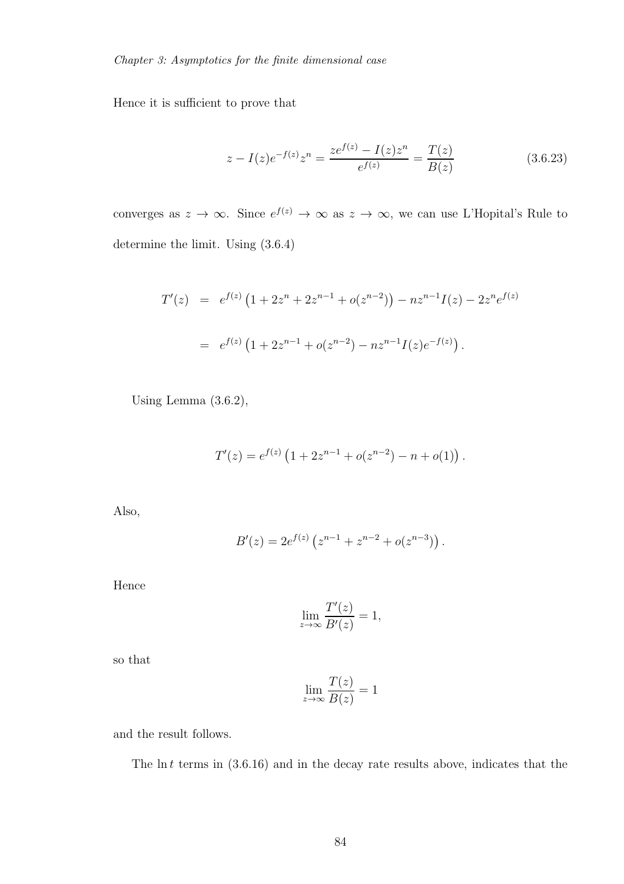Hence it is sufficient to prove that

$$z - I(z)e^{-f(z)}z^n = \frac{ze^{f(z)} - I(z)z^n}{e^{f(z)}} = \frac{T(z)}{B(z)} \tag{3.6.23}$$

converges as $z \to \infty$. Since $e^{f(z)} \to \infty$ as $z \to \infty$, we can use L'Hopital's Rule to determine the limit. Using (3.6.4)

$$\begin{aligned}
T'(z) &= e^{f(z)}\left(1 + 2z^n + 2z^{n-1} + o(z^{n-2})\right) - nz^{n-1}I(z) - 2z^n e^{f(z)} \\
&= e^{f(z)}\left(1 + 2z^{n-1} + o(z^{n-2}) - nz^{n-1}I(z)e^{-f(z)}\right).
\end{aligned}$$

Using Lemma (3.6.2),

$$T'(z) = e^{f(z)}\left(1 + 2z^{n-1} + o(z^{n-2}) - n + o(1)\right).$$

Also,

$$B'(z) = 2e^{f(z)}\left(z^{n-1} + z^{n-2} + o(z^{n-3})\right).$$

Hence

$$\lim_{z\to\infty} \frac{T'(z)}{B'(z)} = 1,$$

so that

$$\lim_{z\to\infty} \frac{T(z)}{B(z)} = 1$$

and the result follows.

The $\ln t$ terms in (3.6.16) and in the decay rate results above, indicates that the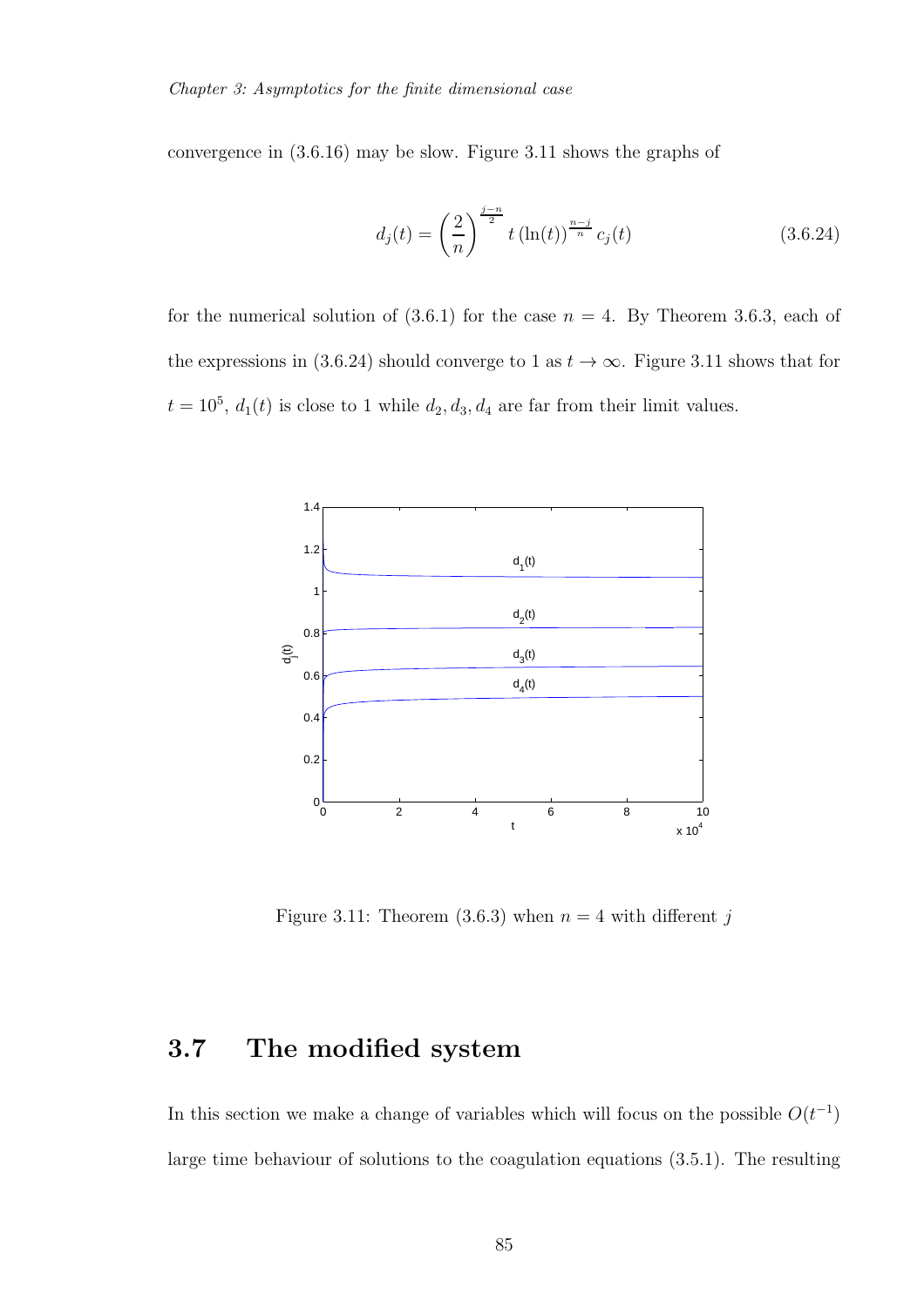convergence in (3.6.16) may be slow. Figure 3.11 shows the graphs of

$$d_j(t) = \left(\frac{2}{n}\right)^{\frac{j-n}{2}} t\,(\ln(t))^{\frac{n-j}{n}}\, c_j(t) \tag{3.6.24}$$

for the numerical solution of (3.6.1) for the case $n = 4$. By Theorem 3.6.3, each of the expressions in (3.6.24) should converge to 1 as $t \to \infty$. Figure 3.11 shows that for $t = 10^5$, $d_1(t)$ is close to 1 while $d_2, d_3, d_4$ are far from their limit values.

Figure 3.11: Theorem (3.6.3) when $n = 4$ with different $j$

## 3.7 The modified system

In this section we make a change of variables which will focus on the possible $O(t^{-1})$ large time behaviour of solutions to the coagulation equations (3.5.1). The resulting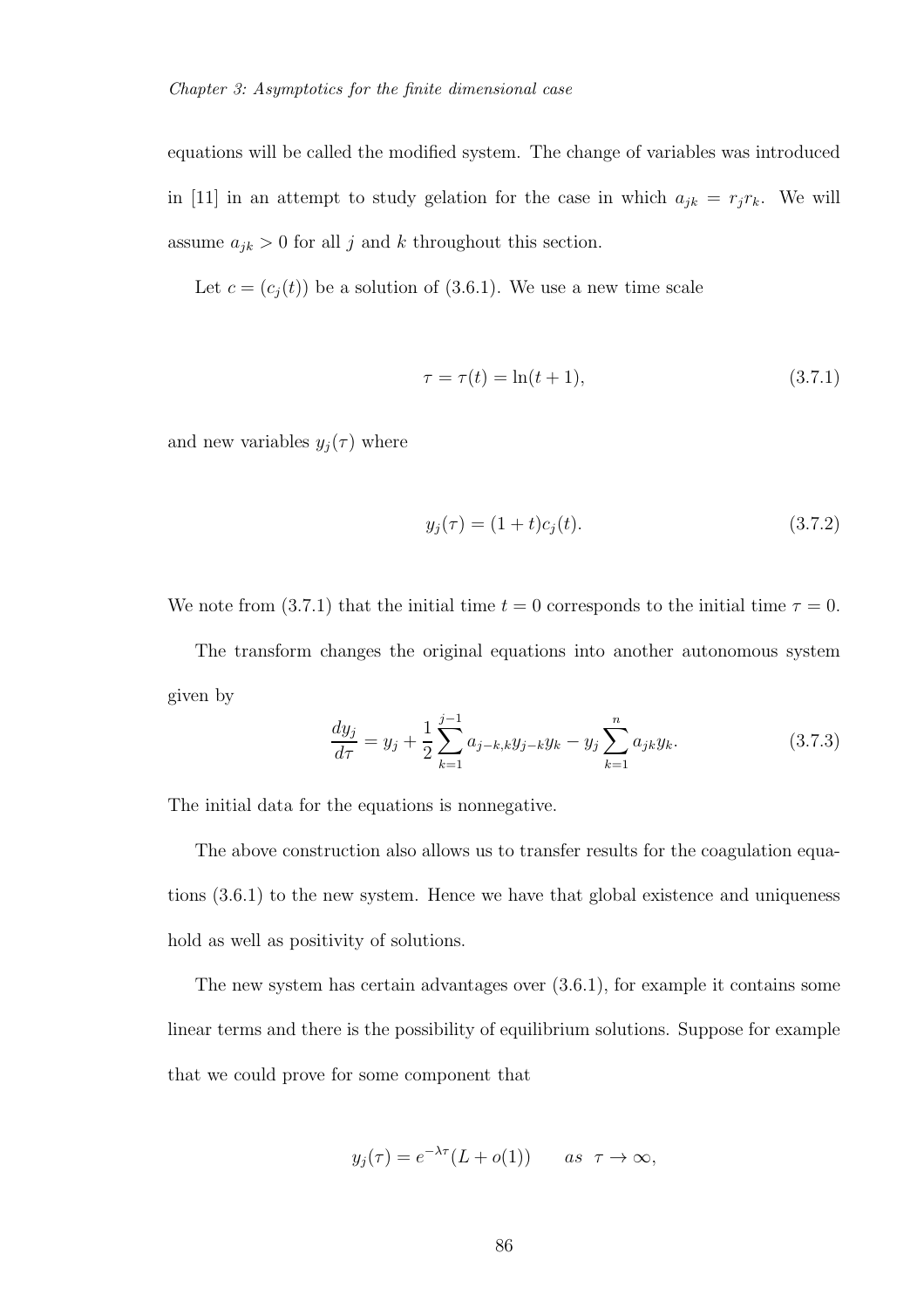equations will be called the modified system. The change of variables was introduced in [11] in an attempt to study gelation for the case in which $a_{jk} = r_j r_k$. We will assume $a_{jk} > 0$ for all $j$ and $k$ throughout this section.

Let $c = (c_j(t))$ be a solution of (3.6.1). We use a new time scale

$$\tau = \tau(t) = \ln(t+1), \tag{3.7.1}$$

and new variables $y_j(\tau)$ where

$$y_j(\tau) = (1+t)c_j(t). \tag{3.7.2}$$

We note from (3.7.1) that the initial time $t = 0$ corresponds to the initial time $\tau = 0$.

The transform changes the original equations into another autonomous system given by

$$\frac{dy_j}{d\tau} = y_j + \frac{1}{2}\sum_{k=1}^{j-1} a_{j-k,k} y_{j-k} y_k - y_j \sum_{k=1}^{n} a_{jk} y_k. \tag{3.7.3}$$

The initial data for the equations is nonnegative.

The above construction also allows us to transfer results for the coagulation equations (3.6.1) to the new system. Hence we have that global existence and uniqueness hold as well as positivity of solutions.

The new system has certain advantages over (3.6.1), for example it contains some linear terms and there is the possibility of equilibrium solutions. Suppose for example that we could prove for some component that

$$y_j(\tau) = e^{-\lambda\tau}(L + o(1)) \qquad as \;\; \tau \to \infty,$$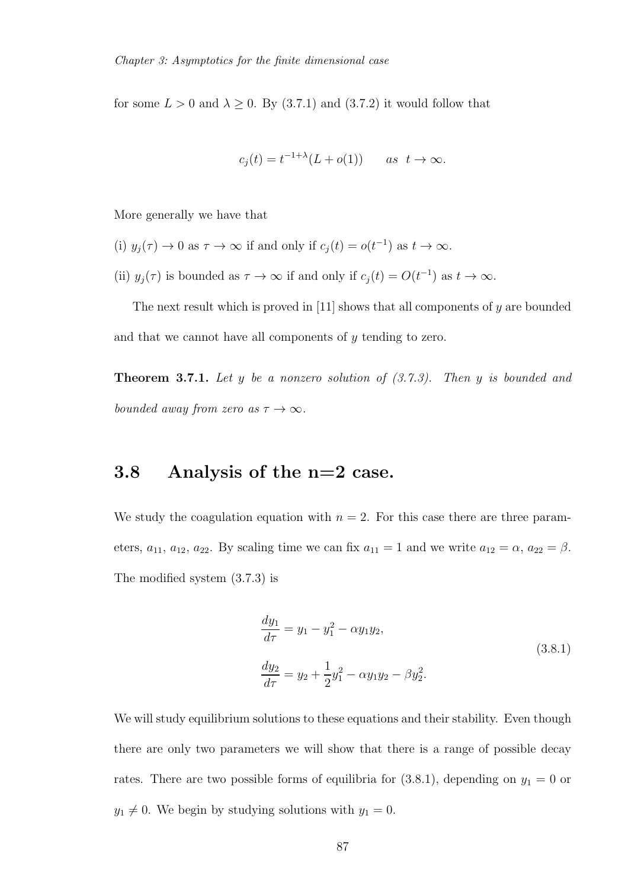for some $L > 0$ and $\lambda \geq 0$. By (3.7.1) and (3.7.2) it would follow that

$$c_j(t) = t^{-1+\lambda}(L + o(1)) \qquad as \;\; t \to \infty.$$

More generally we have that

(i) $y_j(\tau) \to 0$ as $\tau \to \infty$ if and only if $c_j(t) = o(t^{-1})$ as $t \to \infty$.

(ii) $y_j(\tau)$ is bounded as $\tau \to \infty$ if and only if $c_j(t) = O(t^{-1})$ as $t \to \infty$.

The next result which is proved in [11] shows that all components of $y$ are bounded and that we cannot have all components of $y$ tending to zero.

**Theorem 3.7.1.** *Let $y$ be a nonzero solution of (3.7.3). Then $y$ is bounded and bounded away from zero as $\tau \to \infty$.*

## 3.8 Analysis of the n=2 case.

We study the coagulation equation with $n = 2$. For this case there are three parameters, $a_{11}$, $a_{12}$, $a_{22}$. By scaling time we can fix $a_{11} = 1$ and we write $a_{12} = \alpha$, $a_{22} = \beta$. The modified system (3.7.3) is

$$\begin{aligned}
\frac{dy_1}{d\tau} &= y_1 - y_1^2 - \alpha y_1 y_2, \\
\frac{dy_2}{d\tau} &= y_2 + \frac{1}{2}y_1^2 - \alpha y_1 y_2 - \beta y_2^2.
\end{aligned} \tag{3.8.1}$$

We will study equilibrium solutions to these equations and their stability. Even though there are only two parameters we will show that there is a range of possible decay rates. There are two possible forms of equilibria for (3.8.1), depending on $y_1 = 0$ or $y_1 \neq 0$. We begin by studying solutions with $y_1 = 0$.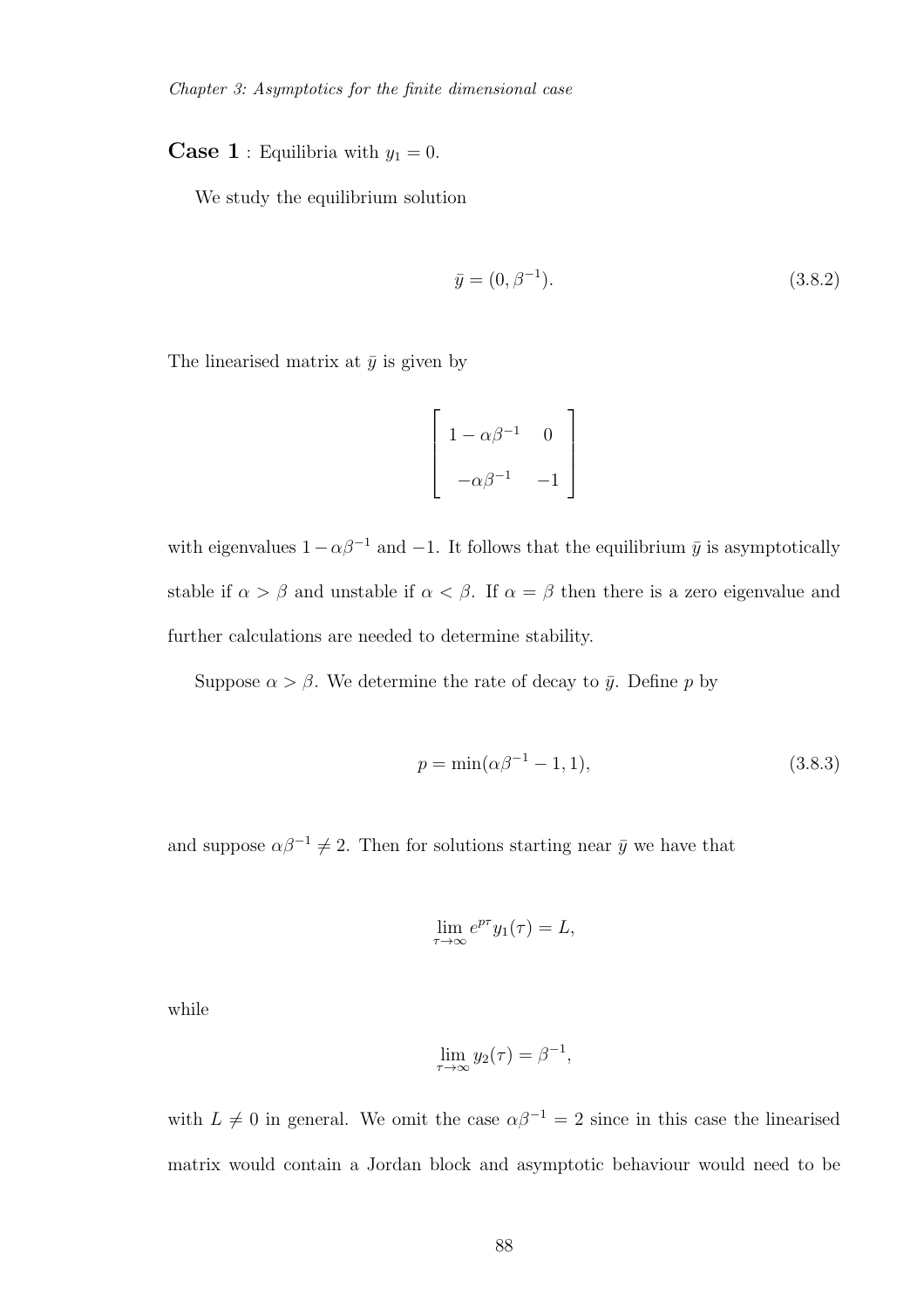**Case 1** : Equilibria with $y_1 = 0$.

We study the equilibrium solution

$$\bar{y} = (0, \beta^{-1}). \tag{3.8.2}$$

The linearised matrix at $\bar{y}$ is given by

$$\begin{bmatrix} 1 - \alpha\beta^{-1} & 0 \\ -\alpha\beta^{-1} & -1 \end{bmatrix}$$

with eigenvalues $1 - \alpha\beta^{-1}$ and $-1$. It follows that the equilibrium $\bar{y}$ is asymptotically stable if $\alpha > \beta$ and unstable if $\alpha < \beta$. If $\alpha = \beta$ then there is a zero eigenvalue and further calculations are needed to determine stability.

Suppose $\alpha > \beta$. We determine the rate of decay to $\bar{y}$. Define $p$ by

$$p = \min(\alpha\beta^{-1} - 1, 1), \tag{3.8.3}$$

and suppose $\alpha\beta^{-1} \neq 2$. Then for solutions starting near $\bar{y}$ we have that

$$\lim_{\tau \to \infty} e^{p\tau} y_1(\tau) = L,$$

while

$$\lim_{\tau \to \infty} y_2(\tau) = \beta^{-1},$$

with $L \neq 0$ in general. We omit the case $\alpha\beta^{-1} = 2$ since in this case the linearised matrix would contain a Jordan block and asymptotic behaviour would need to be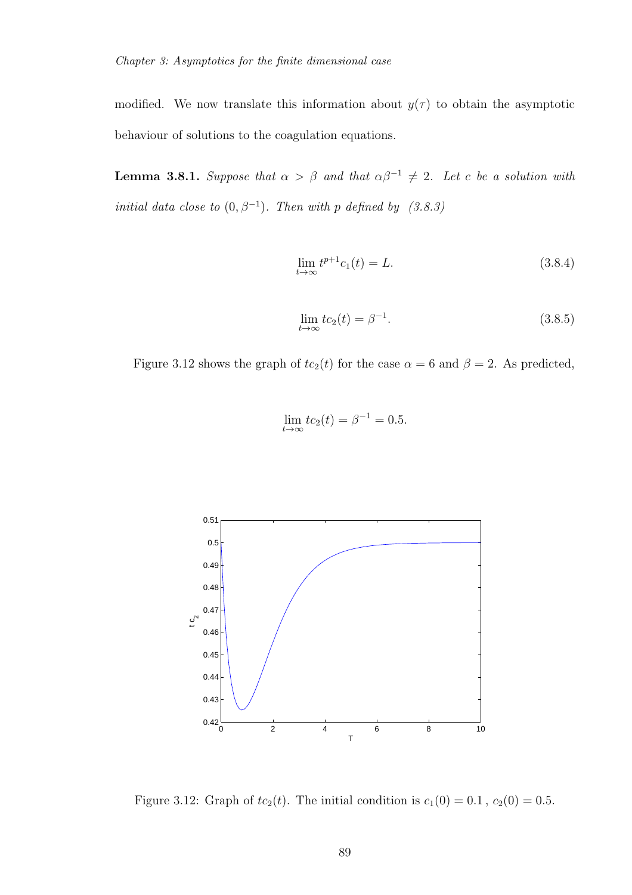modified. We now translate this information about $y(\tau)$ to obtain the asymptotic behaviour of solutions to the coagulation equations.

**Lemma 3.8.1.** *Suppose that $\alpha > \beta$ and that $\alpha\beta^{-1} \neq 2$. Let $c$ be a solution with initial data close to $(0, \beta^{-1})$. Then with $p$ defined by (3.8.3)*

$$\lim_{t\to\infty} t^{p+1} c_1(t) = L. \tag{3.8.4}$$

$$\lim_{t\to\infty} t c_2(t) = \beta^{-1}. \tag{3.8.5}$$

Figure 3.12 shows the graph of $tc_2(t)$ for the case $\alpha = 6$ and $\beta = 2$. As predicted,

$$\lim_{t\to\infty} t c_2(t) = \beta^{-1} = 0.5.$$

Figure 3.12: Graph of $tc_2(t)$. The initial condition is $c_1(0) = 0.1$, $c_2(0) = 0.5$.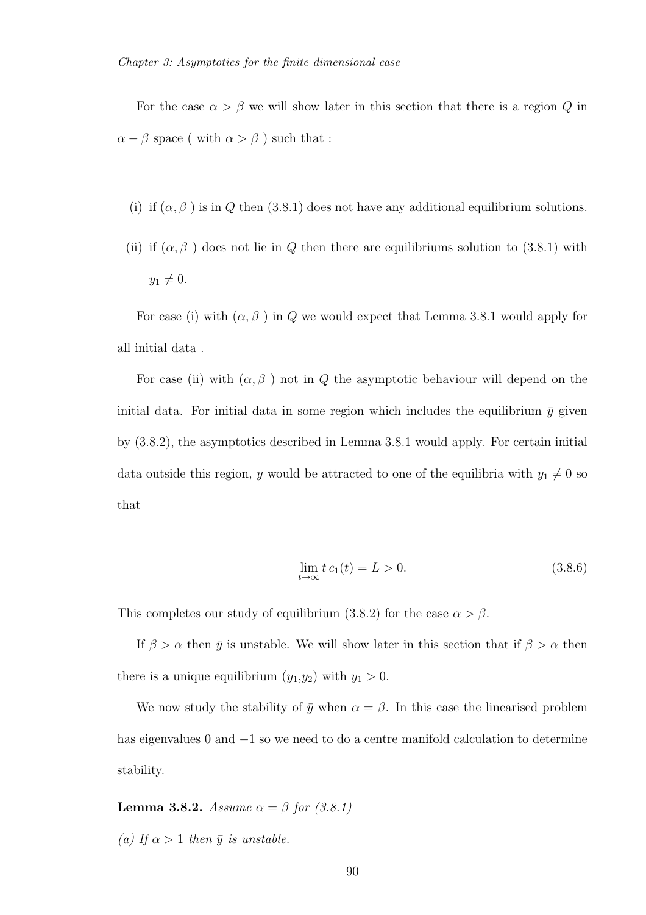For the case $\alpha > \beta$ we will show later in this section that there is a region $Q$ in $\alpha - \beta$ space ( with $\alpha > \beta$ ) such that :

(i) if $(\alpha, \beta\ )$ is in $Q$ then (3.8.1) does not have any additional equilibrium solutions.

(ii) if $(\alpha, \beta\ )$ does not lie in $Q$ then there are equilibriums solution to (3.8.1) with $y_1 \neq 0$.

For case (i) with $(\alpha, \beta\ )$ in $Q$ we would expect that Lemma 3.8.1 would apply for all initial data .

For case (ii) with $(\alpha, \beta\ )$ not in $Q$ the asymptotic behaviour will depend on the initial data. For initial data in some region which includes the equilibrium $\bar{y}$ given by (3.8.2), the asymptotics described in Lemma 3.8.1 would apply. For certain initial data outside this region, $y$ would be attracted to one of the equilibria with $y_1 \neq 0$ so that

$$\lim_{t \to \infty} t\, c_1(t) = L > 0. \tag{3.8.6}$$

This completes our study of equilibrium (3.8.2) for the case $\alpha > \beta$.

If $\beta > \alpha$ then $\bar{y}$ is unstable. We will show later in this section that if $\beta > \alpha$ then there is a unique equilibrium $(y_1, y_2)$ with $y_1 > 0$.

We now study the stability of $\bar{y}$ when $\alpha = \beta$. In this case the linearised problem has eigenvalues 0 and $-1$ so we need to do a centre manifold calculation to determine stability.

**Lemma 3.8.2.** *Assume $\alpha = \beta$ for (3.8.1)*

*(a) If $\alpha > 1$ then $\bar{y}$ is unstable.*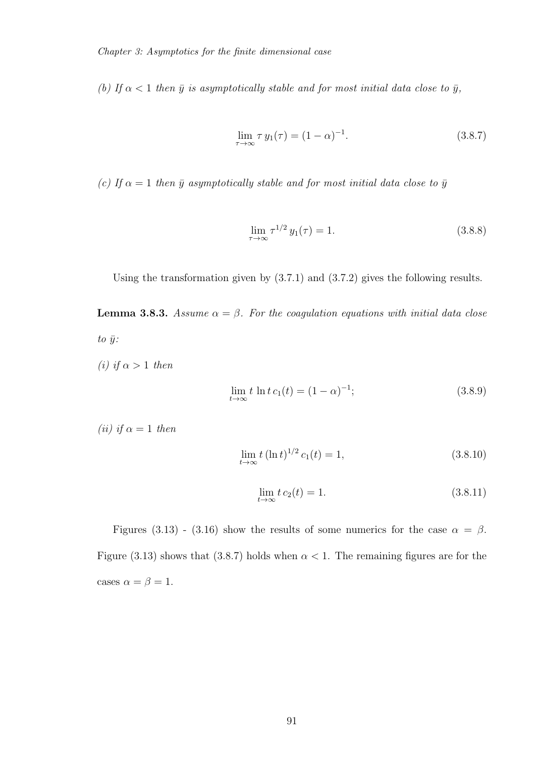*(b) If $\alpha < 1$ then $\bar{y}$ is asymptotically stable and for most initial data close to $\bar{y}$,*

$$\lim_{\tau \to \infty} \tau \, y_1(\tau) = (1 - \alpha)^{-1}. \tag{3.8.7}$$

*(c) If $\alpha = 1$ then $\bar{y}$ asymptotically stable and for most initial data close to $\bar{y}$*

$$\lim_{\tau \to \infty} \tau^{1/2} \, y_1(\tau) = 1. \tag{3.8.8}$$

Using the transformation given by (3.7.1) and (3.7.2) gives the following results.

**Lemma 3.8.3.** *Assume $\alpha = \beta$. For the coagulation equations with initial data close to $\bar{y}$:*

*(i) if $\alpha > 1$ then*

$$\lim_{t \to \infty} t \, \ln t \, c_1(t) = (1 - \alpha)^{-1}; \tag{3.8.9}$$

*(ii) if $\alpha = 1$ then*

$$\lim_{t \to \infty} t \, (\ln t)^{1/2} \, c_1(t) = 1, \tag{3.8.10}$$

$$\lim_{t \to \infty} t \, c_2(t) = 1. \tag{3.8.11}$$

Figures (3.13) - (3.16) show the results of some numerics for the case $\alpha = \beta$. Figure (3.13) shows that (3.8.7) holds when $\alpha < 1$. The remaining figures are for the cases $\alpha = \beta = 1$.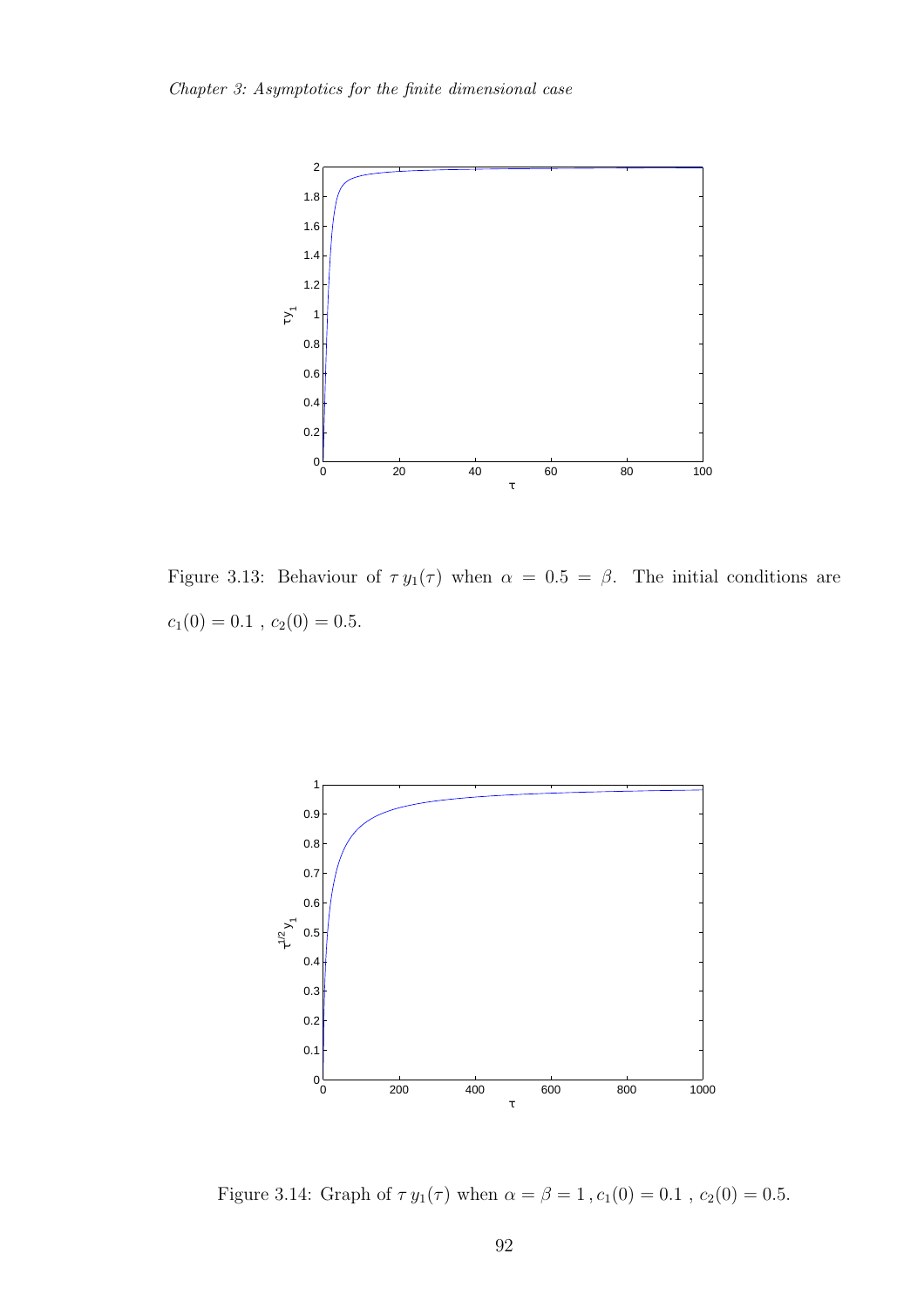Figure 3.13: Behaviour of $\tau\, y_1(\tau)$ when $\alpha = 0.5 = \beta$. The initial conditions are $c_1(0) = 0.1$ , $c_2(0) = 0.5$.

Figure 3.14: Graph of $\tau\, y_1(\tau)$ when $\alpha = \beta = 1\, , c_1(0) = 0.1$ , $c_2(0) = 0.5$.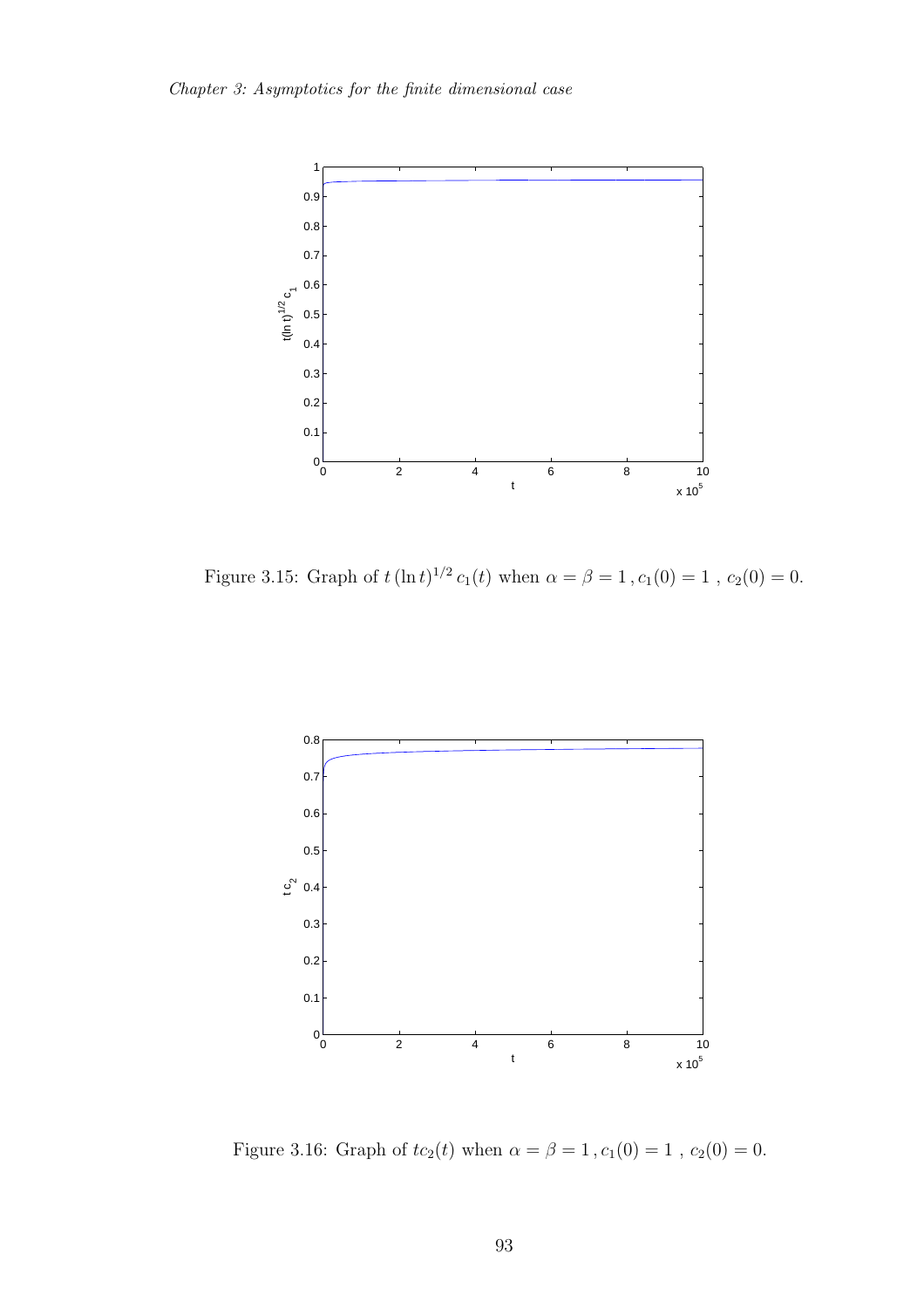Figure 3.15: Graph of $t\,(\ln t)^{1/2}\,c_1(t)$ when $\alpha = \beta = 1\,, c_1(0) = 1\,,\; c_2(0) = 0$.

Figure 3.16: Graph of $tc_2(t)$ when $\alpha = \beta = 1\,, c_1(0) = 1\,,\; c_2(0) = 0$.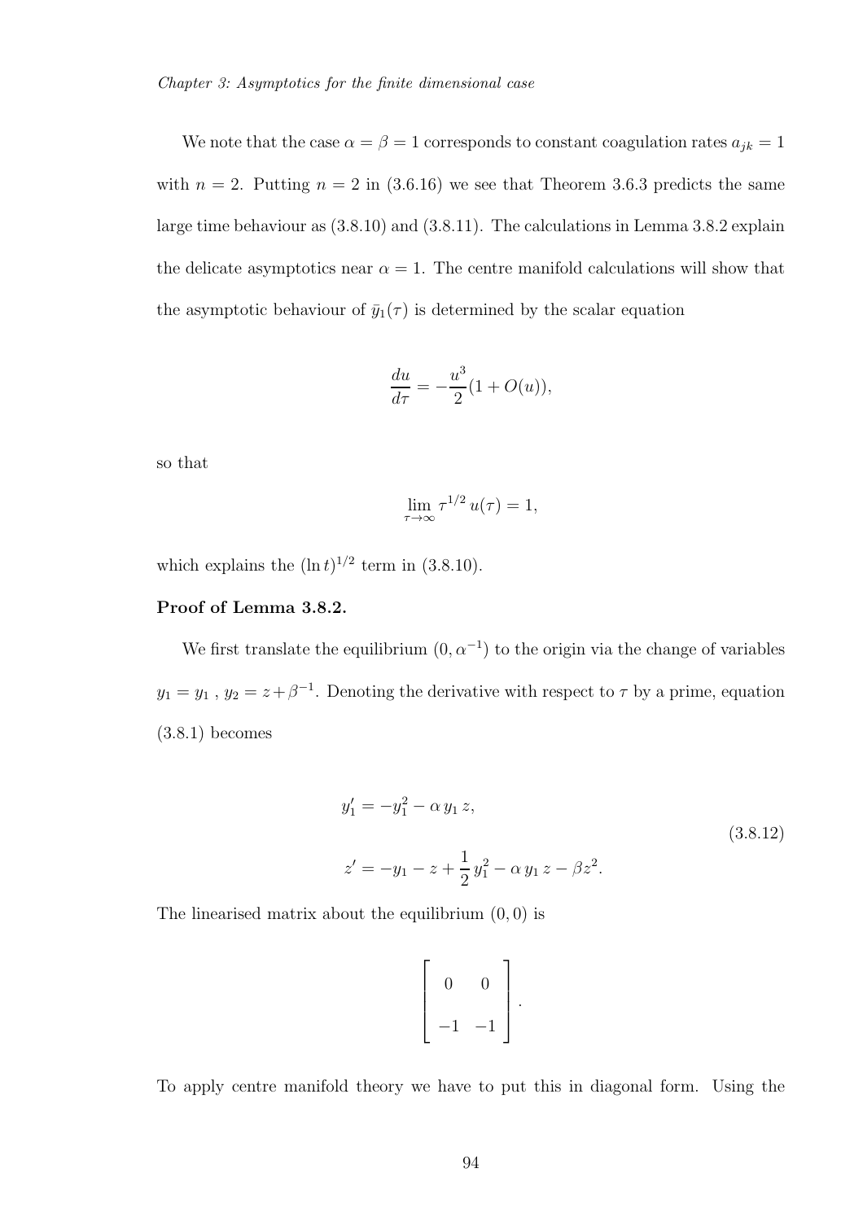We note that the case $\alpha = \beta = 1$ corresponds to constant coagulation rates $a_{jk} = 1$ with $n = 2$. Putting $n = 2$ in (3.6.16) we see that Theorem 3.6.3 predicts the same large time behaviour as (3.8.10) and (3.8.11). The calculations in Lemma 3.8.2 explain the delicate asymptotics near $\alpha = 1$. The centre manifold calculations will show that the asymptotic behaviour of $\bar{y}_1(\tau)$ is determined by the scalar equation

$$\frac{du}{d\tau} = -\frac{u^3}{2}(1 + O(u)),$$

so that

$$\lim_{\tau \to \infty} \tau^{1/2}\, u(\tau) = 1,$$

which explains the $(\ln t)^{1/2}$ term in (3.8.10).

**Proof of Lemma 3.8.2.**

We first translate the equilibrium $(0, \alpha^{-1})$ to the origin via the change of variables $y_1 = y_1$ , $y_2 = z + \beta^{-1}$. Denoting the derivative with respect to $\tau$ by a prime, equation (3.8.1) becomes

$$\begin{aligned} y_1' &= -y_1^2 - \alpha\, y_1\, z, \\ z' &= -y_1 - z + \frac{1}{2}\, y_1^2 - \alpha\, y_1\, z - \beta z^2. \end{aligned} \tag{3.8.12}$$

The linearised matrix about the equilibrium $(0, 0)$ is

$$\begin{bmatrix} 0 & 0 \\ -1 & -1 \end{bmatrix}.$$

To apply centre manifold theory we have to put this in diagonal form. Using the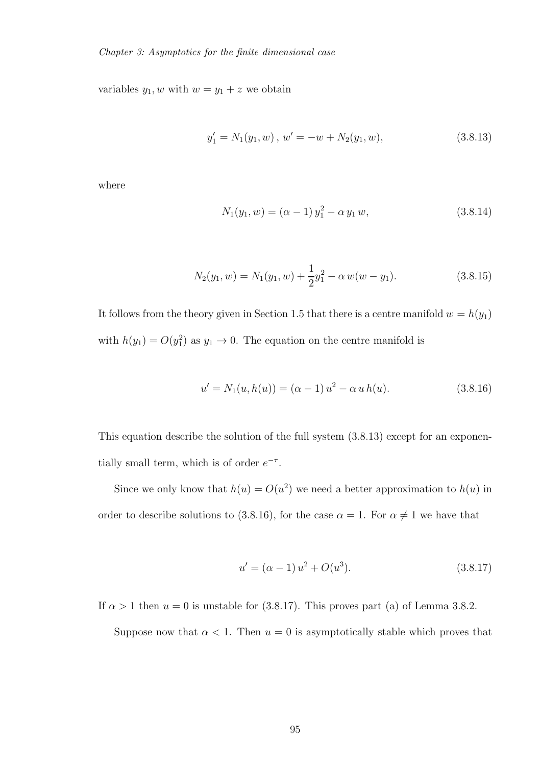variables $y_1, w$ with $w = y_1 + z$ we obtain

$$y_1' = N_1(y_1, w)\,,\; w' = -w + N_2(y_1, w), \tag{3.8.13}$$

where

$$N_1(y_1, w) = (\alpha - 1)\, y_1^2 - \alpha\, y_1\, w, \tag{3.8.14}$$

$$N_2(y_1, w) = N_1(y_1, w) + \frac{1}{2} y_1^2 - \alpha\, w(w - y_1). \tag{3.8.15}$$

It follows from the theory given in Section 1.5 that there is a centre manifold $w = h(y_1)$ with $h(y_1) = O(y_1^2)$ as $y_1 \to 0$. The equation on the centre manifold is

$$u' = N_1(u, h(u)) = (\alpha - 1)\, u^2 - \alpha\, u\, h(u). \tag{3.8.16}$$

This equation describe the solution of the full system (3.8.13) except for an exponentially small term, which is of order $e^{-\tau}$.

Since we only know that $h(u) = O(u^2)$ we need a better approximation to $h(u)$ in order to describe solutions to (3.8.16), for the case $\alpha = 1$. For $\alpha \neq 1$ we have that

$$u' = (\alpha - 1)\, u^2 + O(u^3). \tag{3.8.17}$$

If $\alpha > 1$ then $u = 0$ is unstable for (3.8.17). This proves part (a) of Lemma 3.8.2.

Suppose now that $\alpha < 1$. Then $u = 0$ is asymptotically stable which proves that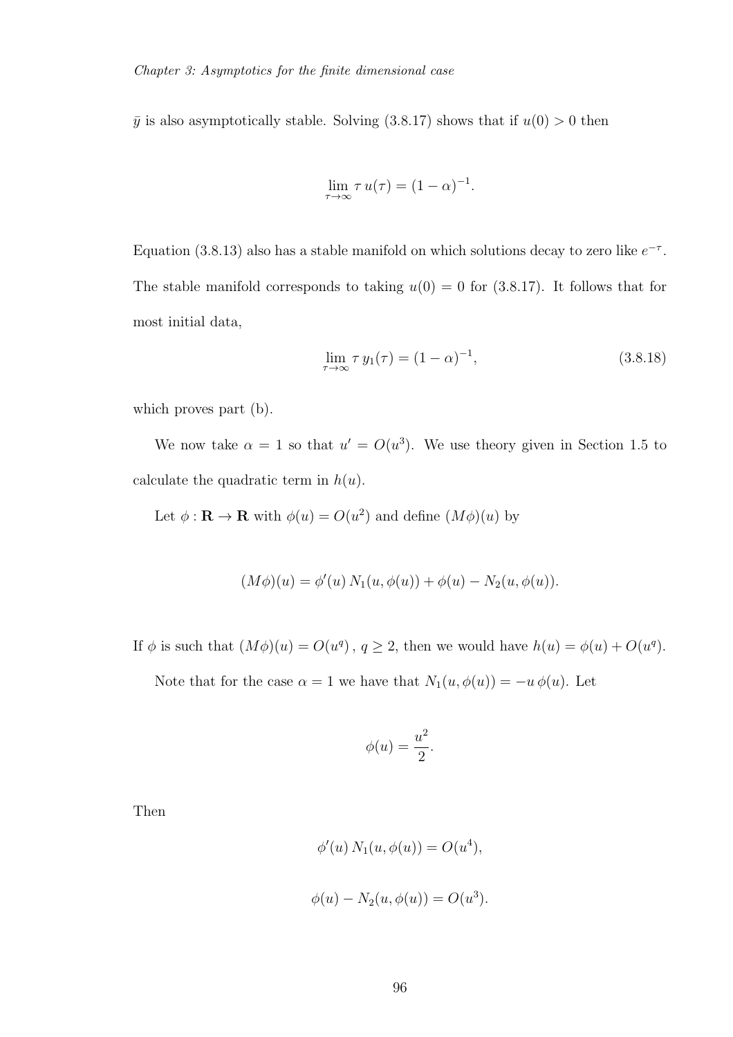$\bar{y}$ is also asymptotically stable. Solving (3.8.17) shows that if $u(0) > 0$ then

$$\lim_{\tau \to \infty} \tau\, u(\tau) = (1 - \alpha)^{-1}.$$

Equation (3.8.13) also has a stable manifold on which solutions decay to zero like $e^{-\tau}$. The stable manifold corresponds to taking $u(0) = 0$ for (3.8.17). It follows that for most initial data,

$$\lim_{\tau \to \infty} \tau\, y_1(\tau) = (1 - \alpha)^{-1}, \tag{3.8.18}$$

which proves part (b).

We now take $\alpha = 1$ so that $u' = O(u^3)$. We use theory given in Section 1.5 to calculate the quadratic term in $h(u)$.

Let $\phi : \mathbf{R} \to \mathbf{R}$ with $\phi(u) = O(u^2)$ and define $(M\phi)(u)$ by

$$(M\phi)(u) = \phi'(u)\, N_1(u, \phi(u)) + \phi(u) - N_2(u, \phi(u)).$$

If $\phi$ is such that $(M\phi)(u) = O(u^q)$, $q \geq 2$, then we would have $h(u) = \phi(u) + O(u^q)$.

Note that for the case $\alpha = 1$ we have that $N_1(u, \phi(u)) = -u\, \phi(u)$. Let

$$\phi(u) = \frac{u^2}{2}.$$

Then

$$\phi'(u)\, N_1(u, \phi(u)) = O(u^4),$$

$$\phi(u) - N_2(u, \phi(u)) = O(u^3).$$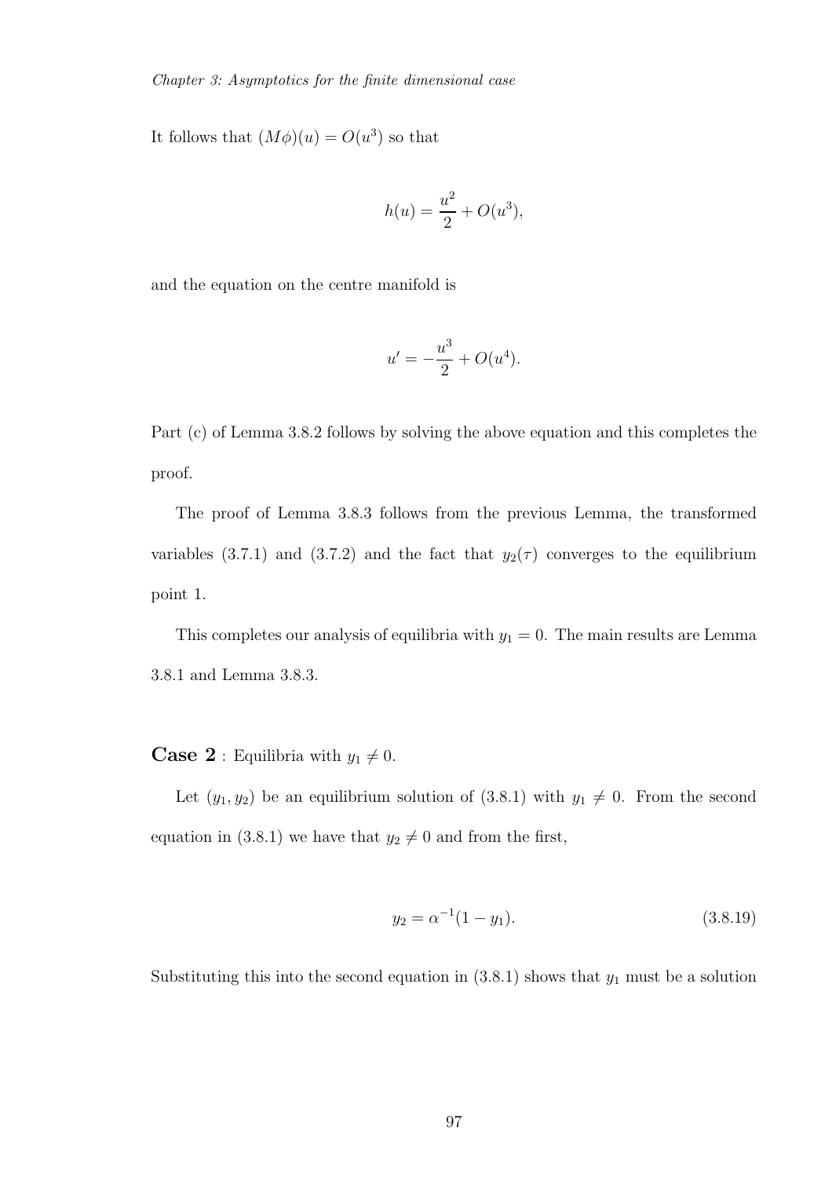It follows that $(M\phi)(u) = O(u^3)$ so that

$$h(u) = \frac{u^2}{2} + O(u^3),$$

and the equation on the centre manifold is

$$u' = -\frac{u^3}{2} + O(u^4).$$

Part (c) of Lemma 3.8.2 follows by solving the above equation and this completes the proof.

The proof of Lemma 3.8.3 follows from the previous Lemma, the transformed variables (3.7.1) and (3.7.2) and the fact that $y_2(\tau)$ converges to the equilibrium point 1.

This completes our analysis of equilibria with $y_1 = 0$. The main results are Lemma 3.8.1 and Lemma 3.8.3.

**Case 2** : Equilibria with $y_1 \neq 0$.

Let $(y_1, y_2)$ be an equilibrium solution of (3.8.1) with $y_1 \neq 0$. From the second equation in (3.8.1) we have that $y_2 \neq 0$ and from the first,

$$y_2 = \alpha^{-1}(1 - y_1). \tag{3.8.19}$$

Substituting this into the second equation in (3.8.1) shows that $y_1$ must be a solution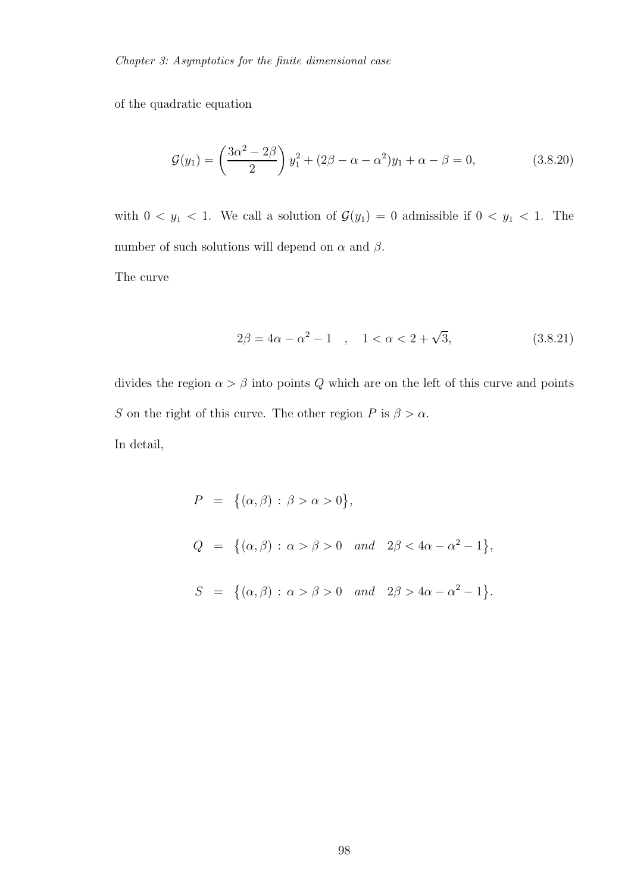of the quadratic equation

$$\mathcal{G}(y_1) = \left(\frac{3\alpha^2 - 2\beta}{2}\right) y_1^2 + (2\beta - \alpha - \alpha^2) y_1 + \alpha - \beta = 0, \tag{3.8.20}$$

with $0 < y_1 < 1$. We call a solution of $\mathcal{G}(y_1) = 0$ admissible if $0 < y_1 < 1$. The number of such solutions will depend on $\alpha$ and $\beta$.

The curve

$$2\beta = 4\alpha - \alpha^2 - 1 \quad , \quad 1 < \alpha < 2 + \sqrt{3}, \tag{3.8.21}$$

divides the region $\alpha > \beta$ into points $Q$ which are on the left of this curve and points $S$ on the right of this curve. The other region $P$ is $\beta > \alpha$.

In detail,

$$\begin{aligned}
P &= \big\{(\alpha, \beta) : \beta > \alpha > 0\big\}, \\
Q &= \big\{(\alpha, \beta) : \alpha > \beta > 0 \quad \textit{and} \quad 2\beta < 4\alpha - \alpha^2 - 1\big\}, \\
S &= \big\{(\alpha, \beta) : \alpha > \beta > 0 \quad \textit{and} \quad 2\beta > 4\alpha - \alpha^2 - 1\big\}.
\end{aligned}$$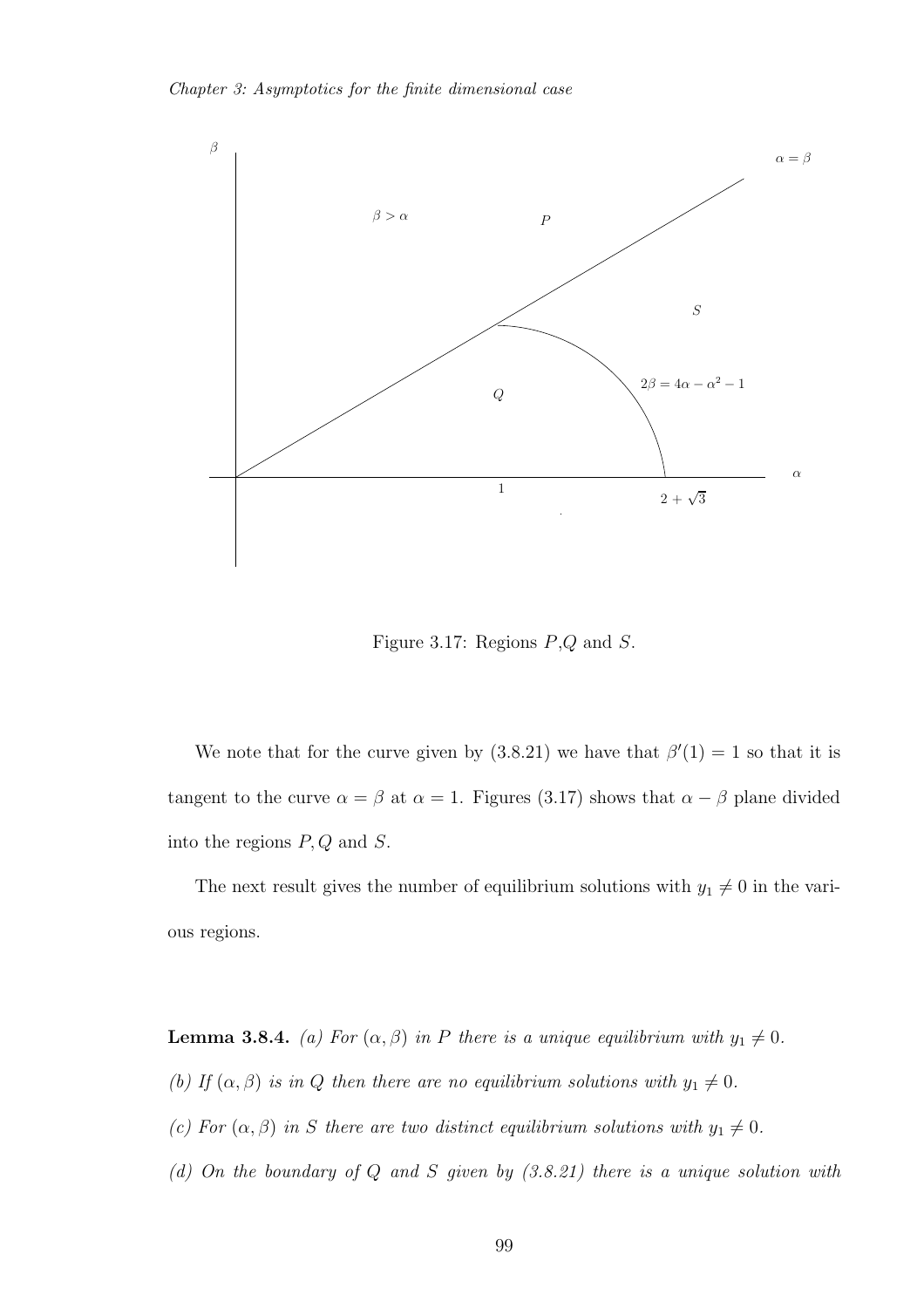Figure 3.17: Regions $P$,$Q$ and $S$.

We note that for the curve given by (3.8.21) we have that $\beta'(1) = 1$ so that it is tangent to the curve $\alpha = \beta$ at $\alpha = 1$. Figures (3.17) shows that $\alpha - \beta$ plane divided into the regions $P, Q$ and $S$.

The next result gives the number of equilibrium solutions with $y_1 \neq 0$ in the various regions.

**Lemma 3.8.4.** *(a) For $(\alpha, \beta)$ in $P$ there is a unique equilibrium with $y_1 \neq 0$.*

*(b) If $(\alpha, \beta)$ is in $Q$ then there are no equilibrium solutions with $y_1 \neq 0$.*

*(c) For $(\alpha, \beta)$ in $S$ there are two distinct equilibrium solutions with $y_1 \neq 0$.*

*(d) On the boundary of $Q$ and $S$ given by (3.8.21) there is a unique solution with*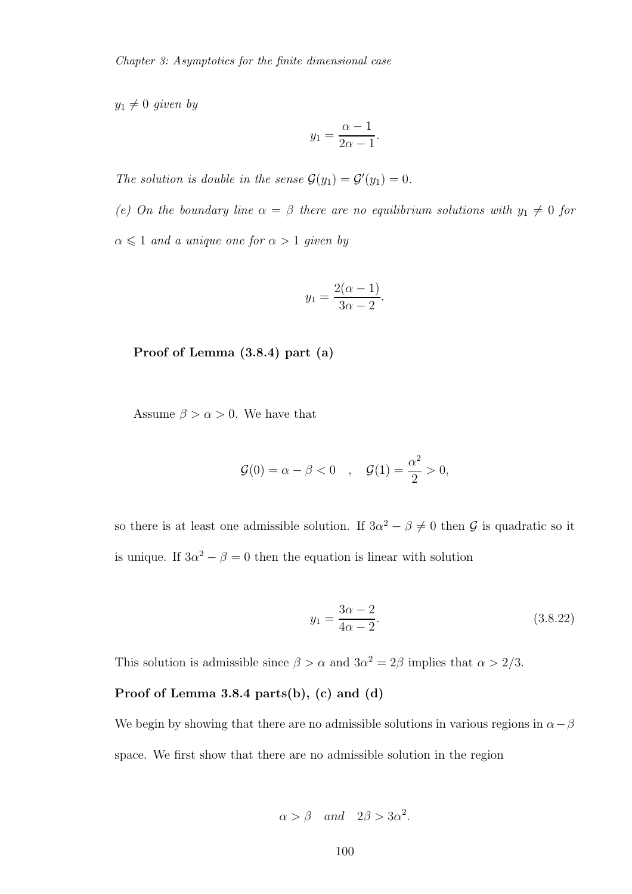*$y_1 \neq 0$ given by*

$$y_1 = \frac{\alpha - 1}{2\alpha - 1}.$$

*The solution is double in the sense $\mathcal{G}(y_1) = \mathcal{G}'(y_1) = 0$.*

*(e) On the boundary line $\alpha = \beta$ there are no equilibrium solutions with $y_1 \neq 0$ for $\alpha \leqslant 1$ and a unique one for $\alpha > 1$ given by*

$$y_1 = \frac{2(\alpha - 1)}{3\alpha - 2}.$$

**Proof of Lemma (3.8.4) part (a)**

Assume $\beta > \alpha > 0$. We have that

$$\mathcal{G}(0) = \alpha - \beta < 0 \quad , \quad \mathcal{G}(1) = \frac{\alpha^2}{2} > 0,$$

so there is at least one admissible solution. If $3\alpha^2 - \beta \neq 0$ then $\mathcal{G}$ is quadratic so it is unique. If $3\alpha^2 - \beta = 0$ then the equation is linear with solution

$$y_1 = \frac{3\alpha - 2}{4\alpha - 2}. \tag{3.8.22}$$

This solution is admissible since $\beta > \alpha$ and $3\alpha^2 = 2\beta$ implies that $\alpha > 2/3$.

**Proof of Lemma 3.8.4 parts(b), (c) and (d)**

We begin by showing that there are no admissible solutions in various regions in $\alpha - \beta$ space. We first show that there are no admissible solution in the region

$$\alpha > \beta \quad \textit{and} \quad 2\beta > 3\alpha^2.$$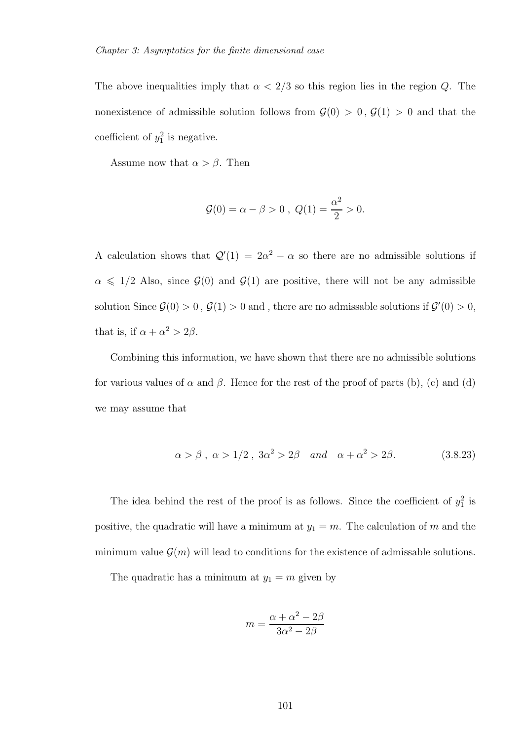The above inequalities imply that $\alpha < 2/3$ so this region lies in the region $Q$. The nonexistence of admissible solution follows from $\mathcal{G}(0) > 0$ , $\mathcal{G}(1) > 0$ and that the coefficient of $y_1^2$ is negative.

Assume now that $\alpha > \beta$. Then

$$\mathcal{G}(0) = \alpha - \beta > 0 \ , \ Q(1) = \frac{\alpha^2}{2} > 0.$$

A calculation shows that $\mathcal{Q}'(1) = 2\alpha^2 - \alpha$ so there are no admissible solutions if $\alpha \leqslant 1/2$ Also, since $\mathcal{G}(0)$ and $\mathcal{G}(1)$ are positive, there will not be any admissible solution Since $\mathcal{G}(0) > 0$ , $\mathcal{G}(1) > 0$ and , there are no admissable solutions if $\mathcal{G}'(0) > 0$, that is, if $\alpha + \alpha^2 > 2\beta$.

Combining this information, we have shown that there are no admissible solutions for various values of $\alpha$ and $\beta$. Hence for the rest of the proof of parts (b), (c) and (d) we may assume that

$$\alpha > \beta \ , \ \alpha > 1/2 \ , \ 3\alpha^2 > 2\beta \quad and \quad \alpha + \alpha^2 > 2\beta. \tag{3.8.23}$$

The idea behind the rest of the proof is as follows. Since the coefficient of $y_1^2$ is positive, the quadratic will have a minimum at $y_1 = m$. The calculation of $m$ and the minimum value $\mathcal{G}(m)$ will lead to conditions for the existence of admissable solutions.

The quadratic has a minimum at $y_1 = m$ given by

$$m = \frac{\alpha + \alpha^2 - 2\beta}{3\alpha^2 - 2\beta}$$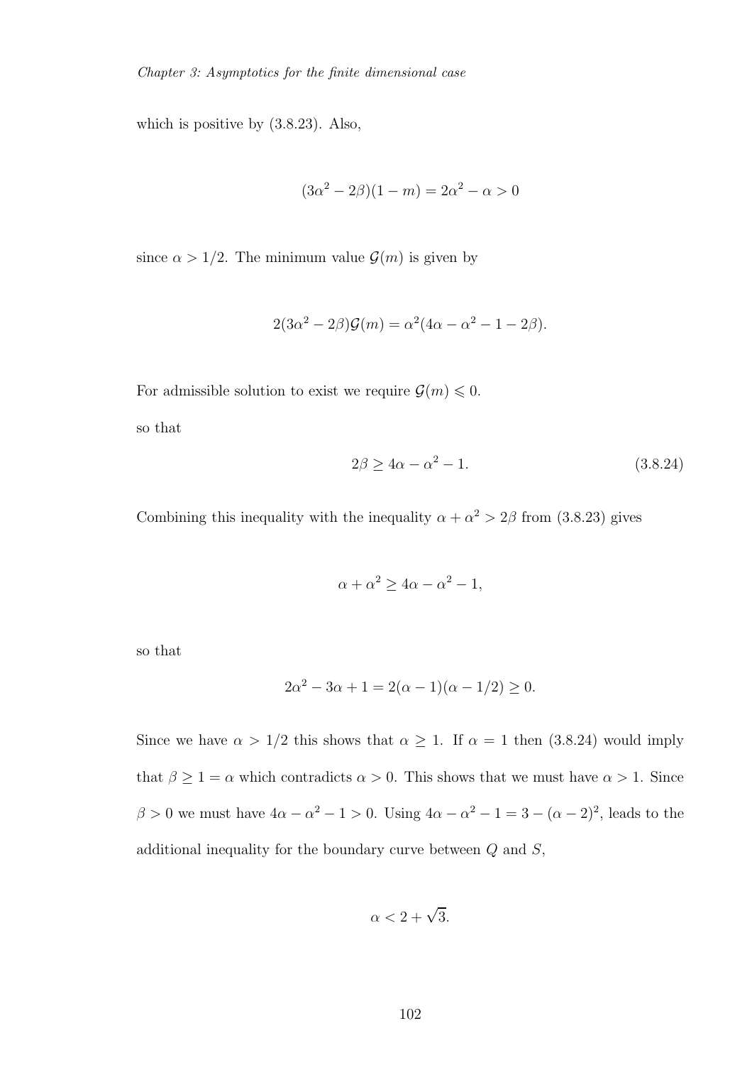which is positive by (3.8.23). Also,

$$(3\alpha^2 - 2\beta)(1 - m) = 2\alpha^2 - \alpha > 0$$

since $\alpha > 1/2$. The minimum value $\mathcal{G}(m)$ is given by

$$2(3\alpha^2 - 2\beta)\mathcal{G}(m) = \alpha^2(4\alpha - \alpha^2 - 1 - 2\beta).$$

For admissible solution to exist we require $\mathcal{G}(m) \leqslant 0$.

so that

$$2\beta \geq 4\alpha - \alpha^2 - 1. \tag{3.8.24}$$

Combining this inequality with the inequality $\alpha + \alpha^2 > 2\beta$ from (3.8.23) gives

$$\alpha + \alpha^2 \geq 4\alpha - \alpha^2 - 1,$$

so that

$$2\alpha^2 - 3\alpha + 1 = 2(\alpha - 1)(\alpha - 1/2) \geq 0.$$

Since we have $\alpha > 1/2$ this shows that $\alpha \geq 1$. If $\alpha = 1$ then (3.8.24) would imply that $\beta \geq 1 = \alpha$ which contradicts $\alpha > 0$. This shows that we must have $\alpha > 1$. Since $\beta > 0$ we must have $4\alpha - \alpha^2 - 1 > 0$. Using $4\alpha - \alpha^2 - 1 = 3 - (\alpha - 2)^2$, leads to the additional inequality for the boundary curve between $Q$ and $S$,

$$\alpha < 2 + \sqrt{3}.$$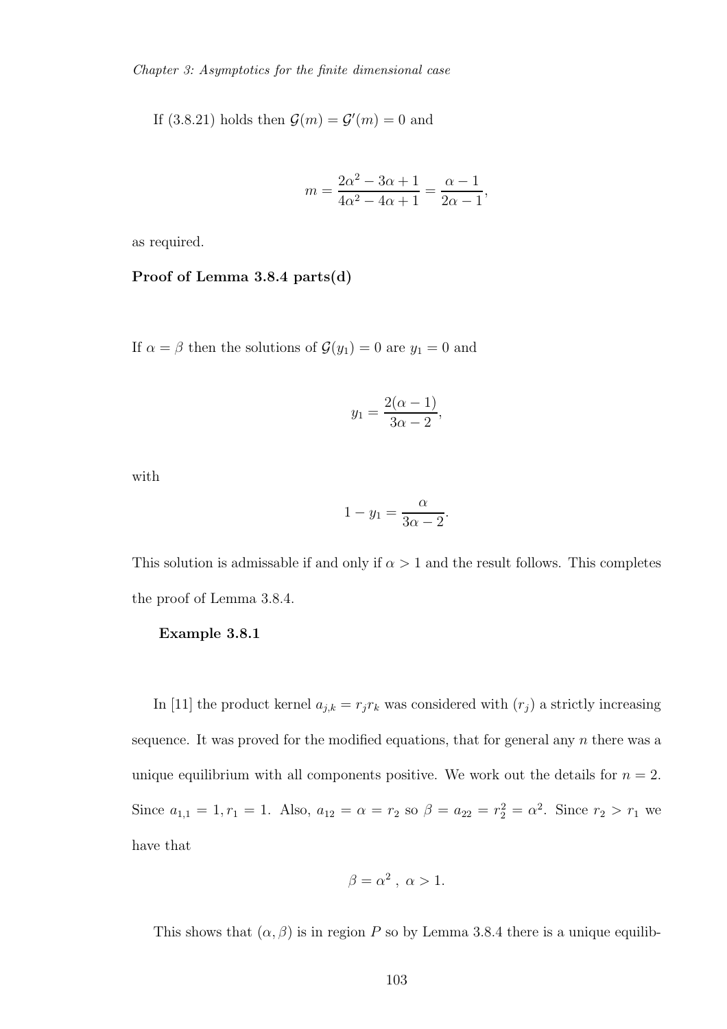If (3.8.21) holds then $\mathcal{G}(m) = \mathcal{G}'(m) = 0$ and

$$m = \frac{2\alpha^2 - 3\alpha + 1}{4\alpha^2 - 4\alpha + 1} = \frac{\alpha - 1}{2\alpha - 1},$$

as required.

**Proof of Lemma 3.8.4 parts(d)**

If $\alpha = \beta$ then the solutions of $\mathcal{G}(y_1) = 0$ are $y_1 = 0$ and

$$y_1 = \frac{2(\alpha - 1)}{3\alpha - 2},$$

with

$$1 - y_1 = \frac{\alpha}{3\alpha - 2}.$$

This solution is admissable if and only if $\alpha > 1$ and the result follows. This completes the proof of Lemma 3.8.4.

**Example 3.8.1**

In [11] the product kernel $a_{j,k} = r_j r_k$ was considered with $(r_j)$ a strictly increasing sequence. It was proved for the modified equations, that for general any $n$ there was a unique equilibrium with all components positive. We work out the details for $n = 2$. Since $a_{1,1} = 1, r_1 = 1$. Also, $a_{12} = \alpha = r_2$ so $\beta = a_{22} = r_2^2 = \alpha^2$. Since $r_2 > r_1$ we have that

$$\beta = \alpha^2 \, , \; \alpha > 1.$$

This shows that $(\alpha, \beta)$ is in region $P$ so by Lemma 3.8.4 there is a unique equilib-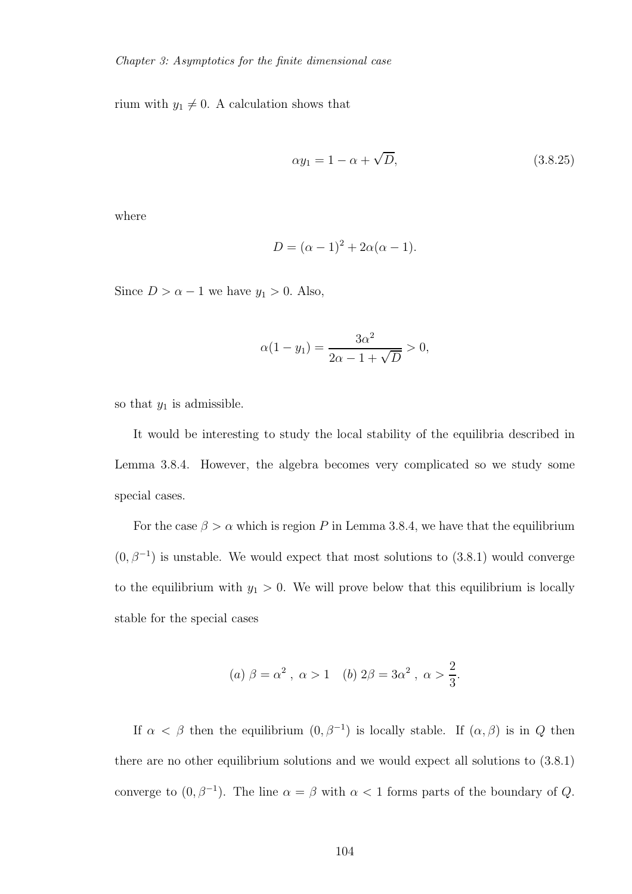rium with $y_1 \neq 0$. A calculation shows that

$$\alpha y_1 = 1 - \alpha + \sqrt{D}, \tag{3.8.25}$$

where

$$D = (\alpha - 1)^2 + 2\alpha(\alpha - 1).$$

Since $D > \alpha - 1$ we have $y_1 > 0$. Also,

$$\alpha(1 - y_1) = \frac{3\alpha^2}{2\alpha - 1 + \sqrt{D}} > 0,$$

so that $y_1$ is admissible.

It would be interesting to study the local stability of the equilibria described in Lemma 3.8.4. However, the algebra becomes very complicated so we study some special cases.

For the case $\beta > \alpha$ which is region $P$ in Lemma 3.8.4, we have that the equilibrium $(0, \beta^{-1})$ is unstable. We would expect that most solutions to (3.8.1) would converge to the equilibrium with $y_1 > 0$. We will prove below that this equilibrium is locally stable for the special cases

$$(a)\ \beta = \alpha^2\ ,\ \alpha > 1 \quad (b)\ 2\beta = 3\alpha^2\ ,\ \alpha > \frac{2}{3}.$$

If $\alpha < \beta$ then the equilibrium $(0, \beta^{-1})$ is locally stable. If $(\alpha, \beta)$ is in $Q$ then there are no other equilibrium solutions and we would expect all solutions to (3.8.1) converge to $(0, \beta^{-1})$. The line $\alpha = \beta$ with $\alpha < 1$ forms parts of the boundary of $Q$.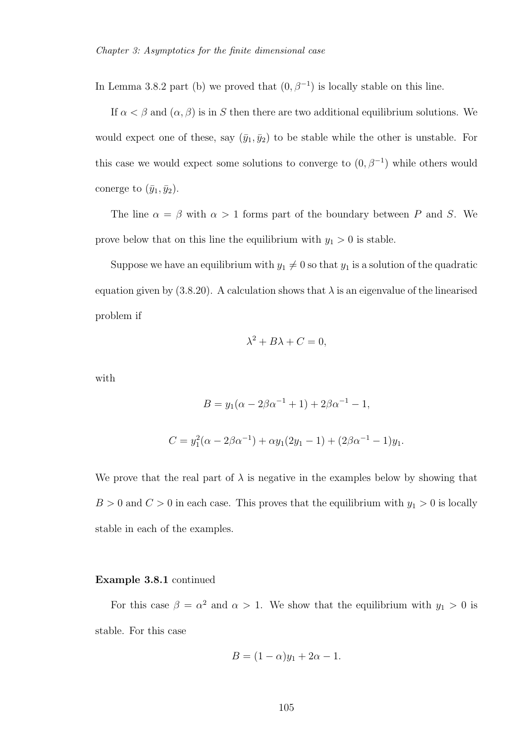In Lemma 3.8.2 part (b) we proved that $(0, \beta^{-1})$ is locally stable on this line.

If $\alpha < \beta$ and $(\alpha, \beta)$ is in $S$ then there are two additional equilibrium solutions. We would expect one of these, say $(\bar{y}_1, \bar{y}_2)$ to be stable while the other is unstable. For this case we would expect some solutions to converge to $(0, \beta^{-1})$ while others would conerge to $(\bar{y}_1, \bar{y}_2)$.

The line $\alpha = \beta$ with $\alpha > 1$ forms part of the boundary between $P$ and $S$. We prove below that on this line the equilibrium with $y_1 > 0$ is stable.

Suppose we have an equilibrium with $y_1 \neq 0$ so that $y_1$ is a solution of the quadratic equation given by (3.8.20). A calculation shows that $\lambda$ is an eigenvalue of the linearised problem if

$$\lambda^2 + B\lambda + C = 0,$$

with

$$B = y_1(\alpha - 2\beta\alpha^{-1} + 1) + 2\beta\alpha^{-1} - 1,$$

$$C = y_1^2(\alpha - 2\beta\alpha^{-1}) + \alpha y_1(2y_1 - 1) + (2\beta\alpha^{-1} - 1)y_1.$$

We prove that the real part of $\lambda$ is negative in the examples below by showing that $B > 0$ and $C > 0$ in each case. This proves that the equilibrium with $y_1 > 0$ is locally stable in each of the examples.

**Example 3.8.1** continued

For this case $\beta = \alpha^2$ and $\alpha > 1$. We show that the equilibrium with $y_1 > 0$ is stable. For this case

$$B = (1 - \alpha)y_1 + 2\alpha - 1.$$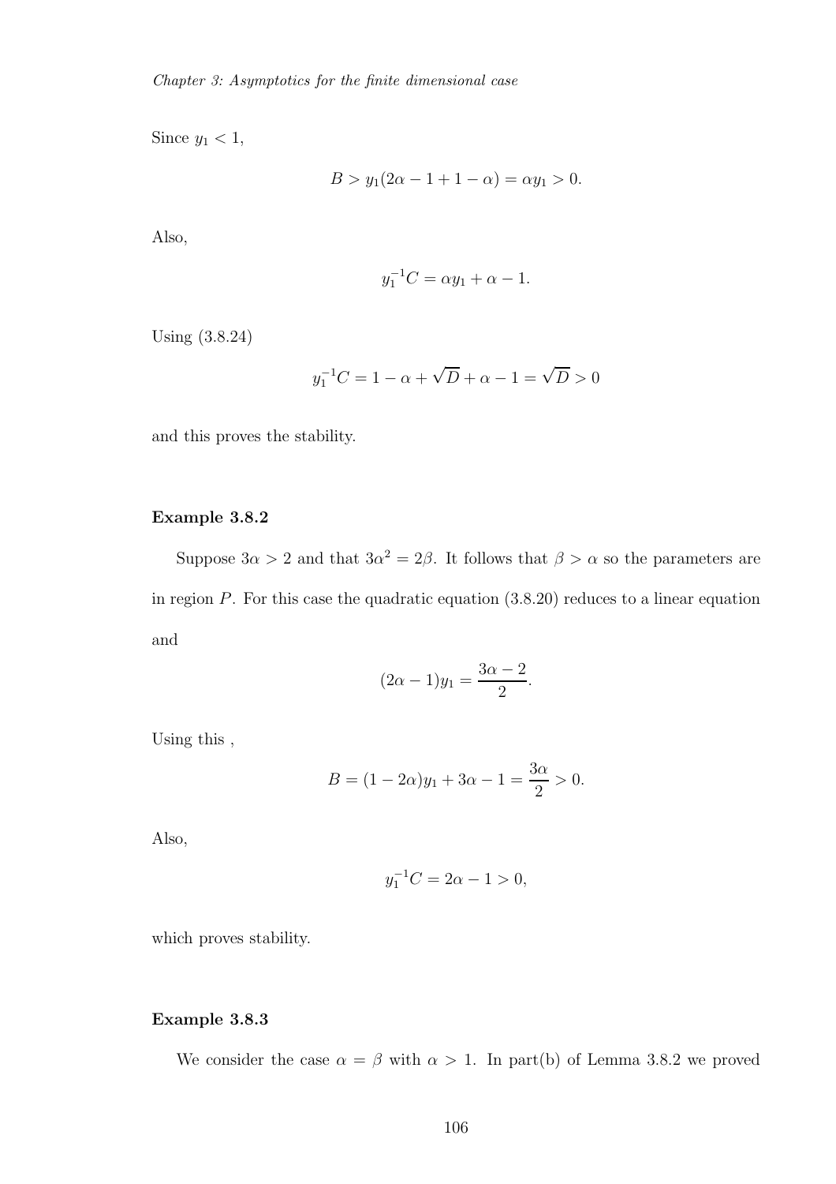Since $y_1 < 1$,

$$B > y_1(2\alpha - 1 + 1 - \alpha) = \alpha y_1 > 0.$$

Also,

$$y_1^{-1}C = \alpha y_1 + \alpha - 1.$$

Using (3.8.24)

$$y_1^{-1}C = 1 - \alpha + \sqrt{D} + \alpha - 1 = \sqrt{D} > 0$$

and this proves the stability.

### Example 3.8.2

Suppose $3\alpha > 2$ and that $3\alpha^2 = 2\beta$. It follows that $\beta > \alpha$ so the parameters are in region $P$. For this case the quadratic equation (3.8.20) reduces to a linear equation and

$$(2\alpha - 1)y_1 = \frac{3\alpha - 2}{2}.$$

Using this ,

$$B = (1 - 2\alpha)y_1 + 3\alpha - 1 = \frac{3\alpha}{2} > 0.$$

Also,

$$y_1^{-1}C = 2\alpha - 1 > 0,$$

which proves stability.

### Example 3.8.3

We consider the case $\alpha = \beta$ with $\alpha > 1$. In part(b) of Lemma 3.8.2 we proved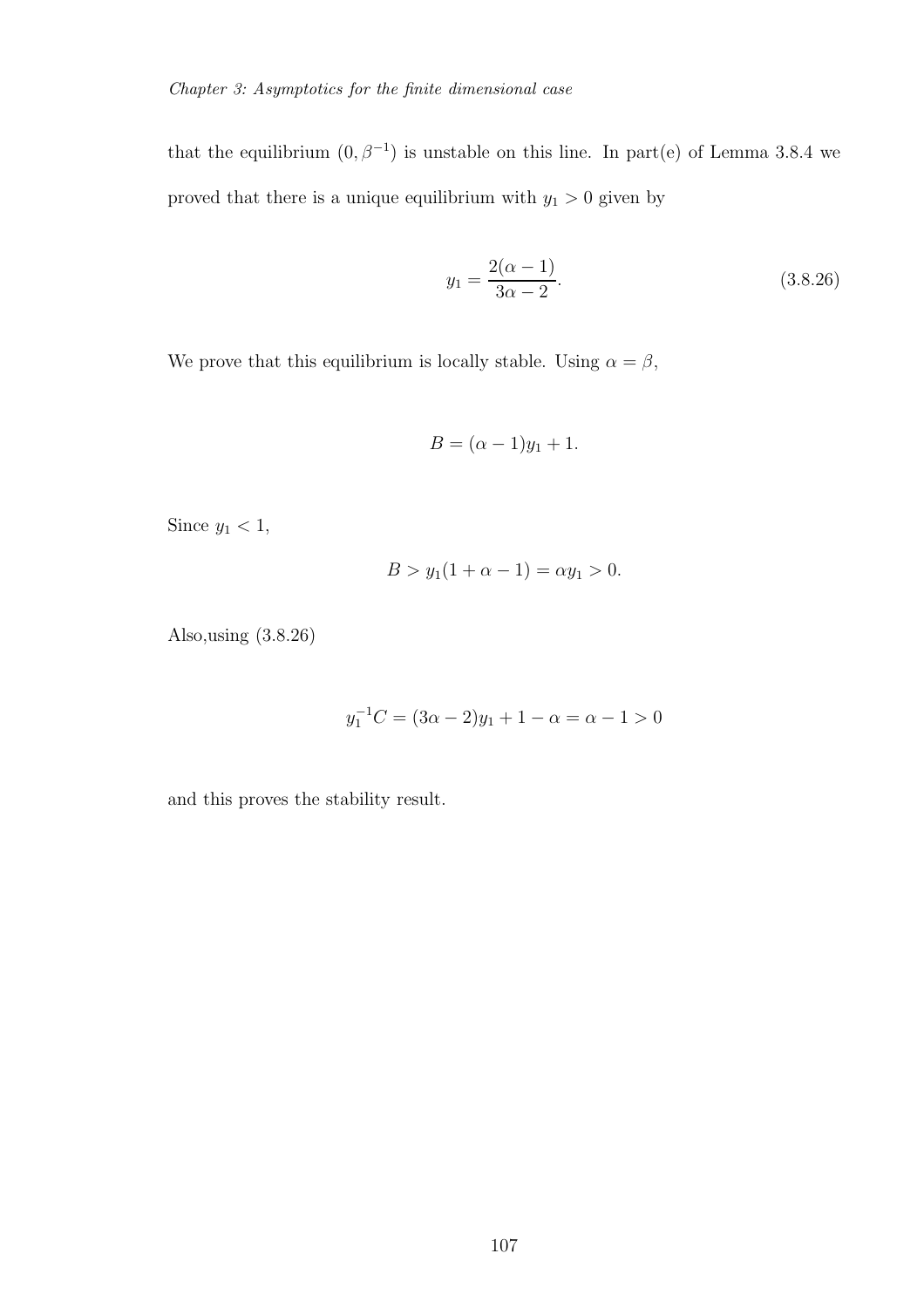that the equilibrium $(0, \beta^{-1})$ is unstable on this line. In part(e) of Lemma 3.8.4 we proved that there is a unique equilibrium with $y_1 > 0$ given by

$$y_1 = \frac{2(\alpha - 1)}{3\alpha - 2}. \tag{3.8.26}$$

We prove that this equilibrium is locally stable. Using $\alpha = \beta$,

$$B = (\alpha - 1)y_1 + 1.$$

Since $y_1 < 1$,

$$B > y_1(1 + \alpha - 1) = \alpha y_1 > 0.$$

Also,using (3.8.26)

$$y_1^{-1}C = (3\alpha - 2)y_1 + 1 - \alpha = \alpha - 1 > 0$$

and this proves the stability result.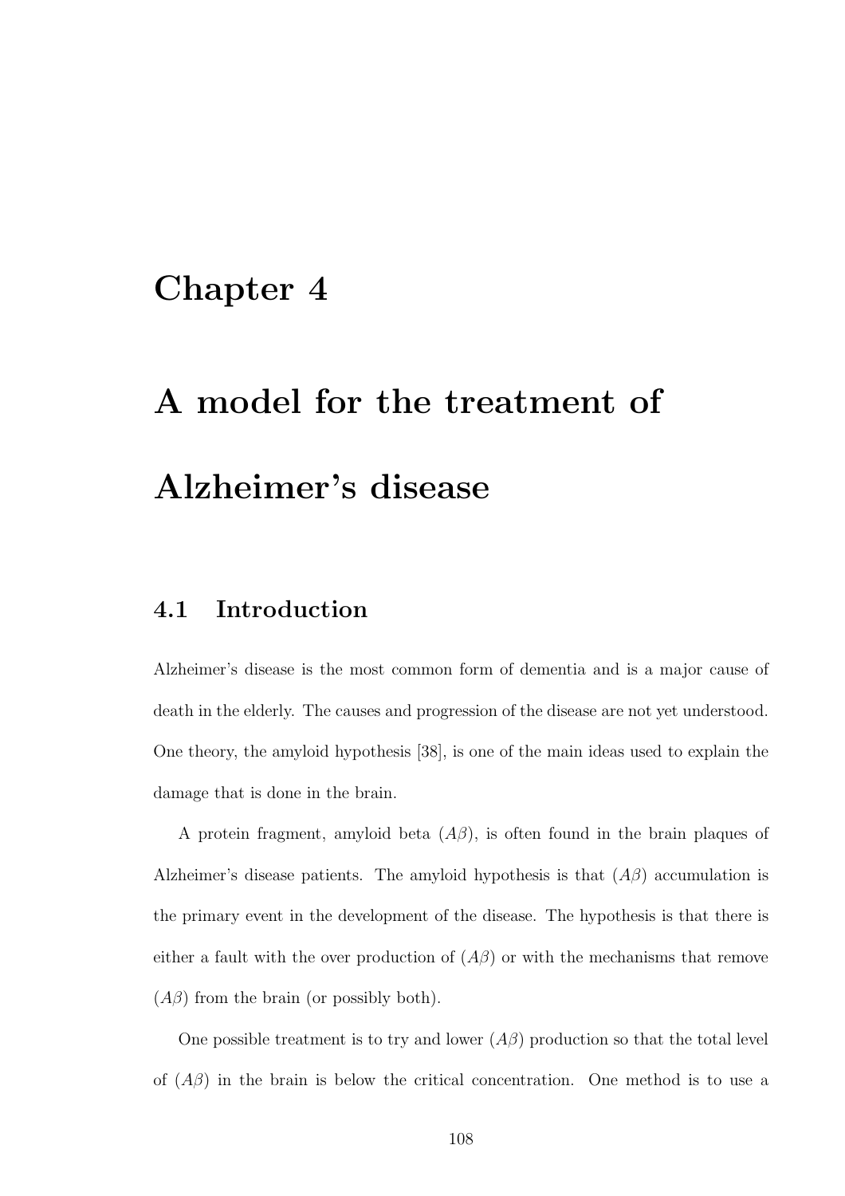# Chapter 4

# A model for the treatment of Alzheimer's disease

## 4.1 Introduction

Alzheimer's disease is the most common form of dementia and is a major cause of death in the elderly. The causes and progression of the disease are not yet understood. One theory, the amyloid hypothesis [38], is one of the main ideas used to explain the damage that is done in the brain.

A protein fragment, amyloid beta ($A\beta$), is often found in the brain plaques of Alzheimer's disease patients. The amyloid hypothesis is that ($A\beta$) accumulation is the primary event in the development of the disease. The hypothesis is that there is either a fault with the over production of ($A\beta$) or with the mechanisms that remove ($A\beta$) from the brain (or possibly both).

One possible treatment is to try and lower ($A\beta$) production so that the total level of ($A\beta$) in the brain is below the critical concentration. One method is to use a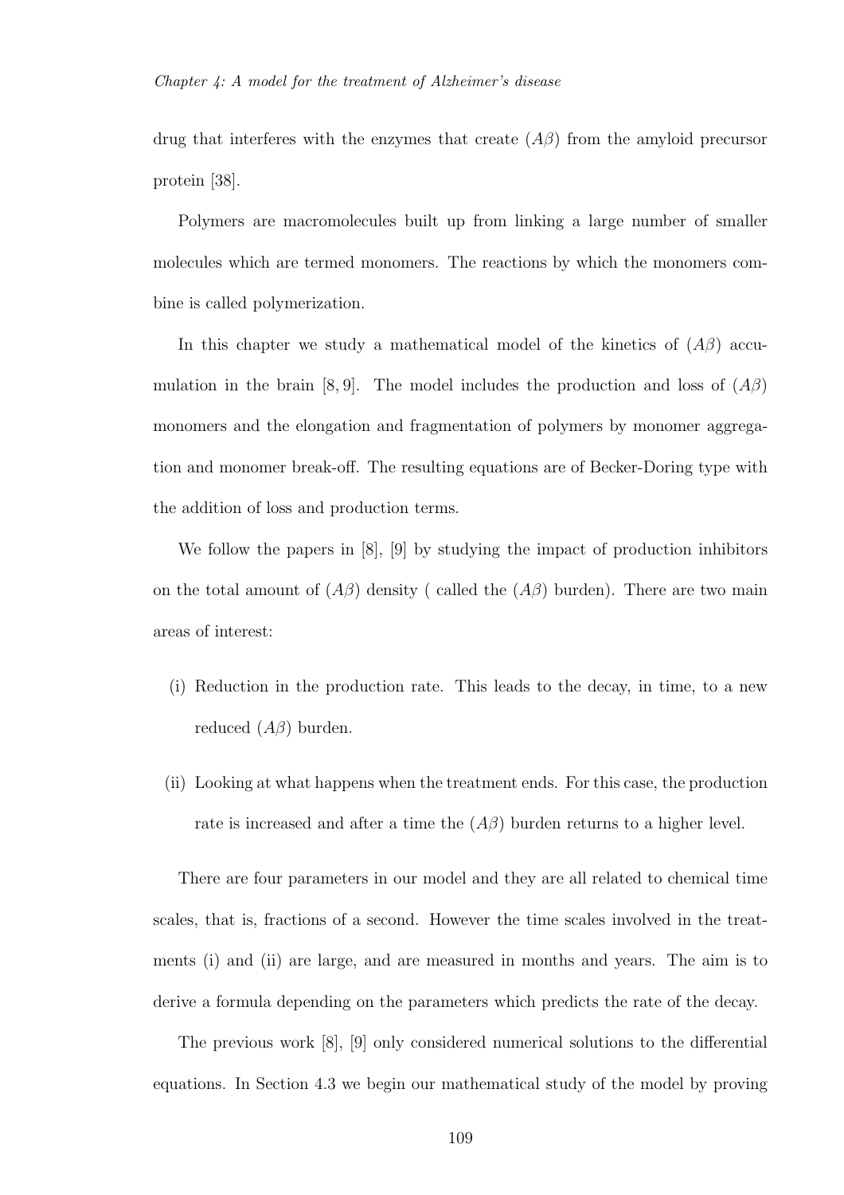drug that interferes with the enzymes that create $(A\beta)$ from the amyloid precursor protein [38].

Polymers are macromolecules built up from linking a large number of smaller molecules which are termed monomers. The reactions by which the monomers combine is called polymerization.

In this chapter we study a mathematical model of the kinetics of $(A\beta)$ accumulation in the brain [8, 9]. The model includes the production and loss of $(A\beta)$ monomers and the elongation and fragmentation of polymers by monomer aggregation and monomer break-off. The resulting equations are of Becker-Doring type with the addition of loss and production terms.

We follow the papers in [8], [9] by studying the impact of production inhibitors on the total amount of $(A\beta)$ density ( called the $(A\beta)$ burden). There are two main areas of interest:

(i) Reduction in the production rate. This leads to the decay, in time, to a new reduced $(A\beta)$ burden.

(ii) Looking at what happens when the treatment ends. For this case, the production rate is increased and after a time the $(A\beta)$ burden returns to a higher level.

There are four parameters in our model and they are all related to chemical time scales, that is, fractions of a second. However the time scales involved in the treatments (i) and (ii) are large, and are measured in months and years. The aim is to derive a formula depending on the parameters which predicts the rate of the decay.

The previous work [8], [9] only considered numerical solutions to the differential equations. In Section 4.3 we begin our mathematical study of the model by proving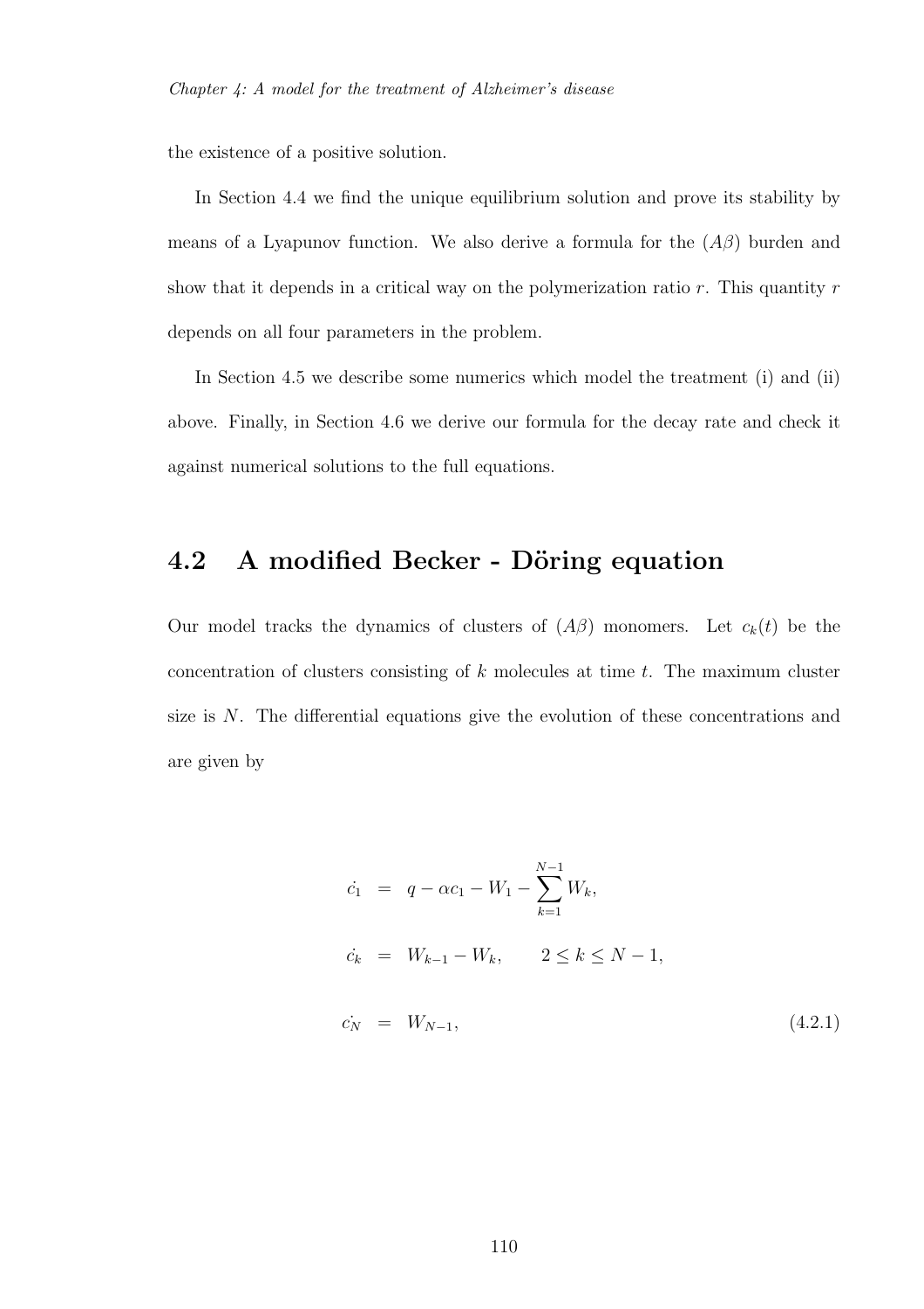the existence of a positive solution.

In Section 4.4 we find the unique equilibrium solution and prove its stability by means of a Lyapunov function. We also derive a formula for the $(A\beta)$ burden and show that it depends in a critical way on the polymerization ratio $r$. This quantity $r$ depends on all four parameters in the problem.

In Section 4.5 we describe some numerics which model the treatment (i) and (ii) above. Finally, in Section 4.6 we derive our formula for the decay rate and check it against numerical solutions to the full equations.

## 4.2 A modified Becker - Döring equation

Our model tracks the dynamics of clusters of $(A\beta)$ monomers. Let $c_k(t)$ be the concentration of clusters consisting of $k$ molecules at time $t$. The maximum cluster size is $N$. The differential equations give the evolution of these concentrations and are given by

$$
\begin{aligned}
\dot{c_1} &= q - \alpha c_1 - W_1 - \sum_{k=1}^{N-1} W_k, \\
\dot{c_k} &= W_{k-1} - W_k, \qquad 2 \leq k \leq N-1, \\
\dot{c_N} &= W_{N-1}, \qquad\qquad\qquad\qquad\qquad\qquad (4.2.1)
\end{aligned}
$$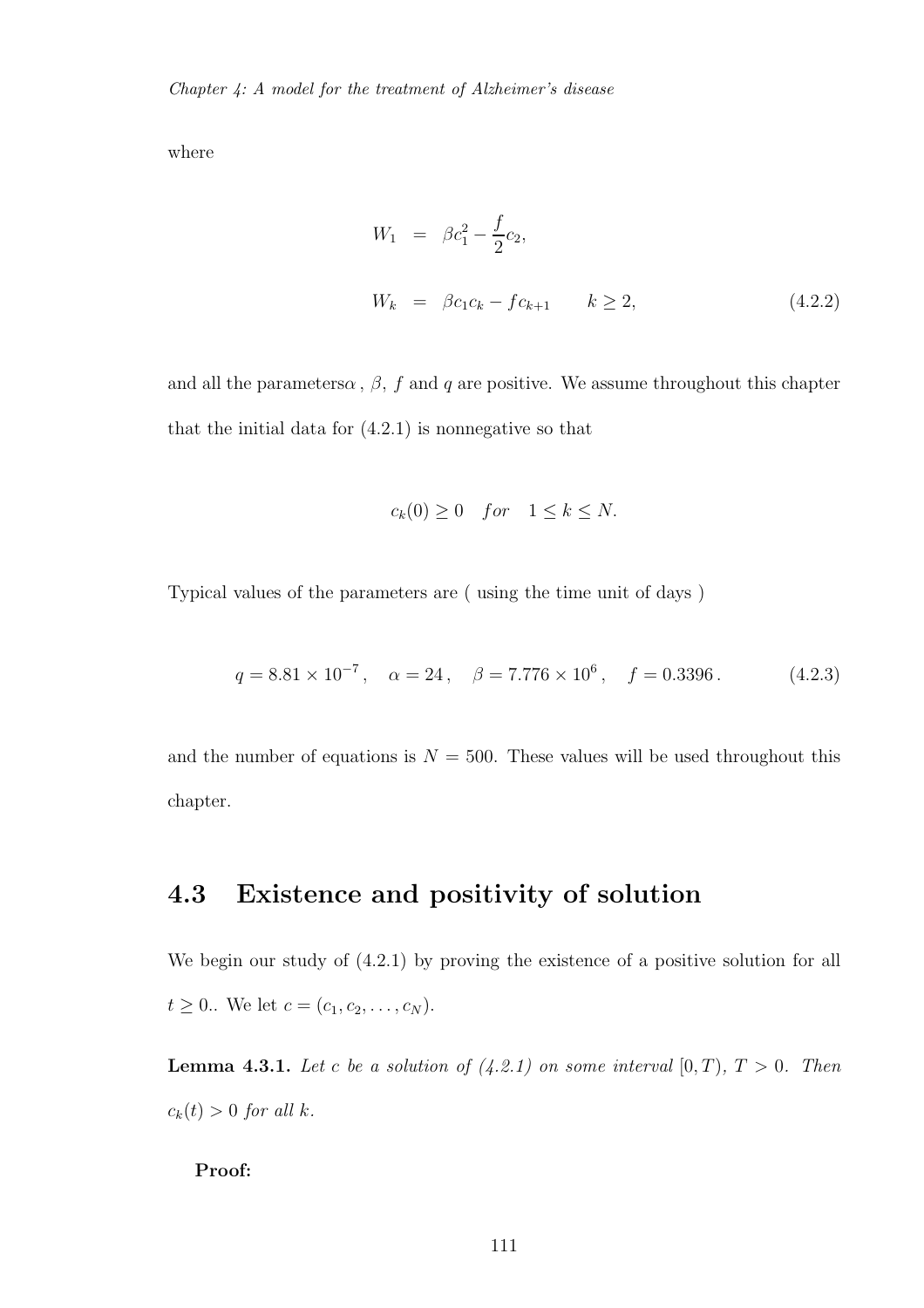where

$$
\begin{aligned}
W_1 &= \beta c_1^2 - \frac{f}{2} c_2, \\
W_k &= \beta c_1 c_k - f c_{k+1} \qquad k \geq 2,
\end{aligned} \tag{4.2.2}
$$

and all the parameters$\alpha$ , $\beta$, $f$ and $q$ are positive. We assume throughout this chapter that the initial data for (4.2.1) is nonnegative so that

$$
c_k(0) \geq 0 \quad for \quad 1 \leq k \leq N.
$$

Typical values of the parameters are ( using the time unit of days )

$$
q = 8.81 \times 10^{-7}, \quad \alpha = 24, \quad \beta = 7.776 \times 10^6, \quad f = 0.3396. \tag{4.2.3}
$$

and the number of equations is $N = 500$. These values will be used throughout this chapter.

## 4.3 Existence and positivity of solution

We begin our study of (4.2.1) by proving the existence of a positive solution for all $t \geq 0$.. We let $c = (c_1, c_2, \ldots, c_N)$.

**Lemma 4.3.1.** *Let $c$ be a solution of (4.2.1) on some interval $[0, T)$, $T > 0$. Then $c_k(t) > 0$ for all $k$.*

**Proof:**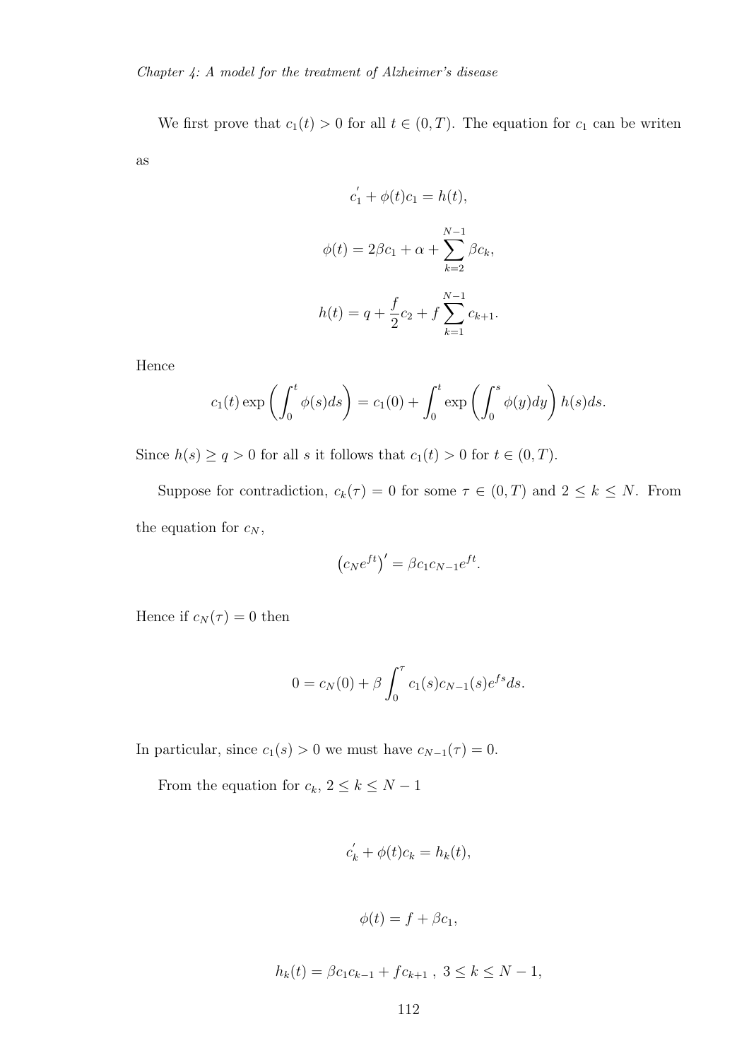We first prove that $c_1(t) > 0$ for all $t \in (0, T)$. The equation for $c_1$ can be writen as

$$c_1^{'} + \phi(t)c_1 = h(t),$$

$$\phi(t) = 2\beta c_1 + \alpha + \sum_{k=2}^{N-1} \beta c_k,$$

$$h(t) = q + \frac{f}{2}c_2 + f\sum_{k=1}^{N-1} c_{k+1}.$$

Hence

$$c_1(t) \exp\left(\int_0^t \phi(s)ds\right) = c_1(0) + \int_0^t \exp\left(\int_0^s \phi(y)dy\right) h(s)ds.$$

Since $h(s) \geq q > 0$ for all $s$ it follows that $c_1(t) > 0$ for $t \in (0, T)$.

Suppose for contradiction, $c_k(\tau) = 0$ for some $\tau \in (0, T)$ and $2 \leq k \leq N$. From the equation for $c_N$,

$$\left(c_N e^{ft}\right)' = \beta c_1 c_{N-1} e^{ft}.$$

Hence if $c_N(\tau) = 0$ then

$$0 = c_N(0) + \beta \int_0^\tau c_1(s) c_{N-1}(s) e^{fs} ds.$$

In particular, since $c_1(s) > 0$ we must have $c_{N-1}(\tau) = 0$.

From the equation for $c_k$, $2 \leq k \leq N-1$

$$c_k^{'} + \phi(t)c_k = h_k(t),$$

$$\phi(t) = f + \beta c_1,$$

$$h_k(t) = \beta c_1 c_{k-1} + f c_{k+1}\ ,\ 3 \leq k \leq N-1,$$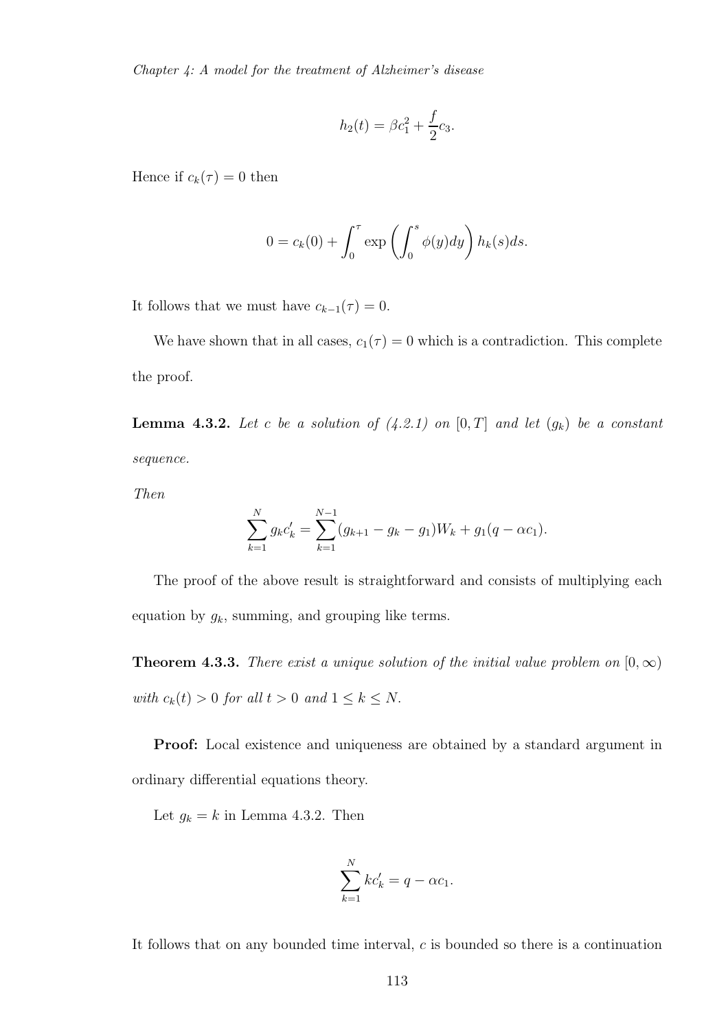$$h_2(t) = \beta c_1^2 + \frac{f}{2} c_3.$$

Hence if $c_k(\tau) = 0$ then

$$0 = c_k(0) + \int_0^\tau \exp\left(\int_0^s \phi(y)dy\right) h_k(s)ds.$$

It follows that we must have $c_{k-1}(\tau) = 0$.

We have shown that in all cases, $c_1(\tau) = 0$ which is a contradiction. This complete the proof.

**Lemma 4.3.2.** *Let $c$ be a solution of (4.2.1) on $[0,T]$ and let $(g_k)$ be a constant sequence.*

*Then*

$$\sum_{k=1}^{N} g_k c_k' = \sum_{k=1}^{N-1} (g_{k+1} - g_k - g_1) W_k + g_1(q - \alpha c_1).$$

The proof of the above result is straightforward and consists of multiplying each equation by $g_k$, summing, and grouping like terms.

**Theorem 4.3.3.** *There exist a unique solution of the initial value problem on $[0,\infty)$ with $c_k(t) > 0$ for all $t > 0$ and $1 \leq k \leq N$.*

**Proof:** Local existence and uniqueness are obtained by a standard argument in ordinary differential equations theory.

Let $g_k = k$ in Lemma 4.3.2. Then

$$\sum_{k=1}^{N} k c_k' = q - \alpha c_1.$$

It follows that on any bounded time interval, $c$ is bounded so there is a continuation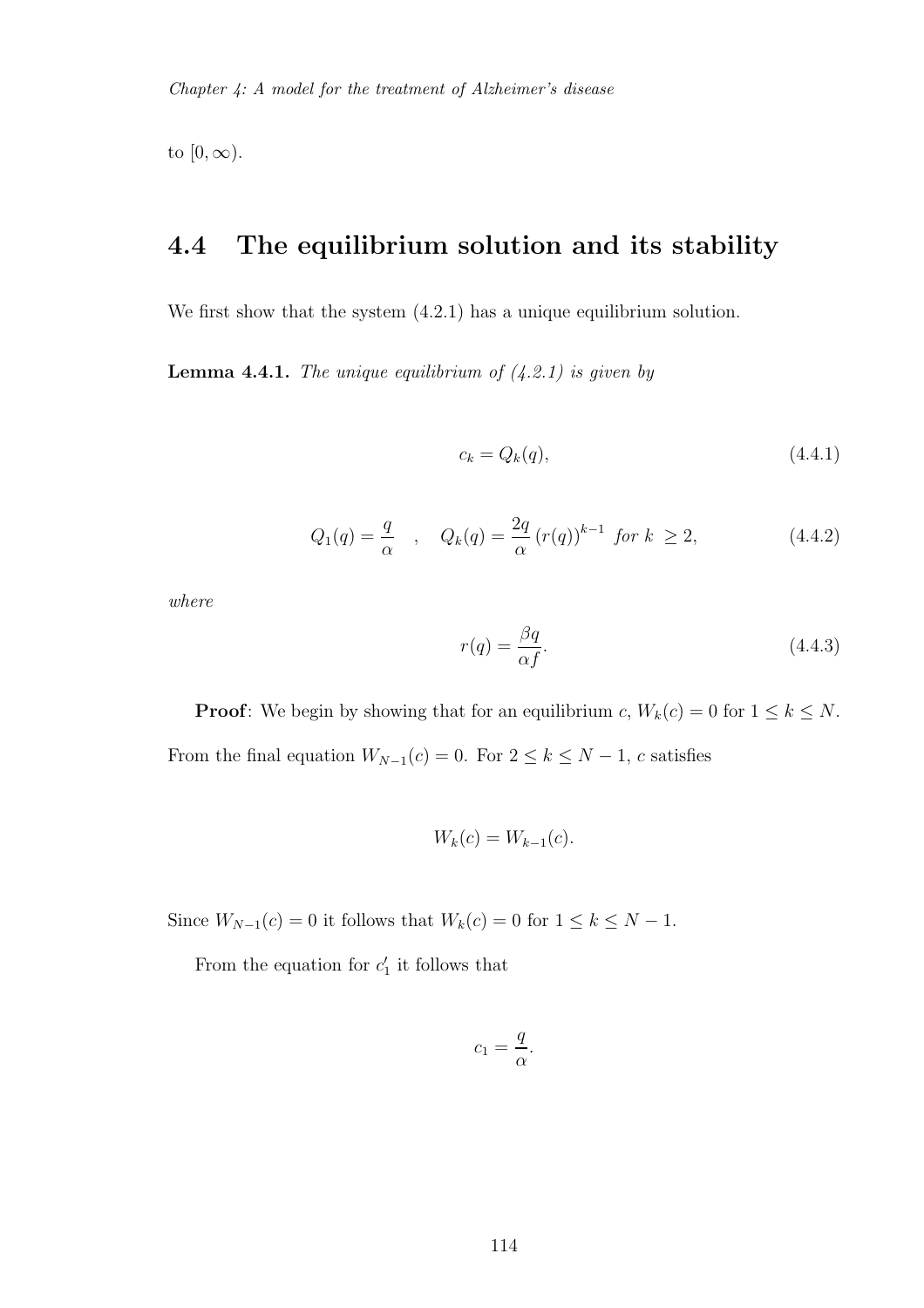to $[0, \infty)$.

## 4.4 The equilibrium solution and its stability

We first show that the system (4.2.1) has a unique equilibrium solution.

**Lemma 4.4.1.** *The unique equilibrium of (4.2.1) is given by*

$$c_k = Q_k(q), \tag{4.4.1}$$

$$Q_1(q) = \frac{q}{\alpha} \quad , \quad Q_k(q) = \frac{2q}{\alpha} \left(r(q)\right)^{k-1} \ \textit{for}\ k\ \geq 2, \tag{4.4.2}$$

*where*

$$r(q) = \frac{\beta q}{\alpha f}. \tag{4.4.3}$$

**Proof**: We begin by showing that for an equilibrium $c$, $W_k(c) = 0$ for $1 \leq k \leq N$. From the final equation $W_{N-1}(c) = 0$. For $2 \leq k \leq N-1$, $c$ satisfies

$$W_k(c) = W_{k-1}(c).$$

Since $W_{N-1}(c) = 0$ it follows that $W_k(c) = 0$ for $1 \leq k \leq N-1$.

From the equation for $c_1'$ it follows that

$$c_1 = \frac{q}{\alpha}.$$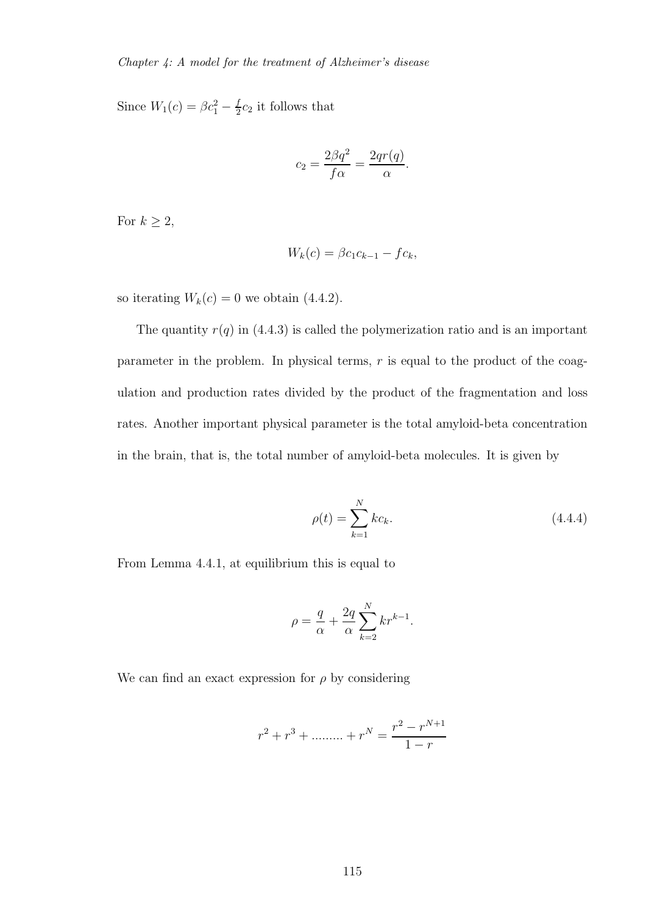Since $W_1(c) = \beta c_1^2 - \frac{f}{2}c_2$ it follows that

$$c_2 = \frac{2\beta q^2}{f\alpha} = \frac{2qr(q)}{\alpha}.$$

For $k \geq 2$,

$$W_k(c) = \beta c_1 c_{k-1} - f c_k,$$

so iterating $W_k(c) = 0$ we obtain (4.4.2).

The quantity $r(q)$ in (4.4.3) is called the polymerization ratio and is an important parameter in the problem. In physical terms, $r$ is equal to the product of the coagulation and production rates divided by the product of the fragmentation and loss rates. Another important physical parameter is the total amyloid-beta concentration in the brain, that is, the total number of amyloid-beta molecules. It is given by

$$\rho(t) = \sum_{k=1}^{N} k c_k. \tag{4.4.4}$$

From Lemma 4.4.1, at equilibrium this is equal to

$$\rho = \frac{q}{\alpha} + \frac{2q}{\alpha}\sum_{k=2}^{N} k r^{k-1}.$$

We can find an exact expression for $\rho$ by considering

$$r^2 + r^3 + \ldots\ldots\ldots + r^N = \frac{r^2 - r^{N+1}}{1 - r}$$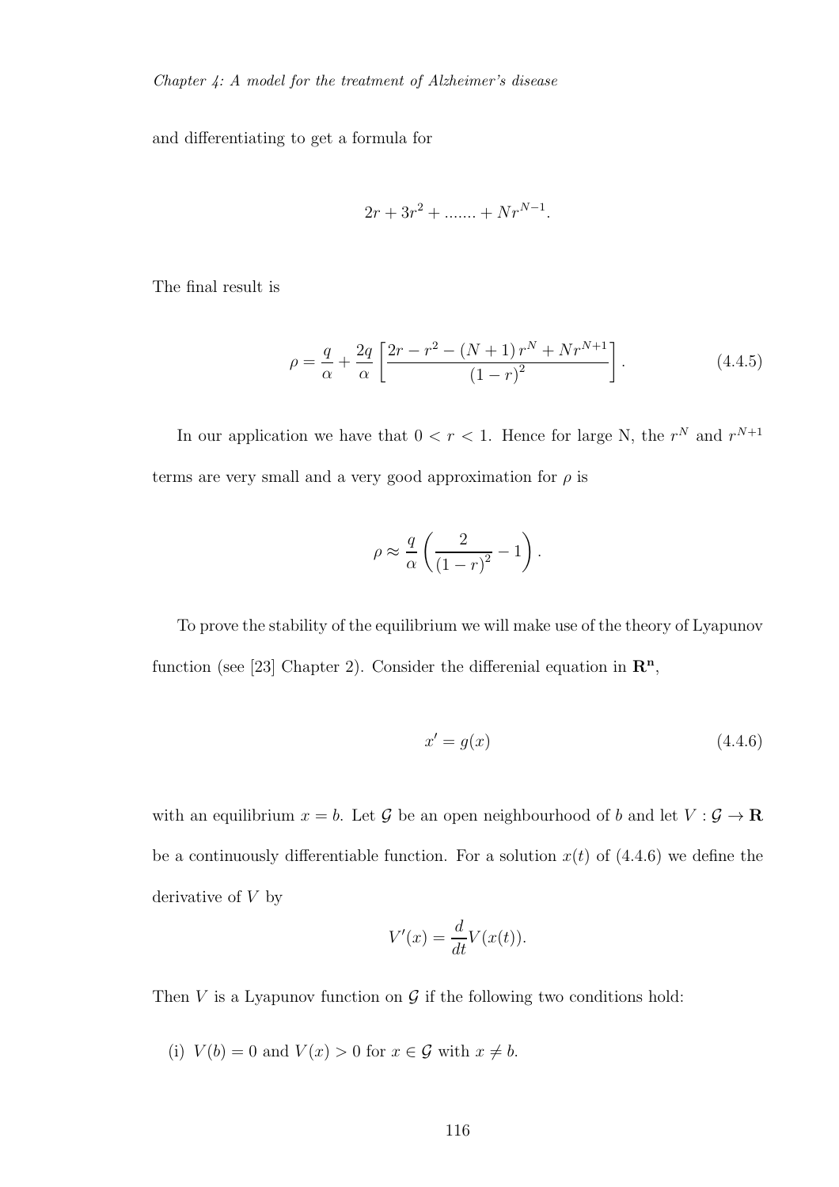and differentiating to get a formula for

$$2r + 3r^2 + ....... + Nr^{N-1}.$$

The final result is

$$\rho = \frac{q}{\alpha} + \frac{2q}{\alpha}\left[\frac{2r - r^2 - (N+1)\,r^N + Nr^{N+1}}{(1-r)^2}\right]. \tag{4.4.5}$$

In our application we have that $0 < r < 1$. Hence for large N, the $r^N$ and $r^{N+1}$ terms are very small and a very good approximation for $\rho$ is

$$\rho \approx \frac{q}{\alpha}\left(\frac{2}{(1-r)^2} - 1\right).$$

To prove the stability of the equilibrium we will make use of the theory of Lyapunov function (see [23] Chapter 2). Consider the differenial equation in $\mathbf{R^n}$,

$$x' = g(x) \tag{4.4.6}$$

with an equilibrium $x = b$. Let $\mathcal{G}$ be an open neighbourhood of $b$ and let $V : \mathcal{G} \to \mathbf{R}$ be a continuously differentiable function. For a solution $x(t)$ of (4.4.6) we define the derivative of $V$ by

$$V'(x) = \frac{d}{dt}V(x(t)).$$

Then $V$ is a Lyapunov function on $\mathcal{G}$ if the following two conditions hold:

(i) $V(b) = 0$ and $V(x) > 0$ for $x \in \mathcal{G}$ with $x \neq b$.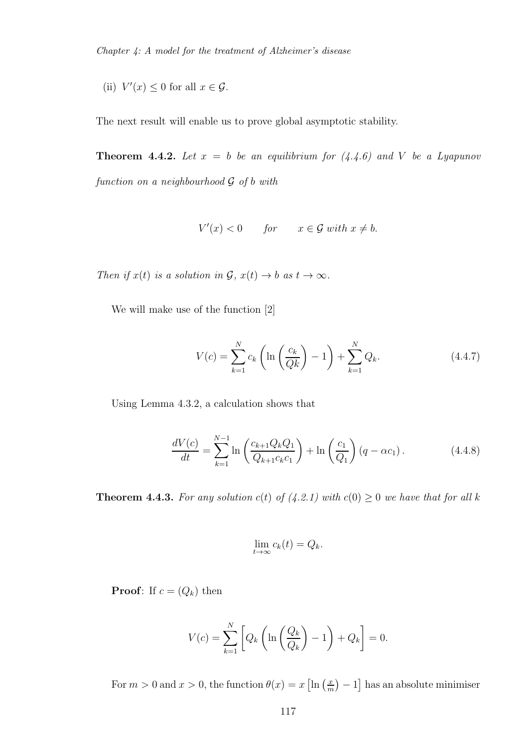(ii) $V'(x) \leq 0$ for all $x \in \mathcal{G}$.

The next result will enable us to prove global asymptotic stability.

**Theorem 4.4.2.** *Let $x = b$ be an equilibrium for (4.4.6) and $V$ be a Lyapunov function on a neighbourhood $\mathcal{G}$ of $b$ with*

$$V'(x) < 0 \qquad \text{for} \qquad x \in \mathcal{G} \text{ with } x \neq b.$$

*Then if $x(t)$ is a solution in $\mathcal{G}$, $x(t) \to b$ as $t \to \infty$.*

We will make use of the function [2]

$$V(c) = \sum_{k=1}^{N} c_k \left( \ln \left( \frac{c_k}{Qk} \right) - 1 \right) + \sum_{k=1}^{N} Q_k. \tag{4.4.7}$$

Using Lemma 4.3.2, a calculation shows that

$$\frac{dV(c)}{dt} = \sum_{k=1}^{N-1} \ln \left( \frac{c_{k+1} Q_k Q_1}{Q_{k+1} c_k c_1} \right) + \ln \left( \frac{c_1}{Q_1} \right) (q - \alpha c_1). \tag{4.4.8}$$

**Theorem 4.4.3.** *For any solution $c(t)$ of (4.2.1) with $c(0) \geq 0$ we have that for all $k$*

$$\lim_{t \to \infty} c_k(t) = Q_k.$$

**Proof**: If $c = (Q_k)$ then

$$V(c) = \sum_{k=1}^{N} \left[ Q_k \left( \ln \left( \frac{Q_k}{Q_k} \right) - 1 \right) + Q_k \right] = 0.$$

For $m > 0$ and $x > 0$, the function $\theta(x) = x \left[ \ln \left( \frac{x}{m} \right) - 1 \right]$ has an absolute minimiser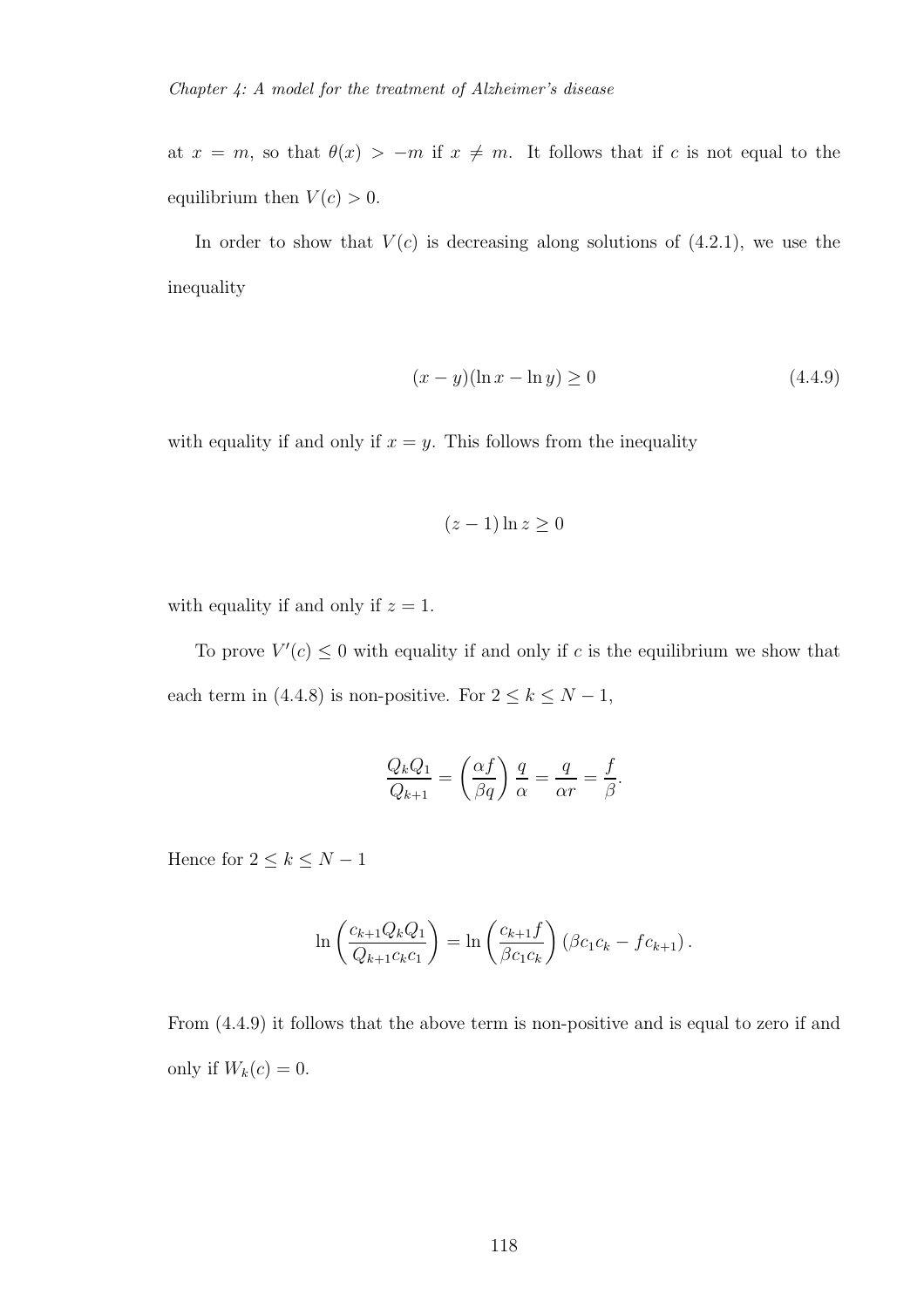at $x = m$, so that $\theta(x) > -m$ if $x \neq m$. It follows that if $c$ is not equal to the equilibrium then $V(c) > 0$.

In order to show that $V(c)$ is decreasing along solutions of (4.2.1), we use the inequality

$$(x - y)(\ln x - \ln y) \geq 0 \tag{4.4.9}$$

with equality if and only if $x = y$. This follows from the inequality

$$(z - 1) \ln z \geq 0$$

with equality if and only if $z = 1$.

To prove $V'(c) \leq 0$ with equality if and only if $c$ is the equilibrium we show that each term in (4.4.8) is non-positive. For $2 \leq k \leq N - 1$,

$$\frac{Q_k Q_1}{Q_{k+1}} = \left(\frac{\alpha f}{\beta q}\right) \frac{q}{\alpha} = \frac{q}{\alpha r} = \frac{f}{\beta}.$$

Hence for $2 \leq k \leq N - 1$

$$\ln\left(\frac{c_{k+1} Q_k Q_1}{Q_{k+1} c_k c_1}\right) = \ln\left(\frac{c_{k+1} f}{\beta c_1 c_k}\right)(\beta c_1 c_k - f c_{k+1}).$$

From (4.4.9) it follows that the above term is non-positive and is equal to zero if and only if $W_k(c) = 0$.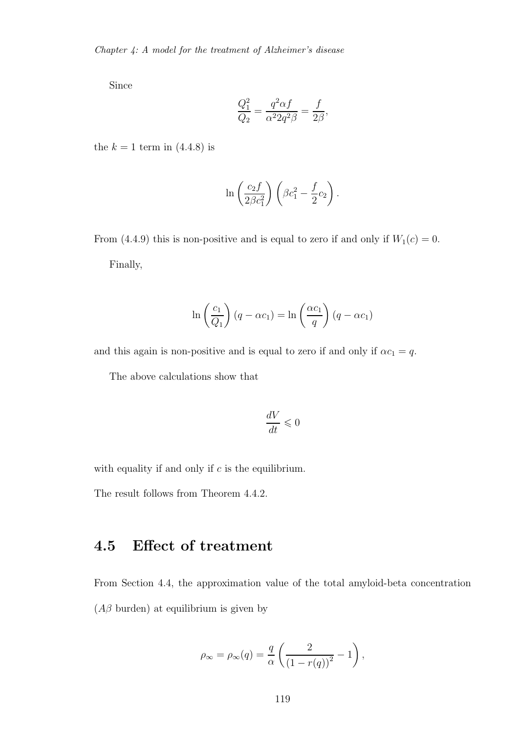Since

$$\frac{Q_1^2}{Q_2} = \frac{q^2 \alpha f}{\alpha^2 2 q^2 \beta} = \frac{f}{2\beta},$$

the $k = 1$ term in (4.4.8) is

$$\ln\left(\frac{c_2 f}{2\beta c_1^2}\right)\left(\beta c_1^2 - \frac{f}{2}c_2\right).$$

From (4.4.9) this is non-positive and is equal to zero if and only if $W_1(c) = 0$.

Finally,

$$\ln\left(\frac{c_1}{Q_1}\right)(q - \alpha c_1) = \ln\left(\frac{\alpha c_1}{q}\right)(q - \alpha c_1)$$

and this again is non-positive and is equal to zero if and only if $\alpha c_1 = q$.

The above calculations show that

$$\frac{dV}{dt} \leqslant 0$$

with equality if and only if $c$ is the equilibrium.

The result follows from Theorem 4.4.2.

## 4.5 Effect of treatment

From Section 4.4, the approximation value of the total amyloid-beta concentration ($A\beta$ burden) at equilibrium is given by

$$\rho_\infty = \rho_\infty(q) = \frac{q}{\alpha}\left(\frac{2}{(1 - r(q))^2} - 1\right),$$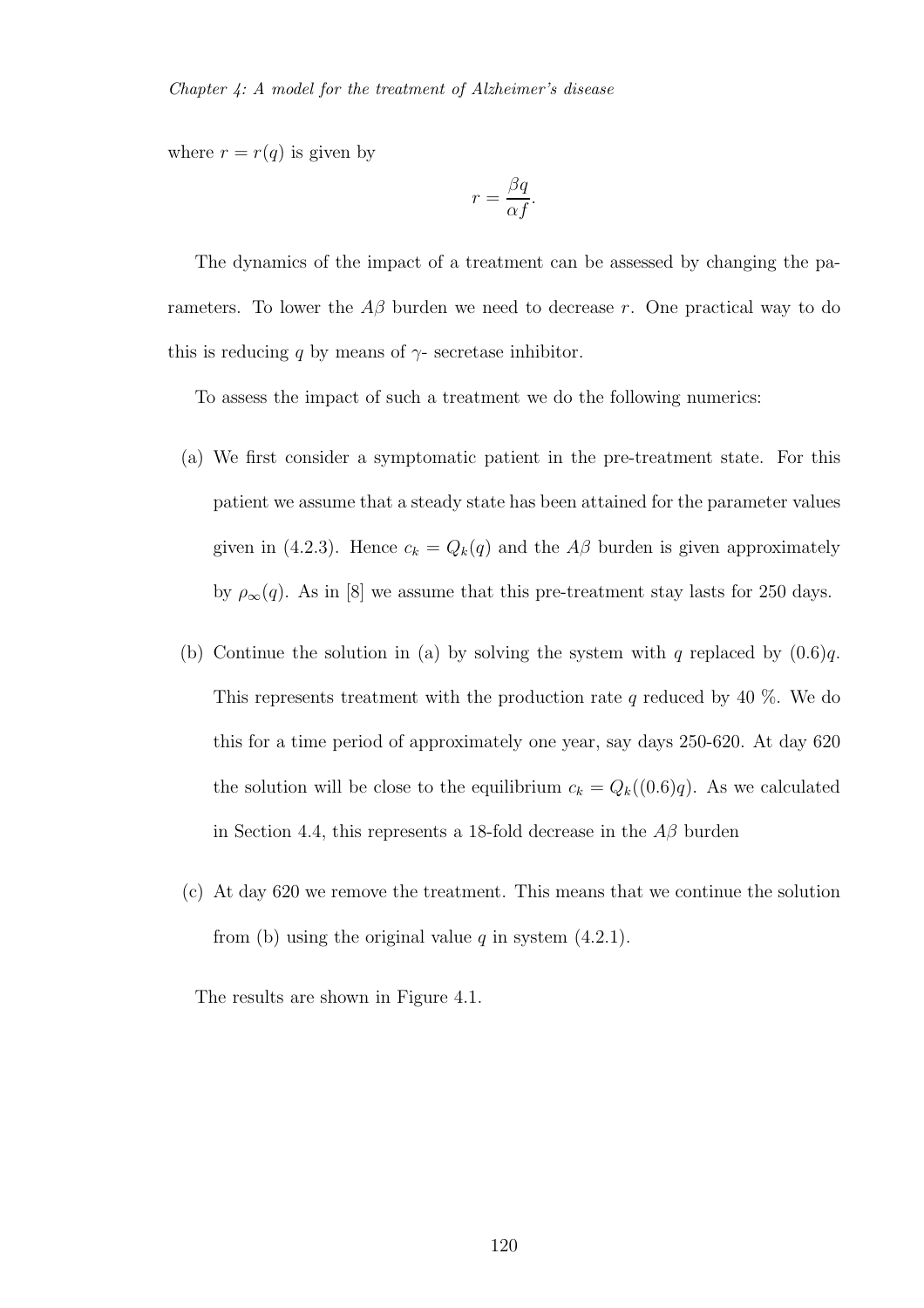where $r = r(q)$ is given by

$$r = \frac{\beta q}{\alpha f}.$$

The dynamics of the impact of a treatment can be assessed by changing the parameters. To lower the $A\beta$ burden we need to decrease $r$. One practical way to do this is reducing $q$ by means of $\gamma$- secretase inhibitor.

To assess the impact of such a treatment we do the following numerics:

(a) We first consider a symptomatic patient in the pre-treatment state. For this patient we assume that a steady state has been attained for the parameter values given in (4.2.3). Hence $c_k = Q_k(q)$ and the $A\beta$ burden is given approximately by $\rho_\infty(q)$. As in [8] we assume that this pre-treatment stay lasts for 250 days.

(b) Continue the solution in (a) by solving the system with $q$ replaced by $(0.6)q$. This represents treatment with the production rate $q$ reduced by 40 %. We do this for a time period of approximately one year, say days 250-620. At day 620 the solution will be close to the equilibrium $c_k = Q_k((0.6)q)$. As we calculated in Section 4.4, this represents a 18-fold decrease in the $A\beta$ burden

(c) At day 620 we remove the treatment. This means that we continue the solution from (b) using the original value $q$ in system (4.2.1).

The results are shown in Figure 4.1.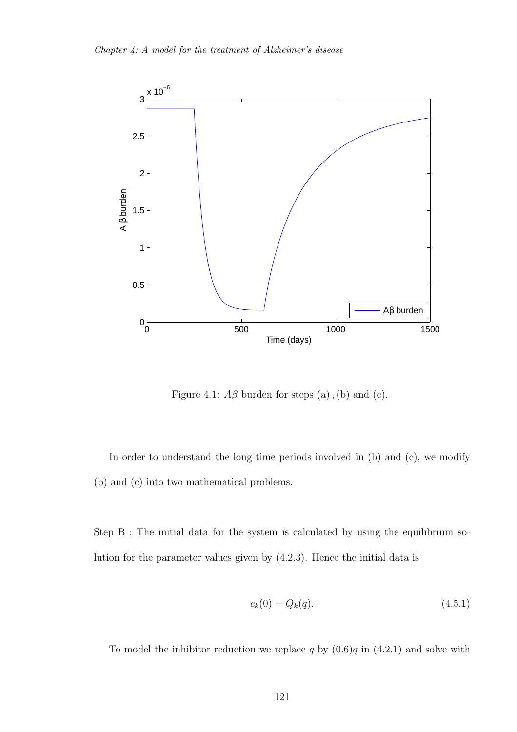Figure 4.1: $A\beta$ burden for steps (a), (b) and (c).

In order to understand the long time periods involved in (b) and (c), we modify (b) and (c) into two mathematical problems.

Step B : The initial data for the system is calculated by using the equilibrium solution for the parameter values given by (4.2.3). Hence the initial data is

$$c_k(0) = Q_k(q). \tag{4.5.1}$$

To model the inhibitor reduction we replace $q$ by $(0.6)q$ in (4.2.1) and solve with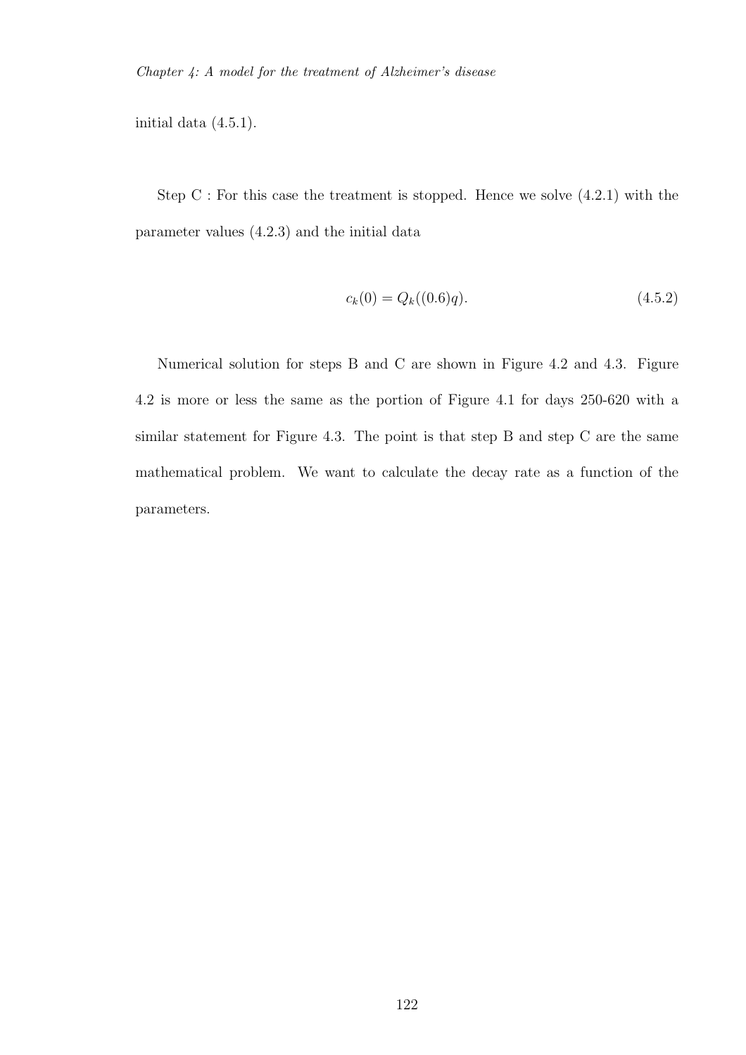initial data (4.5.1).

Step C : For this case the treatment is stopped. Hence we solve (4.2.1) with the parameter values (4.2.3) and the initial data

$$c_k(0) = Q_k((0.6)q). \tag{4.5.2}$$

Numerical solution for steps B and C are shown in Figure 4.2 and 4.3. Figure 4.2 is more or less the same as the portion of Figure 4.1 for days 250-620 with a similar statement for Figure 4.3. The point is that step B and step C are the same mathematical problem. We want to calculate the decay rate as a function of the parameters.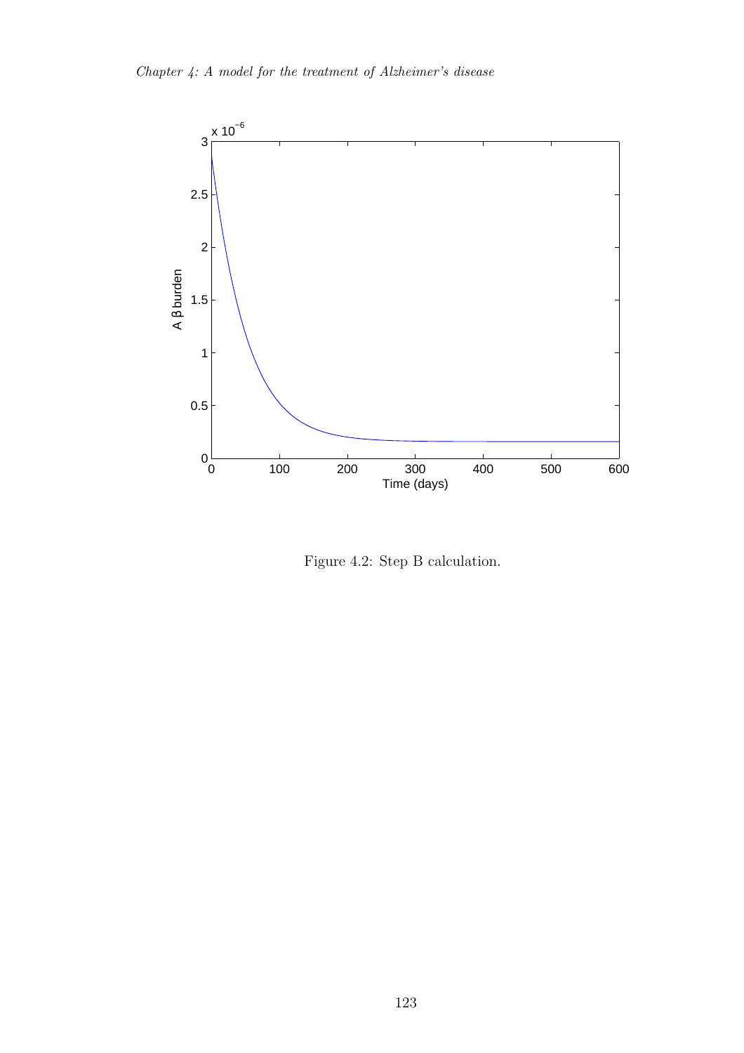Figure 4.2: Step B calculation.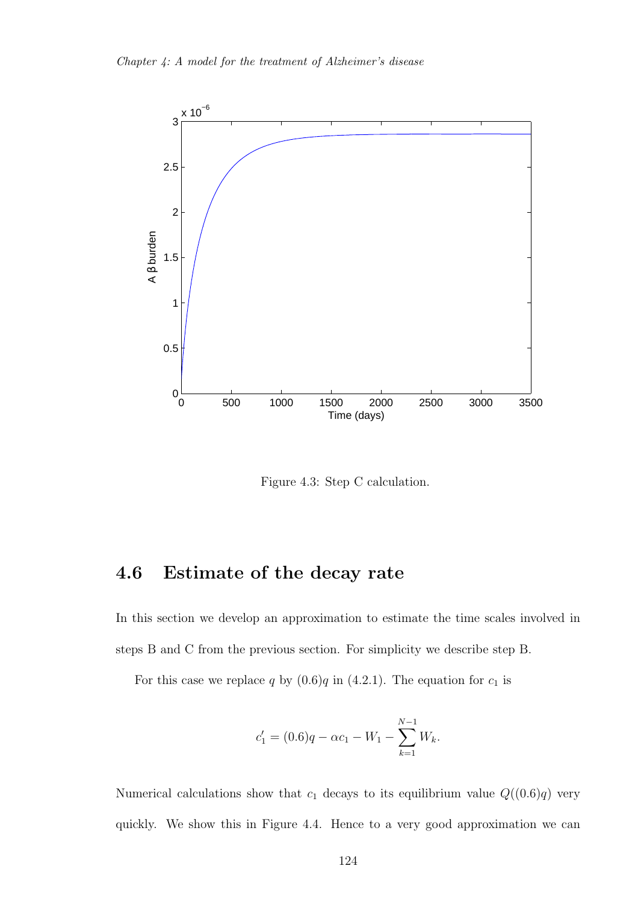Figure 4.3: Step C calculation.

## 4.6 Estimate of the decay rate

In this section we develop an approximation to estimate the time scales involved in steps B and C from the previous section. For simplicity we describe step B.

For this case we replace $q$ by $(0.6)q$ in (4.2.1). The equation for $c_1$ is

$$c_1' = (0.6)q - \alpha c_1 - W_1 - \sum_{k=1}^{N-1} W_k.$$

Numerical calculations show that $c_1$ decays to its equilibrium value $Q((0.6)q)$ very quickly. We show this in Figure 4.4. Hence to a very good approximation we can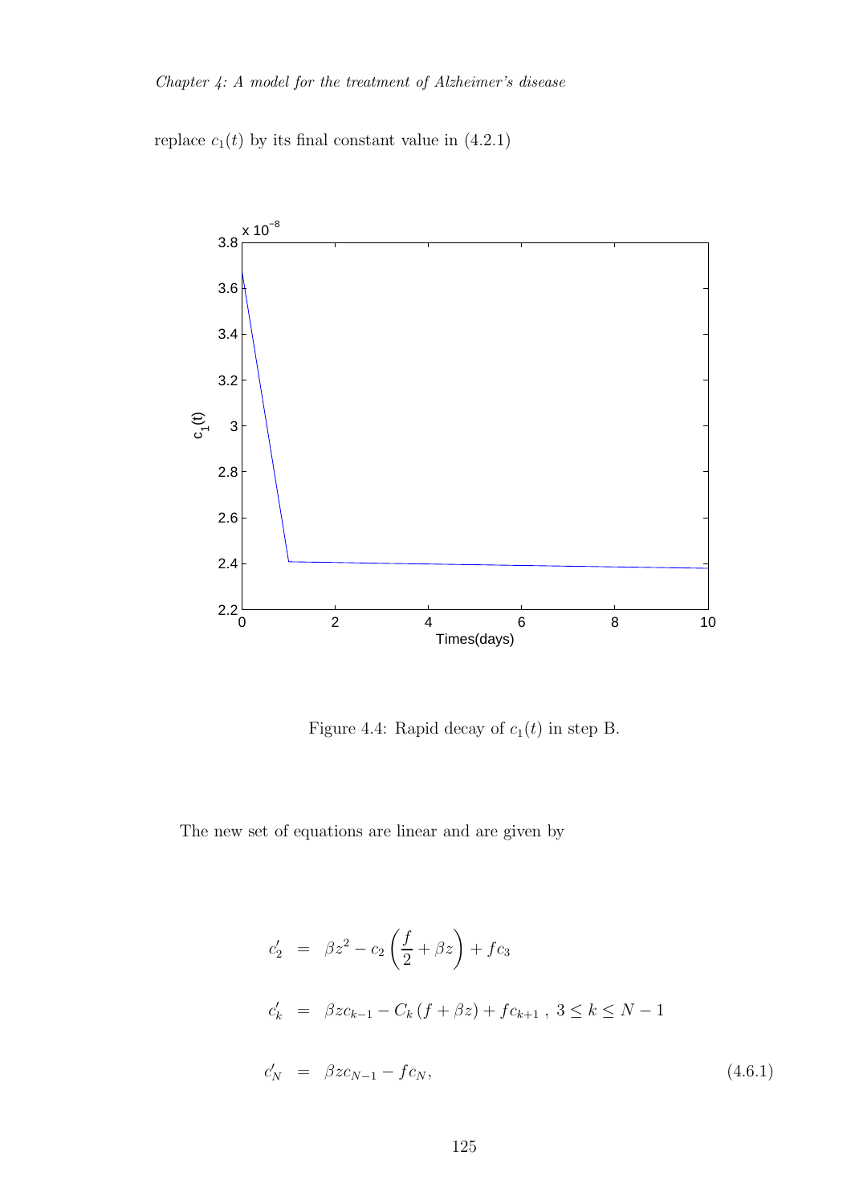replace $c_1(t)$ by its final constant value in (4.2.1)

Figure 4.4: Rapid decay of $c_1(t)$ in step B.

The new set of equations are linear and are given by

$$
\begin{aligned}
c_2' &= \beta z^2 - c_2\left(\frac{f}{2} + \beta z\right) + f c_3 \\
c_k' &= \beta z c_{k-1} - C_k\left(f + \beta z\right) + f c_{k+1}\,,\ 3 \leq k \leq N-1 \\
c_N' &= \beta z c_{N-1} - f c_N,
\end{aligned}
\tag{4.6.1}
$$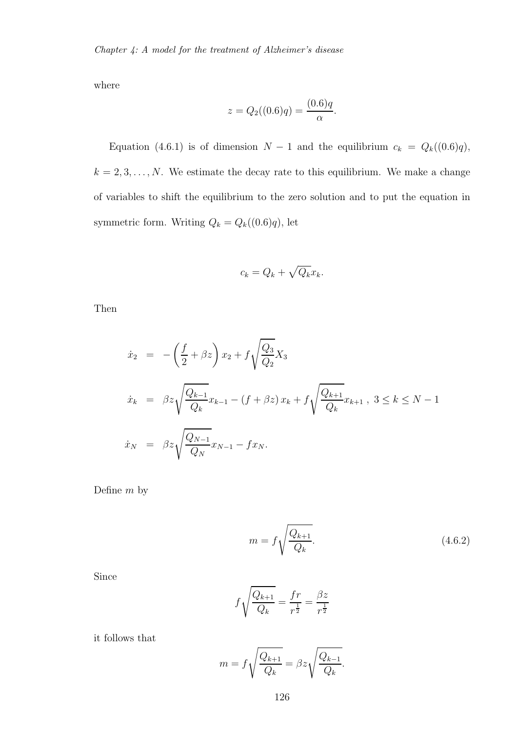where

$$z = Q_2((0.6)q) = \frac{(0.6)q}{\alpha}.$$

Equation (4.6.1) is of dimension $N-1$ and the equilibrium $c_k = Q_k((0.6)q)$, $k = 2, 3, \ldots, N$. We estimate the decay rate to this equilibrium. We make a change of variables to shift the equilibrium to the zero solution and to put the equation in symmetric form. Writing $Q_k = Q_k((0.6)q)$, let

$$c_k = Q_k + \sqrt{Q_k} x_k.$$

Then

$$\begin{aligned}
\dot{x}_2 &= -\left(\frac{f}{2} + \beta z\right) x_2 + f\sqrt{\frac{Q_3}{Q_2}} X_3 \\
\dot{x}_k &= \beta z \sqrt{\frac{Q_{k-1}}{Q_k}} x_{k-1} - (f + \beta z) x_k + f\sqrt{\frac{Q_{k+1}}{Q_k}} x_{k+1}\ ,\ 3 \leq k \leq N-1 \\
\dot{x}_N &= \beta z \sqrt{\frac{Q_{N-1}}{Q_N}} x_{N-1} - f x_N.
\end{aligned}$$

Define $m$ by

$$m = f\sqrt{\frac{Q_{k+1}}{Q_k}}. \tag{4.6.2}$$

Since

$$f\sqrt{\frac{Q_{k+1}}{Q_k}} = \frac{fr}{r^{\frac{1}{2}}} = \frac{\beta z}{r^{\frac{1}{2}}}$$

it follows that

$$m = f\sqrt{\frac{Q_{k+1}}{Q_k}} = \beta z \sqrt{\frac{Q_{k-1}}{Q_k}}.$$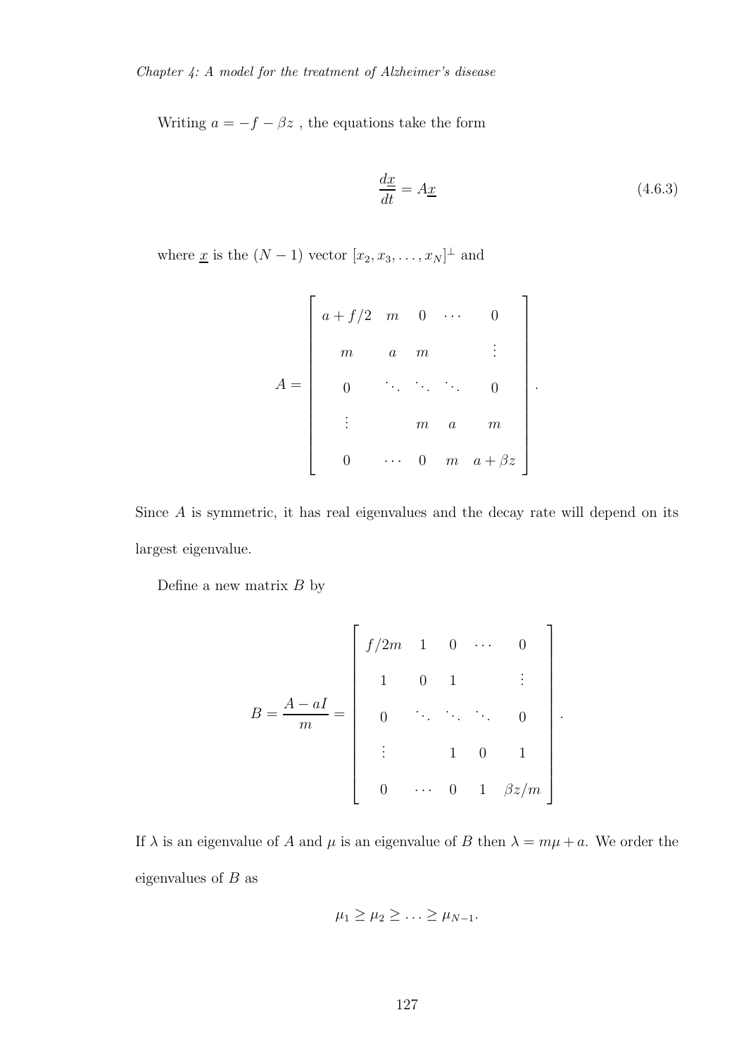Writing $a = -f - \beta z$ , the equations take the form

$$\frac{dx}{dt} = A\underline{x} \tag{4.6.3}$$

where $\underline{x}$ is the $(N-1)$ vector $[x_2, x_3, \ldots, x_N]^{\perp}$ and

$$A = \begin{bmatrix} a + f/2 & m & 0 & \cdots & 0 \\ m & a & m & & \vdots \\ 0 & \ddots & \ddots & \ddots & 0 \\ \vdots & & m & a & m \\ 0 & \cdots & 0 & m & a + \beta z \end{bmatrix}.$$

Since $A$ is symmetric, it has real eigenvalues and the decay rate will depend on its largest eigenvalue.

Define a new matrix $B$ by

$$B = \frac{A - aI}{m} = \begin{bmatrix} f/2m & 1 & 0 & \cdots & 0 \\ 1 & 0 & 1 & & \vdots \\ 0 & \ddots & \ddots & \ddots & 0 \\ \vdots & & 1 & 0 & 1 \\ 0 & \cdots & 0 & 1 & \beta z/m \end{bmatrix}.$$

If $\lambda$ is an eigenvalue of $A$ and $\mu$ is an eigenvalue of $B$ then $\lambda = m\mu + a$. We order the eigenvalues of $B$ as

$$\mu_1 \geq \mu_2 \geq \ldots \geq \mu_{N-1}.$$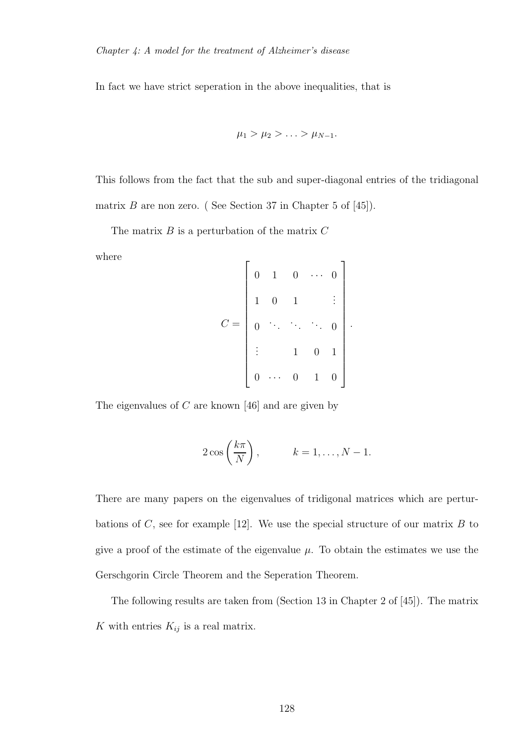In fact we have strict seperation in the above inequalities, that is

$$\mu_1 > \mu_2 > \ldots > \mu_{N-1}.$$

This follows from the fact that the sub and super-diagonal entries of the tridiagonal matrix $B$ are non zero. ( See Section 37 in Chapter 5 of [45]).

The matrix $B$ is a perturbation of the matrix $C$

where

$$C = \begin{bmatrix} 0 & 1 & 0 & \cdots & 0 \\ 1 & 0 & 1 & & \vdots \\ 0 & \ddots & \ddots & \ddots & 0 \\ \vdots & & 1 & 0 & 1 \\ 0 & \cdots & 0 & 1 & 0 \end{bmatrix}.$$

The eigenvalues of $C$ are known [46] and are given by

$$2\cos\left(\frac{k\pi}{N}\right), \qquad k = 1, \ldots, N-1.$$

There are many papers on the eigenvalues of tridigonal matrices which are perturbations of $C$, see for example [12]. We use the special structure of our matrix $B$ to give a proof of the estimate of the eigenvalue $\mu$. To obtain the estimates we use the Gerschgorin Circle Theorem and the Seperation Theorem.

The following results are taken from (Section 13 in Chapter 2 of [45]). The matrix $K$ with entries $K_{ij}$ is a real matrix.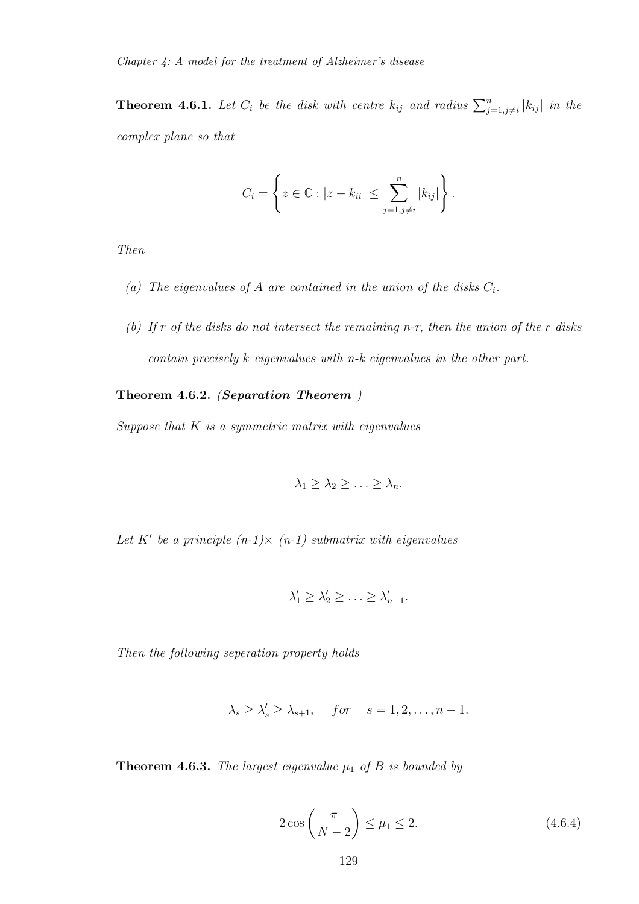**Theorem 4.6.1.** *Let $C_i$ be the disk with centre $k_{ij}$ and radius $\sum_{j=1,j\neq i}^{n} |k_{ij}|$ in the complex plane so that*

$$C_i = \left\{ z \in \mathbb{C} : |z - k_{ii}| \leq \sum_{j=1,j\neq i}^{n} |k_{ij}| \right\}.$$

*Then*

*(a) The eigenvalues of $A$ are contained in the union of the disks $C_i$.*

*(b) If r of the disks do not intersect the remaining n-r, then the union of the r disks contain precisely k eigenvalues with n-k eigenvalues in the other part.*

**Theorem 4.6.2.** ***(Separation Theorem )***

*Suppose that $K$ is a symmetric matrix with eigenvalues*

$$\lambda_1 \geq \lambda_2 \geq \ldots \geq \lambda_n.$$

*Let $K'$ be a principle (n-1)× (n-1) submatrix with eigenvalues*

$$\lambda'_1 \geq \lambda'_2 \geq \ldots \geq \lambda'_{n-1}.$$

*Then the following seperation property holds*

$$\lambda_s \geq \lambda'_s \geq \lambda_{s+1}, \quad for \quad s = 1, 2, \ldots, n-1.$$

**Theorem 4.6.3.** *The largest eigenvalue $\mu_1$ of $B$ is bounded by*

$$2\cos\left(\frac{\pi}{N-2}\right) \leq \mu_1 \leq 2. \tag{4.6.4}$$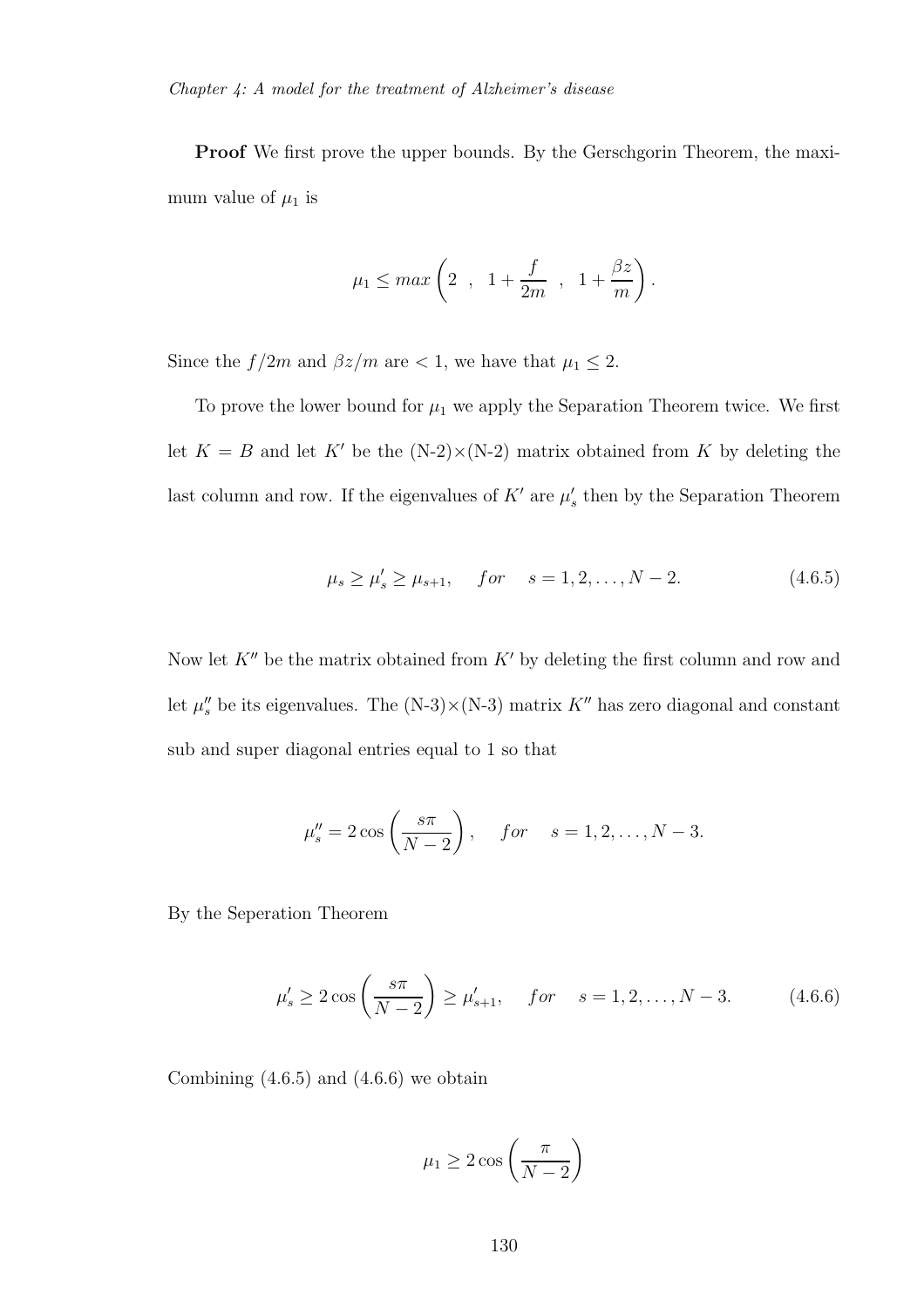**Proof** We first prove the upper bounds. By the Gerschgorin Theorem, the maximum value of $\mu_1$ is

$$\mu_1 \leq max\left(2 \ , \ 1 + \frac{f}{2m} \ , \ 1 + \frac{\beta z}{m}\right).$$

Since the $f/2m$ and $\beta z/m$ are $< 1$, we have that $\mu_1 \leq 2$.

To prove the lower bound for $\mu_1$ we apply the Separation Theorem twice. We first let $K = B$ and let $K'$ be the (N-2)×(N-2) matrix obtained from $K$ by deleting the last column and row. If the eigenvalues of $K'$ are $\mu_s'$ then by the Separation Theorem

$$\mu_s \geq \mu_s' \geq \mu_{s+1}, \quad for \quad s = 1, 2, \ldots, N-2. \tag{4.6.5}$$

Now let $K''$ be the matrix obtained from $K'$ by deleting the first column and row and let $\mu_s''$ be its eigenvalues. The (N-3)×(N-3) matrix $K''$ has zero diagonal and constant sub and super diagonal entries equal to 1 so that

$$\mu_s'' = 2\cos\left(\frac{s\pi}{N-2}\right), \quad for \quad s = 1, 2, \ldots, N-3.$$

By the Seperation Theorem

$$\mu_s' \geq 2\cos\left(\frac{s\pi}{N-2}\right) \geq \mu_{s+1}', \quad for \quad s = 1, 2, \ldots, N-3. \tag{4.6.6}$$

Combining (4.6.5) and (4.6.6) we obtain

$$\mu_1 \geq 2\cos\left(\frac{\pi}{N-2}\right)$$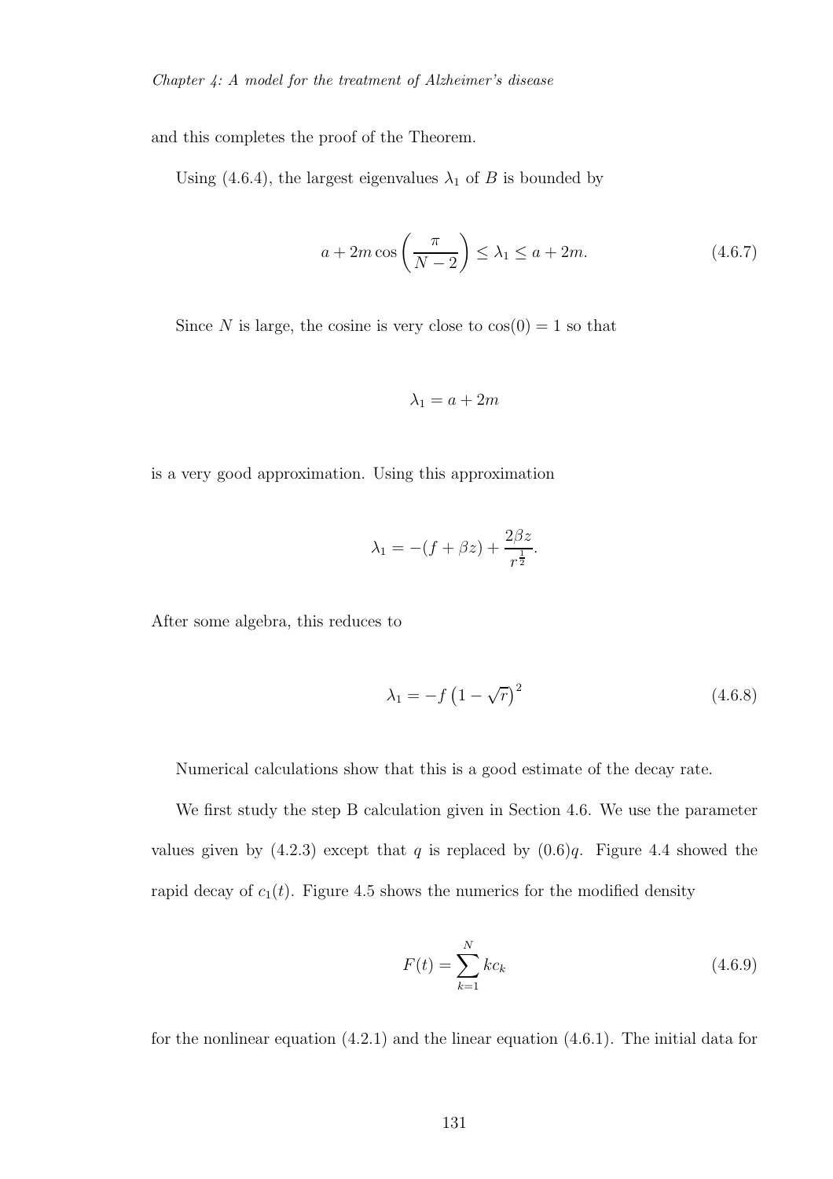and this completes the proof of the Theorem.

Using (4.6.4), the largest eigenvalues $\lambda_1$ of $B$ is bounded by

$$a + 2m\cos\left(\frac{\pi}{N-2}\right) \leq \lambda_1 \leq a + 2m. \tag{4.6.7}$$

Since $N$ is large, the cosine is very close to $\cos(0) = 1$ so that

$$\lambda_1 = a + 2m$$

is a very good approximation. Using this approximation

$$\lambda_1 = -(f + \beta z) + \frac{2\beta z}{r^{\frac{1}{2}}}.$$

After some algebra, this reduces to

$$\lambda_1 = -f\left(1 - \sqrt{r}\right)^2 \tag{4.6.8}$$

Numerical calculations show that this is a good estimate of the decay rate.

We first study the step B calculation given in Section 4.6. We use the parameter values given by (4.2.3) except that $q$ is replaced by $(0.6)q$. Figure 4.4 showed the rapid decay of $c_1(t)$. Figure 4.5 shows the numerics for the modified density

$$F(t) = \sum_{k=1}^{N} kc_k \tag{4.6.9}$$

for the nonlinear equation (4.2.1) and the linear equation (4.6.1). The initial data for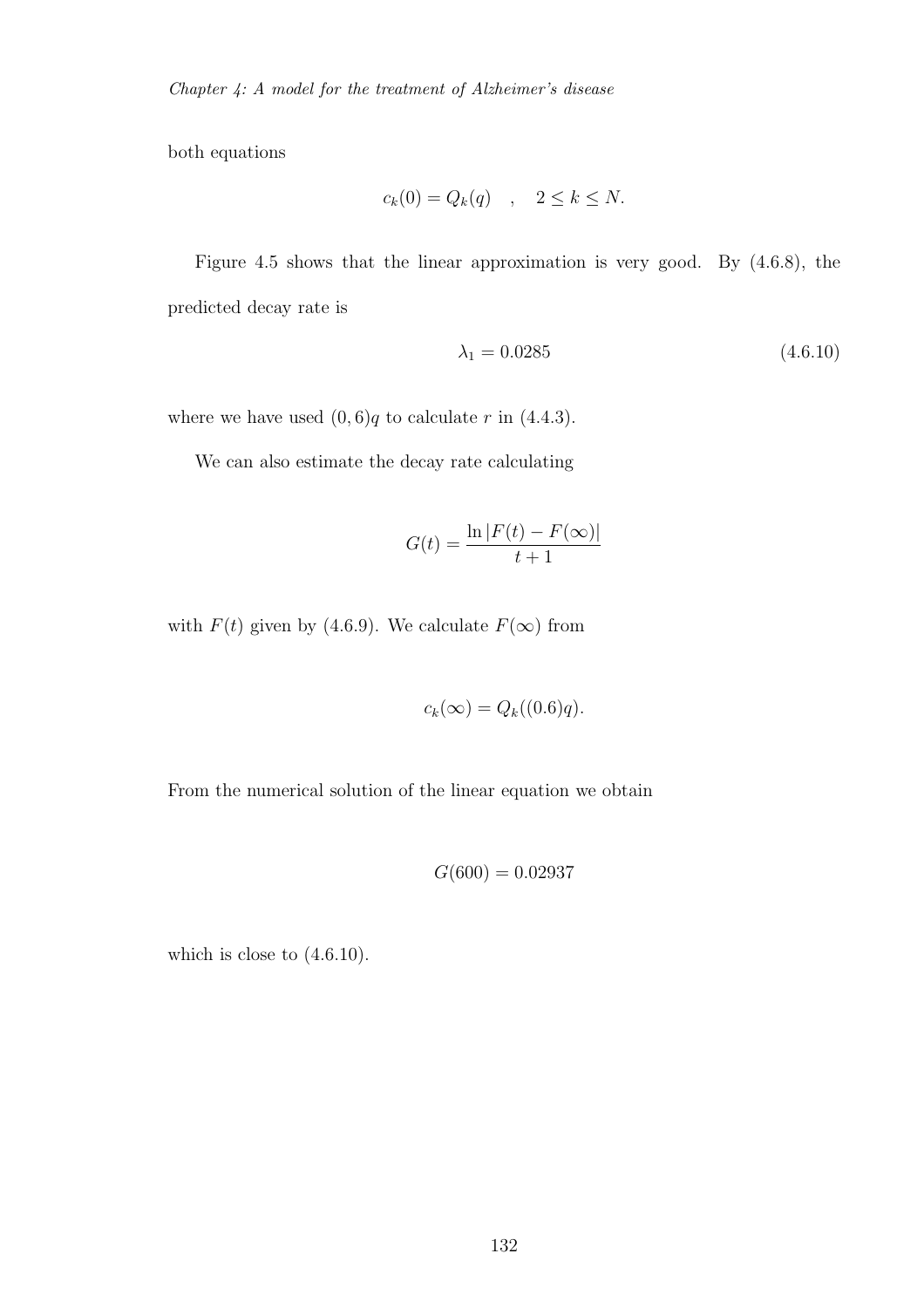both equations

$$c_k(0) = Q_k(q) \quad , \quad 2 \leq k \leq N.$$

Figure 4.5 shows that the linear approximation is very good. By (4.6.8), the predicted decay rate is

$$\lambda_1 = 0.0285 \tag{4.6.10}$$

where we have used $(0,6)q$ to calculate $r$ in (4.4.3).

We can also estimate the decay rate calculating

$$G(t) = \frac{\ln |F(t) - F(\infty)|}{t+1}$$

with $F(t)$ given by (4.6.9). We calculate $F(\infty)$ from

$$c_k(\infty) = Q_k((0.6)q).$$

From the numerical solution of the linear equation we obtain

$$G(600) = 0.02937$$

which is close to (4.6.10).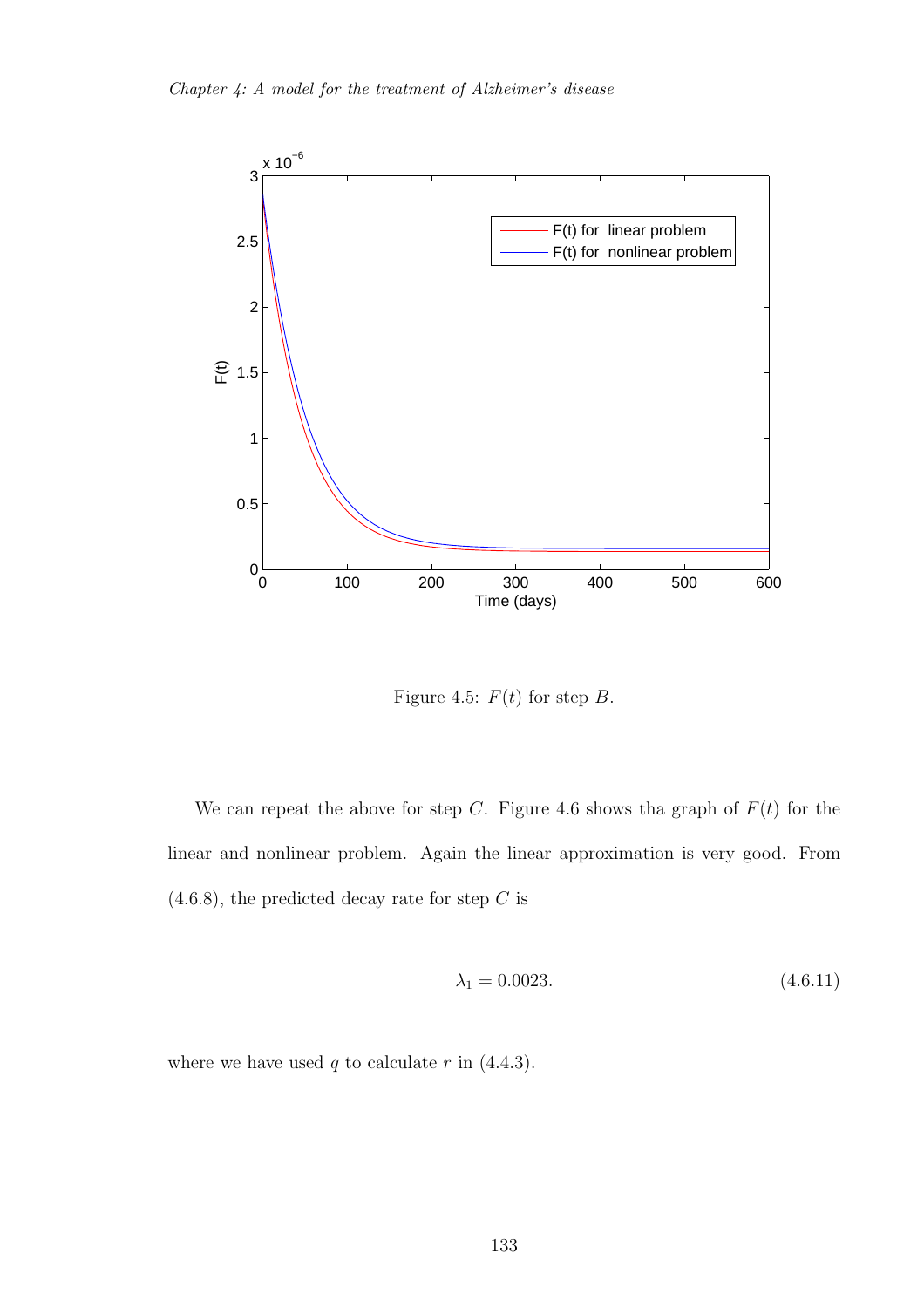Figure 4.5: $F(t)$ for step $B$.

We can repeat the above for step $C$. Figure 4.6 shows tha graph of $F(t)$ for the linear and nonlinear problem. Again the linear approximation is very good. From (4.6.8), the predicted decay rate for step $C$ is

$$\lambda_1 = 0.0023. \tag{4.6.11}$$

where we have used $q$ to calculate $r$ in (4.4.3).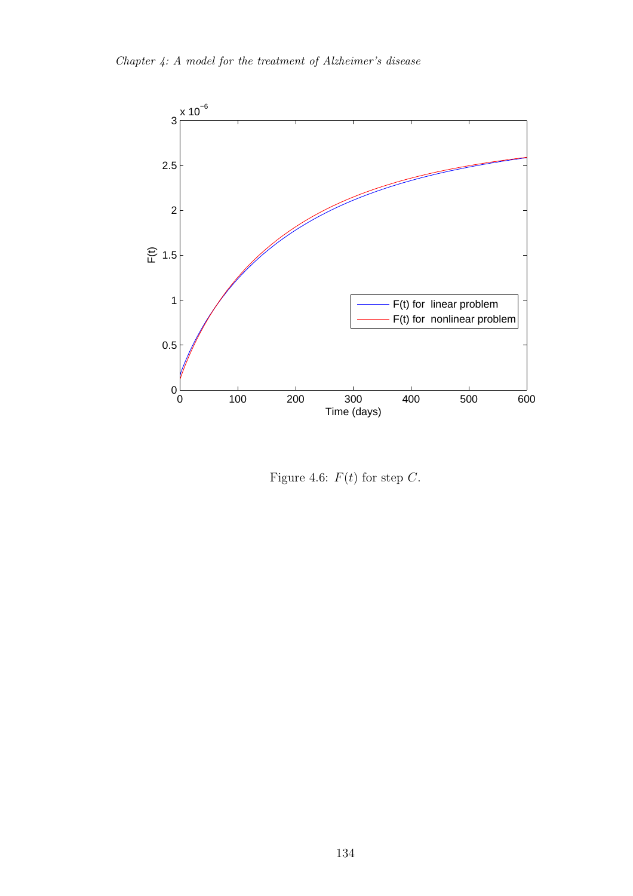Figure 4.6: $F(t)$ for step $C$.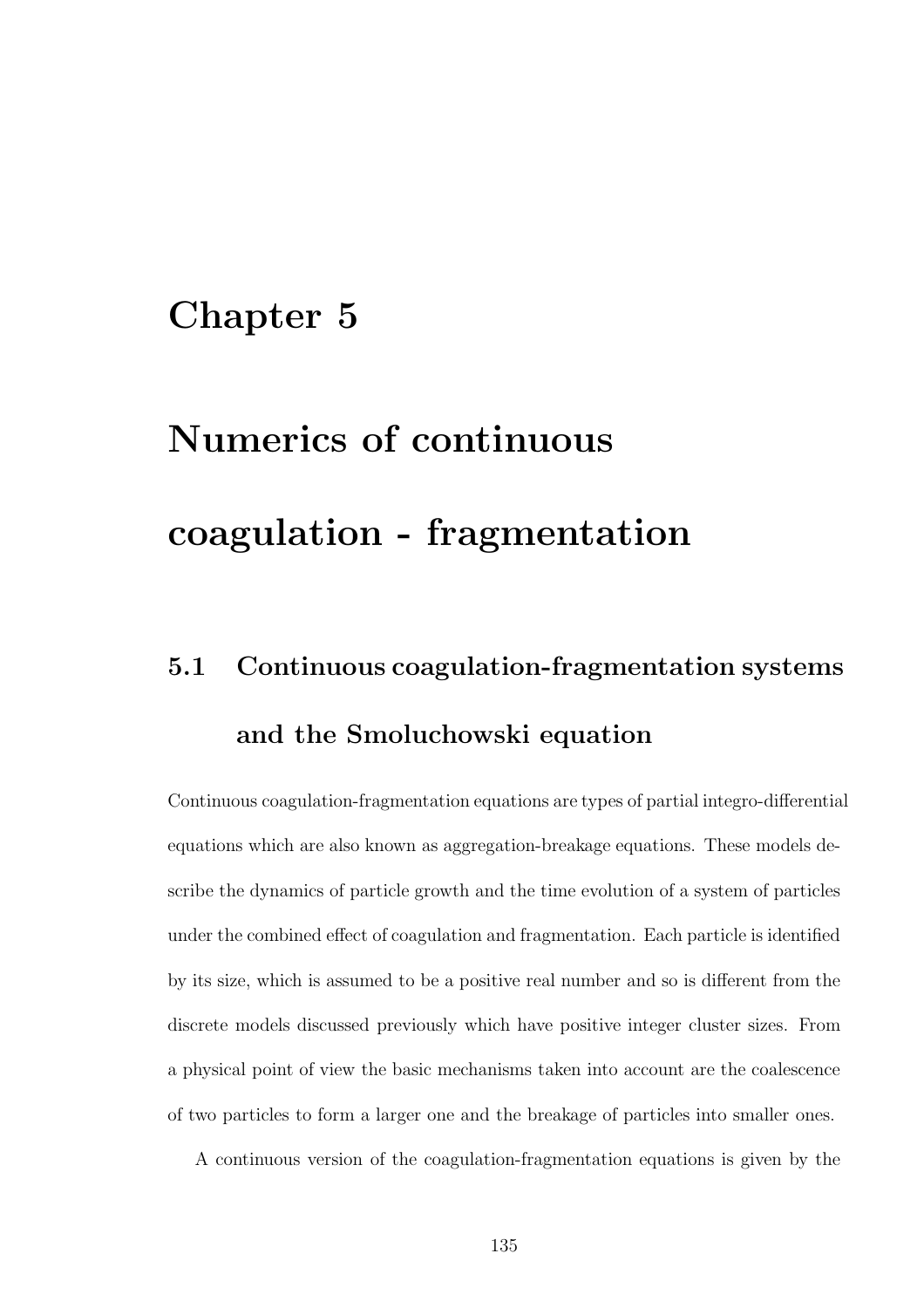# Chapter 5

# Numerics of continuous coagulation - fragmentation

## 5.1 Continuous coagulation-fragmentation systems and the Smoluchowski equation

Continuous coagulation-fragmentation equations are types of partial integro-differential equations which are also known as aggregation-breakage equations. These models describe the dynamics of particle growth and the time evolution of a system of particles under the combined effect of coagulation and fragmentation. Each particle is identified by its size, which is assumed to be a positive real number and so is different from the discrete models discussed previously which have positive integer cluster sizes. From a physical point of view the basic mechanisms taken into account are the coalescence of two particles to form a larger one and the breakage of particles into smaller ones.

A continuous version of the coagulation-fragmentation equations is given by the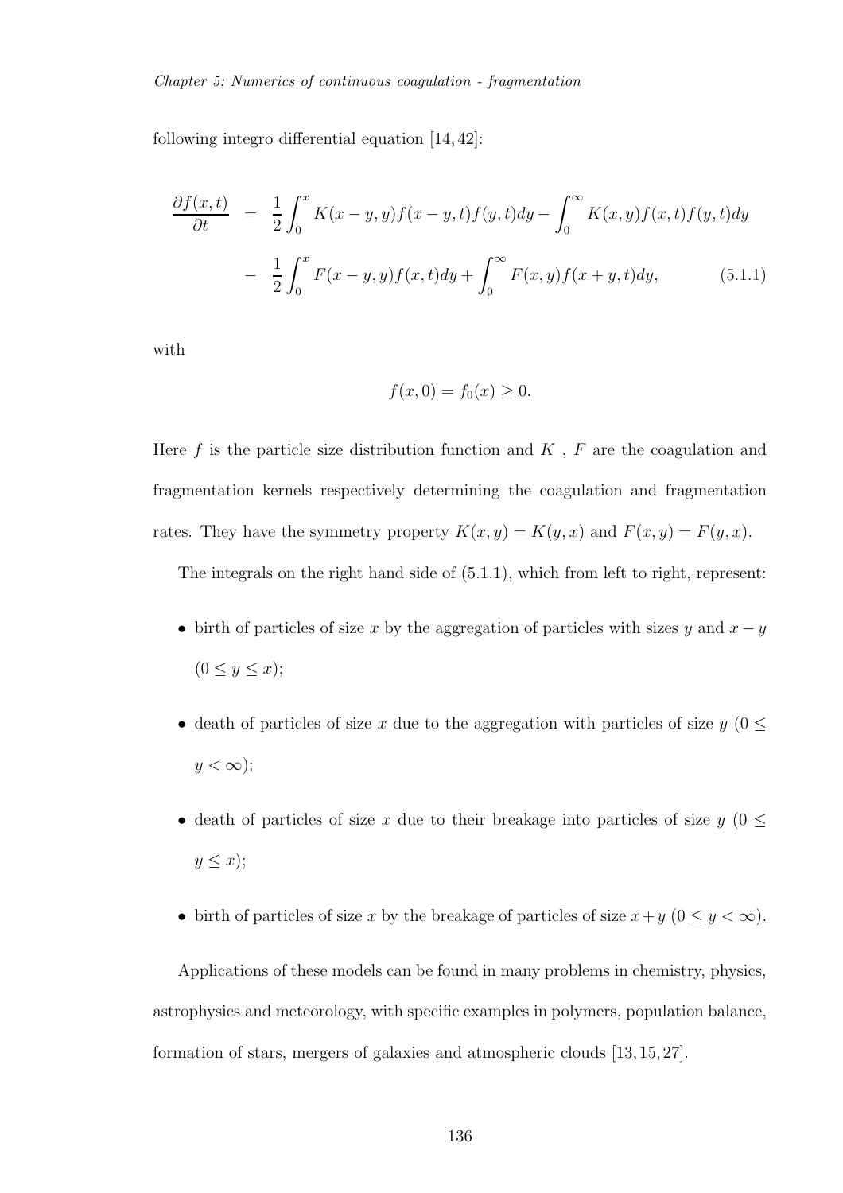following integro differential equation [14, 42]:

$$
\begin{aligned}
\frac{\partial f(x,t)}{\partial t} &= \frac{1}{2}\int_0^x K(x-y,y)f(x-y,t)f(y,t)dy - \int_0^\infty K(x,y)f(x,t)f(y,t)dy \\
&- \frac{1}{2}\int_0^x F(x-y,y)f(x,t)dy + \int_0^\infty F(x,y)f(x+y,t)dy, \qquad (5.1.1)
\end{aligned}
$$

with

$$
f(x,0) = f_0(x) \geq 0.
$$

Here $f$ is the particle size distribution function and $K$ , $F$ are the coagulation and fragmentation kernels respectively determining the coagulation and fragmentation rates. They have the symmetry property $K(x,y) = K(y,x)$ and $F(x,y) = F(y,x)$.

The integrals on the right hand side of (5.1.1), which from left to right, represent:

- birth of particles of size $x$ by the aggregation of particles with sizes $y$ and $x-y$ ($0 \leq y \leq x$);
- death of particles of size $x$ due to the aggregation with particles of size $y$ ($0 \leq y < \infty$);
- death of particles of size $x$ due to their breakage into particles of size $y$ ($0 \leq y \leq x$);
- birth of particles of size $x$ by the breakage of particles of size $x+y$ ($0 \leq y < \infty$).

Applications of these models can be found in many problems in chemistry, physics, astrophysics and meteorology, with specific examples in polymers, population balance, formation of stars, mergers of galaxies and atmospheric clouds [13, 15, 27].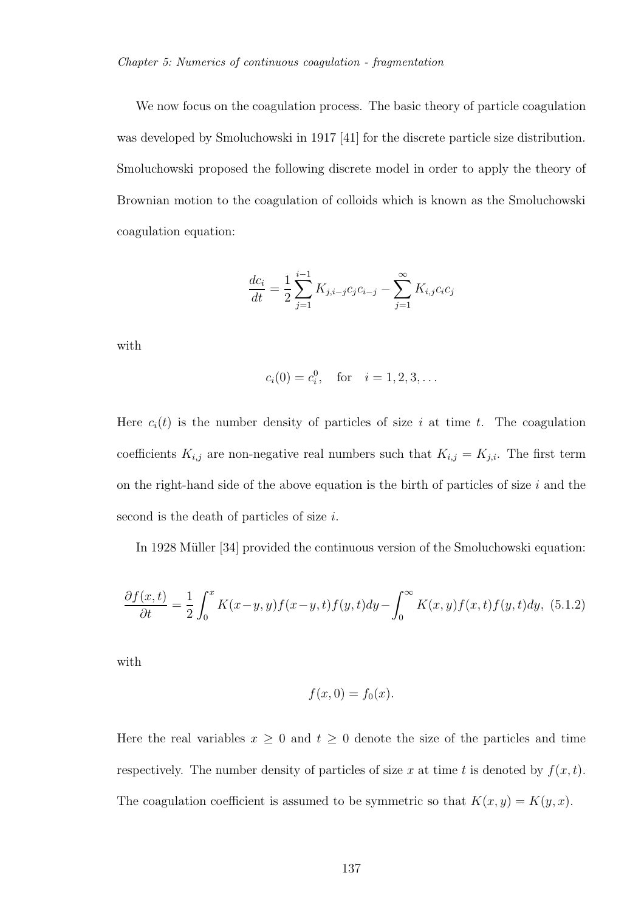We now focus on the coagulation process. The basic theory of particle coagulation was developed by Smoluchowski in 1917 [41] for the discrete particle size distribution. Smoluchowski proposed the following discrete model in order to apply the theory of Brownian motion to the coagulation of colloids which is known as the Smoluchowski coagulation equation:

$$\frac{dc_i}{dt} = \frac{1}{2}\sum_{j=1}^{i-1} K_{j,i-j} c_j c_{i-j} - \sum_{j=1}^{\infty} K_{i,j} c_i c_j$$

with

$$c_i(0) = c_i^0, \quad \text{for} \quad i = 1, 2, 3, \ldots$$

Here $c_i(t)$ is the number density of particles of size $i$ at time $t$. The coagulation coefficients $K_{i,j}$ are non-negative real numbers such that $K_{i,j} = K_{j,i}$. The first term on the right-hand side of the above equation is the birth of particles of size $i$ and the second is the death of particles of size $i$.

In 1928 Müller [34] provided the continuous version of the Smoluchowski equation:

$$\frac{\partial f(x,t)}{\partial t} = \frac{1}{2}\int_0^x K(x-y,y) f(x-y,t) f(y,t) dy - \int_0^\infty K(x,y) f(x,t) f(y,t) dy, \quad (5.1.2)$$

with

$$f(x,0) = f_0(x).$$

Here the real variables $x \geq 0$ and $t \geq 0$ denote the size of the particles and time respectively. The number density of particles of size $x$ at time $t$ is denoted by $f(x,t)$. The coagulation coefficient is assumed to be symmetric so that $K(x,y) = K(y,x)$.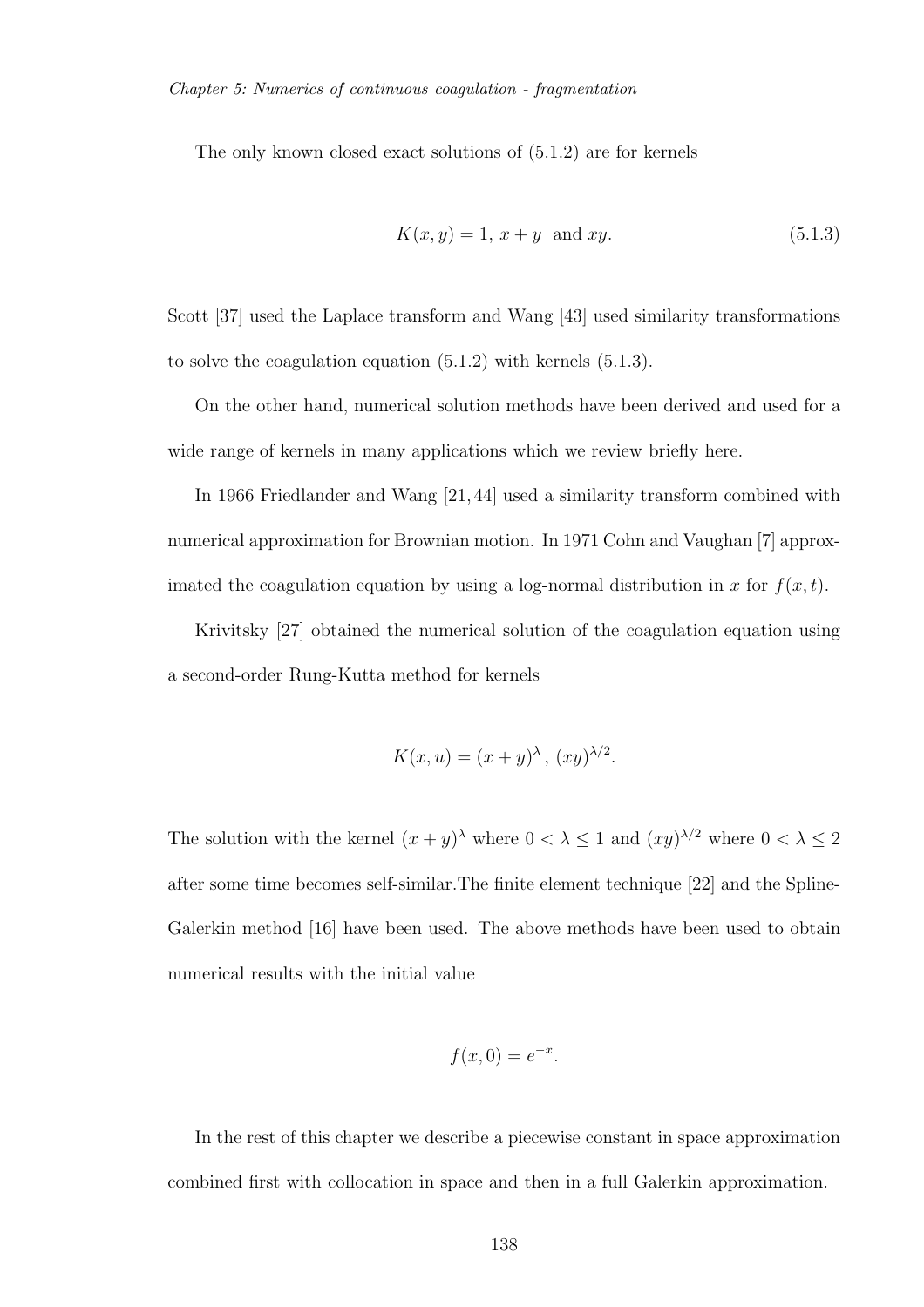The only known closed exact solutions of (5.1.2) are for kernels

$$K(x, y) = 1,\ x + y \ \text{ and } xy. \tag{5.1.3}$$

Scott [37] used the Laplace transform and Wang [43] used similarity transformations to solve the coagulation equation (5.1.2) with kernels (5.1.3).

On the other hand, numerical solution methods have been derived and used for a wide range of kernels in many applications which we review briefly here.

In 1966 Friedlander and Wang [21, 44] used a similarity transform combined with numerical approximation for Brownian motion. In 1971 Cohn and Vaughan [7] approximated the coagulation equation by using a log-normal distribution in $x$ for $f(x, t)$.

Krivitsky [27] obtained the numerical solution of the coagulation equation using a second-order Rung-Kutta method for kernels

$$K(x, u) = (x + y)^{\lambda},\ (xy)^{\lambda/2}.$$

The solution with the kernel $(x + y)^{\lambda}$ where $0 < \lambda \leq 1$ and $(xy)^{\lambda/2}$ where $0 < \lambda \leq 2$ after some time becomes self-similar.The finite element technique [22] and the Spline-Galerkin method [16] have been used. The above methods have been used to obtain numerical results with the initial value

$$f(x, 0) = e^{-x}.$$

In the rest of this chapter we describe a piecewise constant in space approximation combined first with collocation in space and then in a full Galerkin approximation.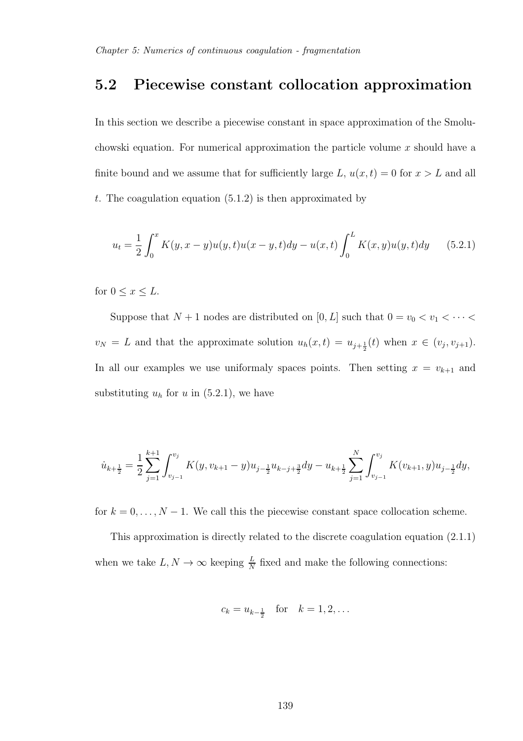## 5.2 Piecewise constant collocation approximation

In this section we describe a piecewise constant in space approximation of the Smoluchowski equation. For numerical approximation the particle volume $x$ should have a finite bound and we assume that for sufficiently large $L$, $u(x,t) = 0$ for $x > L$ and all $t$. The coagulation equation (5.1.2) is then approximated by

$$u_t = \frac{1}{2}\int_0^x K(y, x-y)u(y,t)u(x-y,t)dy - u(x,t)\int_0^L K(x,y)u(y,t)dy \qquad (5.2.1)$$

for $0 \leq x \leq L$.

Suppose that $N+1$ nodes are distributed on $[0, L]$ such that $0 = v_0 < v_1 < \cdots < v_N = L$ and that the approximate solution $u_h(x,t) = u_{j+\frac{1}{2}}(t)$ when $x \in (v_j, v_{j+1})$. In all our examples we use uniformaly spaces points. Then setting $x = v_{k+1}$ and substituting $u_h$ for $u$ in (5.2.1), we have

$$\dot{u}_{k+\frac{1}{2}} = \frac{1}{2}\sum_{j=1}^{k+1}\int_{v_{j-1}}^{v_j} K(y, v_{k+1}-y)u_{j-\frac{1}{2}}u_{k-j+\frac{3}{2}}dy - u_{k+\frac{1}{2}}\sum_{j=1}^{N}\int_{v_{j-1}}^{v_j} K(v_{k+1}, y)u_{j-\frac{1}{2}}dy,$$

for $k = 0, \ldots, N-1$. We call this the piecewise constant space collocation scheme.

This approximation is directly related to the discrete coagulation equation (2.1.1) when we take $L, N \to \infty$ keeping $\frac{L}{N}$ fixed and make the following connections:

$$c_k = u_{k-\frac{1}{2}} \quad \text{for} \quad k = 1, 2, \ldots$$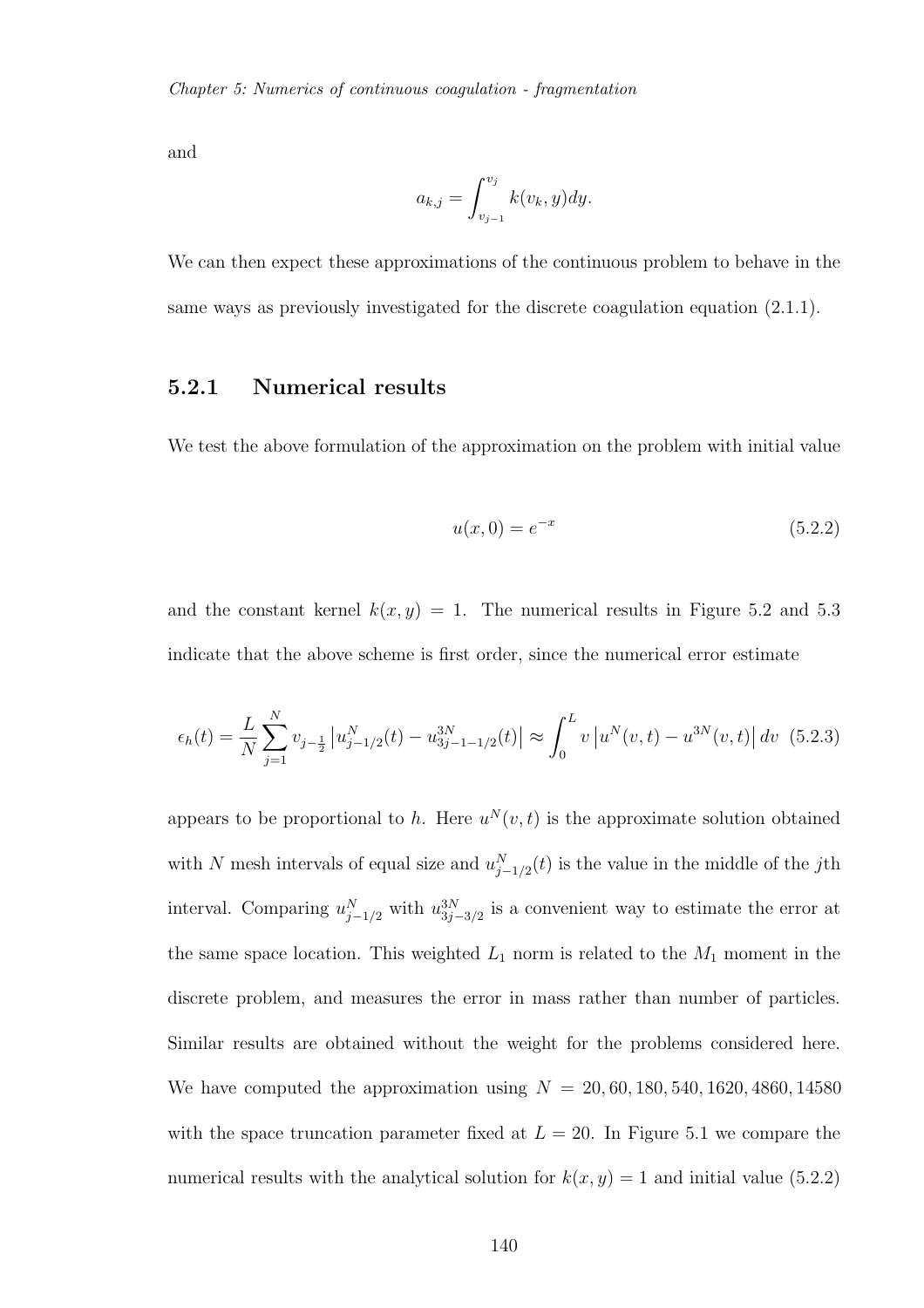and

$$a_{k,j} = \int_{v_{j-1}}^{v_j} k(v_k, y)dy.$$

We can then expect these approximations of the continuous problem to behave in the same ways as previously investigated for the discrete coagulation equation (2.1.1).

### 5.2.1 Numerical results

We test the above formulation of the approximation on the problem with initial value

$$u(x, 0) = e^{-x} \tag{5.2.2}$$

and the constant kernel $k(x, y) = 1$. The numerical results in Figure 5.2 and 5.3 indicate that the above scheme is first order, since the numerical error estimate

$$\epsilon_h(t) = \frac{L}{N} \sum_{j=1}^{N} v_{j-\frac{1}{2}} \left| u_{j-1/2}^N(t) - u_{3j-1-1/2}^{3N}(t) \right| \approx \int_0^L v \left| u^N(v, t) - u^{3N}(v, t) \right| dv \tag{5.2.3}$$

appears to be proportional to $h$. Here $u^N(v, t)$ is the approximate solution obtained with $N$ mesh intervals of equal size and $u_{j-1/2}^N(t)$ is the value in the middle of the $j$th interval. Comparing $u_{j-1/2}^N$ with $u_{3j-3/2}^{3N}$ is a convenient way to estimate the error at the same space location. This weighted $L_1$ norm is related to the $M_1$ moment in the discrete problem, and measures the error in mass rather than number of particles. Similar results are obtained without the weight for the problems considered here. We have computed the approximation using $N = 20, 60, 180, 540, 1620, 4860, 14580$ with the space truncation parameter fixed at $L = 20$. In Figure 5.1 we compare the numerical results with the analytical solution for $k(x, y) = 1$ and initial value (5.2.2)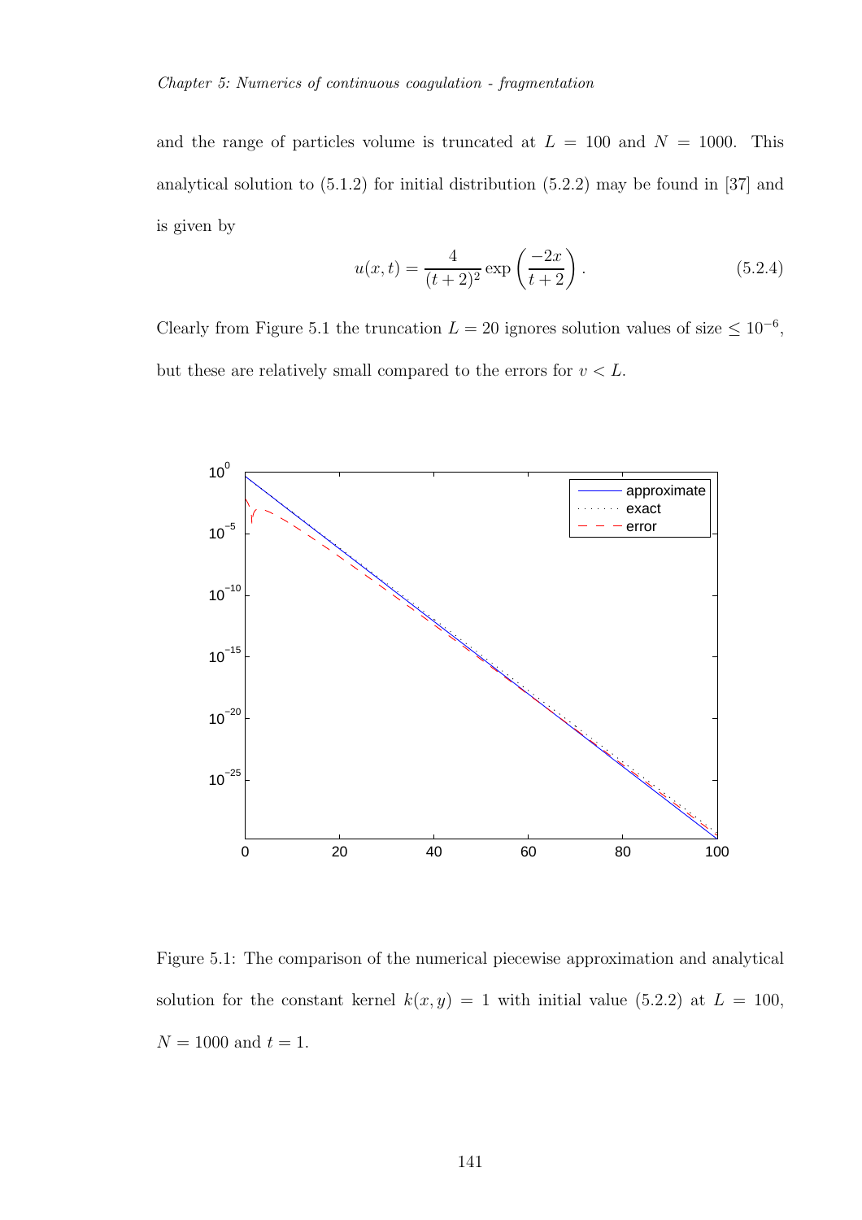and the range of particles volume is truncated at $L = 100$ and $N = 1000$. This analytical solution to (5.1.2) for initial distribution (5.2.2) may be found in [37] and is given by

$$u(x,t) = \frac{4}{(t+2)^2} \exp\left(\frac{-2x}{t+2}\right). \tag{5.2.4}$$

Clearly from Figure 5.1 the truncation $L = 20$ ignores solution values of size $\leq 10^{-6}$, but these are relatively small compared to the errors for $v < L$.

Figure 5.1: The comparison of the numerical piecewise approximation and analytical solution for the constant kernel $k(x, y) = 1$ with initial value (5.2.2) at $L = 100$, $N = 1000$ and $t = 1$.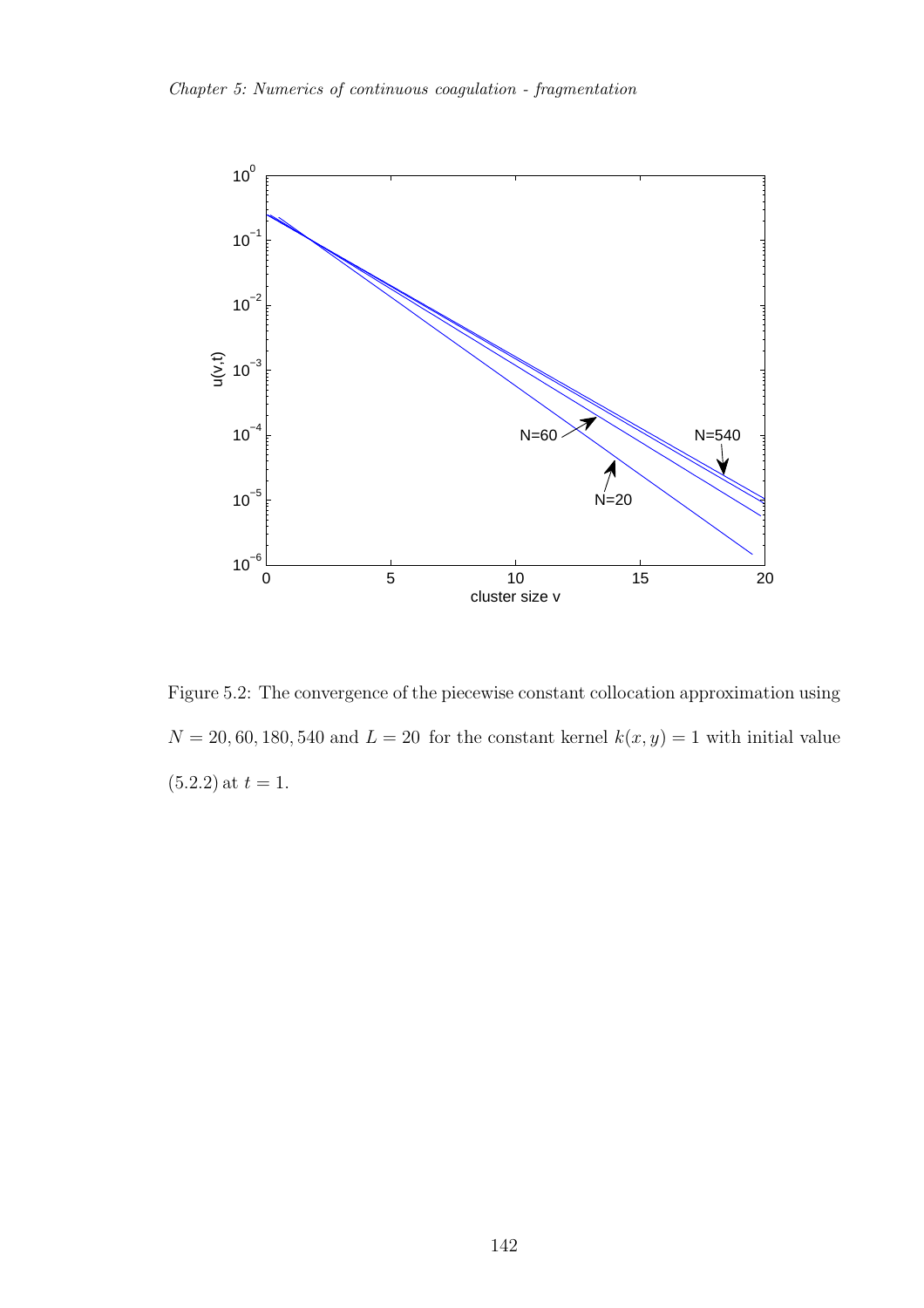Figure 5.2: The convergence of the piecewise constant collocation approximation using $N = 20, 60, 180, 540$ and $L = 20$ for the constant kernel $k(x, y) = 1$ with initial value (5.2.2) at $t = 1$.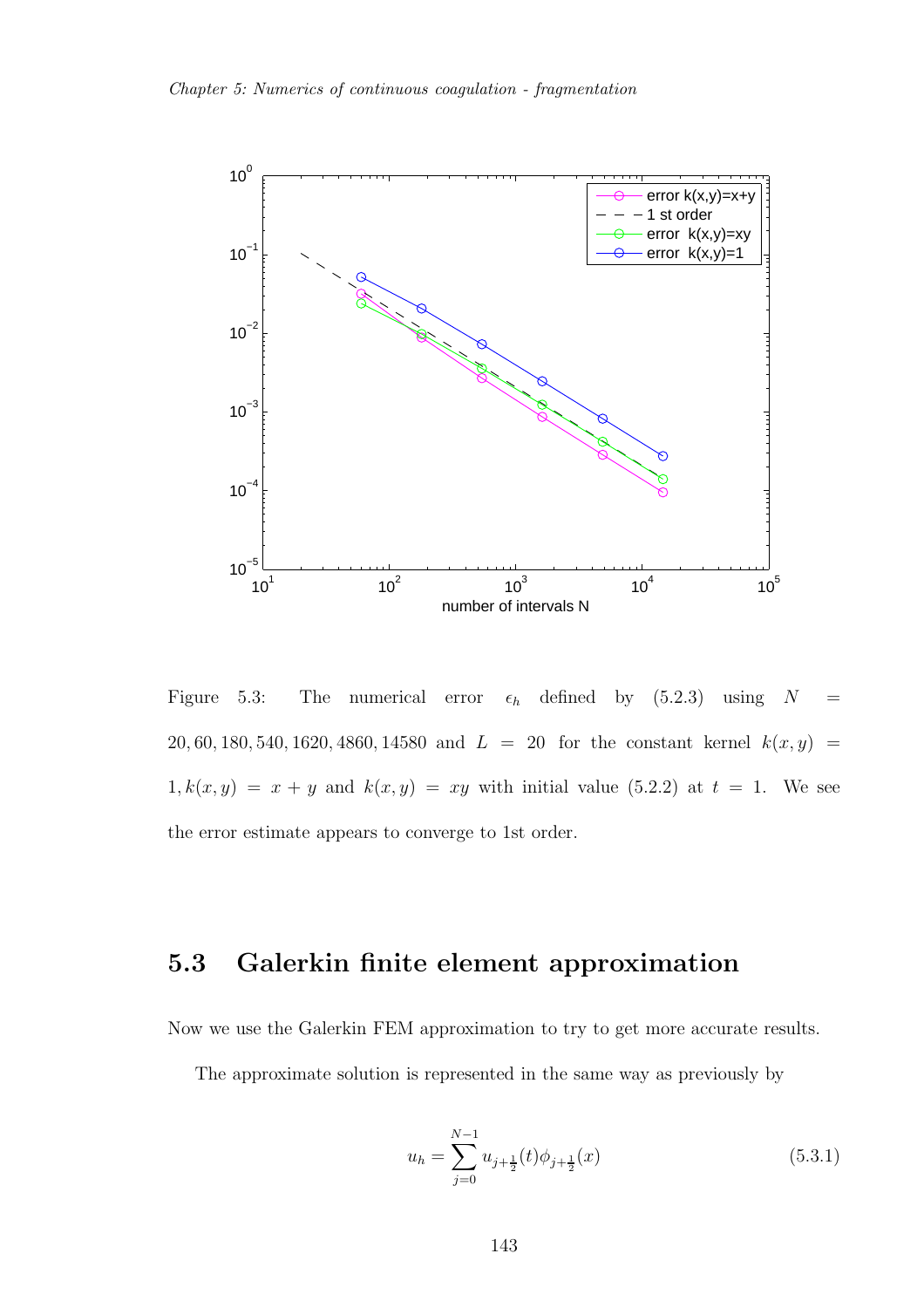Figure 5.3: The numerical error $\epsilon_h$ defined by (5.2.3) using $N = 20, 60, 180, 540, 1620, 4860, 14580$ and $L = 20$ for the constant kernel $k(x,y) = 1, k(x,y) = x + y$ and $k(x,y) = xy$ with initial value (5.2.2) at $t = 1$. We see the error estimate appears to converge to 1st order.

## 5.3 Galerkin finite element approximation

Now we use the Galerkin FEM approximation to try to get more accurate results.

The approximate solution is represented in the same way as previously by

$$u_h = \sum_{j=0}^{N-1} u_{j+\frac{1}{2}}(t)\phi_{j+\frac{1}{2}}(x) \tag{5.3.1}$$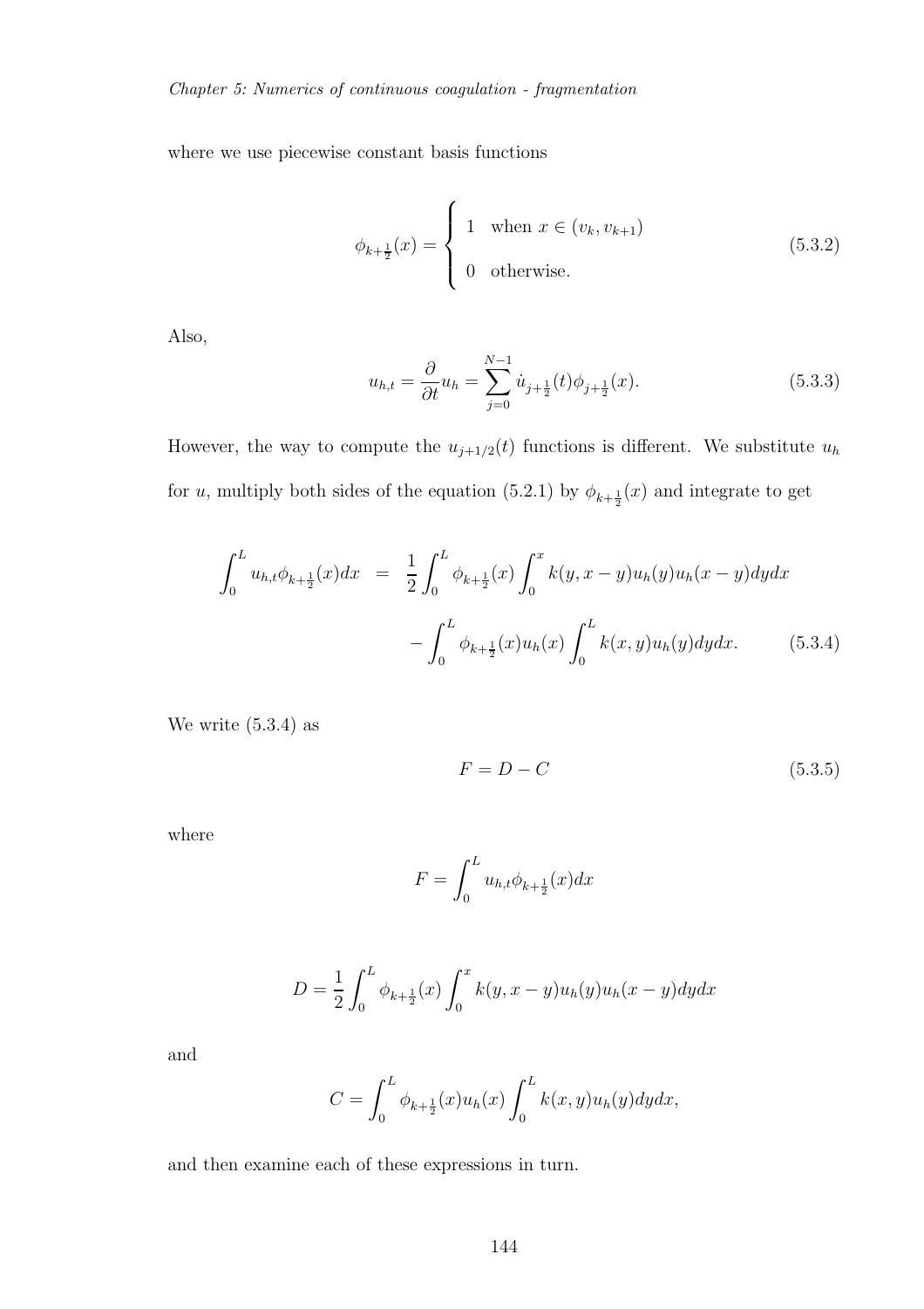where we use piecewise constant basis functions

$$\phi_{k+\frac{1}{2}}(x) = \begin{cases} 1 & \text{when } x \in (v_k, v_{k+1}) \\ 0 & \text{otherwise.} \end{cases} \tag{5.3.2}$$

Also,

$$u_{h,t} = \frac{\partial}{\partial t} u_h = \sum_{j=0}^{N-1} \dot{u}_{j+\frac{1}{2}}(t)\phi_{j+\frac{1}{2}}(x). \tag{5.3.3}$$

However, the way to compute the $u_{j+1/2}(t)$ functions is different. We substitute $u_h$ for $u$, multiply both sides of the equation (5.2.1) by $\phi_{k+\frac{1}{2}}(x)$ and integrate to get

$$\begin{aligned} \int_0^L u_{h,t}\phi_{k+\frac{1}{2}}(x)dx &= \frac{1}{2}\int_0^L \phi_{k+\frac{1}{2}}(x)\int_0^x k(y, x-y)u_h(y)u_h(x-y)dydx \\ &\quad - \int_0^L \phi_{k+\frac{1}{2}}(x)u_h(x)\int_0^L k(x,y)u_h(y)dydx. \end{aligned} \tag{5.3.4}$$

We write (5.3.4) as

$$F = D - C \tag{5.3.5}$$

where

$$F = \int_0^L u_{h,t}\phi_{k+\frac{1}{2}}(x)dx$$

$$D = \frac{1}{2}\int_0^L \phi_{k+\frac{1}{2}}(x)\int_0^x k(y, x-y)u_h(y)u_h(x-y)dydx$$

and

$$C = \int_0^L \phi_{k+\frac{1}{2}}(x)u_h(x)\int_0^L k(x,y)u_h(y)dydx,$$

and then examine each of these expressions in turn.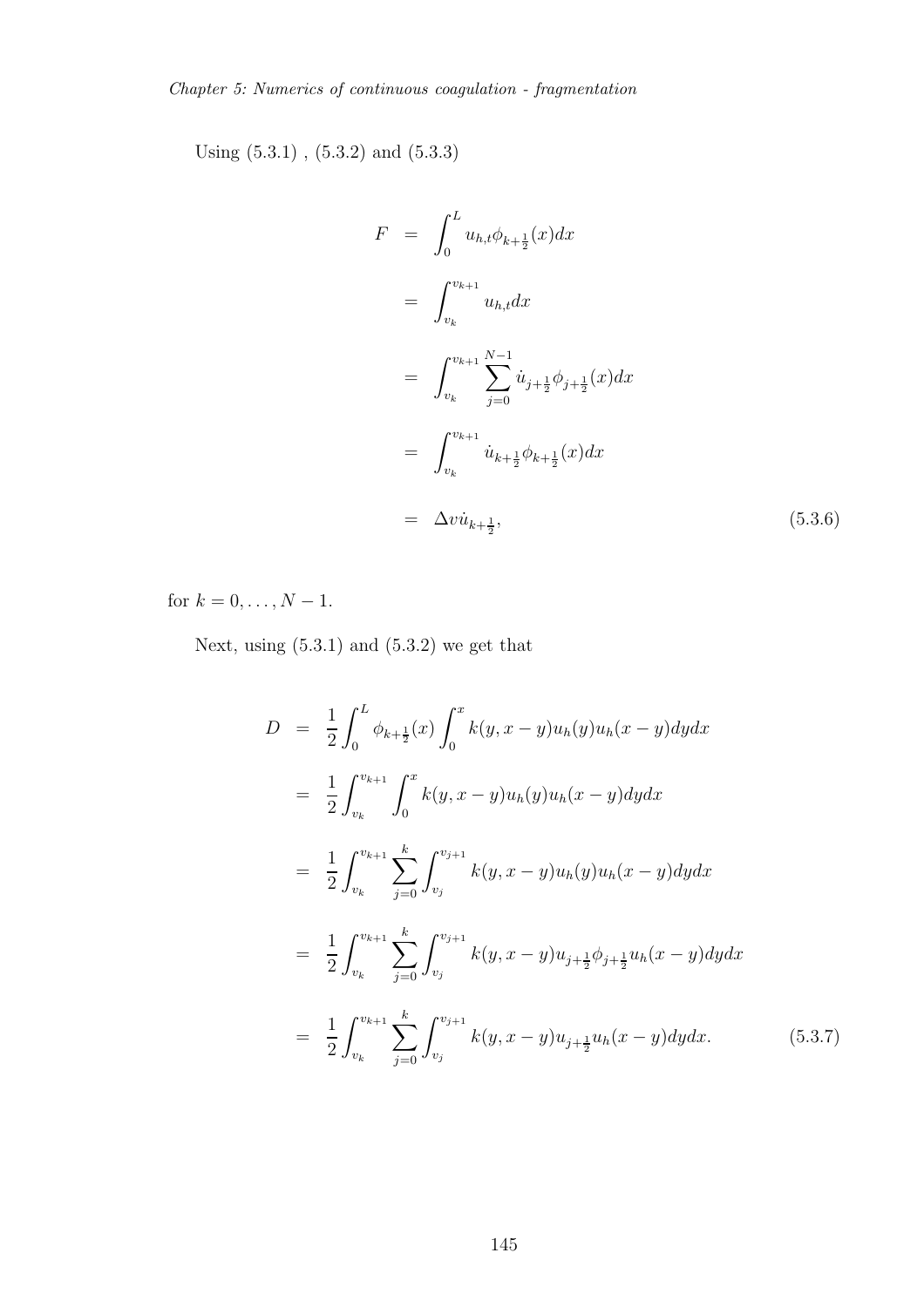Using (5.3.1) , (5.3.2) and (5.3.3)

$$
\begin{aligned}
F &= \int_0^L u_{h,t}\phi_{k+\frac{1}{2}}(x)dx \\
&= \int_{v_k}^{v_{k+1}} u_{h,t}dx \\
&= \int_{v_k}^{v_{k+1}} \sum_{j=0}^{N-1} \dot{u}_{j+\frac{1}{2}}\phi_{j+\frac{1}{2}}(x)dx \\
&= \int_{v_k}^{v_{k+1}} \dot{u}_{k+\frac{1}{2}}\phi_{k+\frac{1}{2}}(x)dx \\
&= \Delta v \dot{u}_{k+\frac{1}{2}}, \qquad (5.3.6)
\end{aligned}
$$

for $k = 0, \ldots, N-1$.

Next, using (5.3.1) and (5.3.2) we get that

$$
\begin{aligned}
D &= \frac{1}{2}\int_0^L \phi_{k+\frac{1}{2}}(x)\int_0^x k(y, x-y)u_h(y)u_h(x-y)dydx \\
&= \frac{1}{2}\int_{v_k}^{v_{k+1}} \int_0^x k(y, x-y)u_h(y)u_h(x-y)dydx \\
&= \frac{1}{2}\int_{v_k}^{v_{k+1}} \sum_{j=0}^{k}\int_{v_j}^{v_{j+1}} k(y, x-y)u_h(y)u_h(x-y)dydx \\
&= \frac{1}{2}\int_{v_k}^{v_{k+1}} \sum_{j=0}^{k}\int_{v_j}^{v_{j+1}} k(y, x-y)u_{j+\frac{1}{2}}\phi_{j+\frac{1}{2}}u_h(x-y)dydx \\
&= \frac{1}{2}\int_{v_k}^{v_{k+1}} \sum_{j=0}^{k}\int_{v_j}^{v_{j+1}} k(y, x-y)u_{j+\frac{1}{2}}u_h(x-y)dydx. \qquad (5.3.7)
\end{aligned}
$$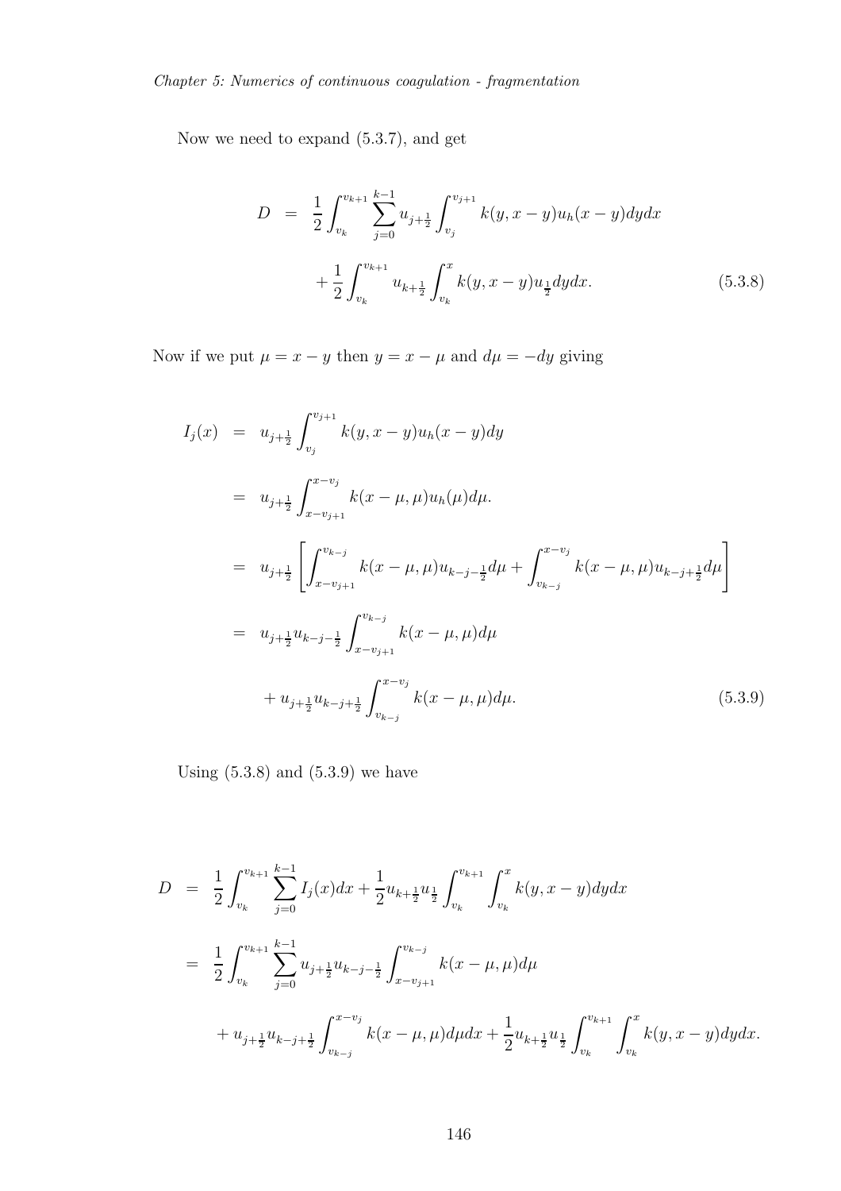Now we need to expand (5.3.7), and get

$$
\begin{aligned}
D &= \frac{1}{2}\int_{v_k}^{v_{k+1}} \sum_{j=0}^{k-1} u_{j+\frac{1}{2}} \int_{v_j}^{v_{j+1}} k(y,x-y)u_h(x-y)dydx \\
&\quad + \frac{1}{2}\int_{v_k}^{v_{k+1}} u_{k+\frac{1}{2}} \int_{v_k}^{x} k(y,x-y)u_{\frac{1}{2}}dydx. \qquad (5.3.8)
\end{aligned}
$$

Now if we put $\mu = x - y$ then $y = x - \mu$ and $d\mu = -dy$ giving

$$
\begin{aligned}
I_j(x) &= u_{j+\frac{1}{2}} \int_{v_j}^{v_{j+1}} k(y,x-y)u_h(x-y)dy \\
&= u_{j+\frac{1}{2}} \int_{x-v_{j+1}}^{x-v_j} k(x-\mu,\mu)u_h(\mu)d\mu. \\
&= u_{j+\frac{1}{2}} \left[ \int_{x-v_{j+1}}^{v_{k-j}} k(x-\mu,\mu)u_{k-j-\frac{1}{2}}d\mu + \int_{v_{k-j}}^{x-v_j} k(x-\mu,\mu)u_{k-j+\frac{1}{2}}d\mu \right] \\
&= u_{j+\frac{1}{2}}u_{k-j-\frac{1}{2}} \int_{x-v_{j+1}}^{v_{k-j}} k(x-\mu,\mu)d\mu \\
&\quad + u_{j+\frac{1}{2}}u_{k-j+\frac{1}{2}} \int_{v_{k-j}}^{x-v_j} k(x-\mu,\mu)d\mu. \qquad (5.3.9)
\end{aligned}
$$

Using (5.3.8) and (5.3.9) we have

$$
\begin{aligned}
D &= \frac{1}{2}\int_{v_k}^{v_{k+1}} \sum_{j=0}^{k-1} I_j(x)dx + \frac{1}{2}u_{k+\frac{1}{2}}u_{\frac{1}{2}} \int_{v_k}^{v_{k+1}} \int_{v_k}^{x} k(y,x-y)dydx \\
&= \frac{1}{2}\int_{v_k}^{v_{k+1}} \sum_{j=0}^{k-1} u_{j+\frac{1}{2}}u_{k-j-\frac{1}{2}} \int_{x-v_{j+1}}^{v_{k-j}} k(x-\mu,\mu)d\mu \\
&\quad + u_{j+\frac{1}{2}}u_{k-j+\frac{1}{2}} \int_{v_{k-j}}^{x-v_j} k(x-\mu,\mu)d\mu dx + \frac{1}{2}u_{k+\frac{1}{2}}u_{\frac{1}{2}} \int_{v_k}^{v_{k+1}} \int_{v_k}^{x} k(y,x-y)dydx.
\end{aligned}
$$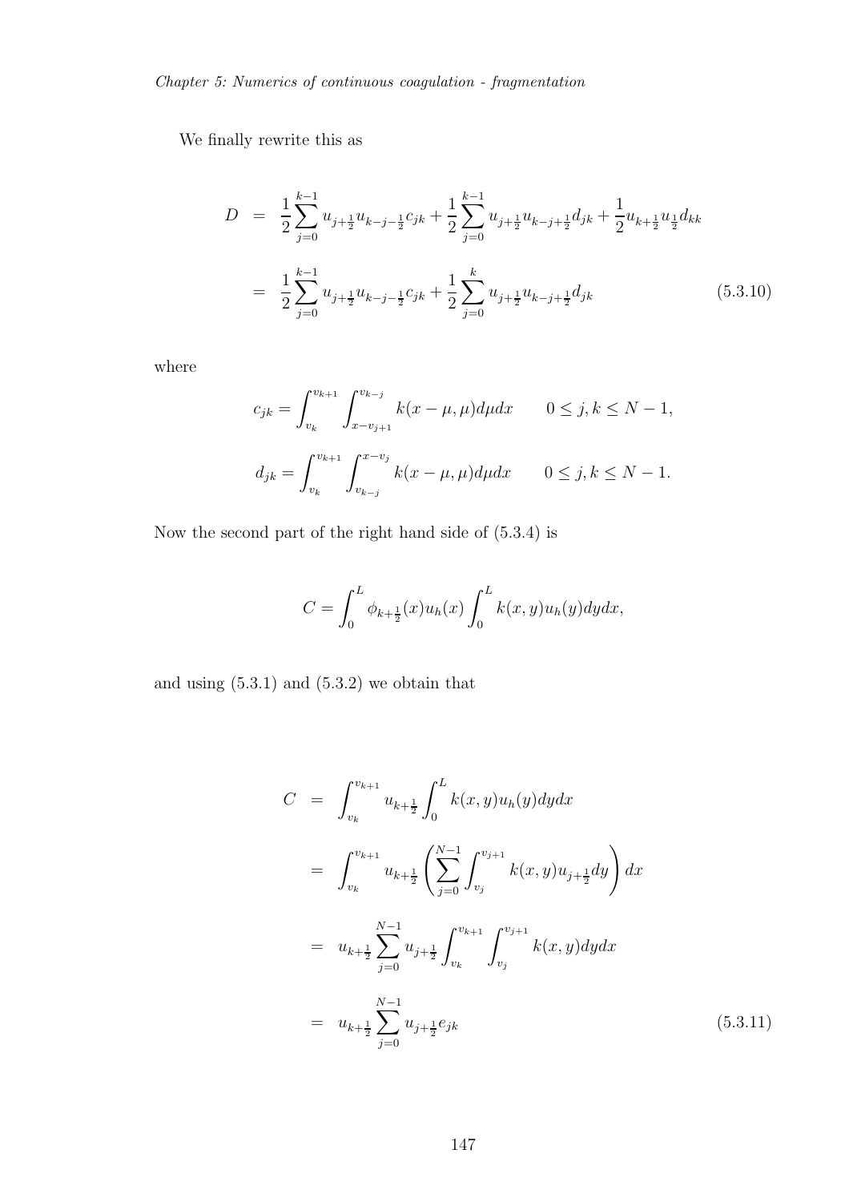We finally rewrite this as

$$
\begin{aligned}
D &= \frac{1}{2}\sum_{j=0}^{k-1} u_{j+\frac{1}{2}} u_{k-j-\frac{1}{2}} c_{jk} + \frac{1}{2}\sum_{j=0}^{k-1} u_{j+\frac{1}{2}} u_{k-j+\frac{1}{2}} d_{jk} + \frac{1}{2} u_{k+\frac{1}{2}} u_{\frac{1}{2}} d_{kk} \\
&= \frac{1}{2}\sum_{j=0}^{k-1} u_{j+\frac{1}{2}} u_{k-j-\frac{1}{2}} c_{jk} + \frac{1}{2}\sum_{j=0}^{k} u_{j+\frac{1}{2}} u_{k-j+\frac{1}{2}} d_{jk} \qquad (5.3.10)
\end{aligned}
$$

where

$$
c_{jk} = \int_{v_k}^{v_{k+1}} \int_{x-v_{j+1}}^{v_{k-j}} k(x-\mu,\mu) d\mu dx \qquad 0 \le j,k \le N-1,
$$

$$
d_{jk} = \int_{v_k}^{v_{k+1}} \int_{v_{k-j}}^{x-v_j} k(x-\mu,\mu) d\mu dx \qquad 0 \le j,k \le N-1.
$$

Now the second part of the right hand side of (5.3.4) is

$$
C = \int_0^L \phi_{k+\frac{1}{2}}(x) u_h(x) \int_0^L k(x,y) u_h(y) dy dx,
$$

and using (5.3.1) and (5.3.2) we obtain that

$$
\begin{aligned}
C &= \int_{v_k}^{v_{k+1}} u_{k+\frac{1}{2}} \int_0^L k(x,y) u_h(y) dy dx \\
&= \int_{v_k}^{v_{k+1}} u_{k+\frac{1}{2}} \left( \sum_{j=0}^{N-1} \int_{v_j}^{v_{j+1}} k(x,y) u_{j+\frac{1}{2}} dy \right) dx \\
&= u_{k+\frac{1}{2}} \sum_{j=0}^{N-1} u_{j+\frac{1}{2}} \int_{v_k}^{v_{k+1}} \int_{v_j}^{v_{j+1}} k(x,y) dy dx \\
&= u_{k+\frac{1}{2}} \sum_{j=0}^{N-1} u_{j+\frac{1}{2}} e_{jk} \qquad (5.3.11)
\end{aligned}
$$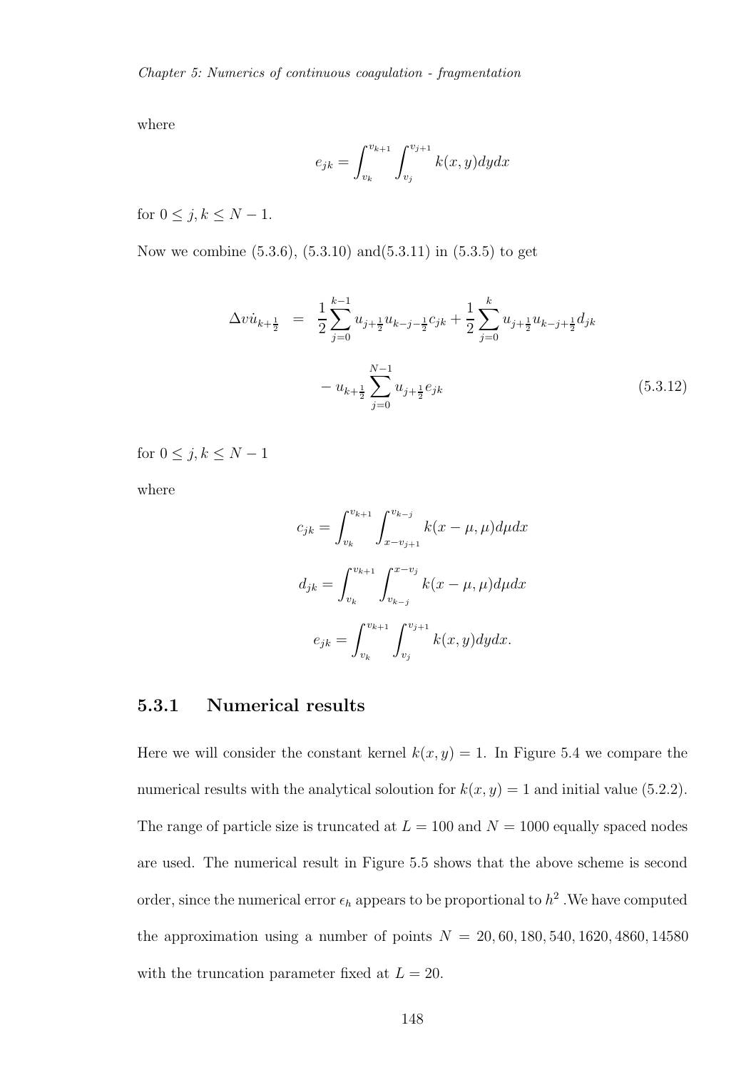where

$$e_{jk} = \int_{v_k}^{v_{k+1}} \int_{v_j}^{v_{j+1}} k(x,y)dydx$$

for $0 \leq j, k \leq N-1$.

Now we combine (5.3.6), (5.3.10) and(5.3.11) in (5.3.5) to get

$$\begin{aligned}
\Delta v \dot{u}_{k+\frac{1}{2}} &= \frac{1}{2}\sum_{j=0}^{k-1} u_{j+\frac{1}{2}} u_{k-j-\frac{1}{2}} c_{jk} + \frac{1}{2}\sum_{j=0}^{k} u_{j+\frac{1}{2}} u_{k-j+\frac{1}{2}} d_{jk} \\
&\quad - u_{k+\frac{1}{2}} \sum_{j=0}^{N-1} u_{j+\frac{1}{2}} e_{jk}
\end{aligned} \tag{5.3.12}$$

for $0 \leq j, k \leq N-1$

where

$$c_{jk} = \int_{v_k}^{v_{k+1}} \int_{x-v_{j+1}}^{v_{k-j}} k(x-\mu, \mu) d\mu dx$$

$$d_{jk} = \int_{v_k}^{v_{k+1}} \int_{v_{k-j}}^{x-v_j} k(x-\mu, \mu) d\mu dx$$

$$e_{jk} = \int_{v_k}^{v_{k+1}} \int_{v_j}^{v_{j+1}} k(x,y)dydx.$$

### 5.3.1 Numerical results

Here we will consider the constant kernel $k(x,y) = 1$. In Figure 5.4 we compare the numerical results with the analytical soloution for $k(x,y) = 1$ and initial value (5.2.2). The range of particle size is truncated at $L = 100$ and $N = 1000$ equally spaced nodes are used. The numerical result in Figure 5.5 shows that the above scheme is second order, since the numerical error $\epsilon_h$ appears to be proportional to $h^2$ .We have computed the approximation using a number of points $N = 20, 60, 180, 540, 1620, 4860, 14580$ with the truncation parameter fixed at $L = 20$.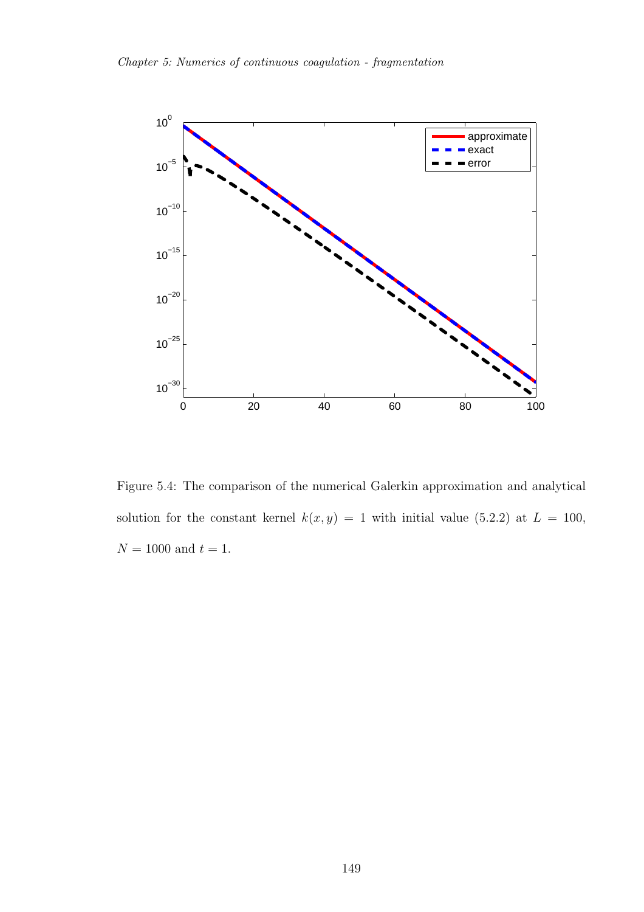Figure 5.4: The comparison of the numerical Galerkin approximation and analytical solution for the constant kernel $k(x, y) = 1$ with initial value (5.2.2) at $L = 100$, $N = 1000$ and $t = 1$.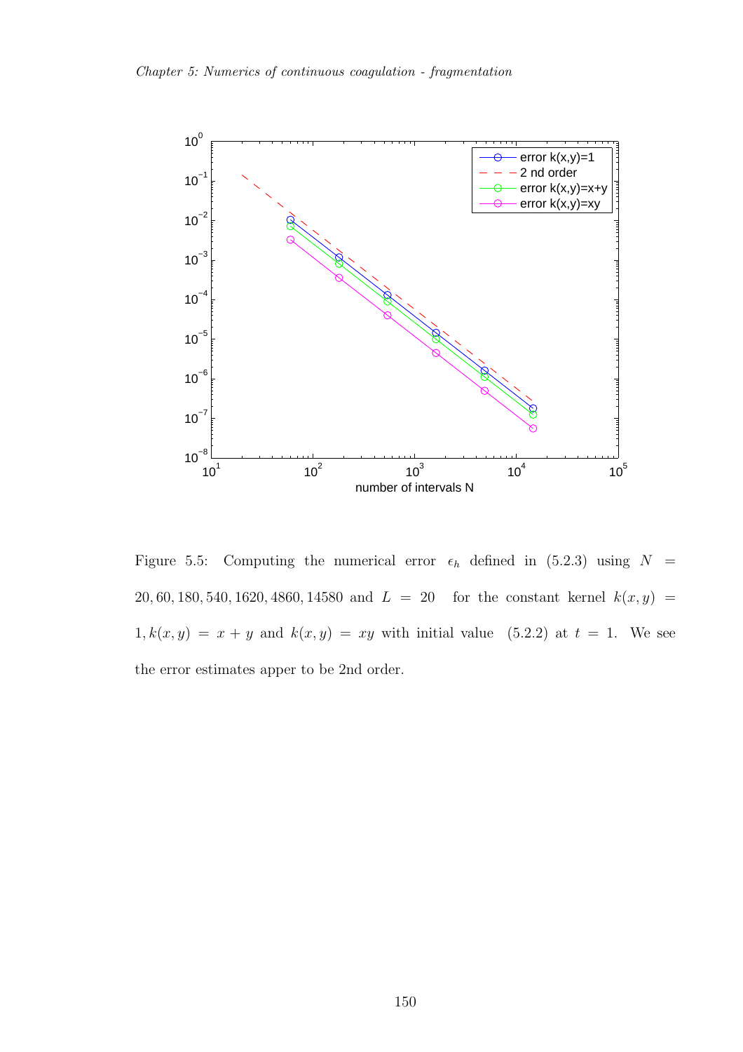Figure 5.5: Computing the numerical error $\epsilon_h$ defined in (5.2.3) using $N = 20, 60, 180, 540, 1620, 4860, 14580$ and $L = 20$ for the constant kernel $k(x,y) = 1, k(x,y) = x+y$ and $k(x,y) = xy$ with initial value (5.2.2) at $t = 1$. We see the error estimates apper to be 2nd order.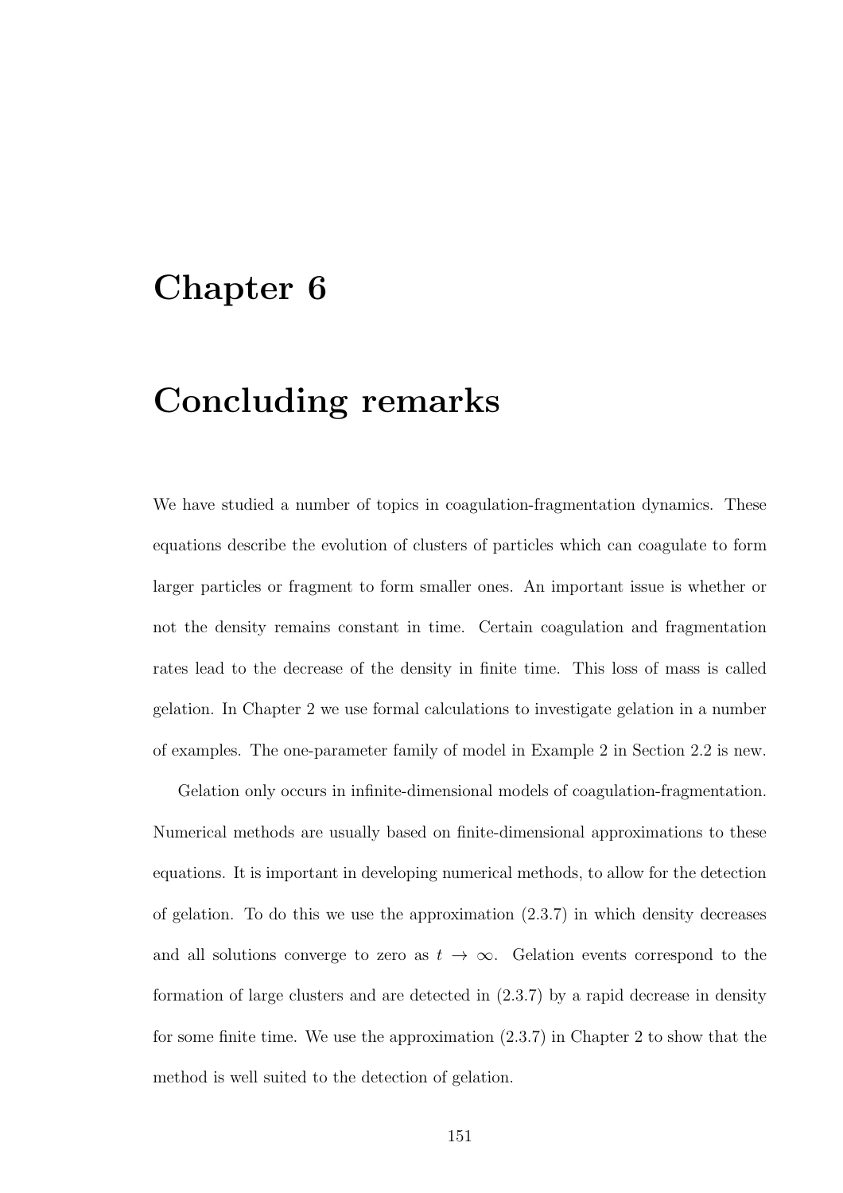# Chapter 6

# Concluding remarks

We have studied a number of topics in coagulation-fragmentation dynamics. These equations describe the evolution of clusters of particles which can coagulate to form larger particles or fragment to form smaller ones. An important issue is whether or not the density remains constant in time. Certain coagulation and fragmentation rates lead to the decrease of the density in finite time. This loss of mass is called gelation. In Chapter 2 we use formal calculations to investigate gelation in a number of examples. The one-parameter family of model in Example 2 in Section 2.2 is new.

Gelation only occurs in infinite-dimensional models of coagulation-fragmentation. Numerical methods are usually based on finite-dimensional approximations to these equations. It is important in developing numerical methods, to allow for the detection of gelation. To do this we use the approximation (2.3.7) in which density decreases and all solutions converge to zero as $t \to \infty$. Gelation events correspond to the formation of large clusters and are detected in (2.3.7) by a rapid decrease in density for some finite time. We use the approximation (2.3.7) in Chapter 2 to show that the method is well suited to the detection of gelation.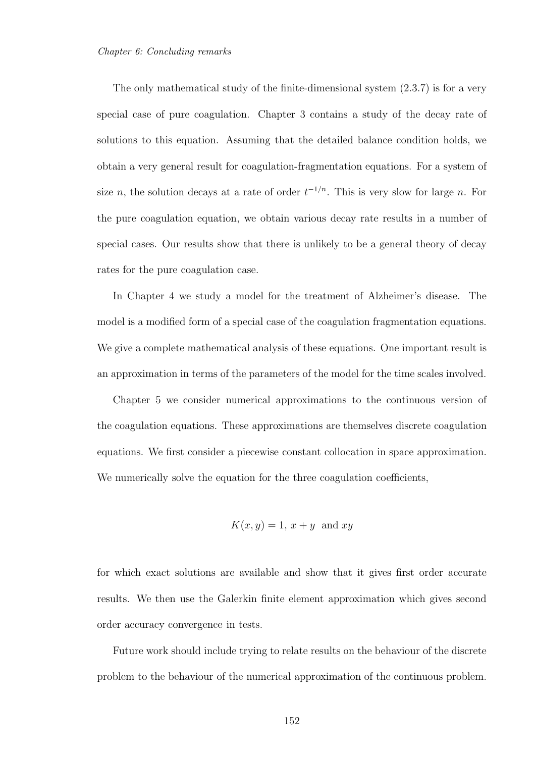The only mathematical study of the finite-dimensional system (2.3.7) is for a very special case of pure coagulation. Chapter 3 contains a study of the decay rate of solutions to this equation. Assuming that the detailed balance condition holds, we obtain a very general result for coagulation-fragmentation equations. For a system of size $n$, the solution decays at a rate of order $t^{-1/n}$. This is very slow for large $n$. For the pure coagulation equation, we obtain various decay rate results in a number of special cases. Our results show that there is unlikely to be a general theory of decay rates for the pure coagulation case.

In Chapter 4 we study a model for the treatment of Alzheimer's disease. The model is a modified form of a special case of the coagulation fragmentation equations. We give a complete mathematical analysis of these equations. One important result is an approximation in terms of the parameters of the model for the time scales involved.

Chapter 5 we consider numerical approximations to the continuous version of the coagulation equations. These approximations are themselves discrete coagulation equations. We first consider a piecewise constant collocation in space approximation. We numerically solve the equation for the three coagulation coefficients,

$$K(x, y) = 1,\ x + y \ \text{ and } xy$$

for which exact solutions are available and show that it gives first order accurate results. We then use the Galerkin finite element approximation which gives second order accuracy convergence in tests.

Future work should include trying to relate results on the behaviour of the discrete problem to the behaviour of the numerical approximation of the continuous problem.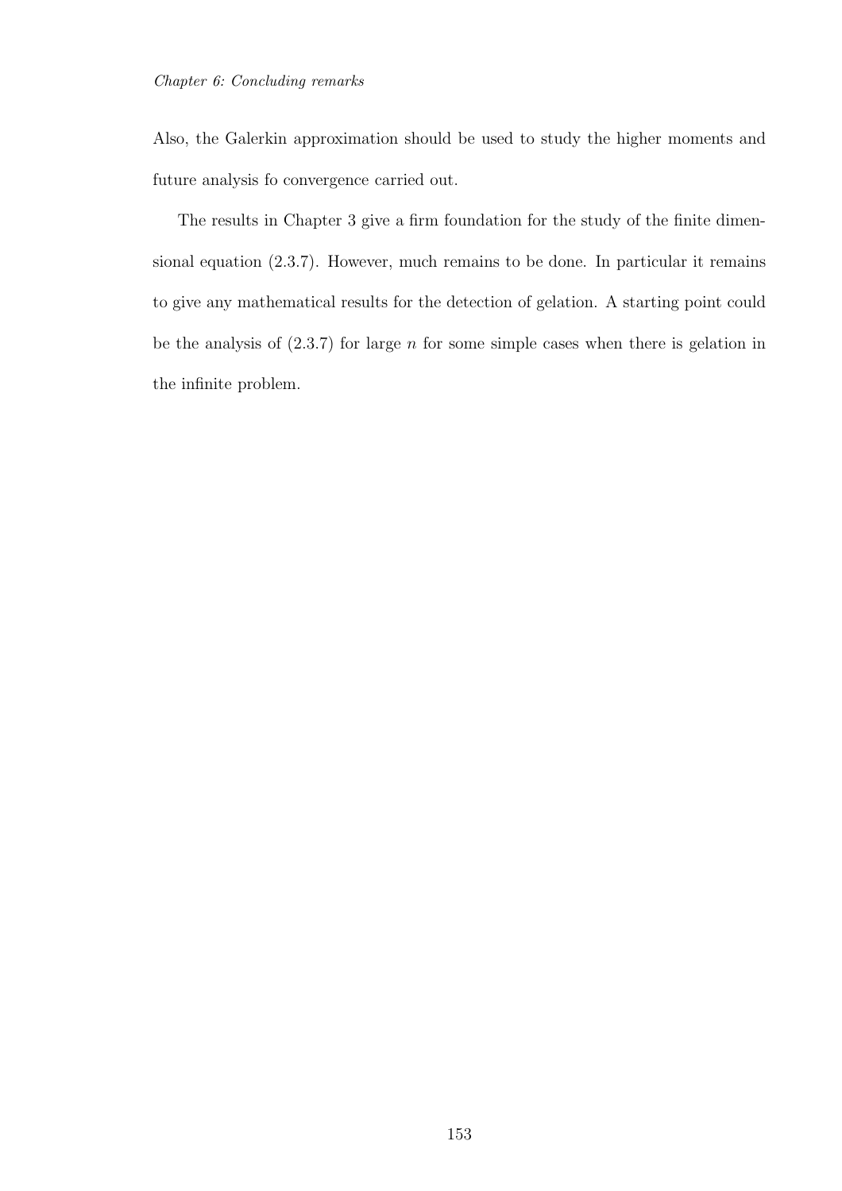Also, the Galerkin approximation should be used to study the higher moments and future analysis fo convergence carried out.

The results in Chapter 3 give a firm foundation for the study of the finite dimensional equation (2.3.7). However, much remains to be done. In particular it remains to give any mathematical results for the detection of gelation. A starting point could be the analysis of (2.3.7) for large $n$ for some simple cases when there is gelation in the infinite problem.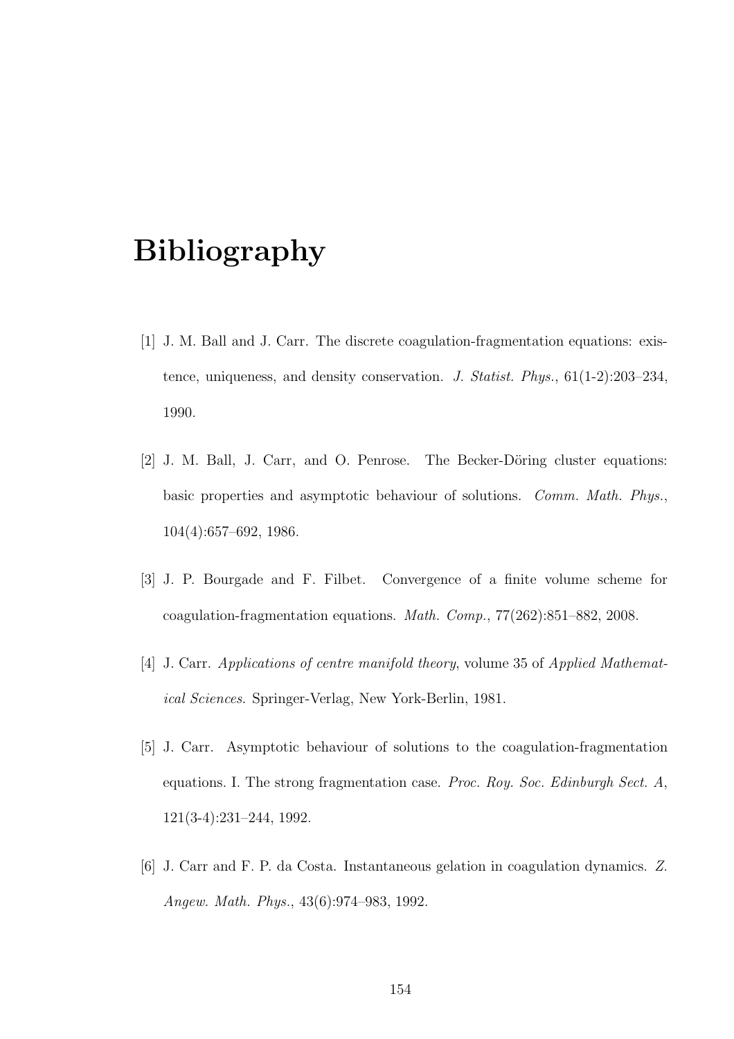# Bibliography

[1] J. M. Ball and J. Carr. The discrete coagulation-fragmentation equations: existence, uniqueness, and density conservation. *J. Statist. Phys.*, 61(1-2):203–234, 1990.

[2] J. M. Ball, J. Carr, and O. Penrose. The Becker-Döring cluster equations: basic properties and asymptotic behaviour of solutions. *Comm. Math. Phys.*, 104(4):657–692, 1986.

[3] J. P. Bourgade and F. Filbet. Convergence of a finite volume scheme for coagulation-fragmentation equations. *Math. Comp.*, 77(262):851–882, 2008.

[4] J. Carr. *Applications of centre manifold theory*, volume 35 of *Applied Mathematical Sciences*. Springer-Verlag, New York-Berlin, 1981.

[5] J. Carr. Asymptotic behaviour of solutions to the coagulation-fragmentation equations. I. The strong fragmentation case. *Proc. Roy. Soc. Edinburgh Sect. A*, 121(3-4):231–244, 1992.

[6] J. Carr and F. P. da Costa. Instantaneous gelation in coagulation dynamics. *Z. Angew. Math. Phys.*, 43(6):974–983, 1992.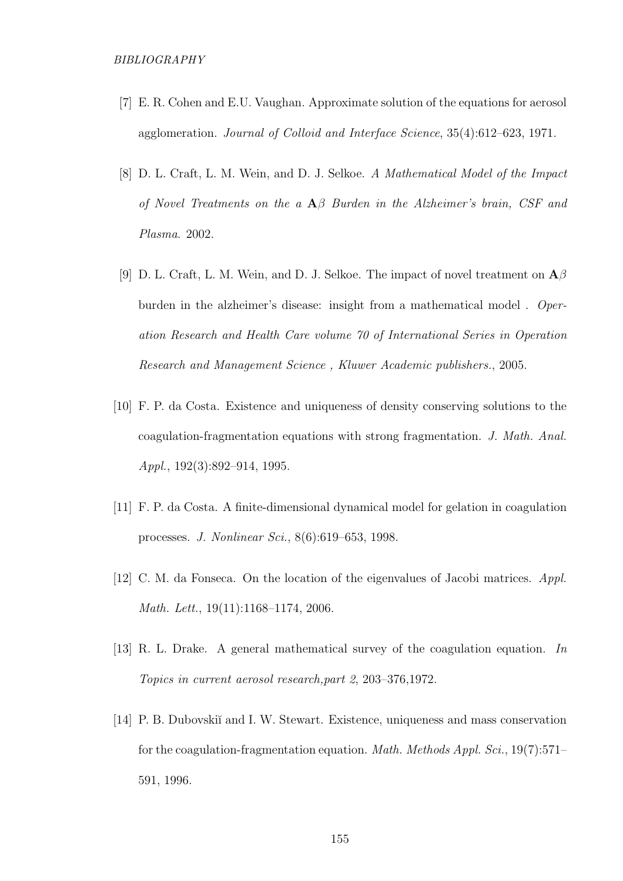[7] E. R. Cohen and E.U. Vaughan. Approximate solution of the equations for aerosol agglomeration. *Journal of Colloid and Interface Science*, 35(4):612–623, 1971.

[8] D. L. Craft, L. M. Wein, and D. J. Selkoe. *A Mathematical Model of the Impact of Novel Treatments on the a* $\mathbf{A}\beta$ *Burden in the Alzheimer's brain, CSF and Plasma.* 2002.

[9] D. L. Craft, L. M. Wein, and D. J. Selkoe. The impact of novel treatment on $\mathbf{A}\beta$ burden in the alzheimer's disease: insight from a mathematical model . *Operation Research and Health Care volume 70 of International Series in Operation Research and Management Science , Kluwer Academic publishers.*, 2005.

[10] F. P. da Costa. Existence and uniqueness of density conserving solutions to the coagulation-fragmentation equations with strong fragmentation. *J. Math. Anal. Appl.*, 192(3):892–914, 1995.

[11] F. P. da Costa. A finite-dimensional dynamical model for gelation in coagulation processes. *J. Nonlinear Sci.*, 8(6):619–653, 1998.

[12] C. M. da Fonseca. On the location of the eigenvalues of Jacobi matrices. *Appl. Math. Lett.*, 19(11):1168–1174, 2006.

[13] R. L. Drake. A general mathematical survey of the coagulation equation. *In Topics in current aerosol research,part 2*, 203–376,1972.

[14] P. B. Dubovskiĭ and I. W. Stewart. Existence, uniqueness and mass conservation for the coagulation-fragmentation equation. *Math. Methods Appl. Sci.*, 19(7):571–591, 1996.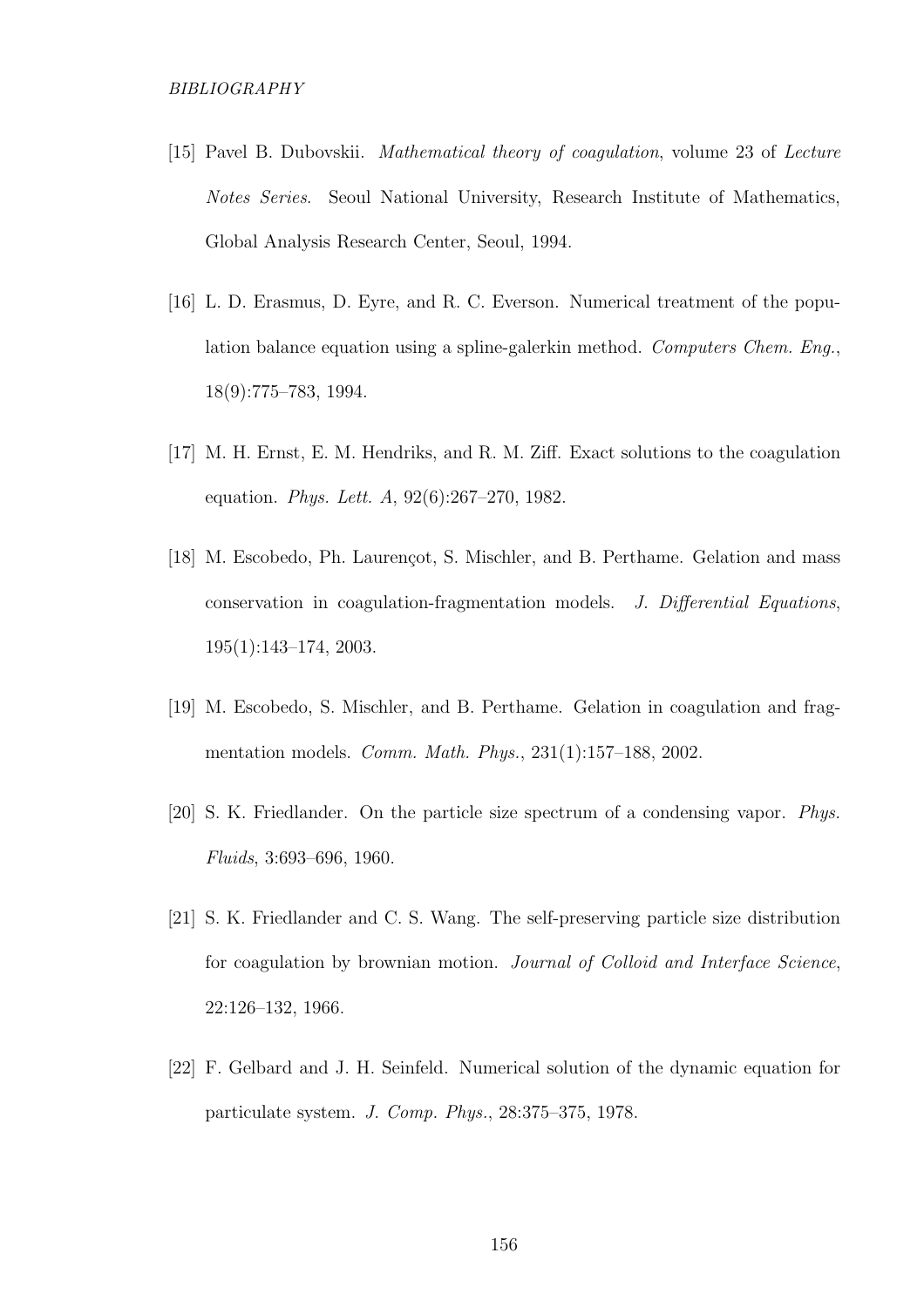[15] Pavel B. Dubovskii. *Mathematical theory of coagulation*, volume 23 of *Lecture Notes Series*. Seoul National University, Research Institute of Mathematics, Global Analysis Research Center, Seoul, 1994.

[16] L. D. Erasmus, D. Eyre, and R. C. Everson. Numerical treatment of the population balance equation using a spline-galerkin method. *Computers Chem. Eng.*, 18(9):775–783, 1994.

[17] M. H. Ernst, E. M. Hendriks, and R. M. Ziff. Exact solutions to the coagulation equation. *Phys. Lett. A*, 92(6):267–270, 1982.

[18] M. Escobedo, Ph. Laurençot, S. Mischler, and B. Perthame. Gelation and mass conservation in coagulation-fragmentation models. *J. Differential Equations*, 195(1):143–174, 2003.

[19] M. Escobedo, S. Mischler, and B. Perthame. Gelation in coagulation and fragmentation models. *Comm. Math. Phys.*, 231(1):157–188, 2002.

[20] S. K. Friedlander. On the particle size spectrum of a condensing vapor. *Phys. Fluids*, 3:693–696, 1960.

[21] S. K. Friedlander and C. S. Wang. The self-preserving particle size distribution for coagulation by brownian motion. *Journal of Colloid and Interface Science*, 22:126–132, 1966.

[22] F. Gelbard and J. H. Seinfeld. Numerical solution of the dynamic equation for particulate system. *J. Comp. Phys.*, 28:375–375, 1978.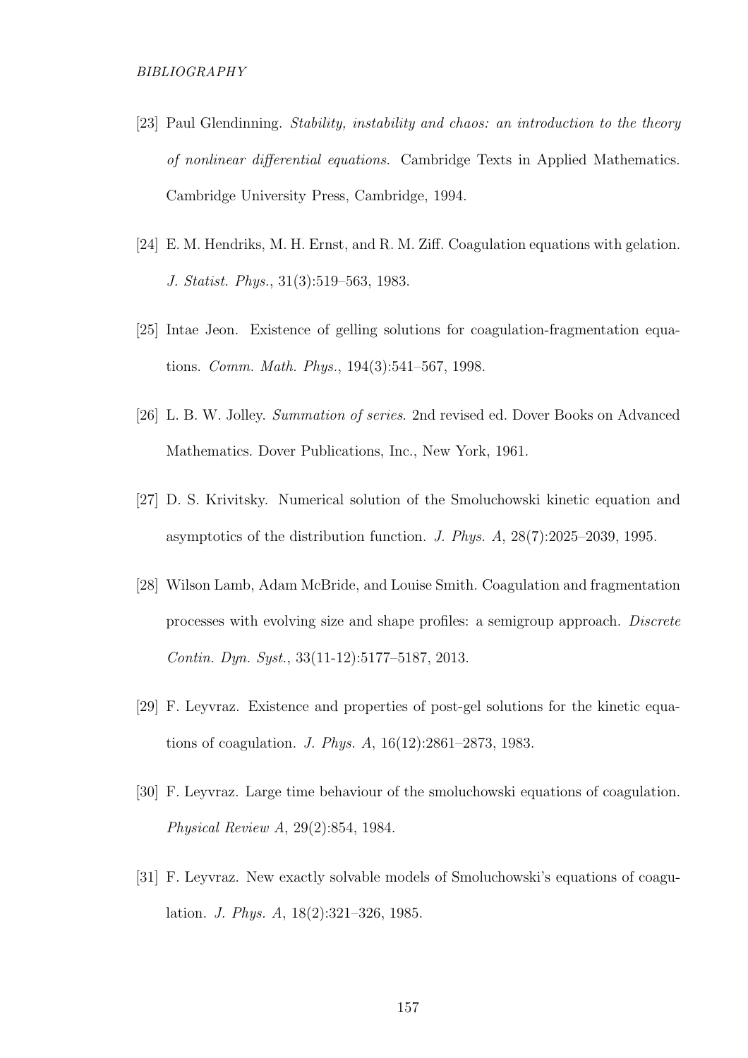[23] Paul Glendinning. *Stability, instability and chaos: an introduction to the theory of nonlinear differential equations*. Cambridge Texts in Applied Mathematics. Cambridge University Press, Cambridge, 1994.

[24] E. M. Hendriks, M. H. Ernst, and R. M. Ziff. Coagulation equations with gelation. *J. Statist. Phys.*, 31(3):519–563, 1983.

[25] Intae Jeon. Existence of gelling solutions for coagulation-fragmentation equations. *Comm. Math. Phys.*, 194(3):541–567, 1998.

[26] L. B. W. Jolley. *Summation of series*. 2nd revised ed. Dover Books on Advanced Mathematics. Dover Publications, Inc., New York, 1961.

[27] D. S. Krivitsky. Numerical solution of the Smoluchowski kinetic equation and asymptotics of the distribution function. *J. Phys. A*, 28(7):2025–2039, 1995.

[28] Wilson Lamb, Adam McBride, and Louise Smith. Coagulation and fragmentation processes with evolving size and shape profiles: a semigroup approach. *Discrete Contin. Dyn. Syst.*, 33(11-12):5177–5187, 2013.

[29] F. Leyvraz. Existence and properties of post-gel solutions for the kinetic equations of coagulation. *J. Phys. A*, 16(12):2861–2873, 1983.

[30] F. Leyvraz. Large time behaviour of the smoluchowski equations of coagulation. *Physical Review A*, 29(2):854, 1984.

[31] F. Leyvraz. New exactly solvable models of Smoluchowski's equations of coagulation. *J. Phys. A*, 18(2):321–326, 1985.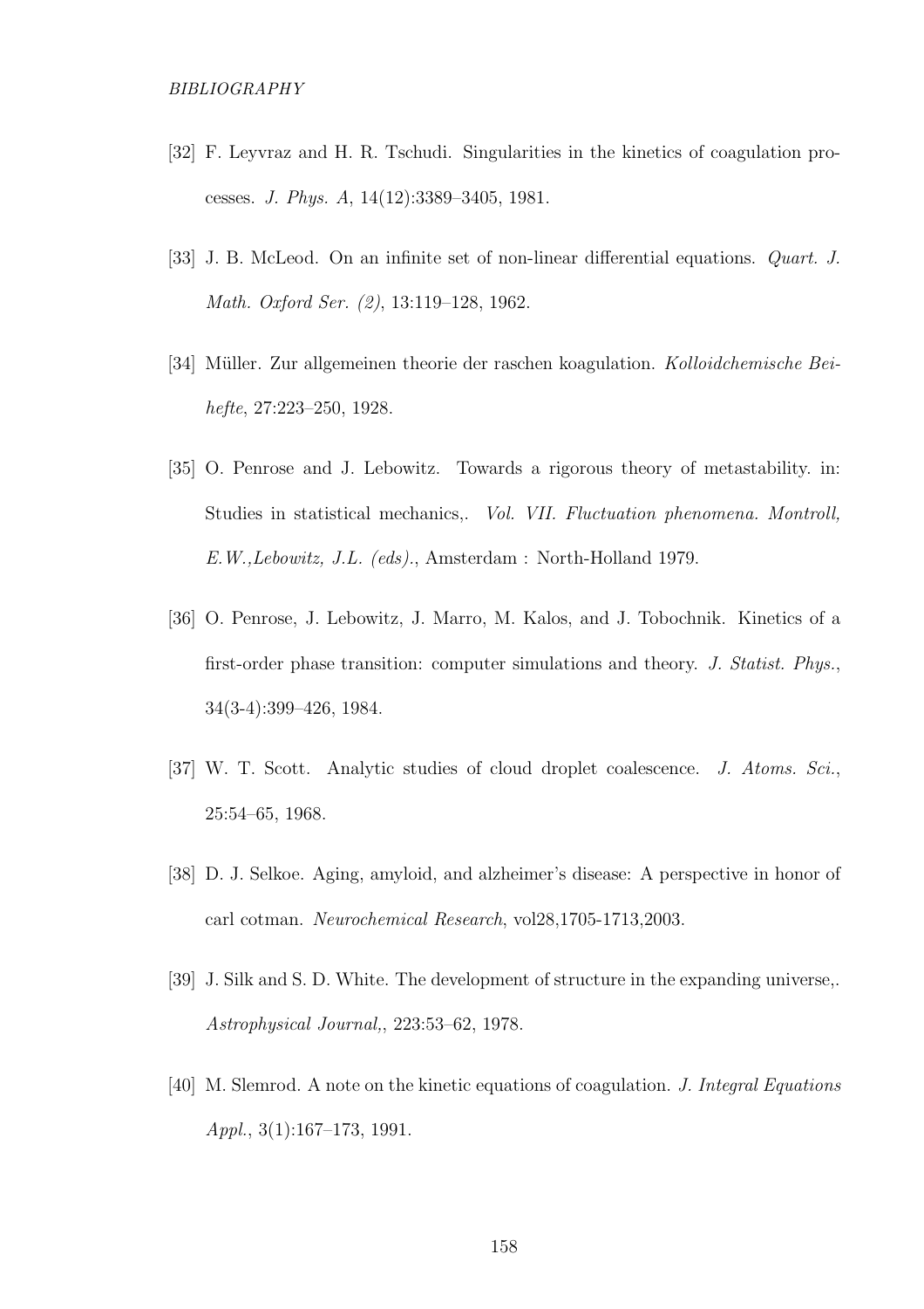[32] F. Leyvraz and H. R. Tschudi. Singularities in the kinetics of coagulation processes. *J. Phys. A*, 14(12):3389–3405, 1981.

[33] J. B. McLeod. On an infinite set of non-linear differential equations. *Quart. J. Math. Oxford Ser. (2)*, 13:119–128, 1962.

[34] Müller. Zur allgemeinen theorie der raschen koagulation. *Kolloidchemische Beihefte*, 27:223–250, 1928.

[35] O. Penrose and J. Lebowitz. Towards a rigorous theory of metastability. in: Studies in statistical mechanics,. *Vol. VII. Fluctuation phenomena. Montroll, E.W.,Lebowitz, J.L. (eds).*, Amsterdam : North-Holland 1979.

[36] O. Penrose, J. Lebowitz, J. Marro, M. Kalos, and J. Tobochnik. Kinetics of a first-order phase transition: computer simulations and theory. *J. Statist. Phys.*, 34(3-4):399–426, 1984.

[37] W. T. Scott. Analytic studies of cloud droplet coalescence. *J. Atoms. Sci.*, 25:54–65, 1968.

[38] D. J. Selkoe. Aging, amyloid, and alzheimer's disease: A perspective in honor of carl cotman. *Neurochemical Research*, vol28,1705-1713,2003.

[39] J. Silk and S. D. White. The development of structure in the expanding universe,. *Astrophysical Journal,*, 223:53–62, 1978.

[40] M. Slemrod. A note on the kinetic equations of coagulation. *J. Integral Equations Appl.*, 3(1):167–173, 1991.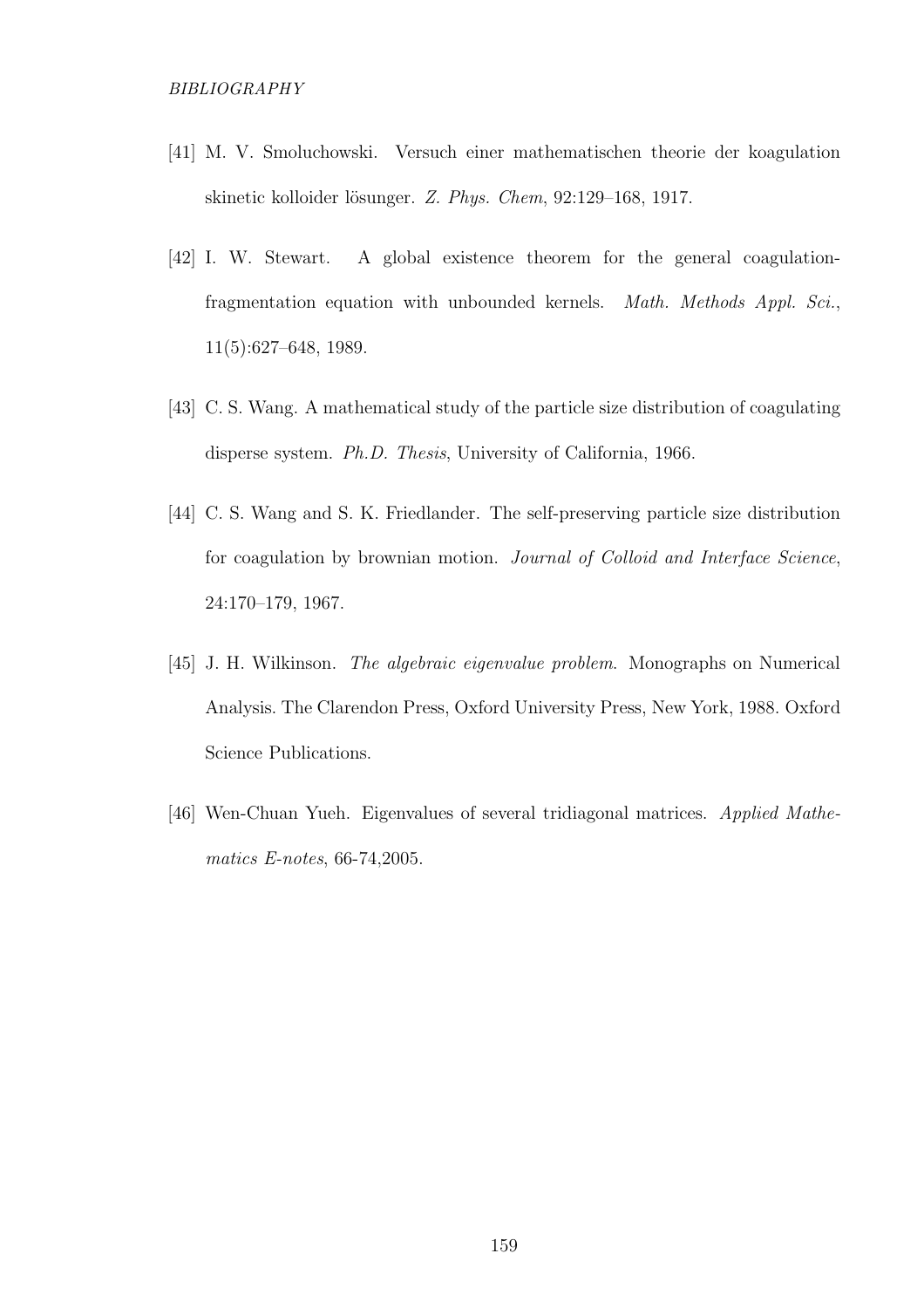[41] M. V. Smoluchowski. Versuch einer mathematischen theorie der koagulation skinetic kolloider lösunger. *Z. Phys. Chem*, 92:129–168, 1917.

[42] I. W. Stewart. A global existence theorem for the general coagulation-fragmentation equation with unbounded kernels. *Math. Methods Appl. Sci.*, 11(5):627–648, 1989.

[43] C. S. Wang. A mathematical study of the particle size distribution of coagulating disperse system. *Ph.D. Thesis*, University of California, 1966.

[44] C. S. Wang and S. K. Friedlander. The self-preserving particle size distribution for coagulation by brownian motion. *Journal of Colloid and Interface Science*, 24:170–179, 1967.

[45] J. H. Wilkinson. *The algebraic eigenvalue problem*. Monographs on Numerical Analysis. The Clarendon Press, Oxford University Press, New York, 1988. Oxford Science Publications.

[46] Wen-Chuan Yueh. Eigenvalues of several tridiagonal matrices. *Applied Mathematics E-notes*, 66-74,2005.